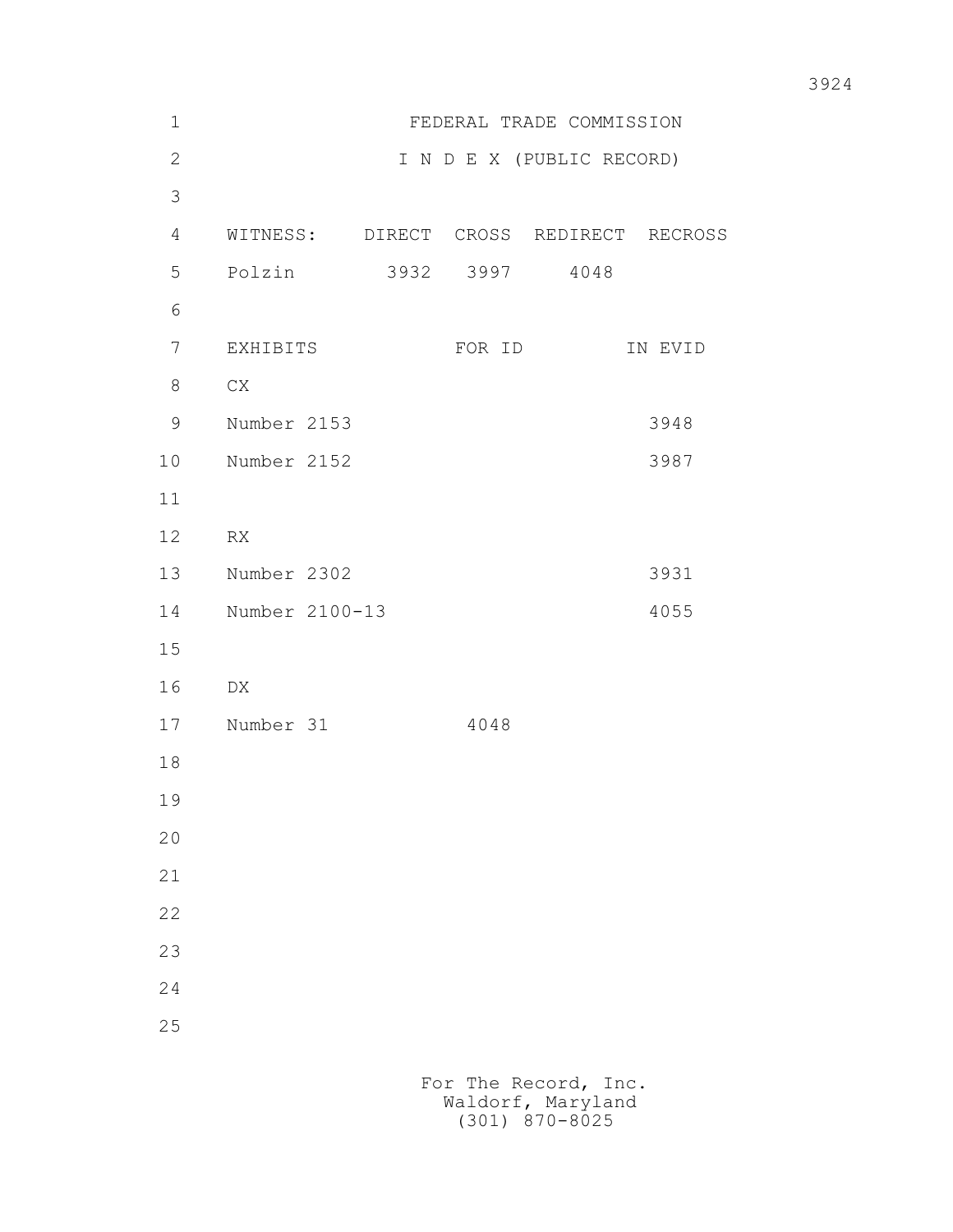# FEDERAL TRADE COMMISSION

## I N D E X (PUBLIC RECORD)

| WITNESS: | DIRECT | CROSS | REDIRECT | RECROSS |
|---|---|---|---|---|
| Polzin | 3932 | 3997 | 4048 | |

| EXHIBITS | FOR ID | IN EVID |
|---|---|---|
| CX | | |
| Number 2153 | | 3948 |
| Number 2152 | | 3987 |
| | | |
| RX | | |
| Number 2302 | | 3931 |
| Number 2100-13 | | 4055 |
| | | |
| DX | | |
| Number 31 | 4048 | |

For The Record, Inc.
Waldorf, Maryland
(301) 870-8025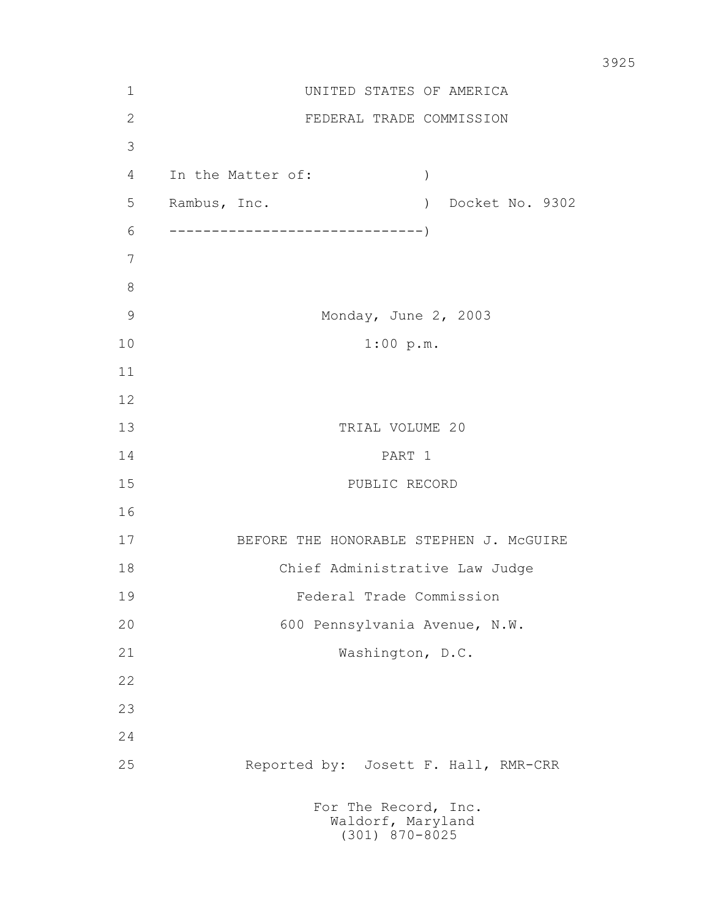UNITED STATES OF AMERICA

FEDERAL TRADE COMMISSION

In the Matter of: )

Rambus, Inc. ) Docket No. 9302

------------------------------)

Monday, June 2, 2003

1:00 p.m.

TRIAL VOLUME 20

PART 1

PUBLIC RECORD

BEFORE THE HONORABLE STEPHEN J. McGUIRE

Chief Administrative Law Judge

Federal Trade Commission

600 Pennsylvania Avenue, N.W.

Washington, D.C.

Reported by: Josett F. Hall, RMR-CRR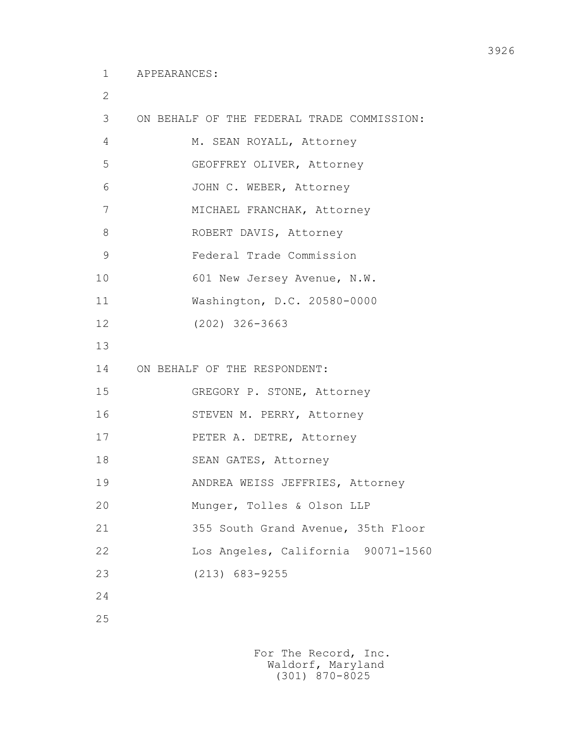APPEARANCES:

ON BEHALF OF THE FEDERAL TRADE COMMISSION:

M. SEAN ROYALL, Attorney
GEOFFREY OLIVER, Attorney
JOHN C. WEBER, Attorney
MICHAEL FRANCHAK, Attorney
ROBERT DAVIS, Attorney
Federal Trade Commission
601 New Jersey Avenue, N.W.
Washington, D.C. 20580-0000
(202) 326-3663

ON BEHALF OF THE RESPONDENT:

GREGORY P. STONE, Attorney
STEVEN M. PERRY, Attorney
PETER A. DETRE, Attorney
SEAN GATES, Attorney
ANDREA WEISS JEFFRIES, Attorney
Munger, Tolles & Olson LLP
355 South Grand Avenue, 35th Floor
Los Angeles, California 90071-1560
(213) 683-9255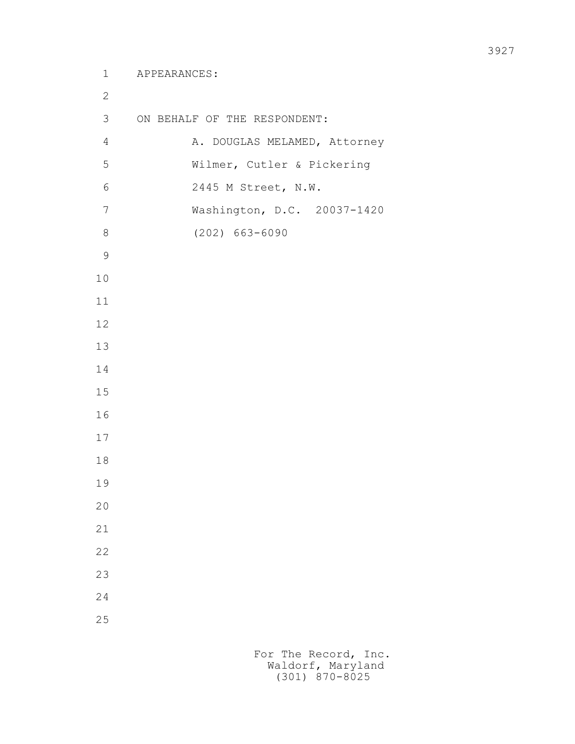APPEARANCES:

ON BEHALF OF THE RESPONDENT:

A. DOUGLAS MELAMED, Attorney
Wilmer, Cutler & Pickering
2445 M Street, N.W.
Washington, D.C. 20037-1420
(202) 663-6090

For The Record, Inc.
Waldorf, Maryland
(301) 870-8025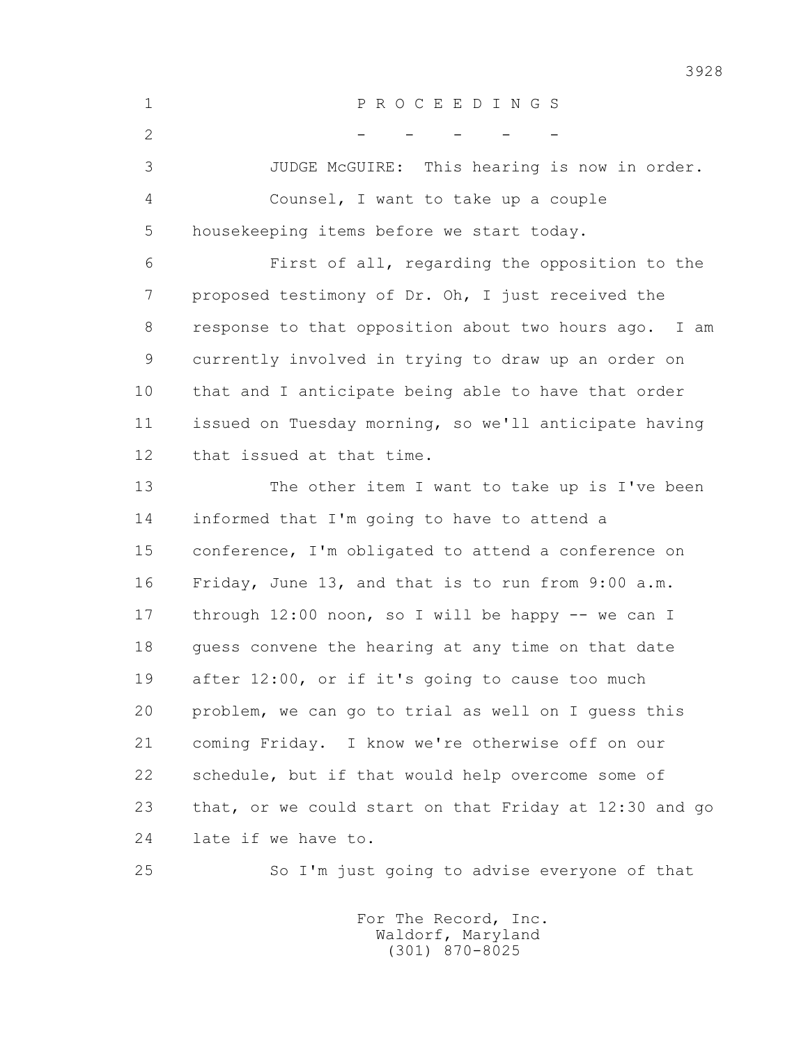P R O C E E D I N G S

\- - - - -

JUDGE McGUIRE: This hearing is now in order.

Counsel, I want to take up a couple housekeeping items before we start today.

First of all, regarding the opposition to the proposed testimony of Dr. Oh, I just received the response to that opposition about two hours ago. I am currently involved in trying to draw up an order on that and I anticipate being able to have that order issued on Tuesday morning, so we'll anticipate having that issued at that time.

The other item I want to take up is I've been informed that I'm going to have to attend a conference, I'm obligated to attend a conference on Friday, June 13, and that is to run from 9:00 a.m. through 12:00 noon, so I will be happy -- we can I guess convene the hearing at any time on that date after 12:00, or if it's going to cause too much problem, we can go to trial as well on I guess this coming Friday. I know we're otherwise off on our schedule, but if that would help overcome some of that, or we could start on that Friday at 12:30 and go late if we have to.

So I'm just going to advise everyone of that

For The Record, Inc.
Waldorf, Maryland
(301) 870-8025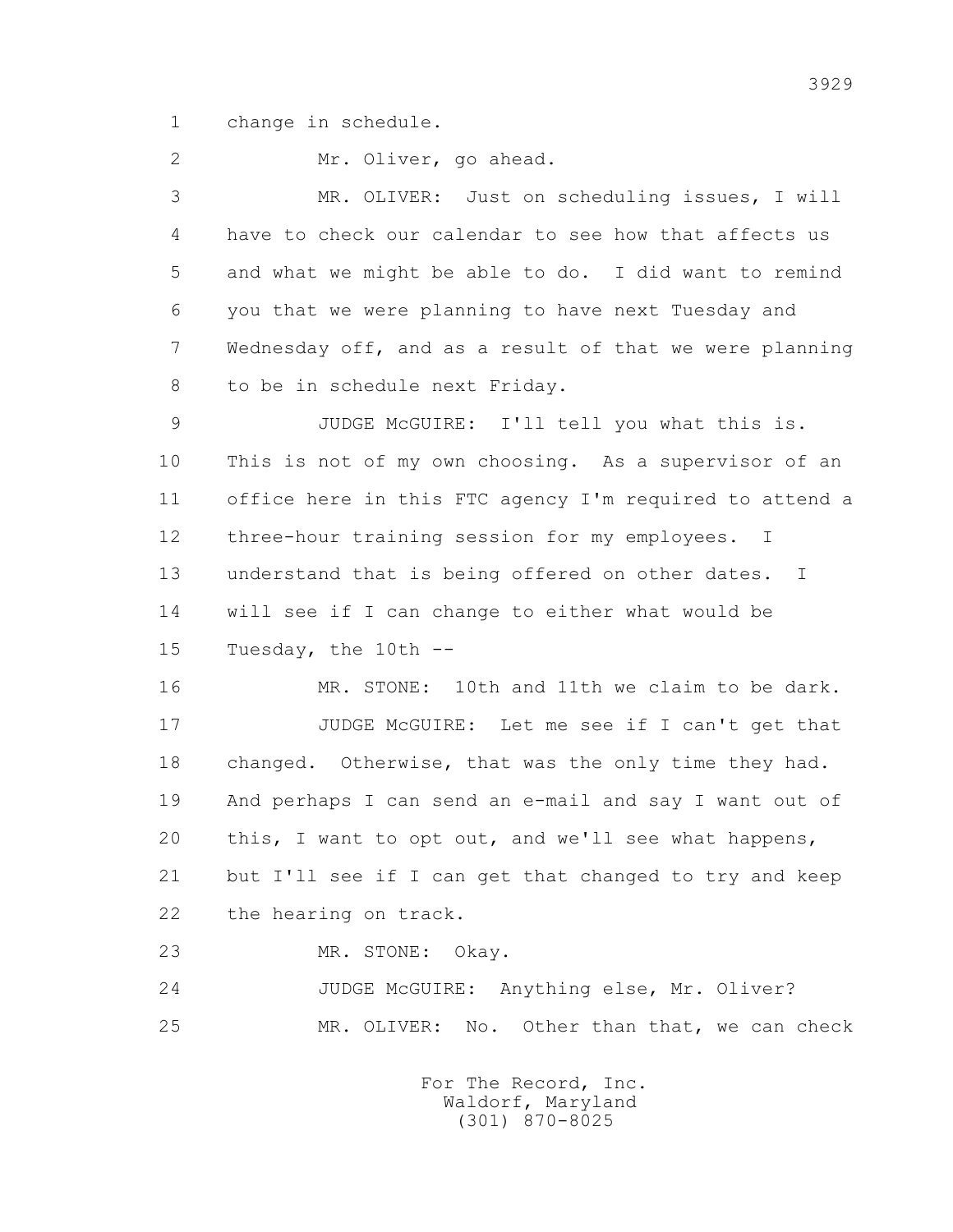1 change in schedule.

2 Mr. Oliver, go ahead.

3 MR. OLIVER: Just on scheduling issues, I will

4 have to check our calendar to see how that affects us

5 and what we might be able to do. I did want to remind

6 you that we were planning to have next Tuesday and

7 Wednesday off, and as a result of that we were planning

8 to be in schedule next Friday.

9 JUDGE McGUIRE: I'll tell you what this is.

10 This is not of my own choosing. As a supervisor of an

11 office here in this FTC agency I'm required to attend a

12 three-hour training session for my employees. I

13 understand that is being offered on other dates. I

14 will see if I can change to either what would be

15 Tuesday, the 10th --

16 MR. STONE: 10th and 11th we claim to be dark.

17 JUDGE McGUIRE: Let me see if I can't get that

18 changed. Otherwise, that was the only time they had.

19 And perhaps I can send an e-mail and say I want out of

20 this, I want to opt out, and we'll see what happens,

21 but I'll see if I can get that changed to try and keep

22 the hearing on track.

23 MR. STONE: Okay.

24 JUDGE McGUIRE: Anything else, Mr. Oliver?

25 MR. OLIVER: No. Other than that, we can check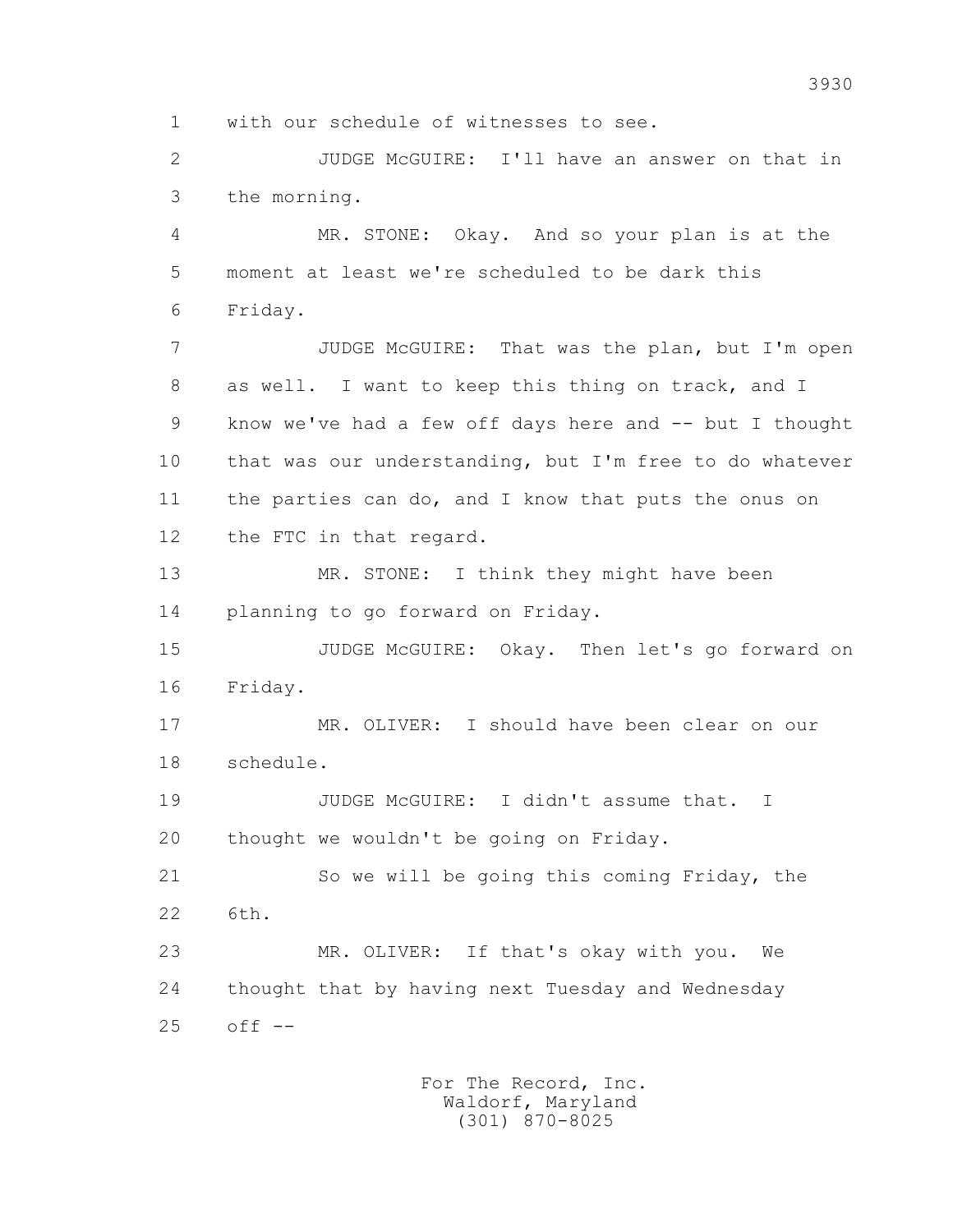1 with our schedule of witnesses to see.

2 JUDGE McGUIRE: I'll have an answer on that in

3 the morning.

4 MR. STONE: Okay. And so your plan is at the

5 moment at least we're scheduled to be dark this

6 Friday.

7 JUDGE McGUIRE: That was the plan, but I'm open

8 as well. I want to keep this thing on track, and I

9 know we've had a few off days here and -- but I thought

10 that was our understanding, but I'm free to do whatever

11 the parties can do, and I know that puts the onus on

12 the FTC in that regard.

13 MR. STONE: I think they might have been

14 planning to go forward on Friday.

15 JUDGE McGUIRE: Okay. Then let's go forward on

16 Friday.

17 MR. OLIVER: I should have been clear on our

18 schedule.

19 JUDGE McGUIRE: I didn't assume that. I

20 thought we wouldn't be going on Friday.

21 So we will be going this coming Friday, the

22 6th.

23 MR. OLIVER: If that's okay with you. We

24 thought that by having next Tuesday and Wednesday

25 off --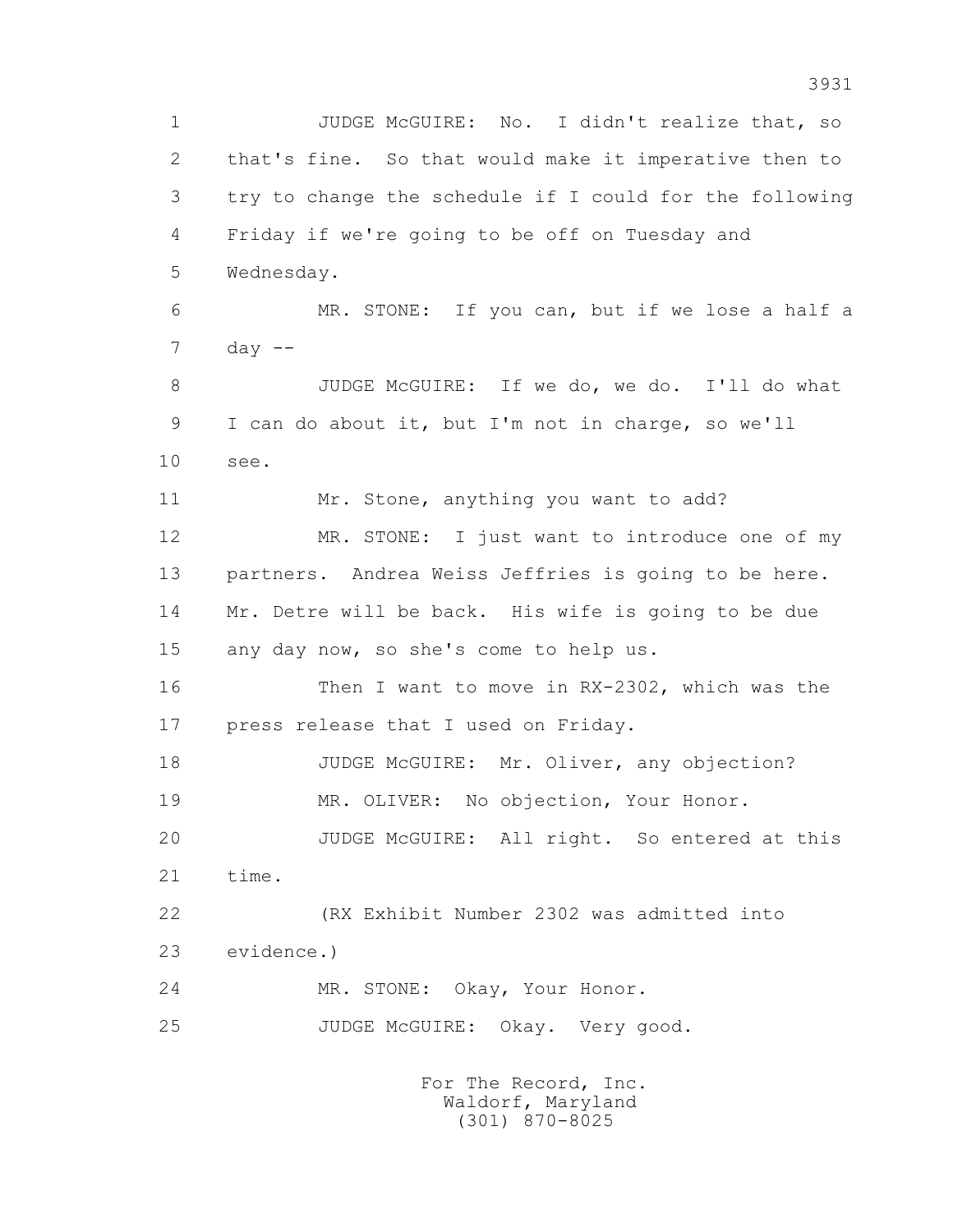JUDGE McGUIRE: No. I didn't realize that, so that's fine. So that would make it imperative then to try to change the schedule if I could for the following Friday if we're going to be off on Tuesday and Wednesday.

MR. STONE: If you can, but if we lose a half a day --

JUDGE McGUIRE: If we do, we do. I'll do what I can do about it, but I'm not in charge, so we'll see.

Mr. Stone, anything you want to add?

MR. STONE: I just want to introduce one of my partners. Andrea Weiss Jeffries is going to be here. Mr. Detre will be back. His wife is going to be due any day now, so she's come to help us.

Then I want to move in RX-2302, which was the press release that I used on Friday.

JUDGE McGUIRE: Mr. Oliver, any objection?

MR. OLIVER: No objection, Your Honor.

JUDGE McGUIRE: All right. So entered at this time.

(RX Exhibit Number 2302 was admitted into evidence.)

MR. STONE: Okay, Your Honor.

JUDGE McGUIRE: Okay. Very good.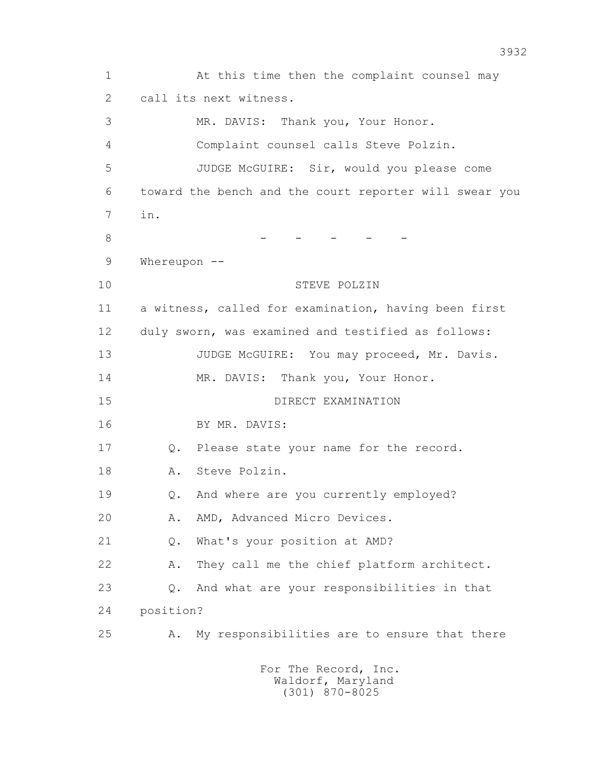At this time then the complaint counsel may call its next witness.

MR. DAVIS: Thank you, Your Honor.

Complaint counsel calls Steve Polzin.

JUDGE McGUIRE: Sir, would you please come toward the bench and the court reporter will swear you in.

- - - - -

Whereupon --

STEVE POLZIN

a witness, called for examination, having been first duly sworn, was examined and testified as follows:

JUDGE McGUIRE: You may proceed, Mr. Davis.

MR. DAVIS: Thank you, Your Honor.

DIRECT EXAMINATION

BY MR. DAVIS:

Q. Please state your name for the record.

A. Steve Polzin.

Q. And where are you currently employed?

A. AMD, Advanced Micro Devices.

Q. What's your position at AMD?

A. They call me the chief platform architect.

Q. And what are your responsibilities in that position?

A. My responsibilities are to ensure that there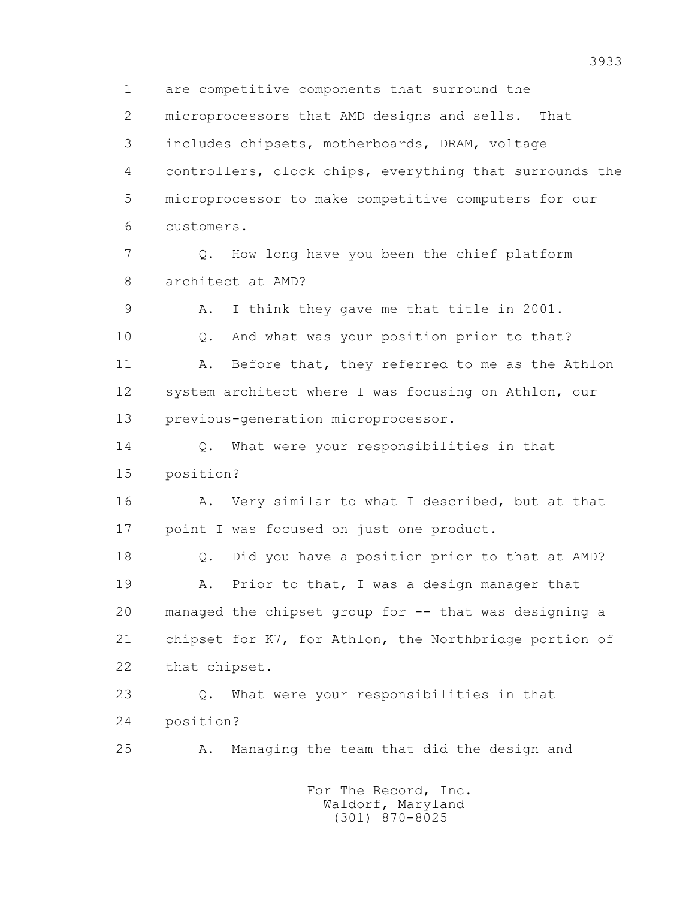1 are competitive components that surround the
2 microprocessors that AMD designs and sells. That
3 includes chipsets, motherboards, DRAM, voltage
4 controllers, clock chips, everything that surrounds the
5 microprocessor to make competitive computers for our
6 customers.

7 Q. How long have you been the chief platform
8 architect at AMD?

9 A. I think they gave me that title in 2001.

10 Q. And what was your position prior to that?

11 A. Before that, they referred to me as the Athlon
12 system architect where I was focusing on Athlon, our
13 previous-generation microprocessor.

14 Q. What were your responsibilities in that
15 position?

16 A. Very similar to what I described, but at that
17 point I was focused on just one product.

18 Q. Did you have a position prior to that at AMD?

19 A. Prior to that, I was a design manager that
20 managed the chipset group for -- that was designing a
21 chipset for K7, for Athlon, the Northbridge portion of
22 that chipset.

23 Q. What were your responsibilities in that
24 position?

25 A. Managing the team that did the design and

For The Record, Inc.
Waldorf, Maryland
(301) 870-8025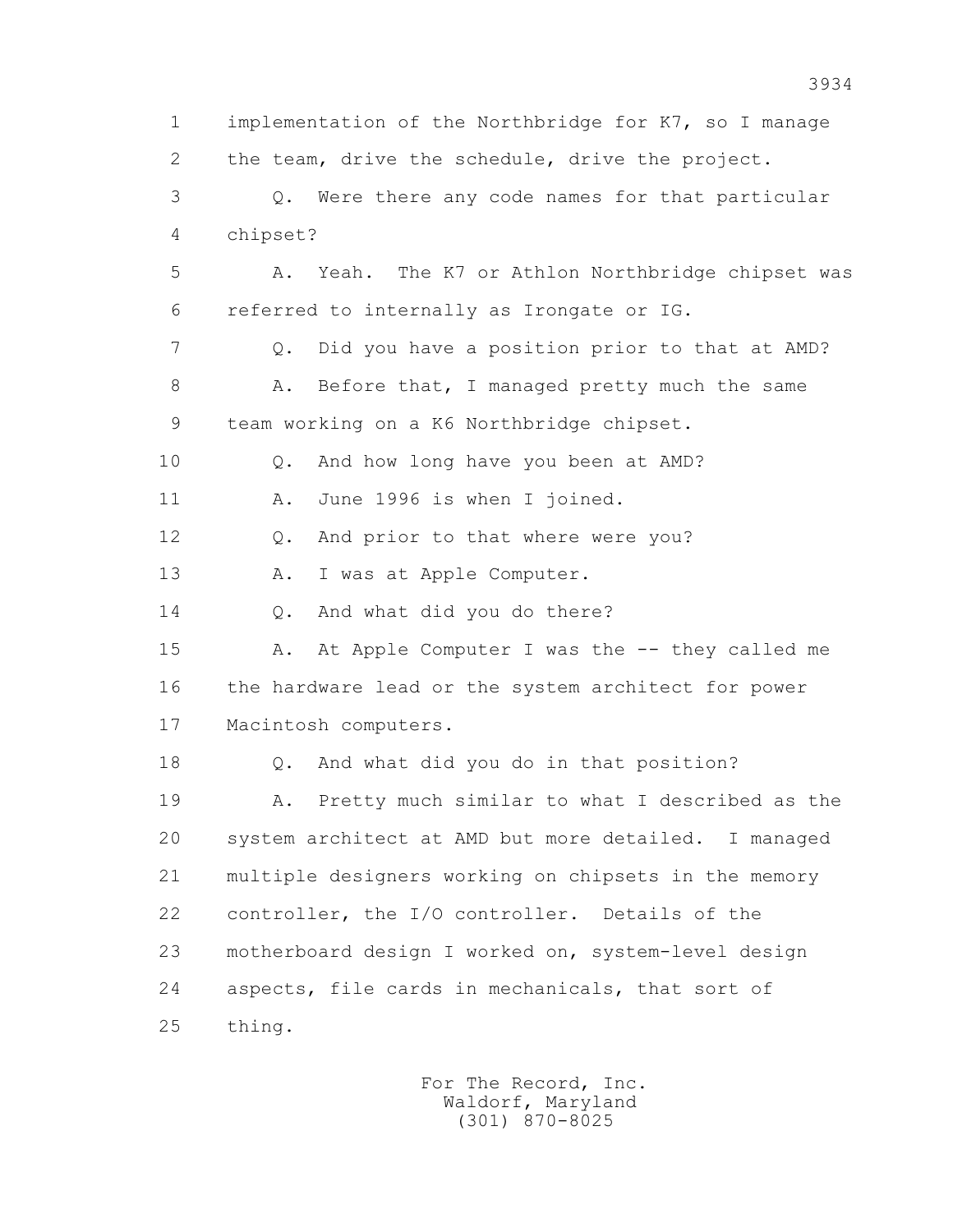1 implementation of the Northbridge for K7, so I manage
2 the team, drive the schedule, drive the project.
3 Q. Were there any code names for that particular
4 chipset?
5 A. Yeah. The K7 or Athlon Northbridge chipset was
6 referred to internally as Irongate or IG.
7 Q. Did you have a position prior to that at AMD?
8 A. Before that, I managed pretty much the same
9 team working on a K6 Northbridge chipset.
10 Q. And how long have you been at AMD?
11 A. June 1996 is when I joined.
12 Q. And prior to that where were you?
13 A. I was at Apple Computer.
14 Q. And what did you do there?
15 A. At Apple Computer I was the -- they called me
16 the hardware lead or the system architect for power
17 Macintosh computers.
18 Q. And what did you do in that position?
19 A. Pretty much similar to what I described as the
20 system architect at AMD but more detailed. I managed
21 multiple designers working on chipsets in the memory
22 controller, the I/O controller. Details of the
23 motherboard design I worked on, system-level design
24 aspects, file cards in mechanicals, that sort of
25 thing.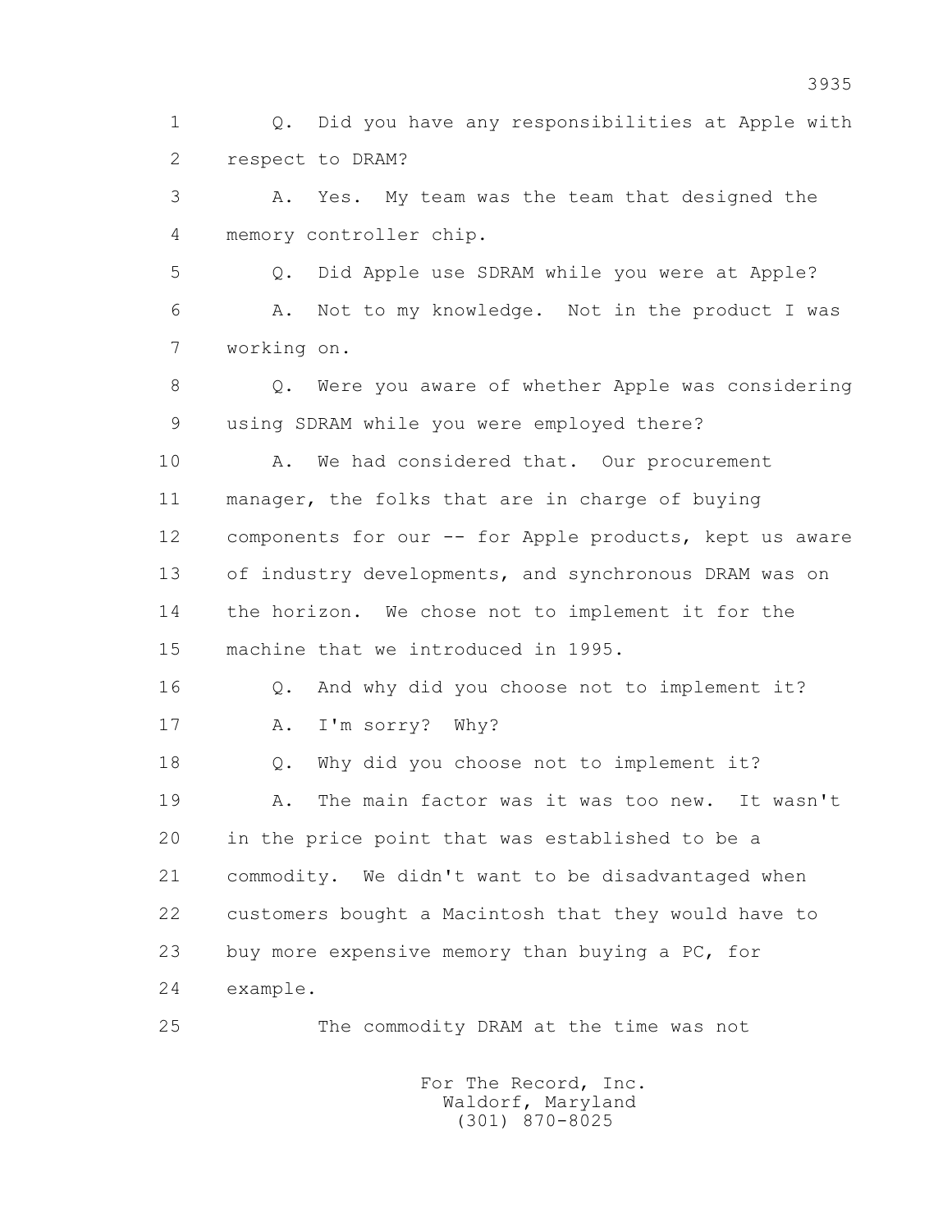1 Q. Did you have any responsibilities at Apple with
2 respect to DRAM?
3 A. Yes. My team was the team that designed the
4 memory controller chip.
5 Q. Did Apple use SDRAM while you were at Apple?
6 A. Not to my knowledge. Not in the product I was
7 working on.
8 Q. Were you aware of whether Apple was considering
9 using SDRAM while you were employed there?
10 A. We had considered that. Our procurement
11 manager, the folks that are in charge of buying
12 components for our -- for Apple products, kept us aware
13 of industry developments, and synchronous DRAM was on
14 the horizon. We chose not to implement it for the
15 machine that we introduced in 1995.
16 Q. And why did you choose not to implement it?
17 A. I'm sorry? Why?
18 Q. Why did you choose not to implement it?
19 A. The main factor was it was too new. It wasn't
20 in the price point that was established to be a
21 commodity. We didn't want to be disadvantaged when
22 customers bought a Macintosh that they would have to
23 buy more expensive memory than buying a PC, for
24 example.
25 The commodity DRAM at the time was not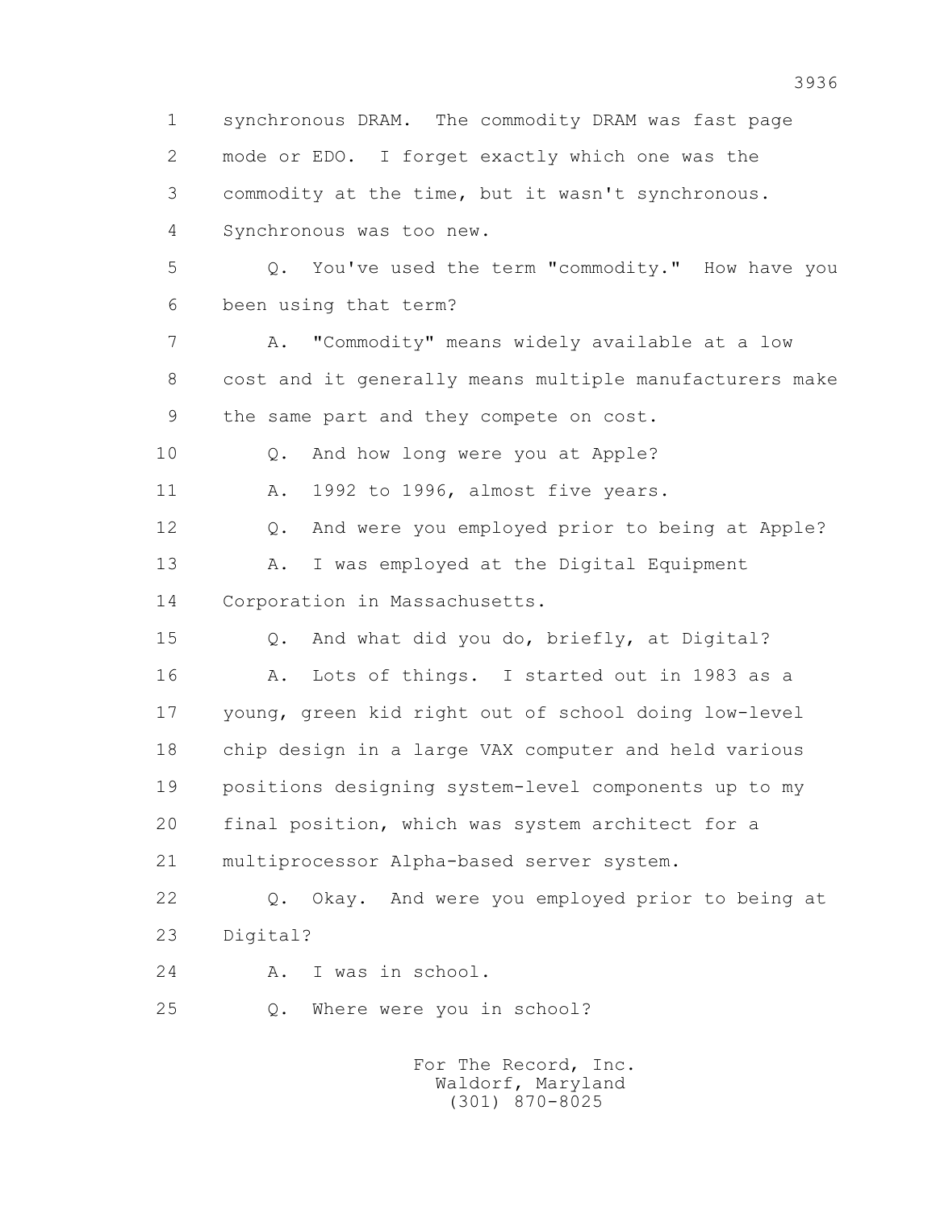synchronous DRAM. The commodity DRAM was fast page mode or EDO. I forget exactly which one was the commodity at the time, but it wasn't synchronous. Synchronous was too new.

Q. You've used the term "commodity." How have you been using that term?

A. "Commodity" means widely available at a low cost and it generally means multiple manufacturers make the same part and they compete on cost.

Q. And how long were you at Apple?

A. 1992 to 1996, almost five years.

Q. And were you employed prior to being at Apple?

A. I was employed at the Digital Equipment Corporation in Massachusetts.

Q. And what did you do, briefly, at Digital?

A. Lots of things. I started out in 1983 as a young, green kid right out of school doing low-level chip design in a large VAX computer and held various positions designing system-level components up to my final position, which was system architect for a multiprocessor Alpha-based server system.

Q. Okay. And were you employed prior to being at Digital?

A. I was in school.

Q. Where were you in school?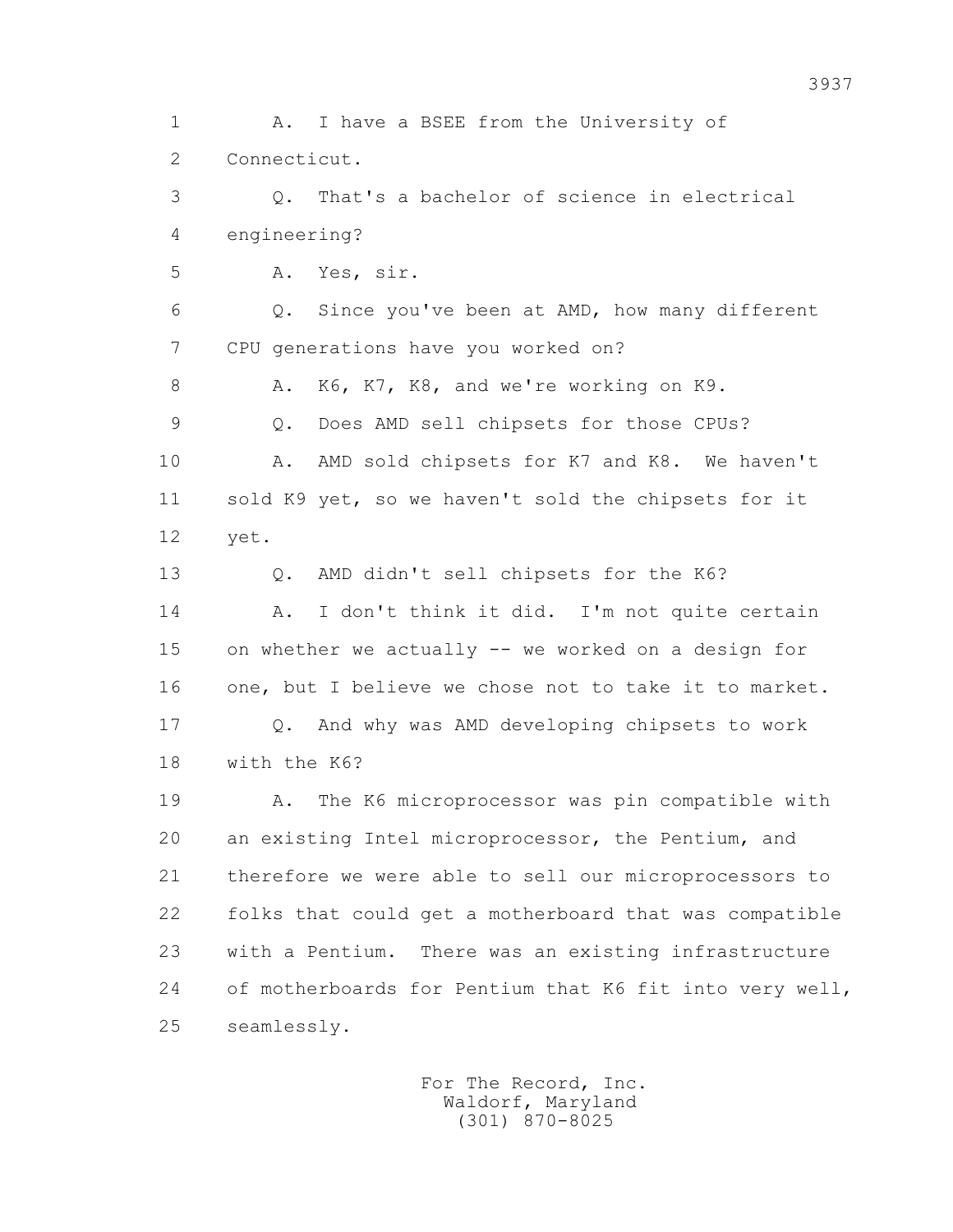1 A. I have a BSEE from the University of
2 Connecticut.
3 Q. That's a bachelor of science in electrical
4 engineering?
5 A. Yes, sir.
6 Q. Since you've been at AMD, how many different
7 CPU generations have you worked on?
8 A. K6, K7, K8, and we're working on K9.
9 Q. Does AMD sell chipsets for those CPUs?
10 A. AMD sold chipsets for K7 and K8. We haven't
11 sold K9 yet, so we haven't sold the chipsets for it
12 yet.
13 Q. AMD didn't sell chipsets for the K6?
14 A. I don't think it did. I'm not quite certain
15 on whether we actually -- we worked on a design for
16 one, but I believe we chose not to take it to market.
17 Q. And why was AMD developing chipsets to work
18 with the K6?
19 A. The K6 microprocessor was pin compatible with
20 an existing Intel microprocessor, the Pentium, and
21 therefore we were able to sell our microprocessors to
22 folks that could get a motherboard that was compatible
23 with a Pentium. There was an existing infrastructure
24 of motherboards for Pentium that K6 fit into very well,
25 seamlessly.

For The Record, Inc.
Waldorf, Maryland
(301) 870-8025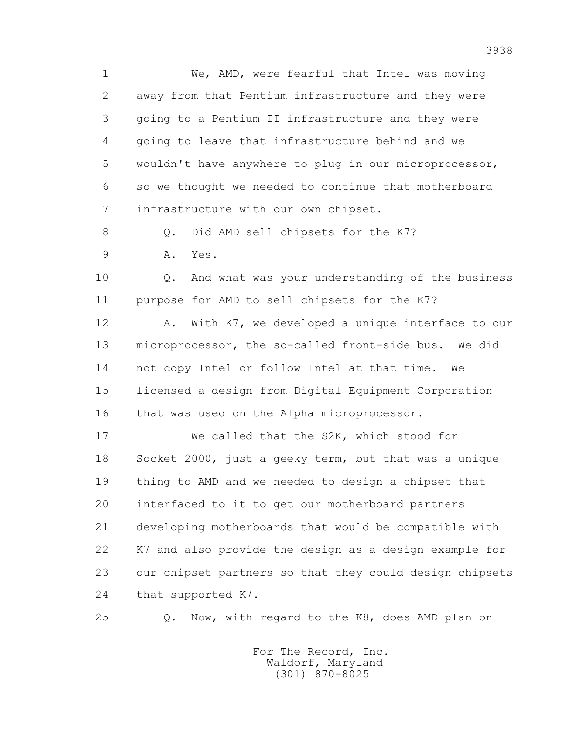We, AMD, were fearful that Intel was moving away from that Pentium infrastructure and they were going to a Pentium II infrastructure and they were going to leave that infrastructure behind and we wouldn't have anywhere to plug in our microprocessor, so we thought we needed to continue that motherboard infrastructure with our own chipset.

Q. Did AMD sell chipsets for the K7?

A. Yes.

Q. And what was your understanding of the business purpose for AMD to sell chipsets for the K7?

A. With K7, we developed a unique interface to our microprocessor, the so-called front-side bus. We did not copy Intel or follow Intel at that time. We licensed a design from Digital Equipment Corporation that was used on the Alpha microprocessor.

We called that the S2K, which stood for Socket 2000, just a geeky term, but that was a unique thing to AMD and we needed to design a chipset that interfaced to it to get our motherboard partners developing motherboards that would be compatible with K7 and also provide the design as a design example for our chipset partners so that they could design chipsets that supported K7.

Q. Now, with regard to the K8, does AMD plan on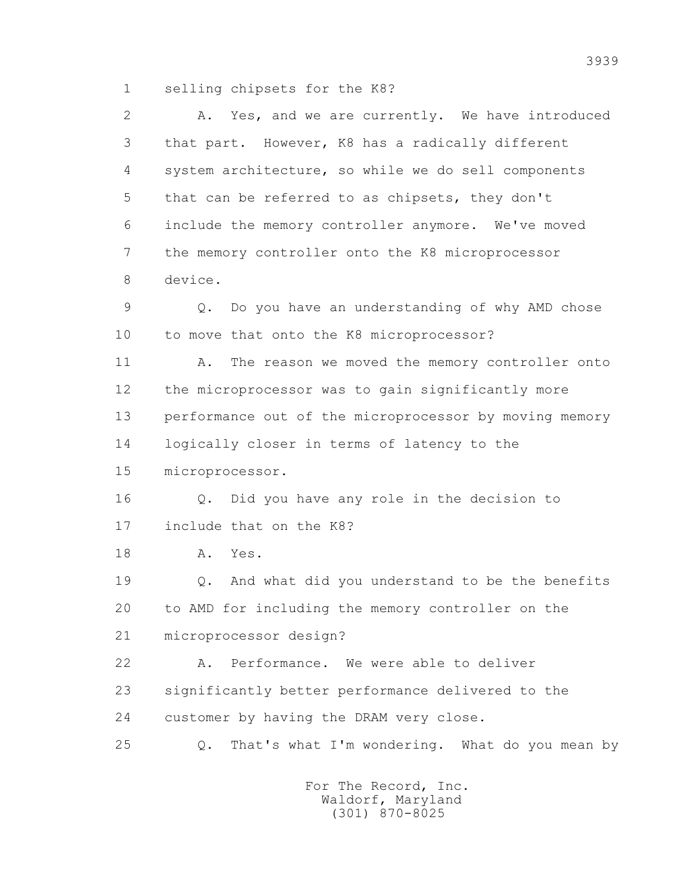1 selling chipsets for the K8?

2 A. Yes, and we are currently. We have introduced

3 that part. However, K8 has a radically different

4 system architecture, so while we do sell components

5 that can be referred to as chipsets, they don't

6 include the memory controller anymore. We've moved

7 the memory controller onto the K8 microprocessor

8 device.

9 Q. Do you have an understanding of why AMD chose

10 to move that onto the K8 microprocessor?

11 A. The reason we moved the memory controller onto

12 the microprocessor was to gain significantly more

13 performance out of the microprocessor by moving memory

14 logically closer in terms of latency to the

15 microprocessor.

16 Q. Did you have any role in the decision to

17 include that on the K8?

18 A. Yes.

19 Q. And what did you understand to be the benefits

20 to AMD for including the memory controller on the

21 microprocessor design?

22 A. Performance. We were able to deliver

23 significantly better performance delivered to the

24 customer by having the DRAM very close.

25 Q. That's what I'm wondering. What do you mean by

For The Record, Inc.
Waldorf, Maryland
(301) 870-8025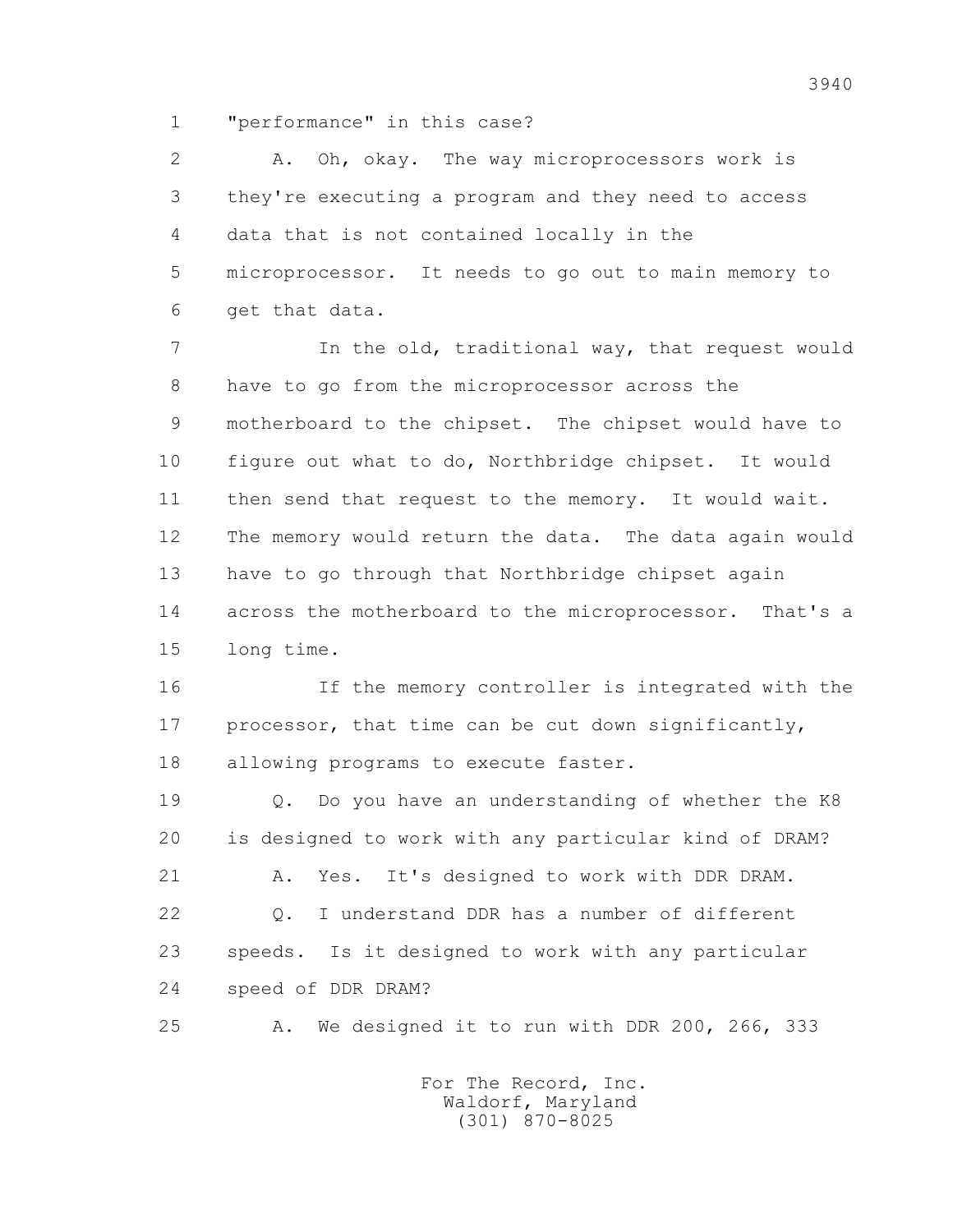1 "performance" in this case?

2 A. Oh, okay. The way microprocessors work is

3 they're executing a program and they need to access

4 data that is not contained locally in the

5 microprocessor. It needs to go out to main memory to

6 get that data.

7 In the old, traditional way, that request would

8 have to go from the microprocessor across the

9 motherboard to the chipset. The chipset would have to

10 figure out what to do, Northbridge chipset. It would

11 then send that request to the memory. It would wait.

12 The memory would return the data. The data again would

13 have to go through that Northbridge chipset again

14 across the motherboard to the microprocessor. That's a

15 long time.

16 If the memory controller is integrated with the

17 processor, that time can be cut down significantly,

18 allowing programs to execute faster.

19 Q. Do you have an understanding of whether the K8

20 is designed to work with any particular kind of DRAM?

21 A. Yes. It's designed to work with DDR DRAM.

22 Q. I understand DDR has a number of different

23 speeds. Is it designed to work with any particular

24 speed of DDR DRAM?

25 A. We designed it to run with DDR 200, 266, 333

For The Record, Inc.
Waldorf, Maryland
(301) 870-8025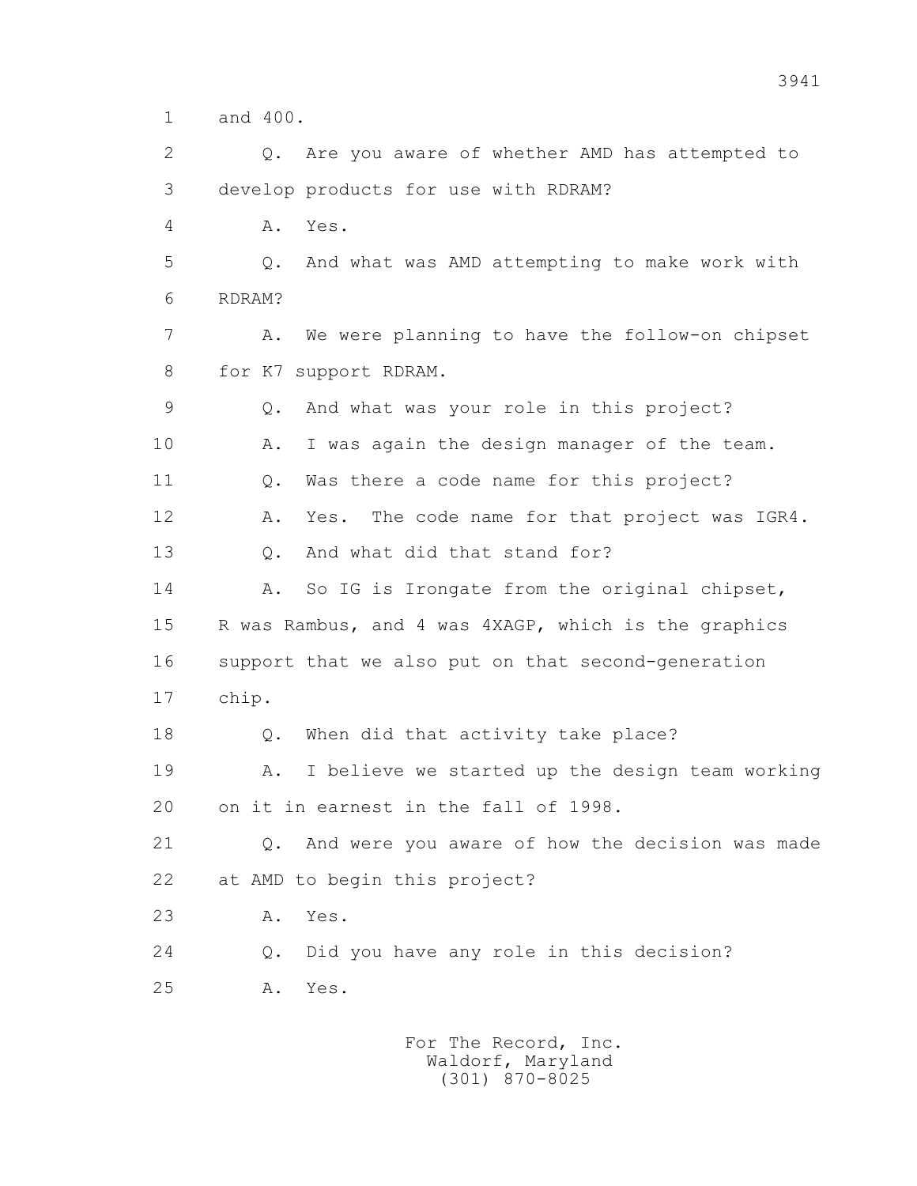1 and 400.

2 Q. Are you aware of whether AMD has attempted to

3 develop products for use with RDRAM?

4 A. Yes.

5 Q. And what was AMD attempting to make work with

6 RDRAM?

7 A. We were planning to have the follow-on chipset

8 for K7 support RDRAM.

9 Q. And what was your role in this project?

10 A. I was again the design manager of the team.

11 Q. Was there a code name for this project?

12 A. Yes. The code name for that project was IGR4.

13 Q. And what did that stand for?

14 A. So IG is Irongate from the original chipset,

15 R was Rambus, and 4 was 4XAGP, which is the graphics

16 support that we also put on that second-generation

17 chip.

18 Q. When did that activity take place?

19 A. I believe we started up the design team working

20 on it in earnest in the fall of 1998.

21 Q. And were you aware of how the decision was made

22 at AMD to begin this project?

23 A. Yes.

24 Q. Did you have any role in this decision?

25 A. Yes.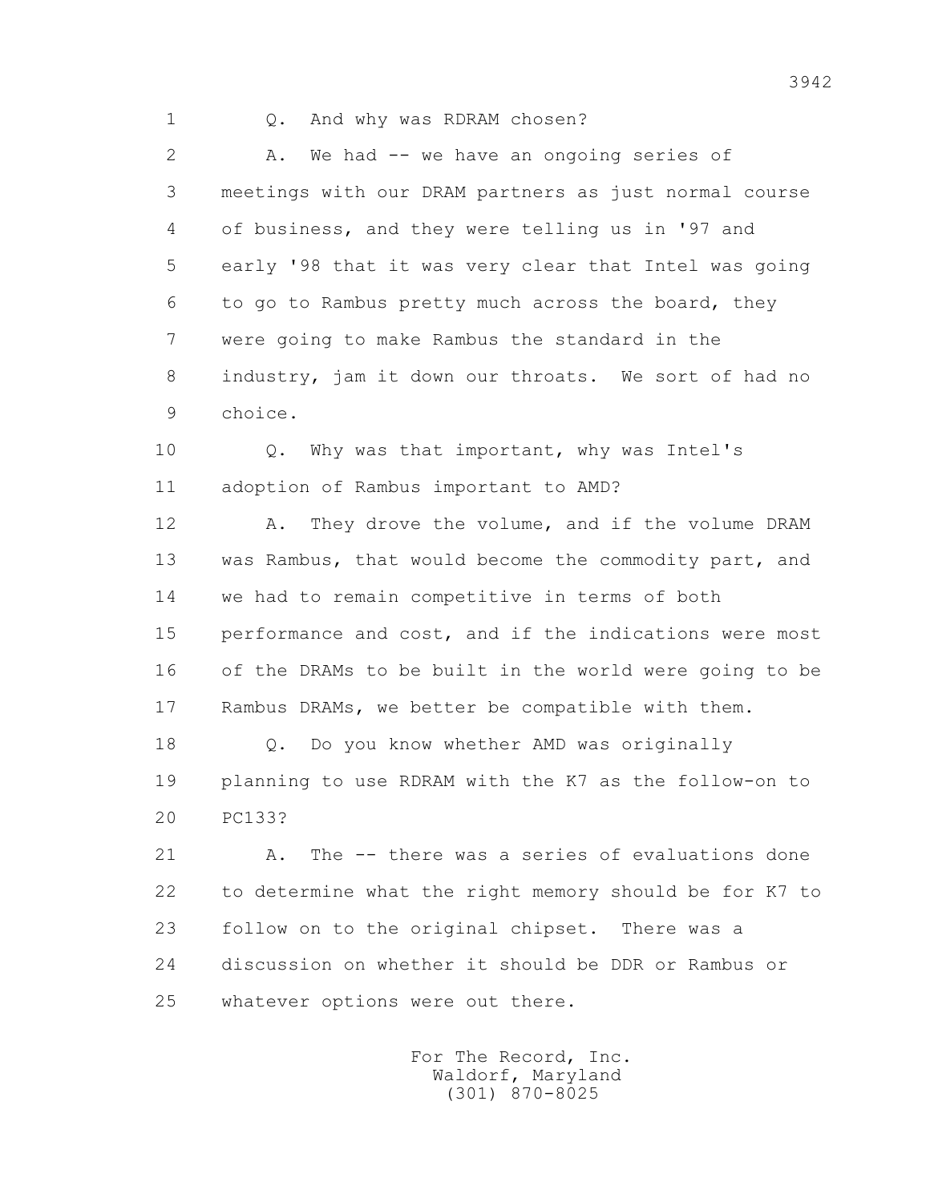Q. And why was RDRAM chosen?

A. We had -- we have an ongoing series of meetings with our DRAM partners as just normal course of business, and they were telling us in '97 and early '98 that it was very clear that Intel was going to go to Rambus pretty much across the board, they were going to make Rambus the standard in the industry, jam it down our throats. We sort of had no choice.

Q. Why was that important, why was Intel's adoption of Rambus important to AMD?

A. They drove the volume, and if the volume DRAM was Rambus, that would become the commodity part, and we had to remain competitive in terms of both performance and cost, and if the indications were most of the DRAMs to be built in the world were going to be Rambus DRAMs, we better be compatible with them.

Q. Do you know whether AMD was originally planning to use RDRAM with the K7 as the follow-on to PC133?

A. The -- there was a series of evaluations done to determine what the right memory should be for K7 to follow on to the original chipset. There was a discussion on whether it should be DDR or Rambus or whatever options were out there.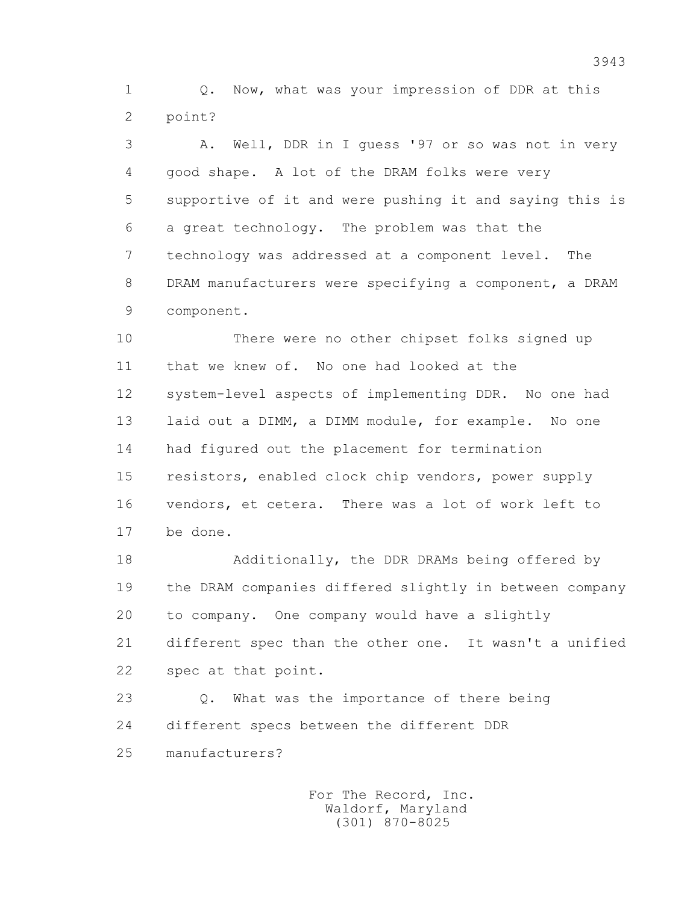Q. Now, what was your impression of DDR at this point?

A. Well, DDR in I guess '97 or so was not in very good shape. A lot of the DRAM folks were very supportive of it and were pushing it and saying this is a great technology. The problem was that the technology was addressed at a component level. The DRAM manufacturers were specifying a component, a DRAM component.

There were no other chipset folks signed up that we knew of. No one had looked at the system-level aspects of implementing DDR. No one had laid out a DIMM, a DIMM module, for example. No one had figured out the placement for termination resistors, enabled clock chip vendors, power supply vendors, et cetera. There was a lot of work left to be done.

Additionally, the DDR DRAMs being offered by the DRAM companies differed slightly in between company to company. One company would have a slightly different spec than the other one. It wasn't a unified spec at that point.

Q. What was the importance of there being different specs between the different DDR manufacturers?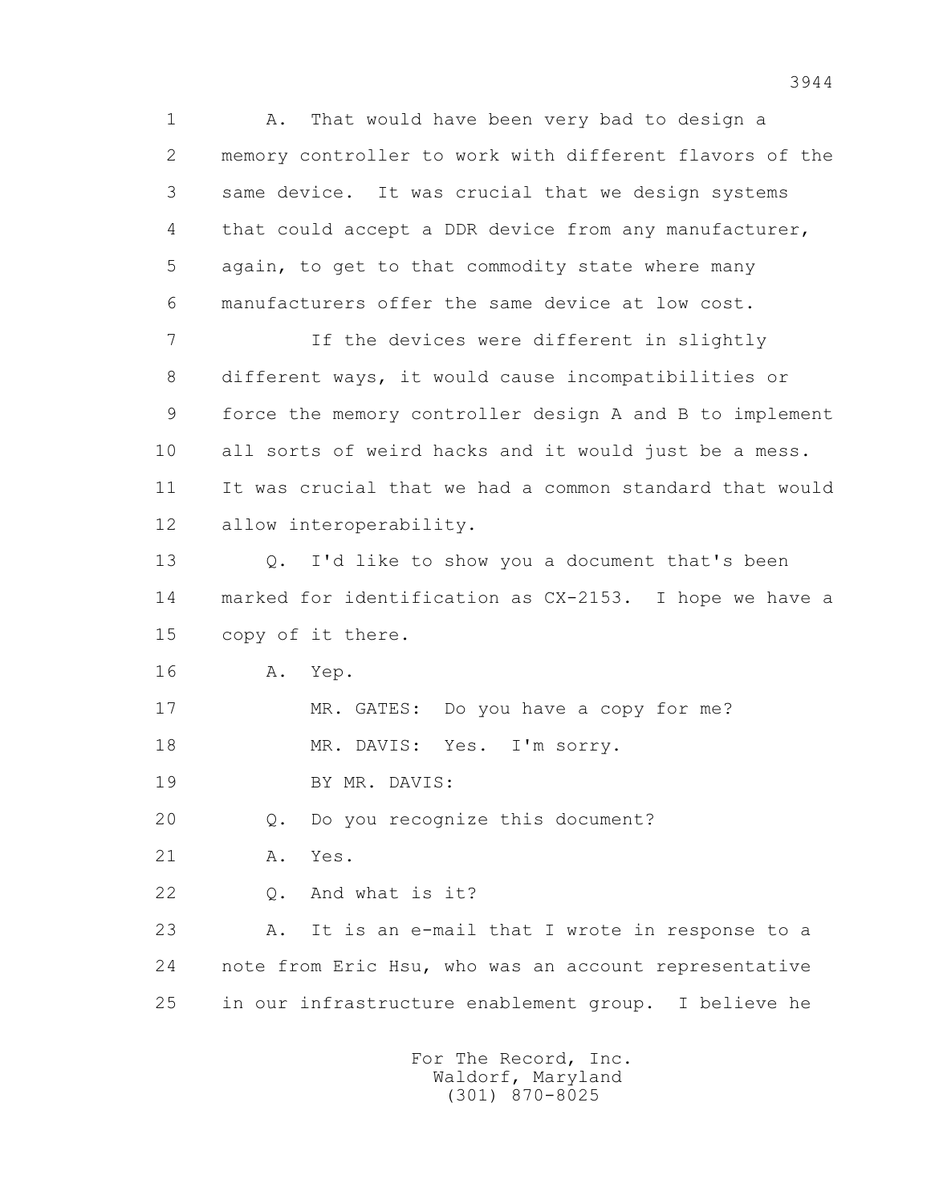1 A. That would have been very bad to design a
2 memory controller to work with different flavors of the
3 same device. It was crucial that we design systems
4 that could accept a DDR device from any manufacturer,
5 again, to get to that commodity state where many
6 manufacturers offer the same device at low cost.

7 If the devices were different in slightly
8 different ways, it would cause incompatibilities or
9 force the memory controller design A and B to implement
10 all sorts of weird hacks and it would just be a mess.
11 It was crucial that we had a common standard that would
12 allow interoperability.

13 Q. I'd like to show you a document that's been
14 marked for identification as CX-2153. I hope we have a
15 copy of it there.

16 A. Yep.

17 MR. GATES: Do you have a copy for me?

18 MR. DAVIS: Yes. I'm sorry.

19 BY MR. DAVIS:

20 Q. Do you recognize this document?

21 A. Yes.

22 Q. And what is it?

23 A. It is an e-mail that I wrote in response to a
24 note from Eric Hsu, who was an account representative
25 in our infrastructure enablement group. I believe he

For The Record, Inc.
Waldorf, Maryland
(301) 870-8025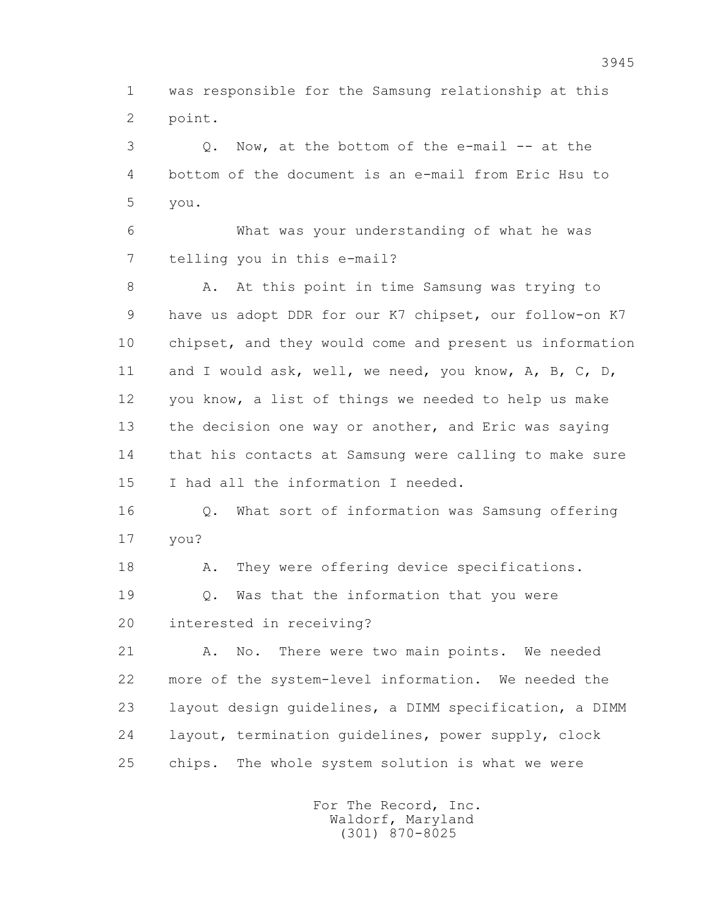1 was responsible for the Samsung relationship at this
2 point.

3 Q. Now, at the bottom of the e-mail -- at the
4 bottom of the document is an e-mail from Eric Hsu to
5 you.

6 What was your understanding of what he was
7 telling you in this e-mail?

8 A. At this point in time Samsung was trying to
9 have us adopt DDR for our K7 chipset, our follow-on K7
10 chipset, and they would come and present us information
11 and I would ask, well, we need, you know, A, B, C, D,
12 you know, a list of things we needed to help us make
13 the decision one way or another, and Eric was saying
14 that his contacts at Samsung were calling to make sure
15 I had all the information I needed.

16 Q. What sort of information was Samsung offering
17 you?

18 A. They were offering device specifications.

19 Q. Was that the information that you were
20 interested in receiving?

21 A. No. There were two main points. We needed
22 more of the system-level information. We needed the
23 layout design guidelines, a DIMM specification, a DIMM
24 layout, termination guidelines, power supply, clock
25 chips. The whole system solution is what we were

For The Record, Inc.
Waldorf, Maryland
(301) 870-8025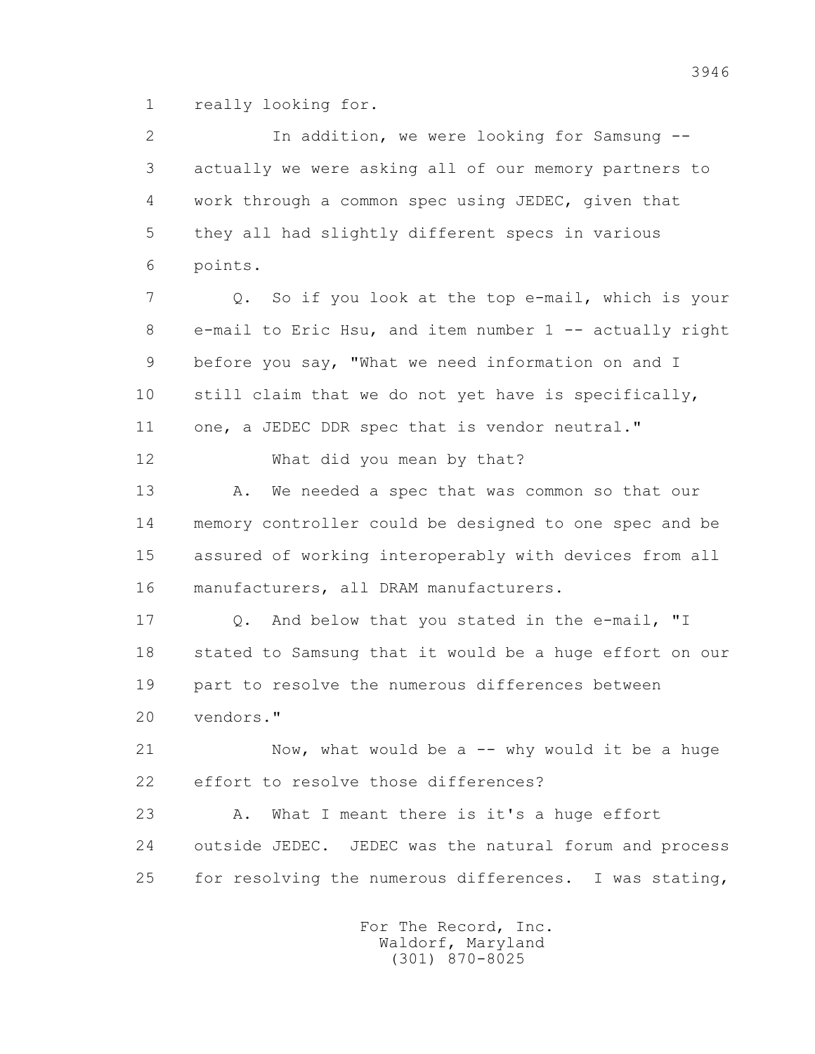1 really looking for.

2 In addition, we were looking for Samsung --

3 actually we were asking all of our memory partners to

4 work through a common spec using JEDEC, given that

5 they all had slightly different specs in various

6 points.

7 Q. So if you look at the top e-mail, which is your

8 e-mail to Eric Hsu, and item number 1 -- actually right

9 before you say, "What we need information on and I

10 still claim that we do not yet have is specifically,

11 one, a JEDEC DDR spec that is vendor neutral."

12 What did you mean by that?

13 A. We needed a spec that was common so that our

14 memory controller could be designed to one spec and be

15 assured of working interoperably with devices from all

16 manufacturers, all DRAM manufacturers.

17 Q. And below that you stated in the e-mail, "I

18 stated to Samsung that it would be a huge effort on our

19 part to resolve the numerous differences between

20 vendors."

21 Now, what would be a -- why would it be a huge

22 effort to resolve those differences?

23 A. What I meant there is it's a huge effort

24 outside JEDEC. JEDEC was the natural forum and process

25 for resolving the numerous differences. I was stating,

For The Record, Inc.
Waldorf, Maryland
(301) 870-8025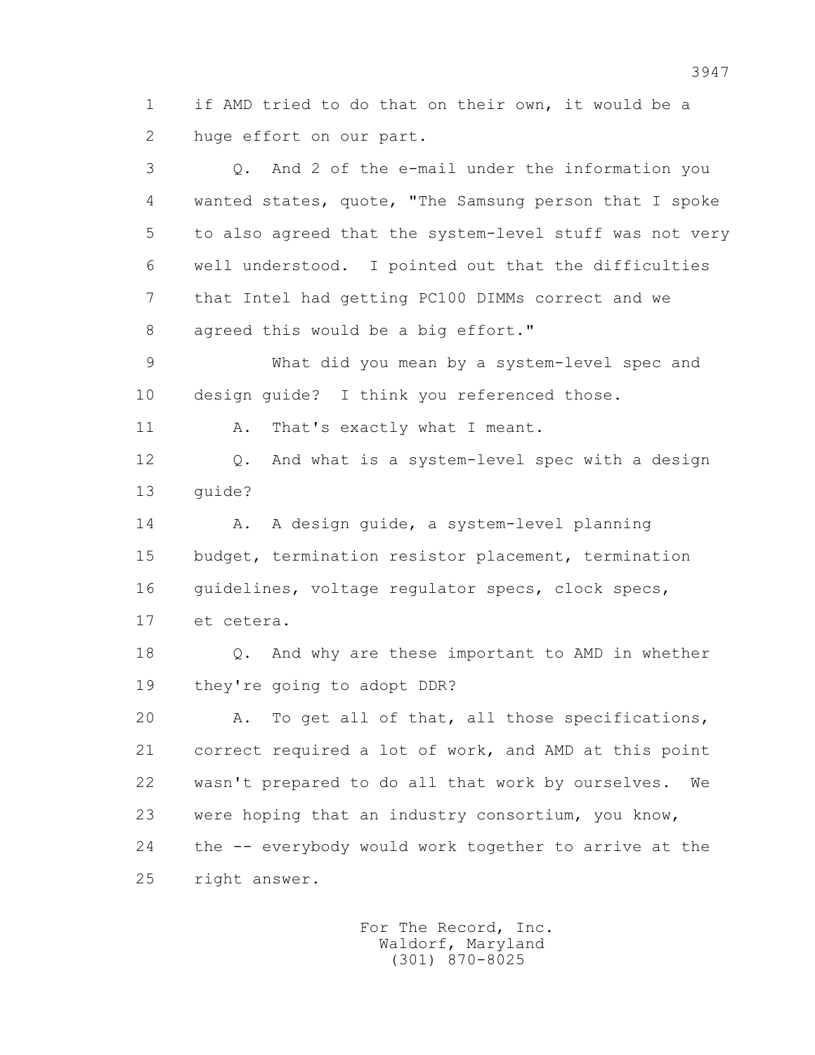1 if AMD tried to do that on their own, it would be a
2 huge effort on our part.

3 Q. And 2 of the e-mail under the information you
4 wanted states, quote, "The Samsung person that I spoke
5 to also agreed that the system-level stuff was not very
6 well understood. I pointed out that the difficulties
7 that Intel had getting PC100 DIMMs correct and we
8 agreed this would be a big effort."

9 What did you mean by a system-level spec and
10 design guide? I think you referenced those.

11 A. That's exactly what I meant.

12 Q. And what is a system-level spec with a design
13 guide?

14 A. A design guide, a system-level planning
15 budget, termination resistor placement, termination
16 guidelines, voltage regulator specs, clock specs,
17 et cetera.

18 Q. And why are these important to AMD in whether
19 they're going to adopt DDR?

20 A. To get all of that, all those specifications,
21 correct required a lot of work, and AMD at this point
22 wasn't prepared to do all that work by ourselves. We
23 were hoping that an industry consortium, you know,
24 the -- everybody would work together to arrive at the
25 right answer.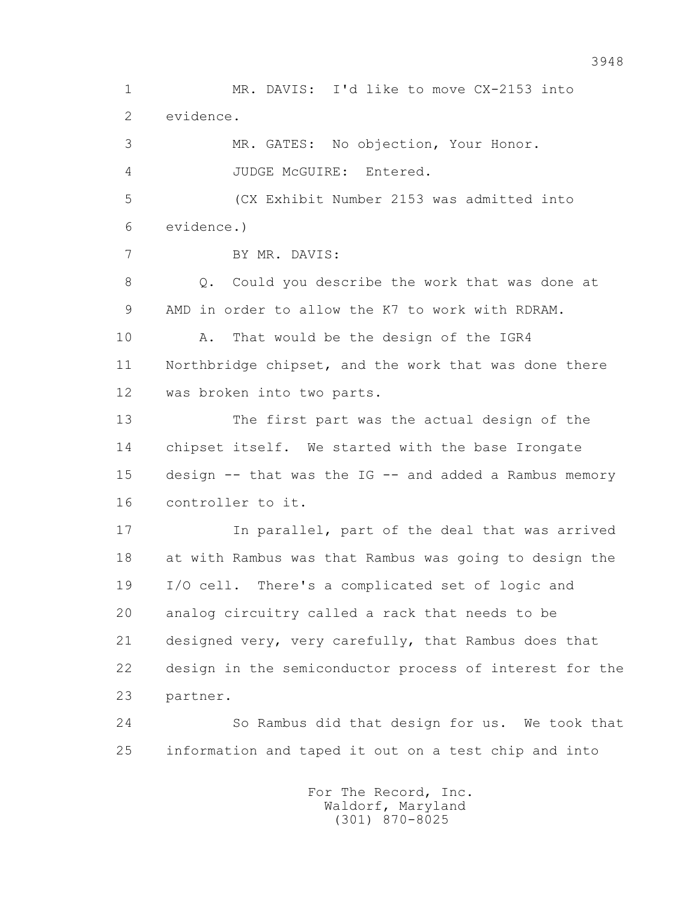MR. DAVIS: I'd like to move CX-2153 into evidence.

MR. GATES: No objection, Your Honor.

JUDGE McGUIRE: Entered.

(CX Exhibit Number 2153 was admitted into evidence.)

BY MR. DAVIS:

Q. Could you describe the work that was done at AMD in order to allow the K7 to work with RDRAM.

A. That would be the design of the IGR4 Northbridge chipset, and the work that was done there was broken into two parts.

The first part was the actual design of the chipset itself. We started with the base Irongate design -- that was the IG -- and added a Rambus memory controller to it.

In parallel, part of the deal that was arrived at with Rambus was that Rambus was going to design the I/O cell. There's a complicated set of logic and analog circuitry called a rack that needs to be designed very, very carefully, that Rambus does that design in the semiconductor process of interest for the partner.

So Rambus did that design for us. We took that information and taped it out on a test chip and into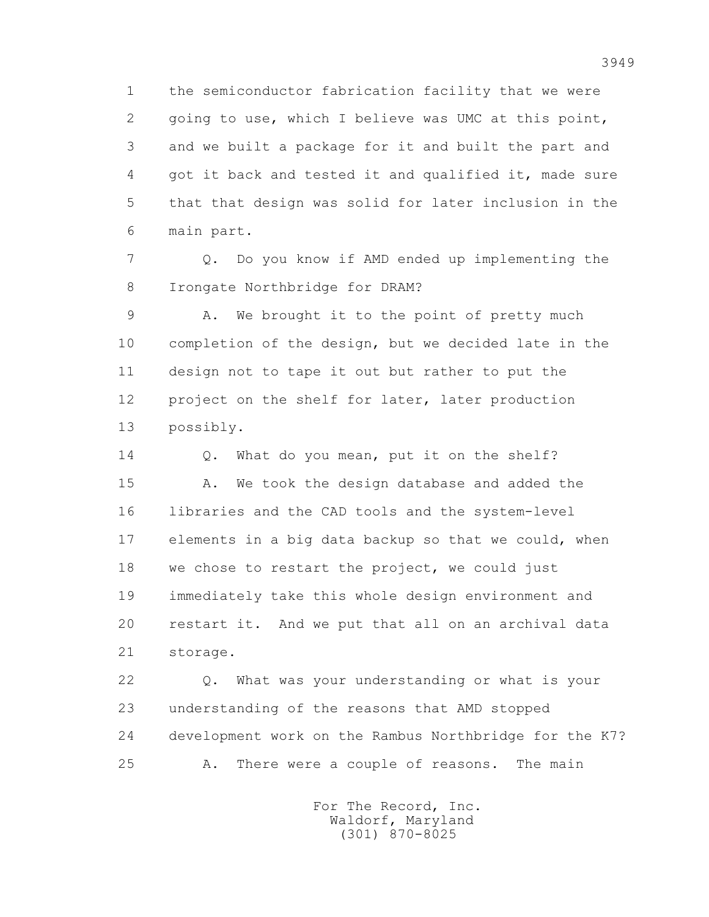1 the semiconductor fabrication facility that we were
2 going to use, which I believe was UMC at this point,
3 and we built a package for it and built the part and
4 got it back and tested it and qualified it, made sure
5 that that design was solid for later inclusion in the
6 main part.

7 Q. Do you know if AMD ended up implementing the
8 Irongate Northbridge for DRAM?

9 A. We brought it to the point of pretty much
10 completion of the design, but we decided late in the
11 design not to tape it out but rather to put the
12 project on the shelf for later, later production
13 possibly.

14 Q. What do you mean, put it on the shelf?

15 A. We took the design database and added the
16 libraries and the CAD tools and the system-level
17 elements in a big data backup so that we could, when
18 we chose to restart the project, we could just
19 immediately take this whole design environment and
20 restart it. And we put that all on an archival data
21 storage.

22 Q. What was your understanding or what is your
23 understanding of the reasons that AMD stopped
24 development work on the Rambus Northbridge for the K7?

25 A. There were a couple of reasons. The main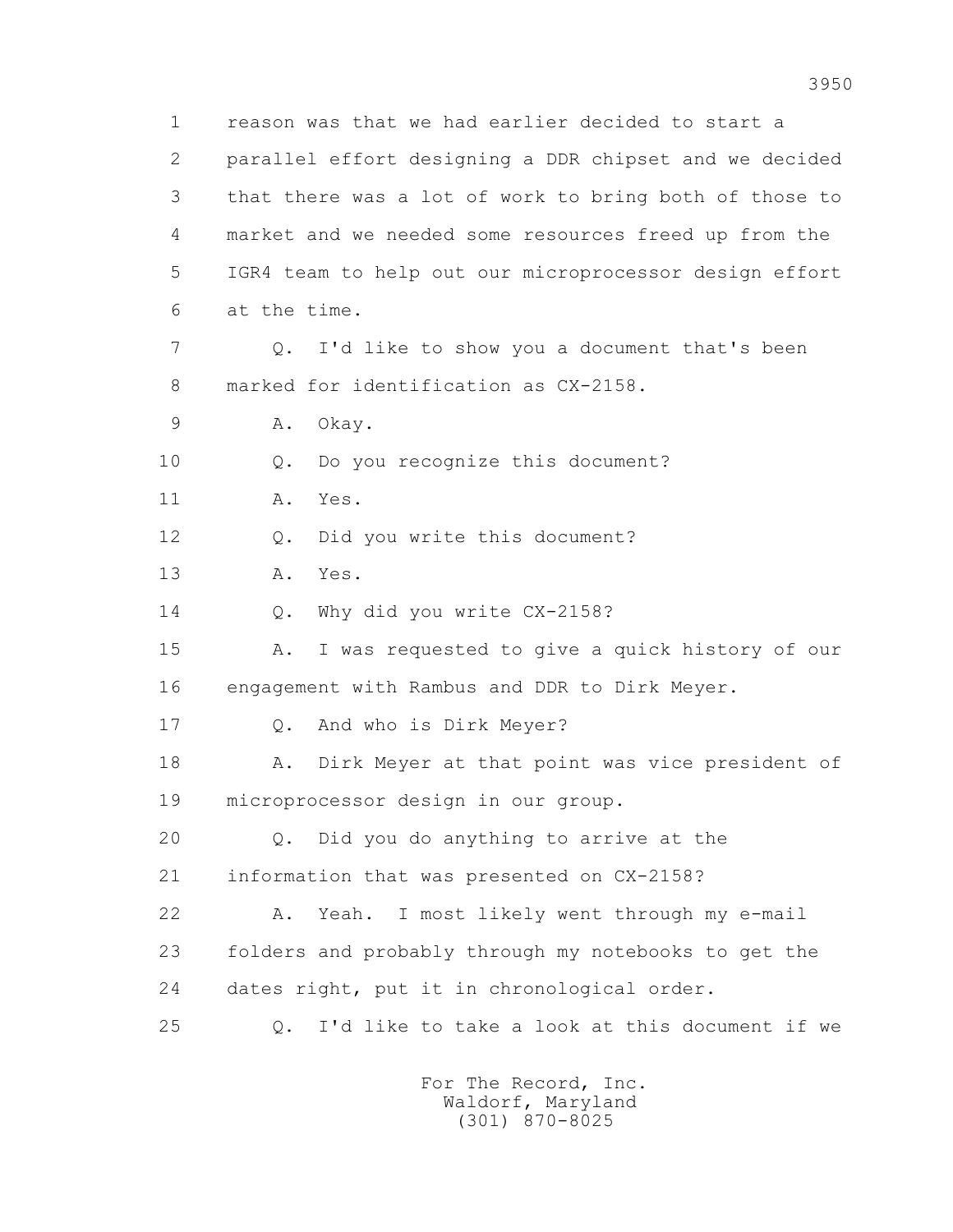1 reason was that we had earlier decided to start a
2 parallel effort designing a DDR chipset and we decided
3 that there was a lot of work to bring both of those to
4 market and we needed some resources freed up from the
5 IGR4 team to help out our microprocessor design effort
6 at the time.

7 Q. I'd like to show you a document that's been
8 marked for identification as CX-2158.

9 A. Okay.

10 Q. Do you recognize this document?

11 A. Yes.

12 Q. Did you write this document?

13 A. Yes.

14 Q. Why did you write CX-2158?

15 A. I was requested to give a quick history of our
16 engagement with Rambus and DDR to Dirk Meyer.

17 Q. And who is Dirk Meyer?

18 A. Dirk Meyer at that point was vice president of
19 microprocessor design in our group.

20 Q. Did you do anything to arrive at the
21 information that was presented on CX-2158?

22 A. Yeah. I most likely went through my e-mail
23 folders and probably through my notebooks to get the
24 dates right, put it in chronological order.

25 Q. I'd like to take a look at this document if we

For The Record, Inc.
Waldorf, Maryland
(301) 870-8025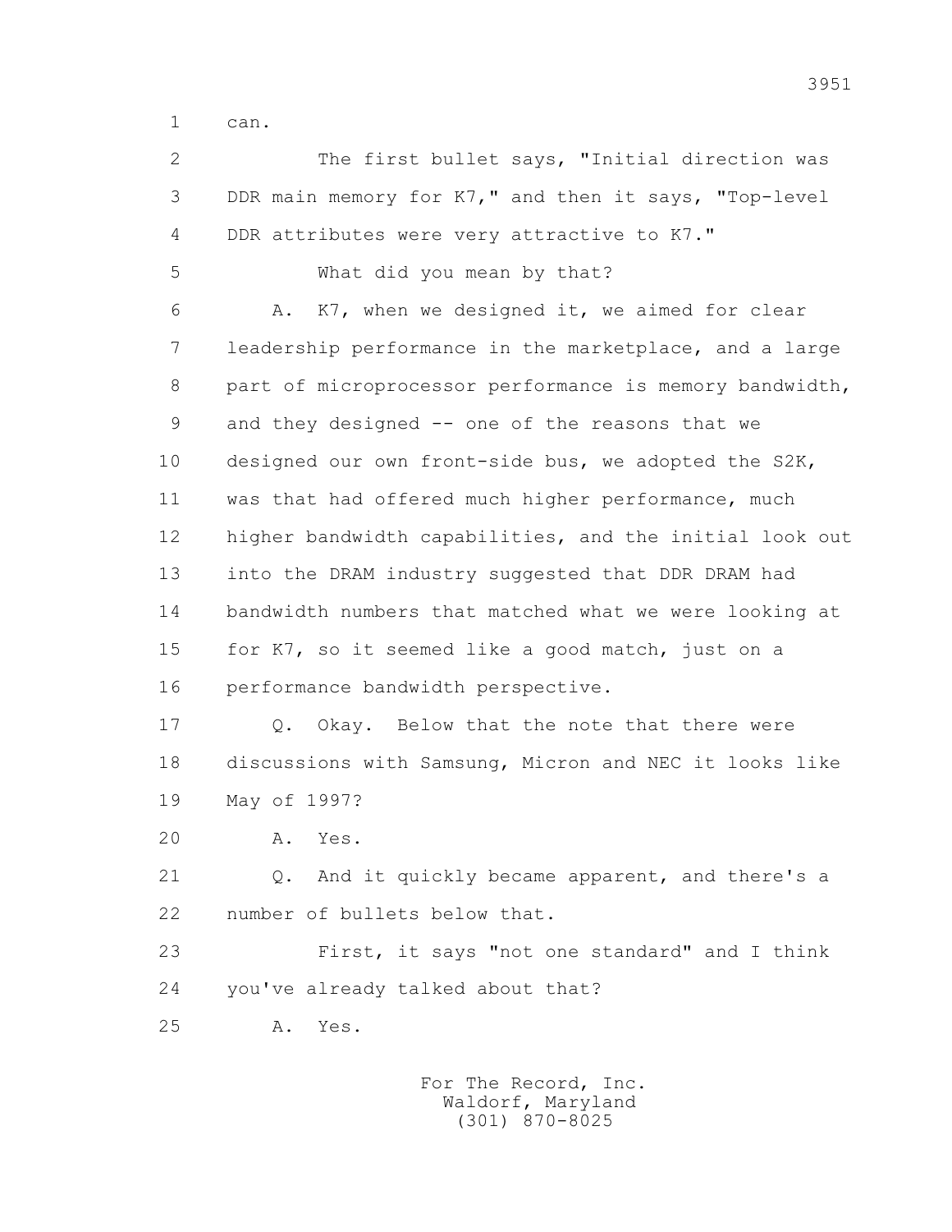1 can.

2 The first bullet says, "Initial direction was
3 DDR main memory for K7," and then it says, "Top-level
4 DDR attributes were very attractive to K7."

5 What did you mean by that?

6 A. K7, when we designed it, we aimed for clear
7 leadership performance in the marketplace, and a large
8 part of microprocessor performance is memory bandwidth,
9 and they designed -- one of the reasons that we
10 designed our own front-side bus, we adopted the S2K,
11 was that had offered much higher performance, much
12 higher bandwidth capabilities, and the initial look out
13 into the DRAM industry suggested that DDR DRAM had
14 bandwidth numbers that matched what we were looking at
15 for K7, so it seemed like a good match, just on a
16 performance bandwidth perspective.

17 Q. Okay. Below that the note that there were
18 discussions with Samsung, Micron and NEC it looks like
19 May of 1997?

20 A. Yes.

21 Q. And it quickly became apparent, and there's a
22 number of bullets below that.

23 First, it says "not one standard" and I think
24 you've already talked about that?

25 A. Yes.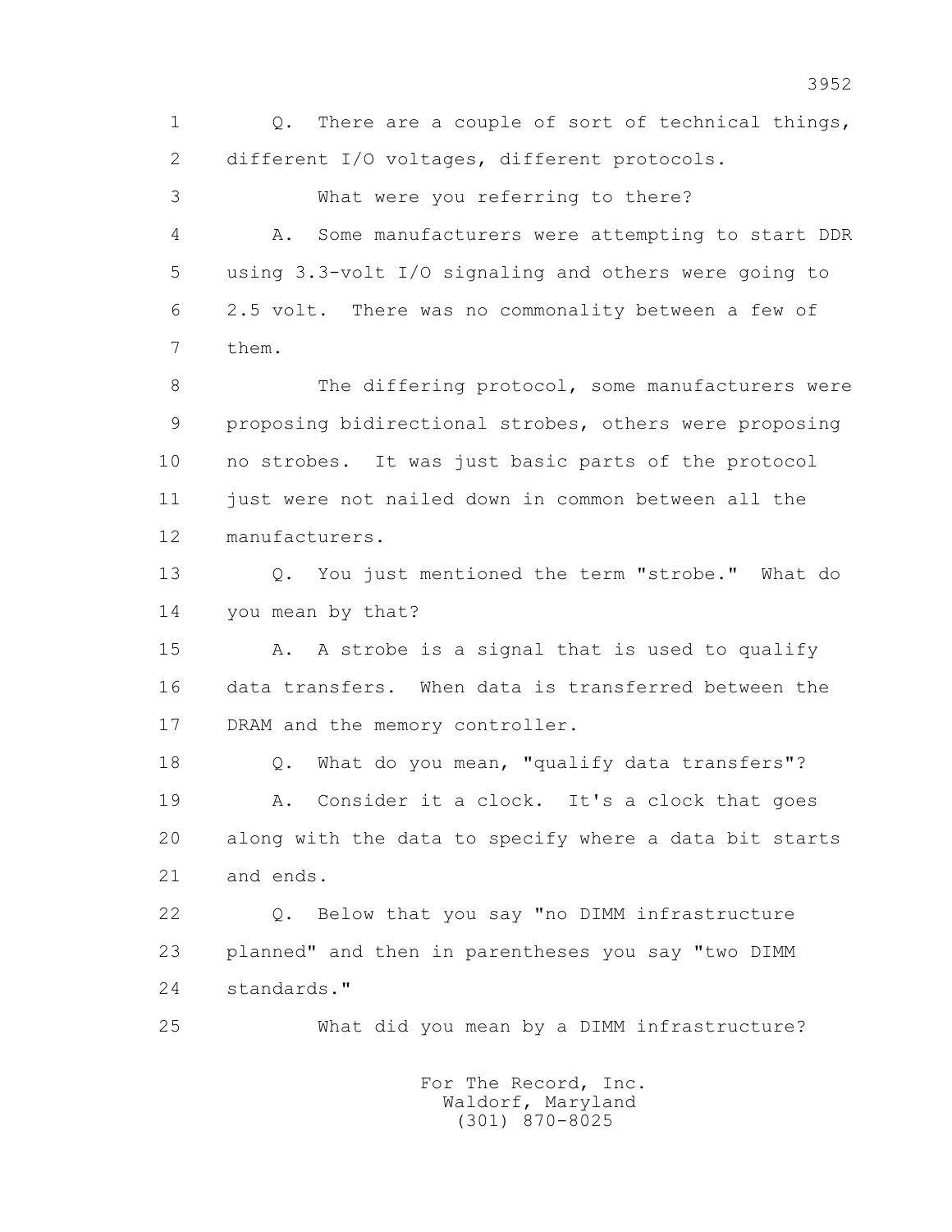Q. There are a couple of sort of technical things, different I/O voltages, different protocols.

What were you referring to there?

A. Some manufacturers were attempting to start DDR using 3.3-volt I/O signaling and others were going to 2.5 volt. There was no commonality between a few of them.

The differing protocol, some manufacturers were proposing bidirectional strobes, others were proposing no strobes. It was just basic parts of the protocol just were not nailed down in common between all the manufacturers.

Q. You just mentioned the term "strobe." What do you mean by that?

A. A strobe is a signal that is used to qualify data transfers. When data is transferred between the DRAM and the memory controller.

Q. What do you mean, "qualify data transfers"?

A. Consider it a clock. It's a clock that goes along with the data to specify where a data bit starts and ends.

Q. Below that you say "no DIMM infrastructure planned" and then in parentheses you say "two DIMM standards."

What did you mean by a DIMM infrastructure?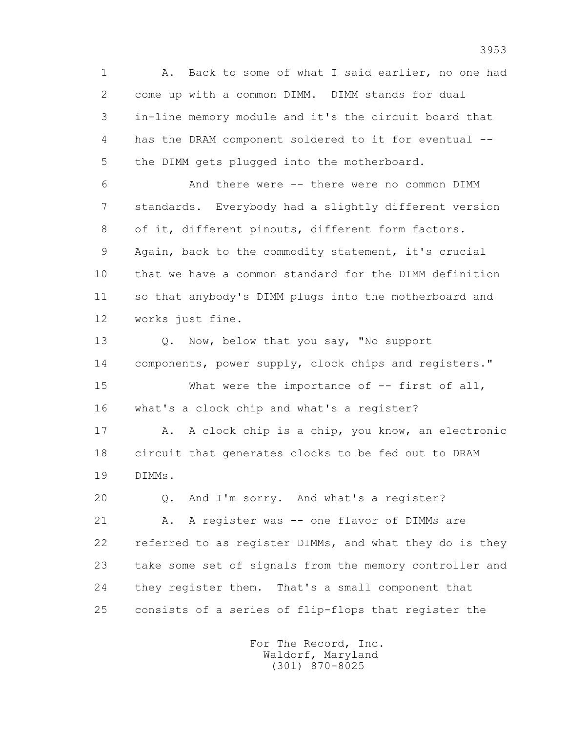A. Back to some of what I said earlier, no one had come up with a common DIMM. DIMM stands for dual in-line memory module and it's the circuit board that has the DRAM component soldered to it for eventual -- the DIMM gets plugged into the motherboard.

And there were -- there were no common DIMM standards. Everybody had a slightly different version of it, different pinouts, different form factors. Again, back to the commodity statement, it's crucial that we have a common standard for the DIMM definition so that anybody's DIMM plugs into the motherboard and works just fine.

Q. Now, below that you say, "No support components, power supply, clock chips and registers."

What were the importance of -- first of all, what's a clock chip and what's a register?

A. A clock chip is a chip, you know, an electronic circuit that generates clocks to be fed out to DRAM DIMMs.

Q. And I'm sorry. And what's a register?

A. A register was -- one flavor of DIMMs are referred to as register DIMMs, and what they do is they take some set of signals from the memory controller and they register them. That's a small component that consists of a series of flip-flops that register the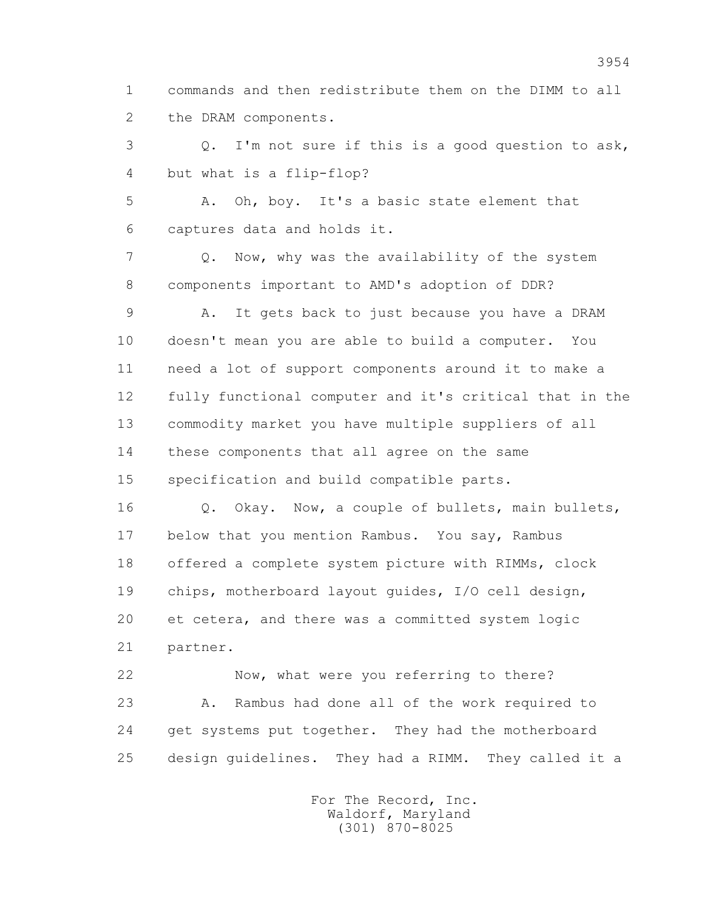1 commands and then redistribute them on the DIMM to all
2 the DRAM components.

3 Q. I'm not sure if this is a good question to ask,
4 but what is a flip-flop?

5 A. Oh, boy. It's a basic state element that
6 captures data and holds it.

7 Q. Now, why was the availability of the system
8 components important to AMD's adoption of DDR?

9 A. It gets back to just because you have a DRAM
10 doesn't mean you are able to build a computer. You
11 need a lot of support components around it to make a
12 fully functional computer and it's critical that in the
13 commodity market you have multiple suppliers of all
14 these components that all agree on the same
15 specification and build compatible parts.

16 Q. Okay. Now, a couple of bullets, main bullets,
17 below that you mention Rambus. You say, Rambus
18 offered a complete system picture with RIMMs, clock
19 chips, motherboard layout guides, I/O cell design,
20 et cetera, and there was a committed system logic
21 partner.

22 Now, what were you referring to there?

23 A. Rambus had done all of the work required to
24 get systems put together. They had the motherboard
25 design guidelines. They had a RIMM. They called it a

For The Record, Inc.
Waldorf, Maryland
(301) 870-8025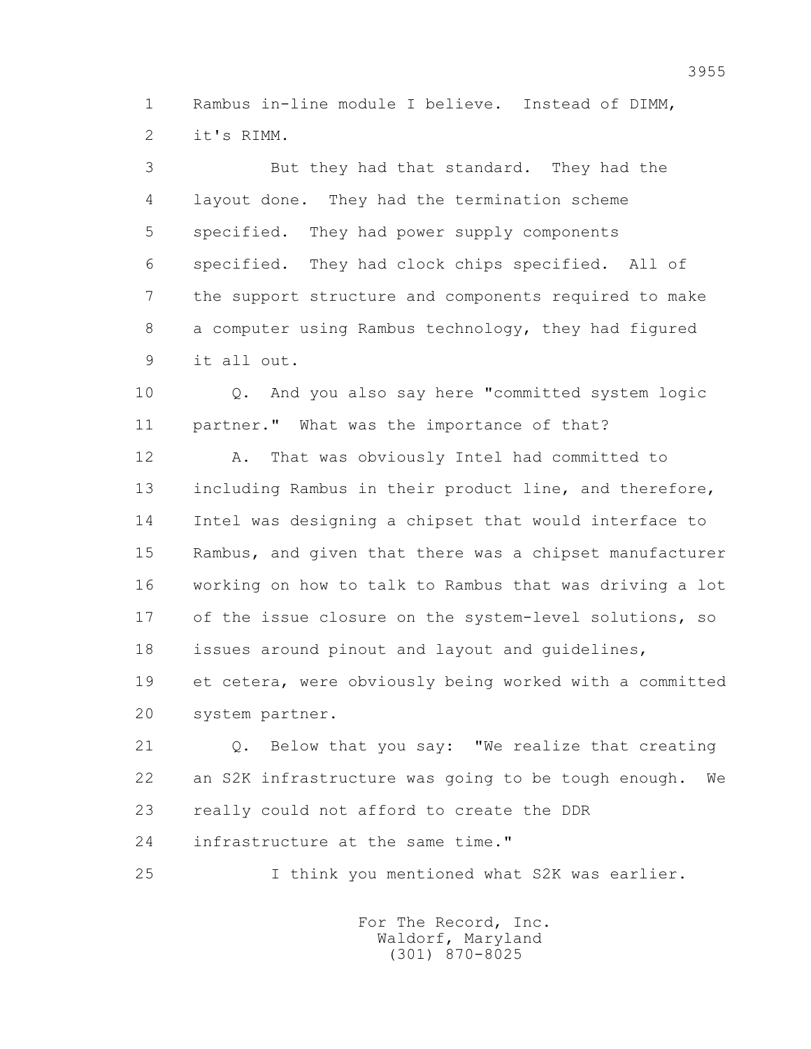1 Rambus in-line module I believe. Instead of DIMM,
2 it's RIMM.

3 But they had that standard. They had the
4 layout done. They had the termination scheme
5 specified. They had power supply components
6 specified. They had clock chips specified. All of
7 the support structure and components required to make
8 a computer using Rambus technology, they had figured
9 it all out.

10 Q. And you also say here "committed system logic
11 partner." What was the importance of that?

12 A. That was obviously Intel had committed to
13 including Rambus in their product line, and therefore,
14 Intel was designing a chipset that would interface to
15 Rambus, and given that there was a chipset manufacturer
16 working on how to talk to Rambus that was driving a lot
17 of the issue closure on the system-level solutions, so
18 issues around pinout and layout and guidelines,
19 et cetera, were obviously being worked with a committed
20 system partner.

21 Q. Below that you say: "We realize that creating
22 an S2K infrastructure was going to be tough enough. We
23 really could not afford to create the DDR
24 infrastructure at the same time."

25 I think you mentioned what S2K was earlier.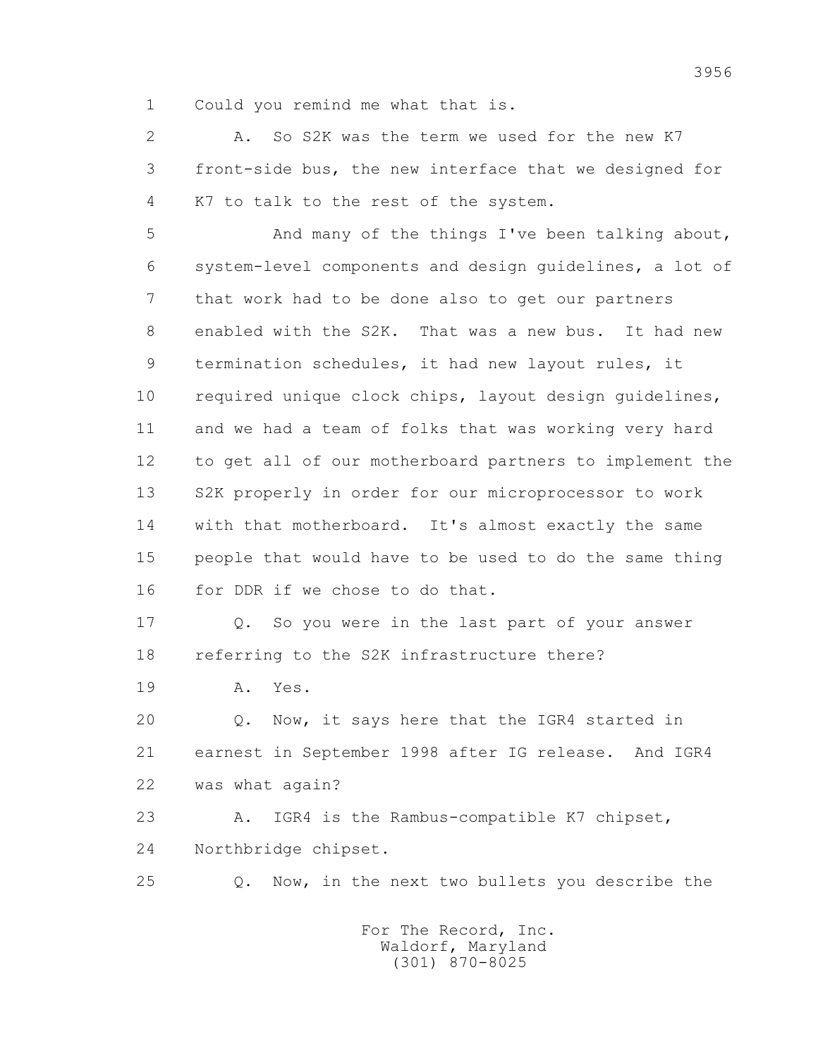1 Could you remind me what that is.

2 A. So S2K was the term we used for the new K7

3 front-side bus, the new interface that we designed for

4 K7 to talk to the rest of the system.

5 And many of the things I've been talking about,

6 system-level components and design guidelines, a lot of

7 that work had to be done also to get our partners

8 enabled with the S2K. That was a new bus. It had new

9 termination schedules, it had new layout rules, it

10 required unique clock chips, layout design guidelines,

11 and we had a team of folks that was working very hard

12 to get all of our motherboard partners to implement the

13 S2K properly in order for our microprocessor to work

14 with that motherboard. It's almost exactly the same

15 people that would have to be used to do the same thing

16 for DDR if we chose to do that.

17 Q. So you were in the last part of your answer

18 referring to the S2K infrastructure there?

19 A. Yes.

20 Q. Now, it says here that the IGR4 started in

21 earnest in September 1998 after IG release. And IGR4

22 was what again?

23 A. IGR4 is the Rambus-compatible K7 chipset,

24 Northbridge chipset.

25 Q. Now, in the next two bullets you describe the

For The Record, Inc.
Waldorf, Maryland
(301) 870-8025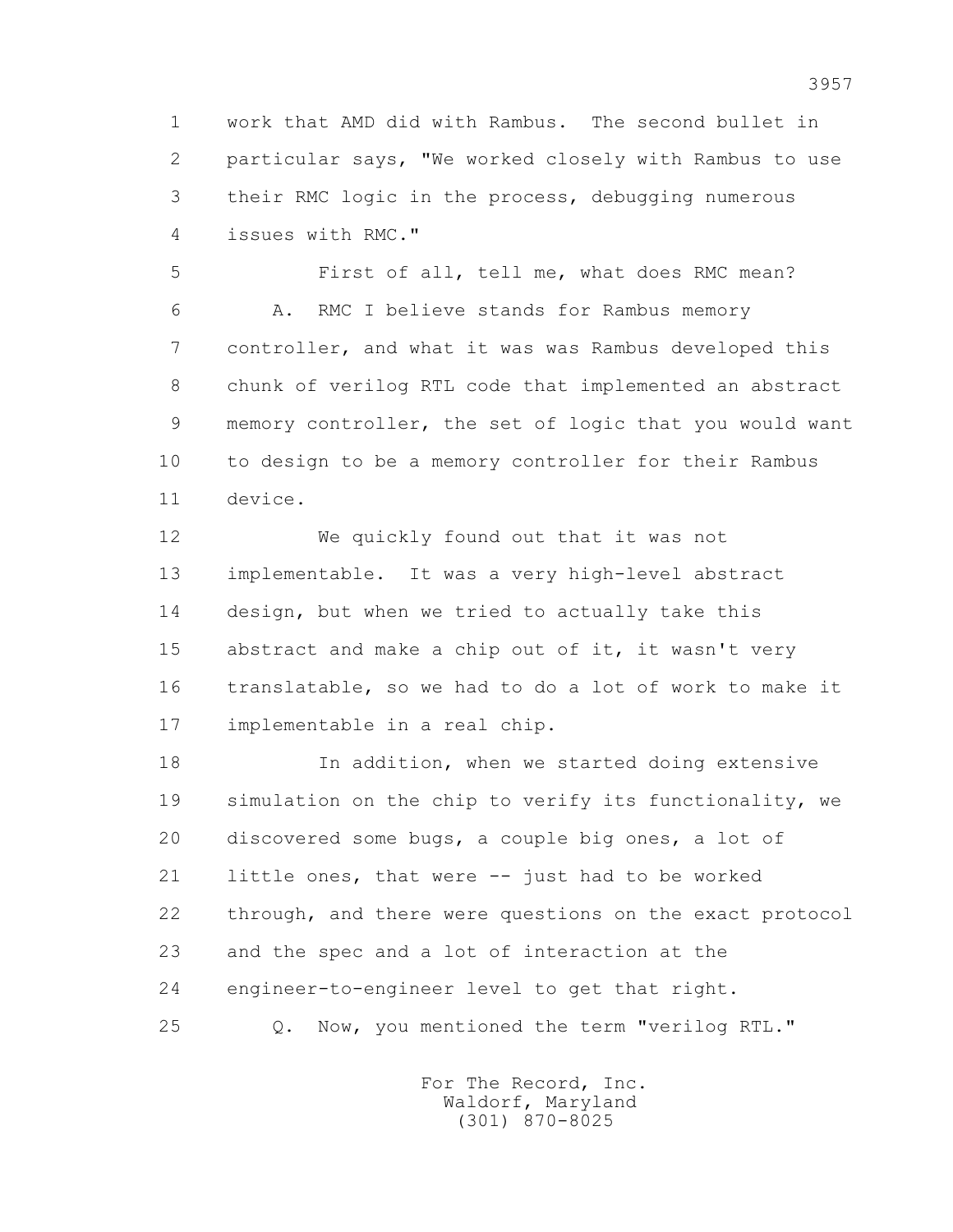work that AMD did with Rambus. The second bullet in particular says, "We worked closely with Rambus to use their RMC logic in the process, debugging numerous issues with RMC."

First of all, tell me, what does RMC mean?

A. RMC I believe stands for Rambus memory controller, and what it was was Rambus developed this chunk of verilog RTL code that implemented an abstract memory controller, the set of logic that you would want to design to be a memory controller for their Rambus device.

We quickly found out that it was not implementable. It was a very high-level abstract design, but when we tried to actually take this abstract and make a chip out of it, it wasn't very translatable, so we had to do a lot of work to make it implementable in a real chip.

In addition, when we started doing extensive simulation on the chip to verify its functionality, we discovered some bugs, a couple big ones, a lot of little ones, that were -- just had to be worked through, and there were questions on the exact protocol and the spec and a lot of interaction at the engineer-to-engineer level to get that right.

Q. Now, you mentioned the term "verilog RTL."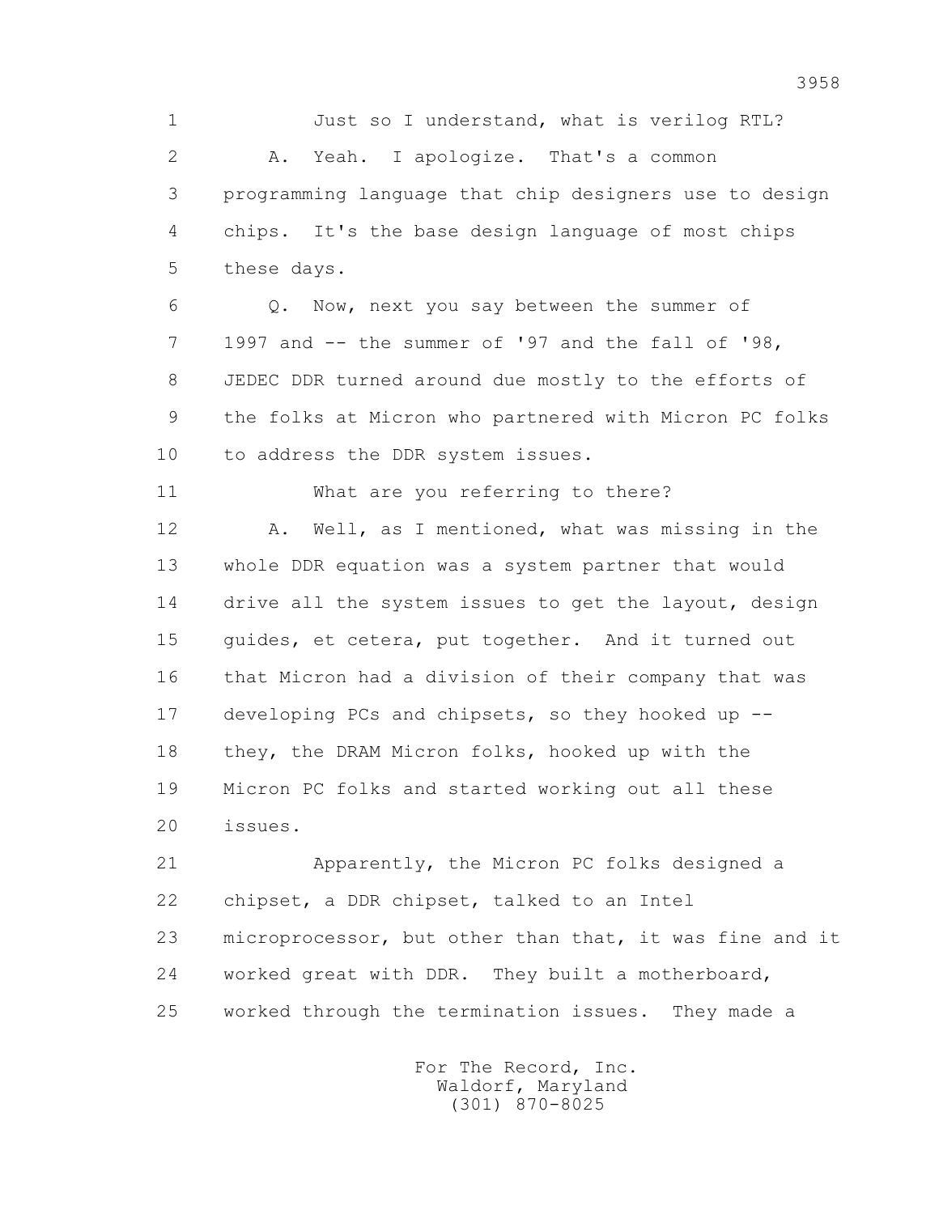1 Just so I understand, what is verilog RTL?

2 A. Yeah. I apologize. That's a common

3 programming language that chip designers use to design

4 chips. It's the base design language of most chips

5 these days.

6 Q. Now, next you say between the summer of

7 1997 and -- the summer of '97 and the fall of '98,

8 JEDEC DDR turned around due mostly to the efforts of

9 the folks at Micron who partnered with Micron PC folks

10 to address the DDR system issues.

11 What are you referring to there?

12 A. Well, as I mentioned, what was missing in the

13 whole DDR equation was a system partner that would

14 drive all the system issues to get the layout, design

15 guides, et cetera, put together. And it turned out

16 that Micron had a division of their company that was

17 developing PCs and chipsets, so they hooked up --

18 they, the DRAM Micron folks, hooked up with the

19 Micron PC folks and started working out all these

20 issues.

21 Apparently, the Micron PC folks designed a

22 chipset, a DDR chipset, talked to an Intel

23 microprocessor, but other than that, it was fine and it

24 worked great with DDR. They built a motherboard,

25 worked through the termination issues. They made a

For The Record, Inc.
Waldorf, Maryland
(301) 870-8025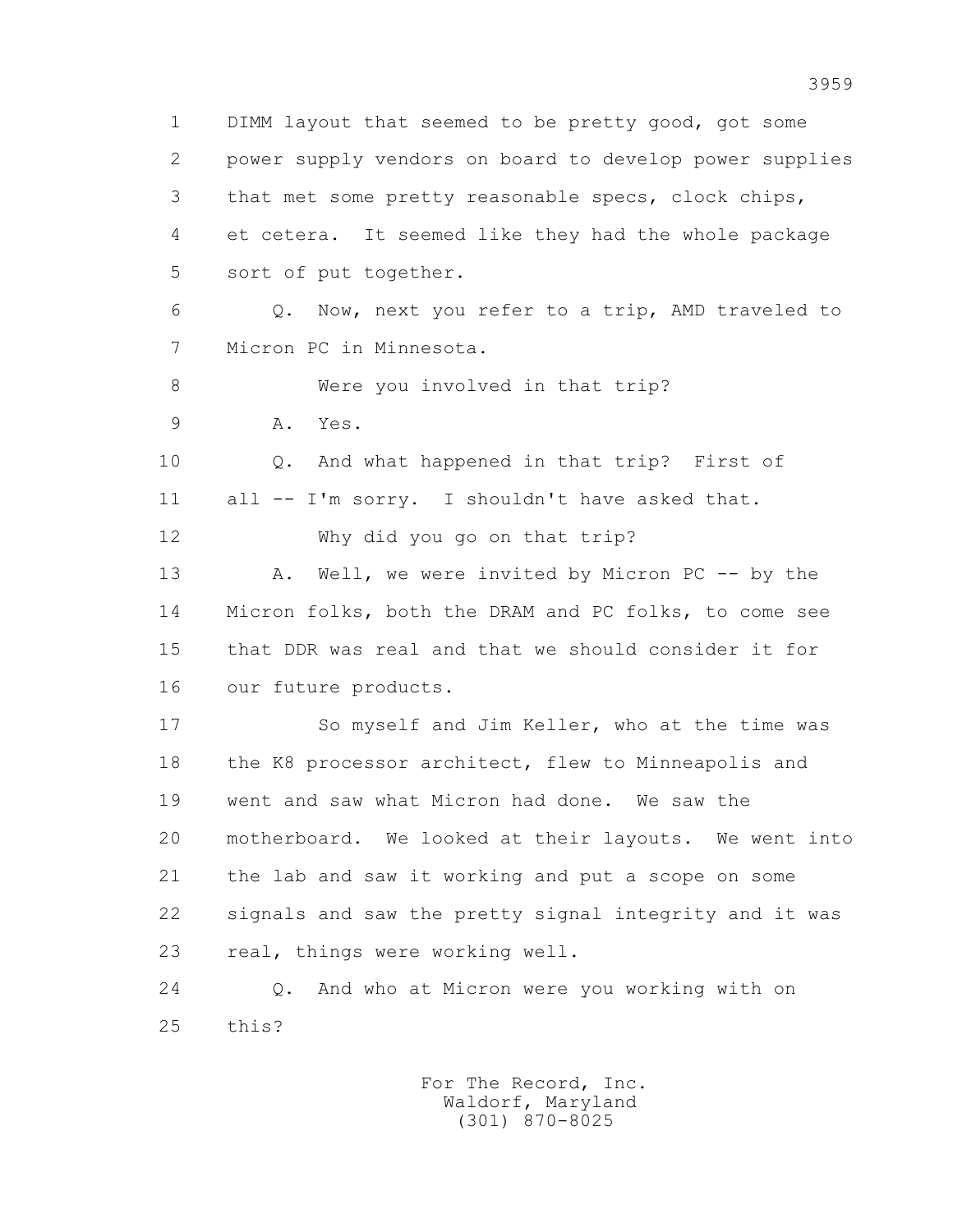1 DIMM layout that seemed to be pretty good, got some
2 power supply vendors on board to develop power supplies
3 that met some pretty reasonable specs, clock chips,
4 et cetera. It seemed like they had the whole package
5 sort of put together.

6 Q. Now, next you refer to a trip, AMD traveled to
7 Micron PC in Minnesota.

8 Were you involved in that trip?

9 A. Yes.

10 Q. And what happened in that trip? First of
11 all -- I'm sorry. I shouldn't have asked that.

12 Why did you go on that trip?

13 A. Well, we were invited by Micron PC -- by the
14 Micron folks, both the DRAM and PC folks, to come see
15 that DDR was real and that we should consider it for
16 our future products.

17 So myself and Jim Keller, who at the time was
18 the K8 processor architect, flew to Minneapolis and
19 went and saw what Micron had done. We saw the
20 motherboard. We looked at their layouts. We went into
21 the lab and saw it working and put a scope on some
22 signals and saw the pretty signal integrity and it was
23 real, things were working well.

24 Q. And who at Micron were you working with on
25 this?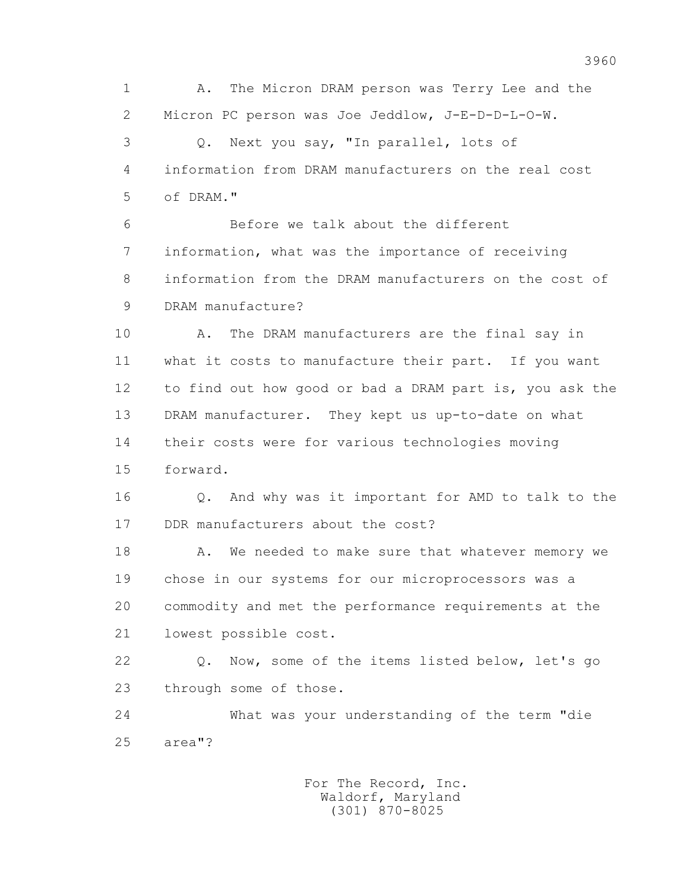A. The Micron DRAM person was Terry Lee and the Micron PC person was Joe Jeddlow, J-E-D-D-L-O-W.

Q. Next you say, "In parallel, lots of information from DRAM manufacturers on the real cost of DRAM."

Before we talk about the different information, what was the importance of receiving information from the DRAM manufacturers on the cost of DRAM manufacture?

A. The DRAM manufacturers are the final say in what it costs to manufacture their part. If you want to find out how good or bad a DRAM part is, you ask the DRAM manufacturer. They kept us up-to-date on what their costs were for various technologies moving forward.

Q. And why was it important for AMD to talk to the DDR manufacturers about the cost?

A. We needed to make sure that whatever memory we chose in our systems for our microprocessors was a commodity and met the performance requirements at the lowest possible cost.

Q. Now, some of the items listed below, let's go through some of those.

What was your understanding of the term "die area"?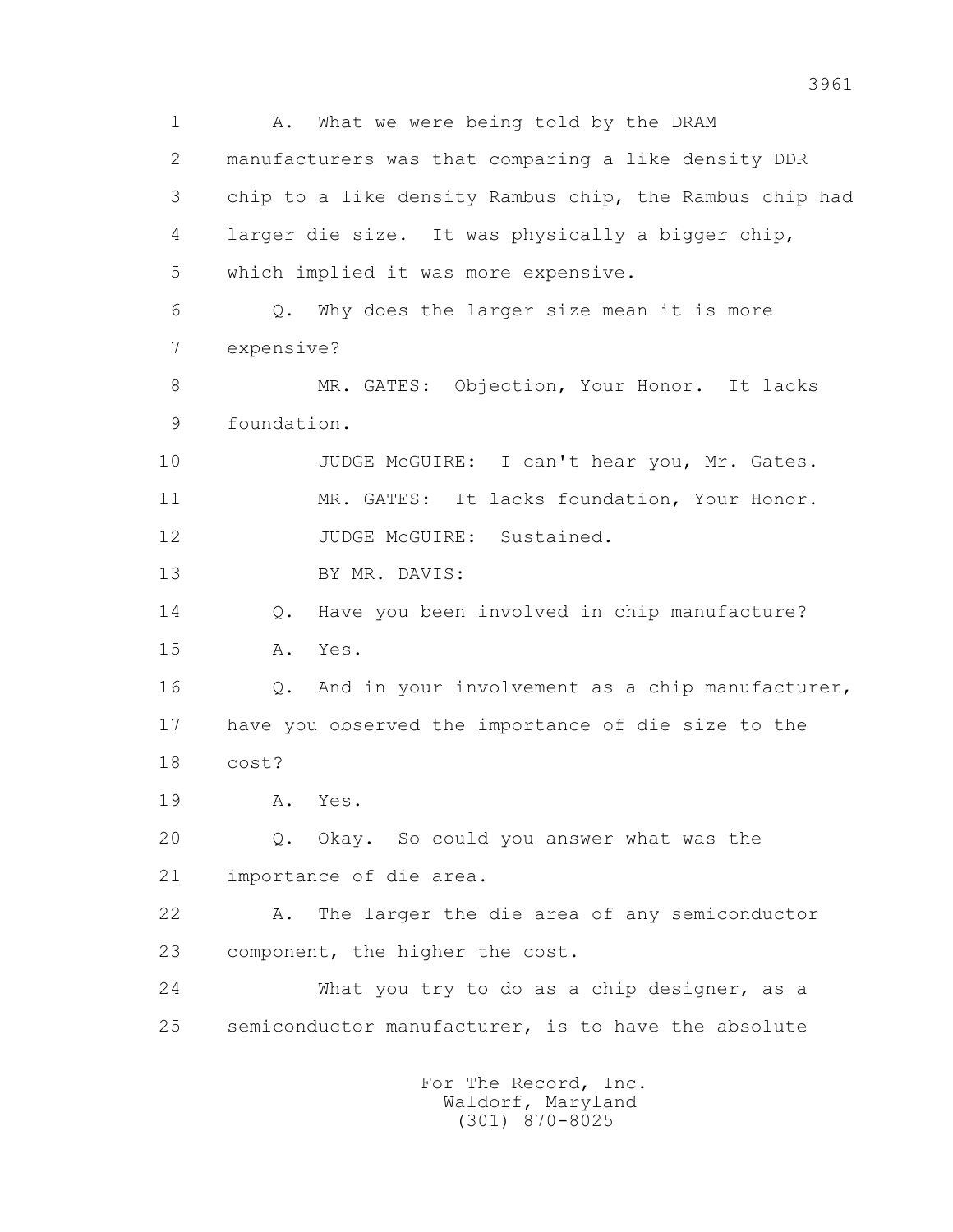1 A. What we were being told by the DRAM
2 manufacturers was that comparing a like density DDR
3 chip to a like density Rambus chip, the Rambus chip had
4 larger die size. It was physically a bigger chip,
5 which implied it was more expensive.
6 Q. Why does the larger size mean it is more
7 expensive?
8 MR. GATES: Objection, Your Honor. It lacks
9 foundation.
10 JUDGE McGUIRE: I can't hear you, Mr. Gates.
11 MR. GATES: It lacks foundation, Your Honor.
12 JUDGE McGUIRE: Sustained.
13 BY MR. DAVIS:
14 Q. Have you been involved in chip manufacture?
15 A. Yes.
16 Q. And in your involvement as a chip manufacturer,
17 have you observed the importance of die size to the
18 cost?
19 A. Yes.
20 Q. Okay. So could you answer what was the
21 importance of die area.
22 A. The larger the die area of any semiconductor
23 component, the higher the cost.
24 What you try to do as a chip designer, as a
25 semiconductor manufacturer, is to have the absolute

For The Record, Inc.
Waldorf, Maryland
(301) 870-8025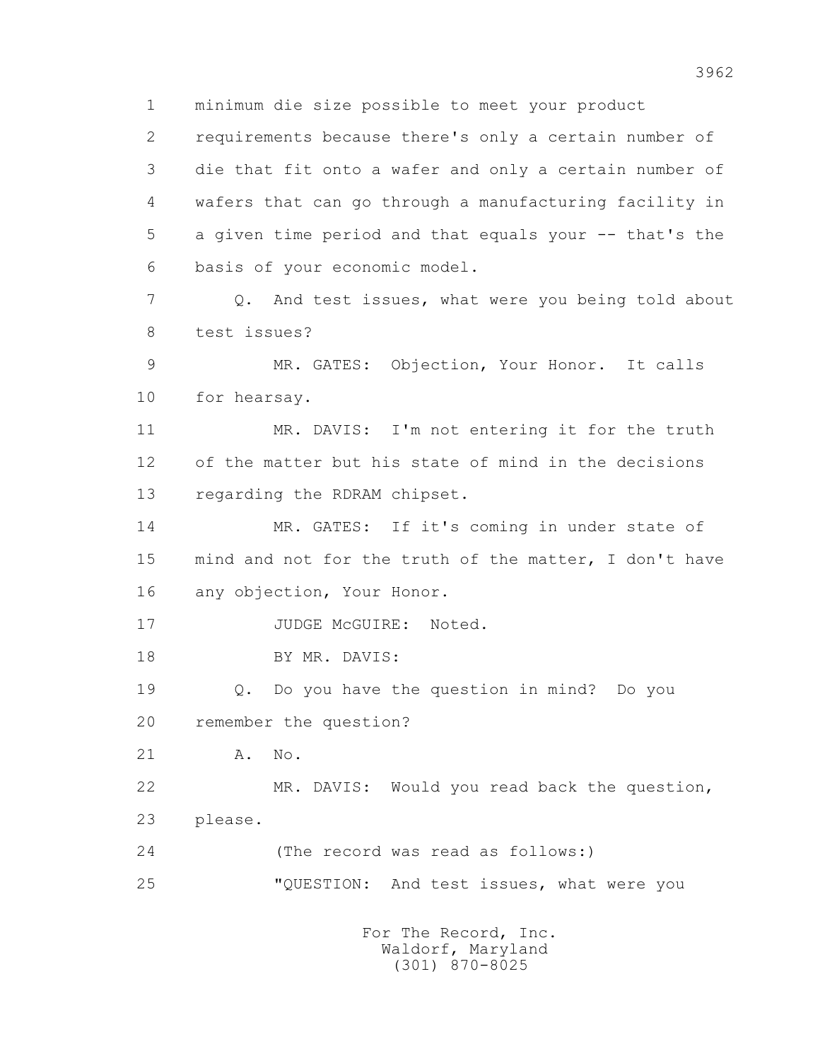1 minimum die size possible to meet your product
2 requirements because there's only a certain number of
3 die that fit onto a wafer and only a certain number of
4 wafers that can go through a manufacturing facility in
5 a given time period and that equals your -- that's the
6 basis of your economic model.

7 Q. And test issues, what were you being told about
8 test issues?

9 MR. GATES: Objection, Your Honor. It calls
10 for hearsay.

11 MR. DAVIS: I'm not entering it for the truth
12 of the matter but his state of mind in the decisions
13 regarding the RDRAM chipset.

14 MR. GATES: If it's coming in under state of
15 mind and not for the truth of the matter, I don't have
16 any objection, Your Honor.

17 JUDGE McGUIRE: Noted.

18 BY MR. DAVIS:

19 Q. Do you have the question in mind? Do you
20 remember the question?

21 A. No.

22 MR. DAVIS: Would you read back the question,
23 please.

24 (The record was read as follows:)

25 "QUESTION: And test issues, what were you

For The Record, Inc.
Waldorf, Maryland
(301) 870-8025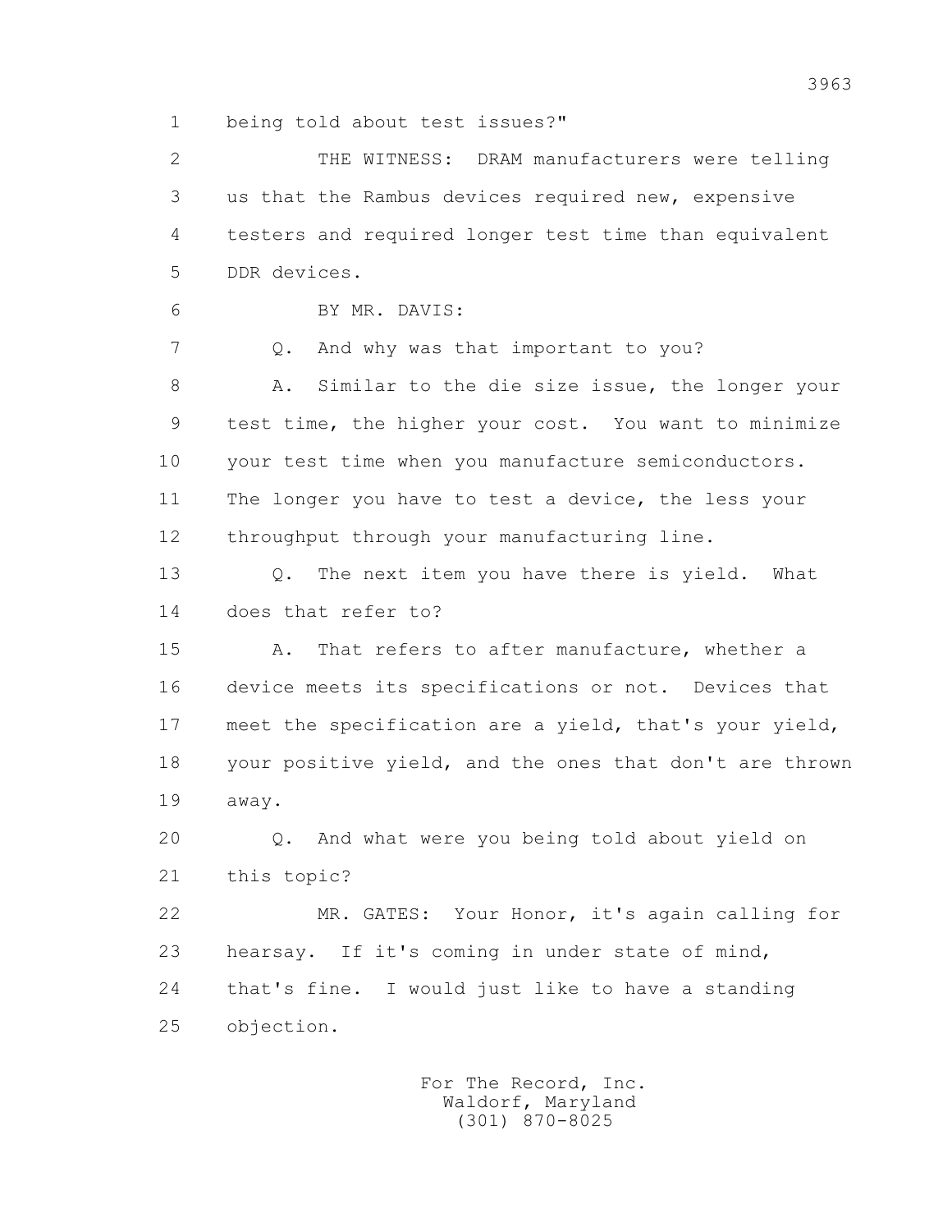being told about test issues?"

THE WITNESS: DRAM manufacturers were telling us that the Rambus devices required new, expensive testers and required longer test time than equivalent DDR devices.

BY MR. DAVIS:

Q. And why was that important to you?

A. Similar to the die size issue, the longer your test time, the higher your cost. You want to minimize your test time when you manufacture semiconductors. The longer you have to test a device, the less your throughput through your manufacturing line.

Q. The next item you have there is yield. What does that refer to?

A. That refers to after manufacture, whether a device meets its specifications or not. Devices that meet the specification are a yield, that's your yield, your positive yield, and the ones that don't are thrown away.

Q. And what were you being told about yield on this topic?

MR. GATES: Your Honor, it's again calling for hearsay. If it's coming in under state of mind, that's fine. I would just like to have a standing objection.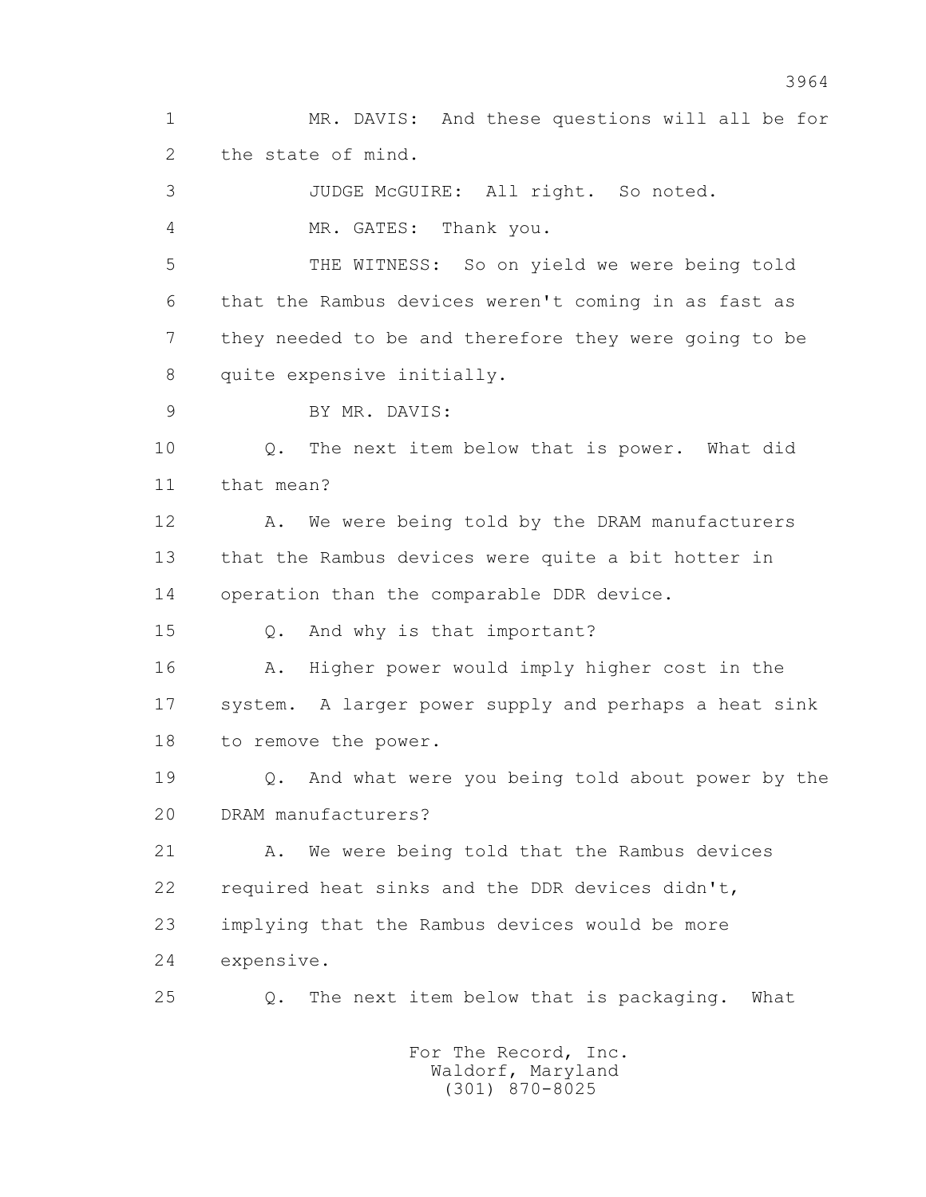1 MR. DAVIS: And these questions will all be for
2 the state of mind.

3 JUDGE McGUIRE: All right. So noted.

4 MR. GATES: Thank you.

5 THE WITNESS: So on yield we were being told
6 that the Rambus devices weren't coming in as fast as
7 they needed to be and therefore they were going to be
8 quite expensive initially.

9 BY MR. DAVIS:

10 Q. The next item below that is power. What did
11 that mean?

12 A. We were being told by the DRAM manufacturers
13 that the Rambus devices were quite a bit hotter in
14 operation than the comparable DDR device.

15 Q. And why is that important?

16 A. Higher power would imply higher cost in the
17 system. A larger power supply and perhaps a heat sink
18 to remove the power.

19 Q. And what were you being told about power by the
20 DRAM manufacturers?

21 A. We were being told that the Rambus devices
22 required heat sinks and the DDR devices didn't,
23 implying that the Rambus devices would be more
24 expensive.

25 Q. The next item below that is packaging. What

For The Record, Inc.
Waldorf, Maryland
(301) 870-8025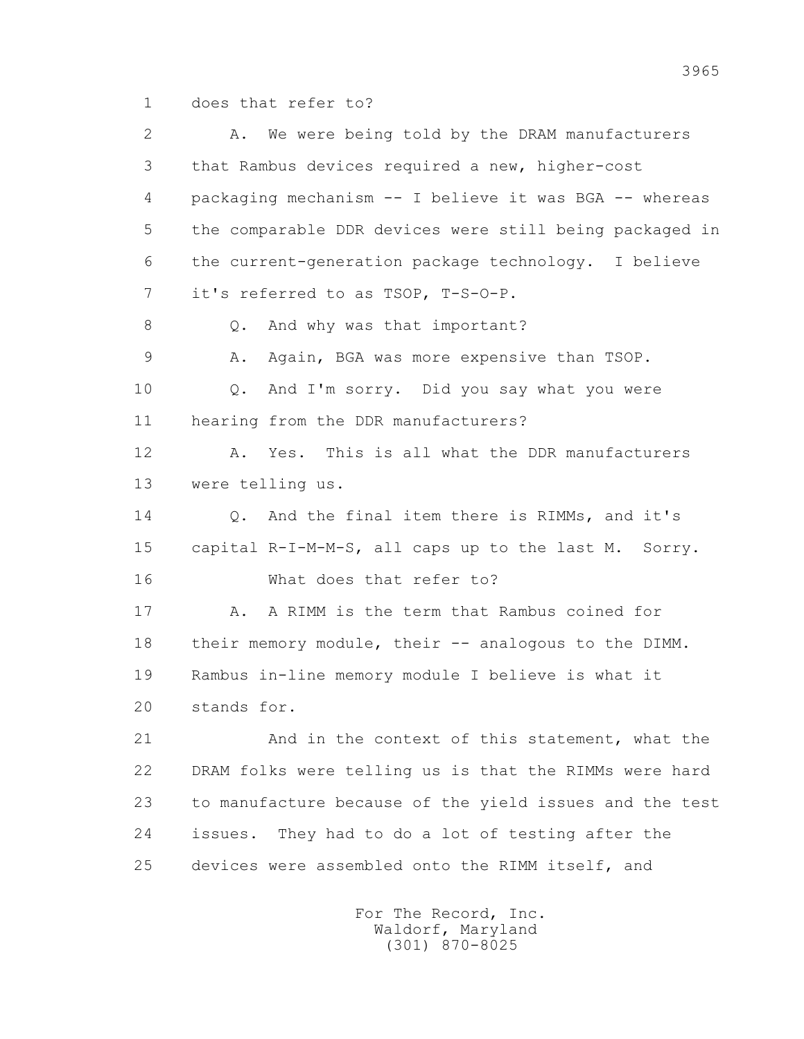1 does that refer to?

2 A. We were being told by the DRAM manufacturers

3 that Rambus devices required a new, higher-cost

4 packaging mechanism -- I believe it was BGA -- whereas

5 the comparable DDR devices were still being packaged in

6 the current-generation package technology. I believe

7 it's referred to as TSOP, T-S-O-P.

8 Q. And why was that important?

9 A. Again, BGA was more expensive than TSOP.

10 Q. And I'm sorry. Did you say what you were

11 hearing from the DDR manufacturers?

12 A. Yes. This is all what the DDR manufacturers

13 were telling us.

14 Q. And the final item there is RIMMs, and it's

15 capital R-I-M-M-S, all caps up to the last M. Sorry.

16 What does that refer to?

17 A. A RIMM is the term that Rambus coined for

18 their memory module, their -- analogous to the DIMM.

19 Rambus in-line memory module I believe is what it

20 stands for.

21 And in the context of this statement, what the

22 DRAM folks were telling us is that the RIMMs were hard

23 to manufacture because of the yield issues and the test

24 issues. They had to do a lot of testing after the

25 devices were assembled onto the RIMM itself, and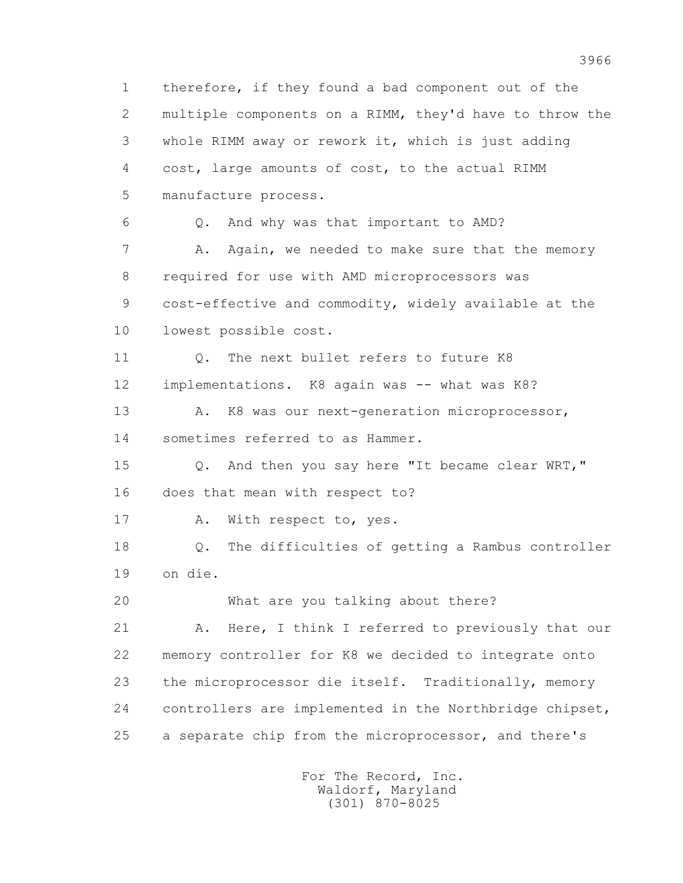1 therefore, if they found a bad component out of the
2 multiple components on a RIMM, they'd have to throw the
3 whole RIMM away or rework it, which is just adding
4 cost, large amounts of cost, to the actual RIMM
5 manufacture process.

6 Q. And why was that important to AMD?

7 A. Again, we needed to make sure that the memory
8 required for use with AMD microprocessors was
9 cost-effective and commodity, widely available at the
10 lowest possible cost.

11 Q. The next bullet refers to future K8
12 implementations. K8 again was -- what was K8?

13 A. K8 was our next-generation microprocessor,
14 sometimes referred to as Hammer.

15 Q. And then you say here "It became clear WRT,"
16 does that mean with respect to?

17 A. With respect to, yes.

18 Q. The difficulties of getting a Rambus controller
19 on die.

20 What are you talking about there?

21 A. Here, I think I referred to previously that our
22 memory controller for K8 we decided to integrate onto
23 the microprocessor die itself. Traditionally, memory
24 controllers are implemented in the Northbridge chipset,
25 a separate chip from the microprocessor, and there's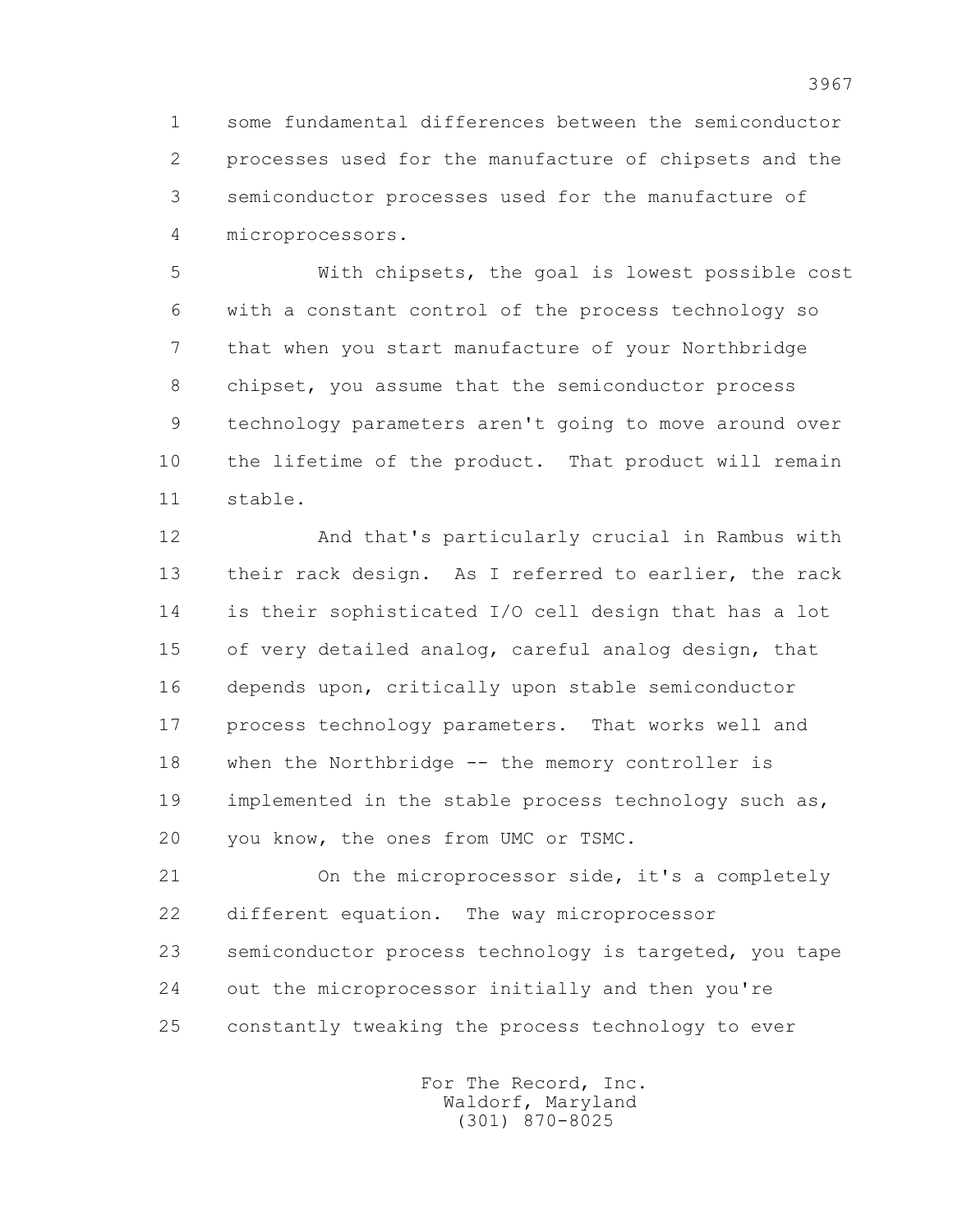1 some fundamental differences between the semiconductor
2 processes used for the manufacture of chipsets and the
3 semiconductor processes used for the manufacture of
4 microprocessors.

5 With chipsets, the goal is lowest possible cost
6 with a constant control of the process technology so
7 that when you start manufacture of your Northbridge
8 chipset, you assume that the semiconductor process
9 technology parameters aren't going to move around over
10 the lifetime of the product. That product will remain
11 stable.

12 And that's particularly crucial in Rambus with
13 their rack design. As I referred to earlier, the rack
14 is their sophisticated I/O cell design that has a lot
15 of very detailed analog, careful analog design, that
16 depends upon, critically upon stable semiconductor
17 process technology parameters. That works well and
18 when the Northbridge -- the memory controller is
19 implemented in the stable process technology such as,
20 you know, the ones from UMC or TSMC.

21 On the microprocessor side, it's a completely
22 different equation. The way microprocessor
23 semiconductor process technology is targeted, you tape
24 out the microprocessor initially and then you're
25 constantly tweaking the process technology to ever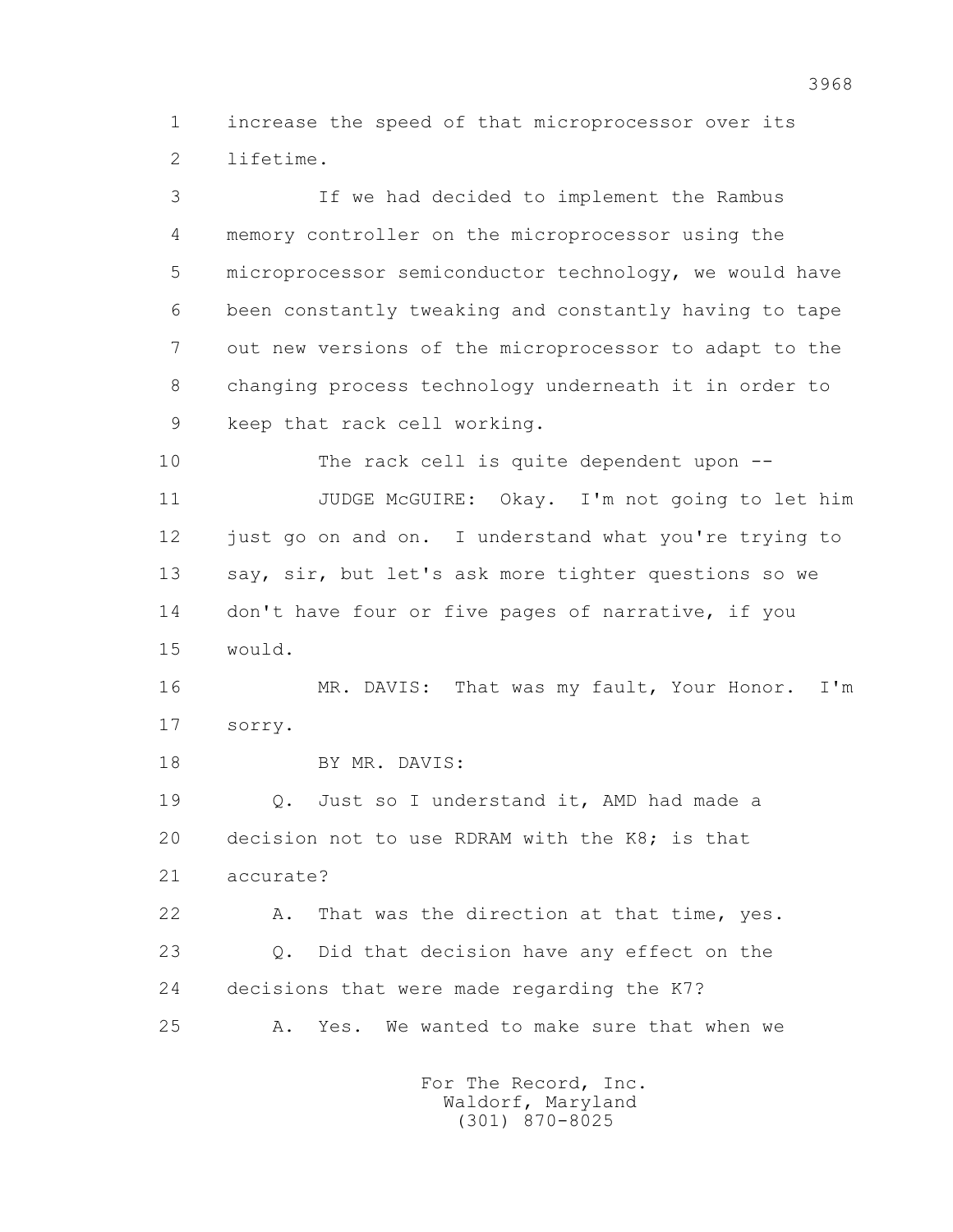1 increase the speed of that microprocessor over its
2 lifetime.

3 If we had decided to implement the Rambus
4 memory controller on the microprocessor using the
5 microprocessor semiconductor technology, we would have
6 been constantly tweaking and constantly having to tape
7 out new versions of the microprocessor to adapt to the
8 changing process technology underneath it in order to
9 keep that rack cell working.

10 The rack cell is quite dependent upon --

11 JUDGE McGUIRE: Okay. I'm not going to let him
12 just go on and on. I understand what you're trying to
13 say, sir, but let's ask more tighter questions so we
14 don't have four or five pages of narrative, if you
15 would.

16 MR. DAVIS: That was my fault, Your Honor. I'm
17 sorry.

18 BY MR. DAVIS:

19 Q. Just so I understand it, AMD had made a
20 decision not to use RDRAM with the K8; is that
21 accurate?

22 A. That was the direction at that time, yes.

23 Q. Did that decision have any effect on the
24 decisions that were made regarding the K7?

25 A. Yes. We wanted to make sure that when we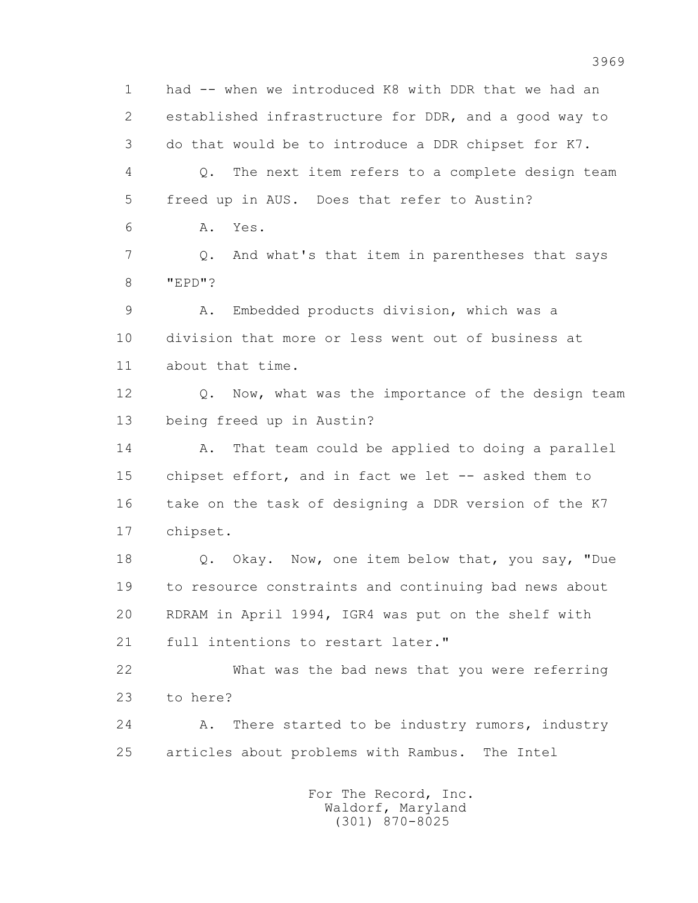had -- when we introduced K8 with DDR that we had an established infrastructure for DDR, and a good way to do that would be to introduce a DDR chipset for K7.

Q. The next item refers to a complete design team freed up in AUS. Does that refer to Austin?

A. Yes.

Q. And what's that item in parentheses that says "EPD"?

A. Embedded products division, which was a division that more or less went out of business at about that time.

Q. Now, what was the importance of the design team being freed up in Austin?

A. That team could be applied to doing a parallel chipset effort, and in fact we let -- asked them to take on the task of designing a DDR version of the K7 chipset.

Q. Okay. Now, one item below that, you say, "Due to resource constraints and continuing bad news about RDRAM in April 1994, IGR4 was put on the shelf with full intentions to restart later."

What was the bad news that you were referring to here?

A. There started to be industry rumors, industry articles about problems with Rambus. The Intel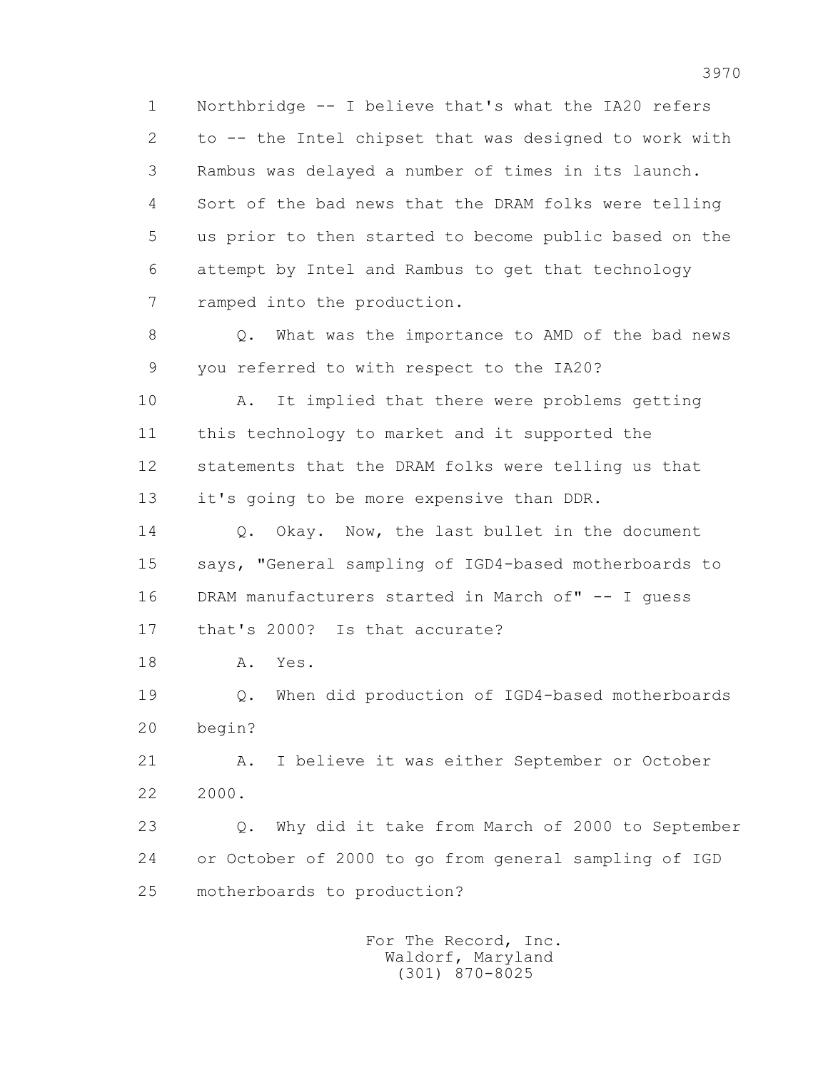1 Northbridge -- I believe that's what the IA20 refers
2 to -- the Intel chipset that was designed to work with
3 Rambus was delayed a number of times in its launch.
4 Sort of the bad news that the DRAM folks were telling
5 us prior to then started to become public based on the
6 attempt by Intel and Rambus to get that technology
7 ramped into the production.

8 Q. What was the importance to AMD of the bad news
9 you referred to with respect to the IA20?

10 A. It implied that there were problems getting
11 this technology to market and it supported the
12 statements that the DRAM folks were telling us that
13 it's going to be more expensive than DDR.

14 Q. Okay. Now, the last bullet in the document
15 says, "General sampling of IGD4-based motherboards to
16 DRAM manufacturers started in March of" -- I guess
17 that's 2000? Is that accurate?

18 A. Yes.

19 Q. When did production of IGD4-based motherboards
20 begin?

21 A. I believe it was either September or October
22 2000.

23 Q. Why did it take from March of 2000 to September
24 or October of 2000 to go from general sampling of IGD
25 motherboards to production?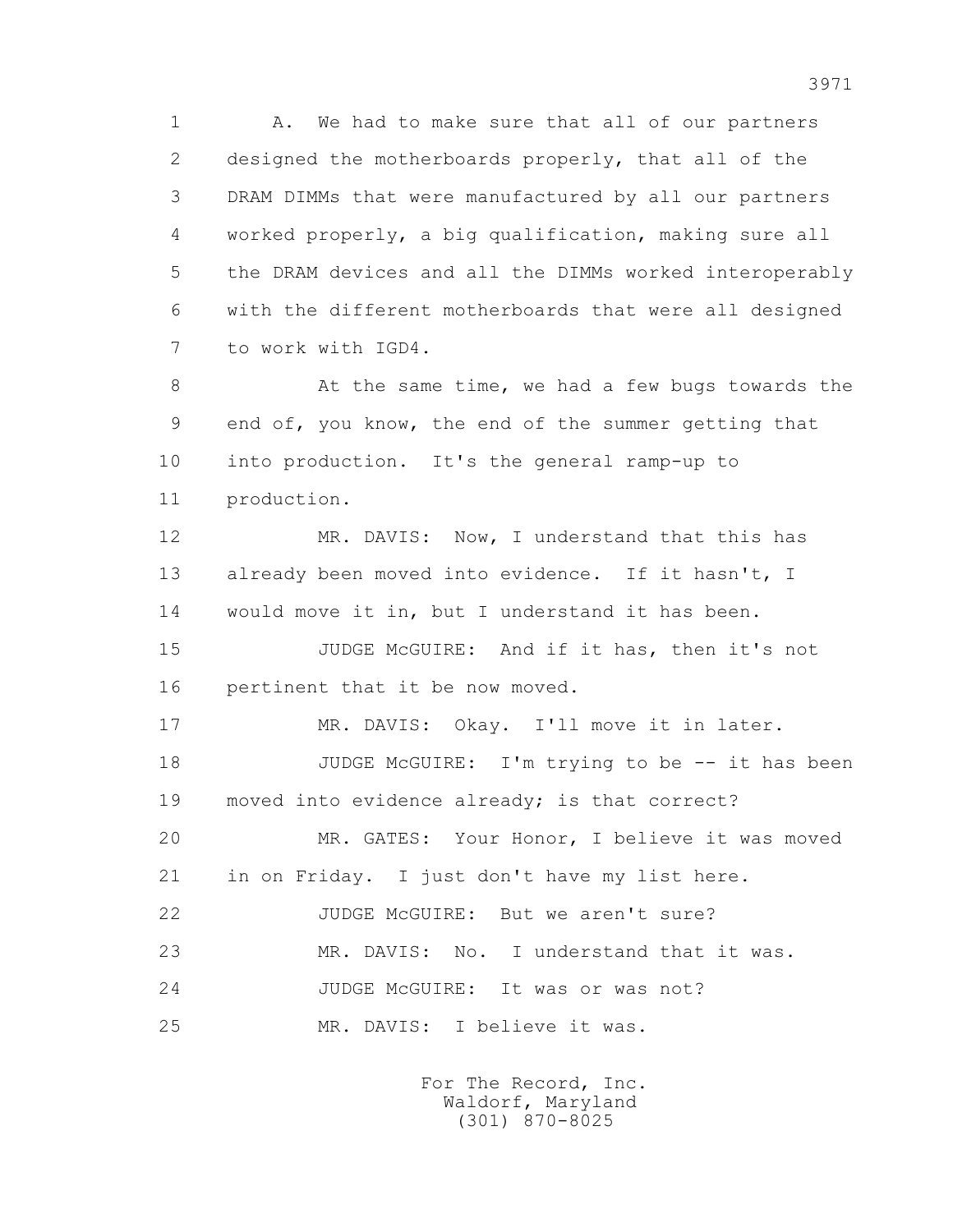A. We had to make sure that all of our partners designed the motherboards properly, that all of the DRAM DIMMs that were manufactured by all our partners worked properly, a big qualification, making sure all the DRAM devices and all the DIMMs worked interoperably with the different motherboards that were all designed to work with IGD4.

At the same time, we had a few bugs towards the end of, you know, the end of the summer getting that into production. It's the general ramp-up to production.

MR. DAVIS: Now, I understand that this has already been moved into evidence. If it hasn't, I would move it in, but I understand it has been.

JUDGE McGUIRE: And if it has, then it's not pertinent that it be now moved.

MR. DAVIS: Okay. I'll move it in later.

JUDGE McGUIRE: I'm trying to be -- it has been moved into evidence already; is that correct?

MR. GATES: Your Honor, I believe it was moved in on Friday. I just don't have my list here.

JUDGE McGUIRE: But we aren't sure?

MR. DAVIS: No. I understand that it was.

JUDGE McGUIRE: It was or was not?

MR. DAVIS: I believe it was.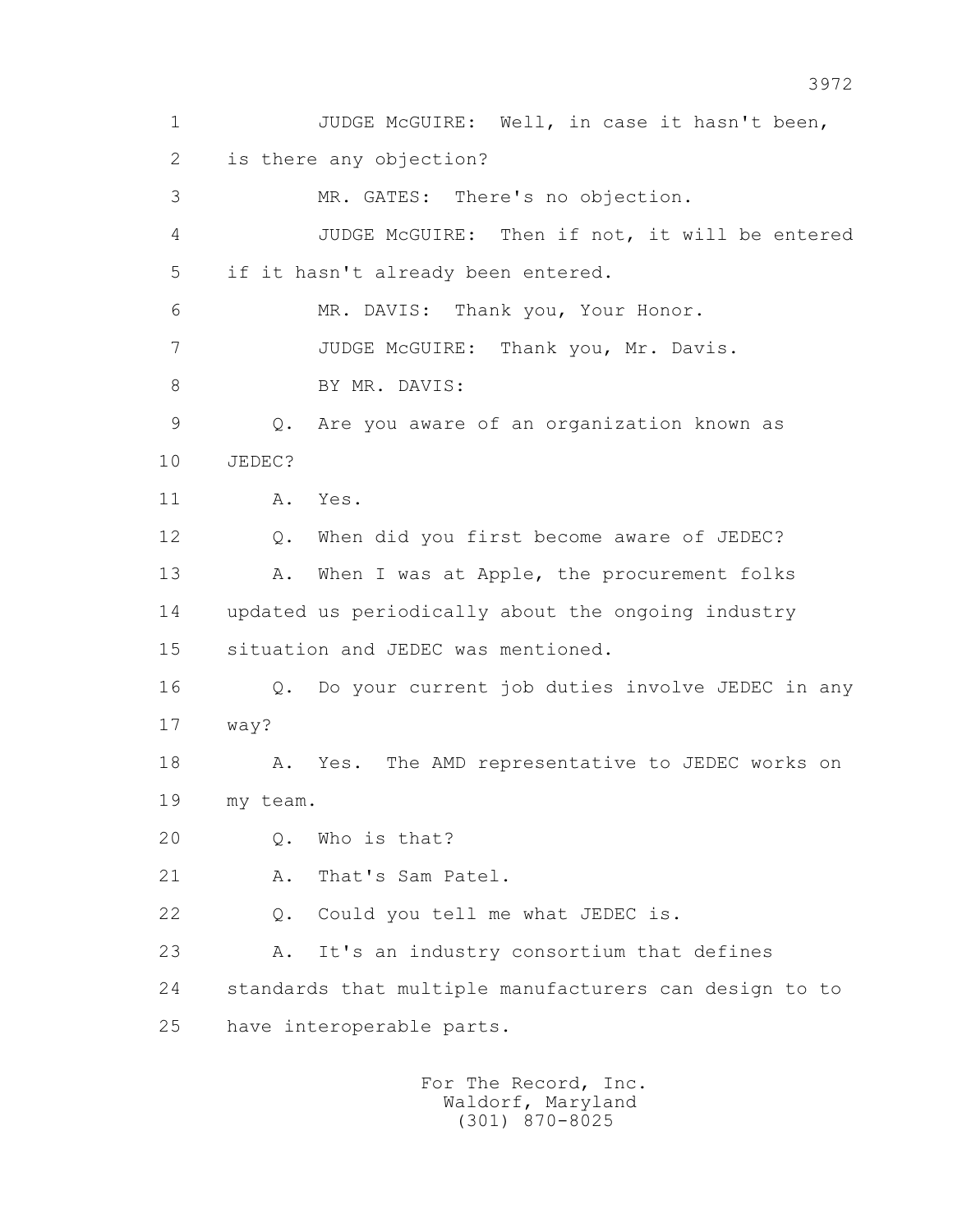1 JUDGE McGUIRE: Well, in case it hasn't been,
2 is there any objection?
3 MR. GATES: There's no objection.
4 JUDGE McGUIRE: Then if not, it will be entered
5 if it hasn't already been entered.
6 MR. DAVIS: Thank you, Your Honor.
7 JUDGE McGUIRE: Thank you, Mr. Davis.
8 BY MR. DAVIS:
9 Q. Are you aware of an organization known as
10 JEDEC?
11 A. Yes.
12 Q. When did you first become aware of JEDEC?
13 A. When I was at Apple, the procurement folks
14 updated us periodically about the ongoing industry
15 situation and JEDEC was mentioned.
16 Q. Do your current job duties involve JEDEC in any
17 way?
18 A. Yes. The AMD representative to JEDEC works on
19 my team.
20 Q. Who is that?
21 A. That's Sam Patel.
22 Q. Could you tell me what JEDEC is.
23 A. It's an industry consortium that defines
24 standards that multiple manufacturers can design to to
25 have interoperable parts.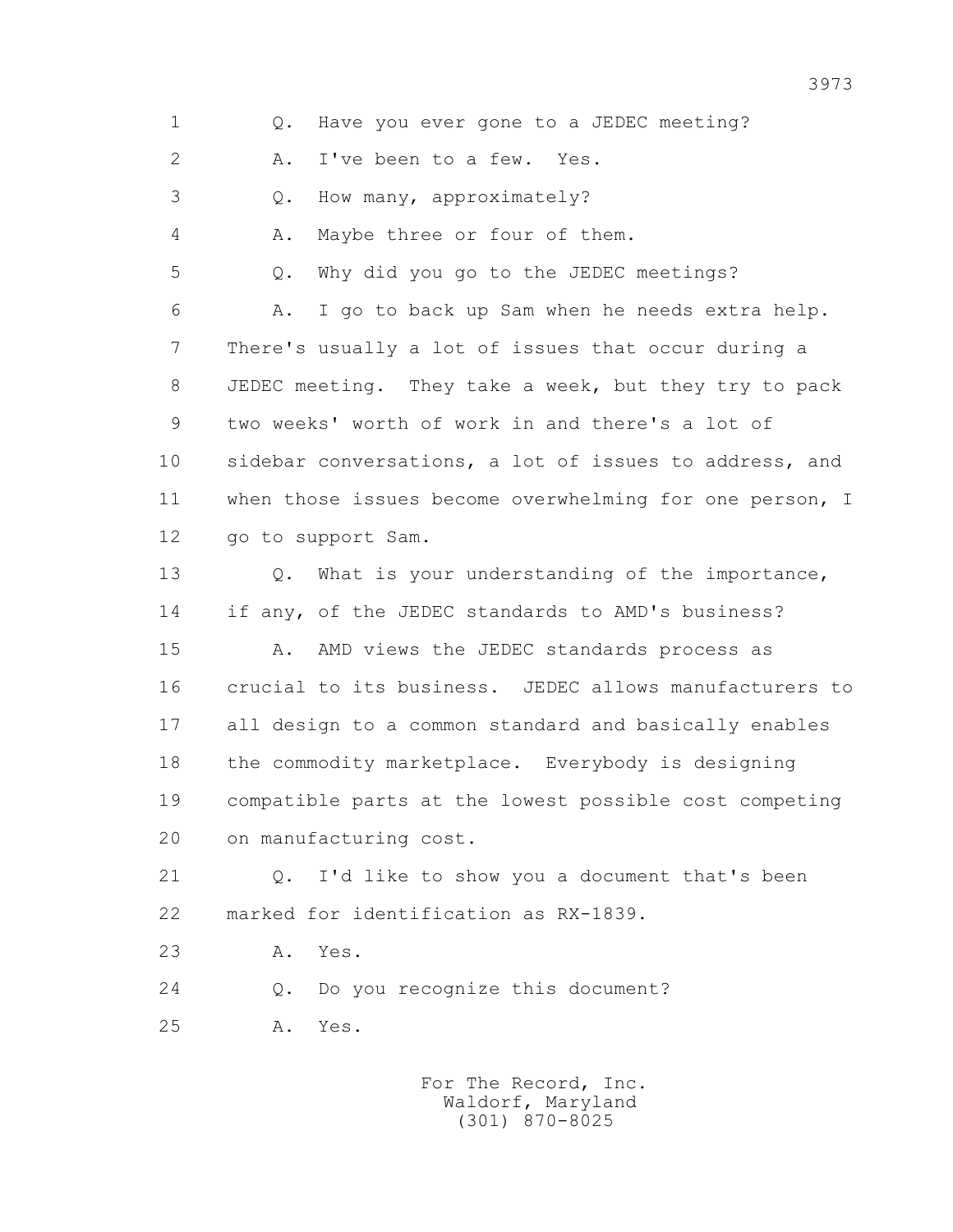1 Q. Have you ever gone to a JEDEC meeting?

2 A. I've been to a few. Yes.

3 Q. How many, approximately?

4 A. Maybe three or four of them.

5 Q. Why did you go to the JEDEC meetings?

6 A. I go to back up Sam when he needs extra help.

7 There's usually a lot of issues that occur during a

8 JEDEC meeting. They take a week, but they try to pack

9 two weeks' worth of work in and there's a lot of

10 sidebar conversations, a lot of issues to address, and

11 when those issues become overwhelming for one person, I

12 go to support Sam.

13 Q. What is your understanding of the importance,

14 if any, of the JEDEC standards to AMD's business?

15 A. AMD views the JEDEC standards process as

16 crucial to its business. JEDEC allows manufacturers to

17 all design to a common standard and basically enables

18 the commodity marketplace. Everybody is designing

19 compatible parts at the lowest possible cost competing

20 on manufacturing cost.

21 Q. I'd like to show you a document that's been

22 marked for identification as RX-1839.

23 A. Yes.

24 Q. Do you recognize this document?

25 A. Yes.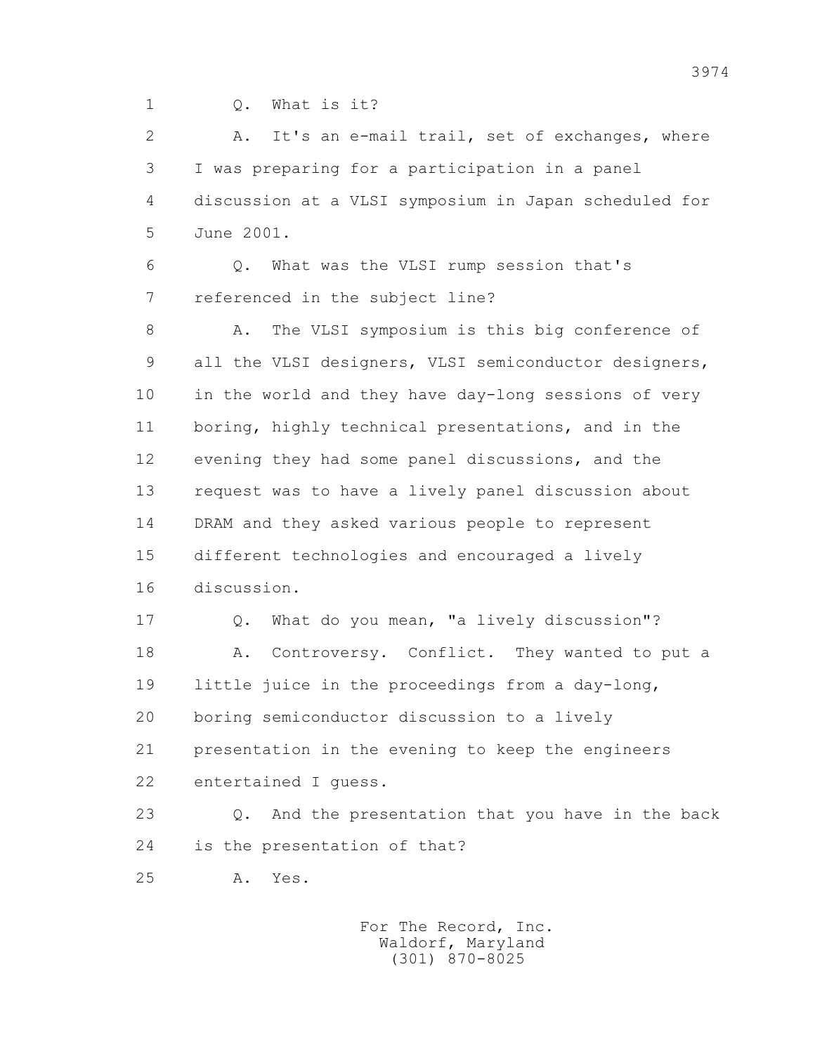1 Q. What is it?

2 A. It's an e-mail trail, set of exchanges, where
3 I was preparing for a participation in a panel
4 discussion at a VLSI symposium in Japan scheduled for
5 June 2001.

6 Q. What was the VLSI rump session that's
7 referenced in the subject line?

8 A. The VLSI symposium is this big conference of
9 all the VLSI designers, VLSI semiconductor designers,
10 in the world and they have day-long sessions of very
11 boring, highly technical presentations, and in the
12 evening they had some panel discussions, and the
13 request was to have a lively panel discussion about
14 DRAM and they asked various people to represent
15 different technologies and encouraged a lively
16 discussion.

17 Q. What do you mean, "a lively discussion"?

18 A. Controversy. Conflict. They wanted to put a
19 little juice in the proceedings from a day-long,
20 boring semiconductor discussion to a lively
21 presentation in the evening to keep the engineers
22 entertained I guess.

23 Q. And the presentation that you have in the back
24 is the presentation of that?

25 A. Yes.

For The Record, Inc.
Waldorf, Maryland
(301) 870-8025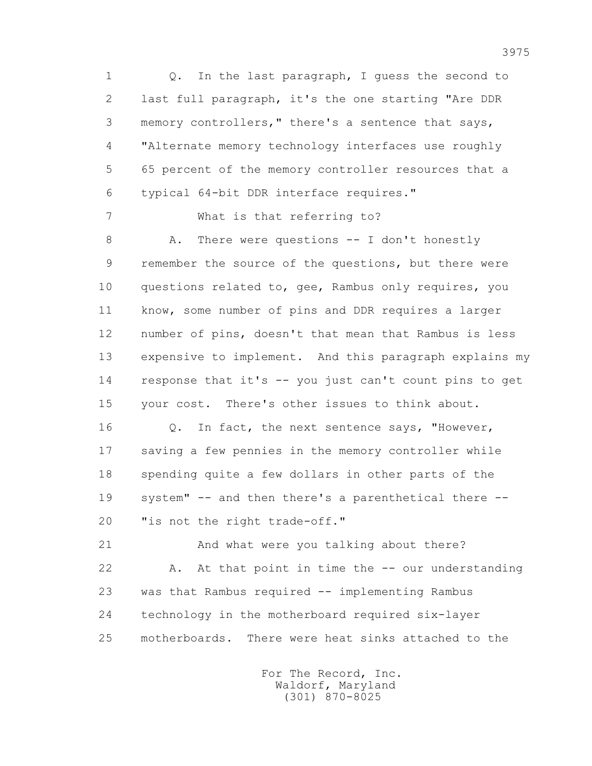1 Q. In the last paragraph, I guess the second to
2 last full paragraph, it's the one starting "Are DDR
3 memory controllers," there's a sentence that says,
4 "Alternate memory technology interfaces use roughly
5 65 percent of the memory controller resources that a
6 typical 64-bit DDR interface requires."
7 What is that referring to?
8 A. There were questions -- I don't honestly
9 remember the source of the questions, but there were
10 questions related to, gee, Rambus only requires, you
11 know, some number of pins and DDR requires a larger
12 number of pins, doesn't that mean that Rambus is less
13 expensive to implement. And this paragraph explains my
14 response that it's -- you just can't count pins to get
15 your cost. There's other issues to think about.
16 Q. In fact, the next sentence says, "However,
17 saving a few pennies in the memory controller while
18 spending quite a few dollars in other parts of the
19 system" -- and then there's a parenthetical there --
20 "is not the right trade-off."
21 And what were you talking about there?
22 A. At that point in time the -- our understanding
23 was that Rambus required -- implementing Rambus
24 technology in the motherboard required six-layer
25 motherboards. There were heat sinks attached to the

For The Record, Inc.
Waldorf, Maryland
(301) 870-8025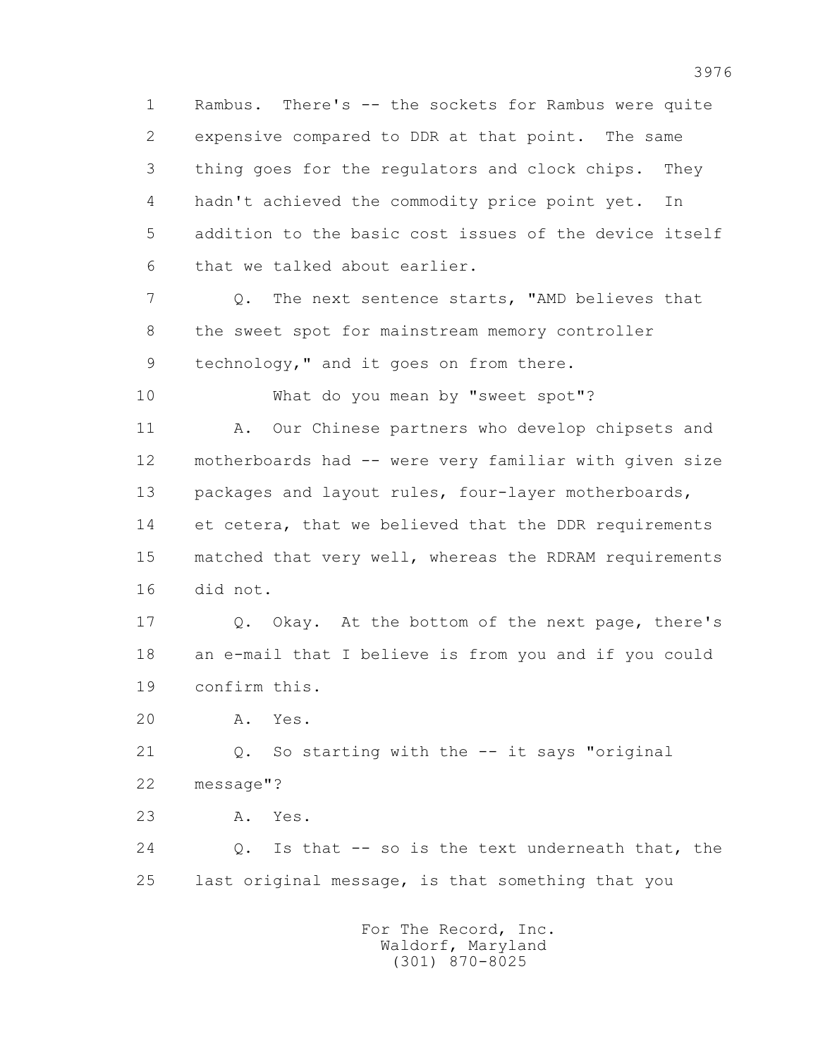1 Rambus. There's -- the sockets for Rambus were quite
2 expensive compared to DDR at that point. The same
3 thing goes for the regulators and clock chips. They
4 hadn't achieved the commodity price point yet. In
5 addition to the basic cost issues of the device itself
6 that we talked about earlier.

7 Q. The next sentence starts, "AMD believes that
8 the sweet spot for mainstream memory controller
9 technology," and it goes on from there.

10 What do you mean by "sweet spot"?

11 A. Our Chinese partners who develop chipsets and
12 motherboards had -- were very familiar with given size
13 packages and layout rules, four-layer motherboards,
14 et cetera, that we believed that the DDR requirements
15 matched that very well, whereas the RDRAM requirements
16 did not.

17 Q. Okay. At the bottom of the next page, there's
18 an e-mail that I believe is from you and if you could
19 confirm this.

20 A. Yes.

21 Q. So starting with the -- it says "original
22 message"?

23 A. Yes.

24 Q. Is that -- so is the text underneath that, the
25 last original message, is that something that you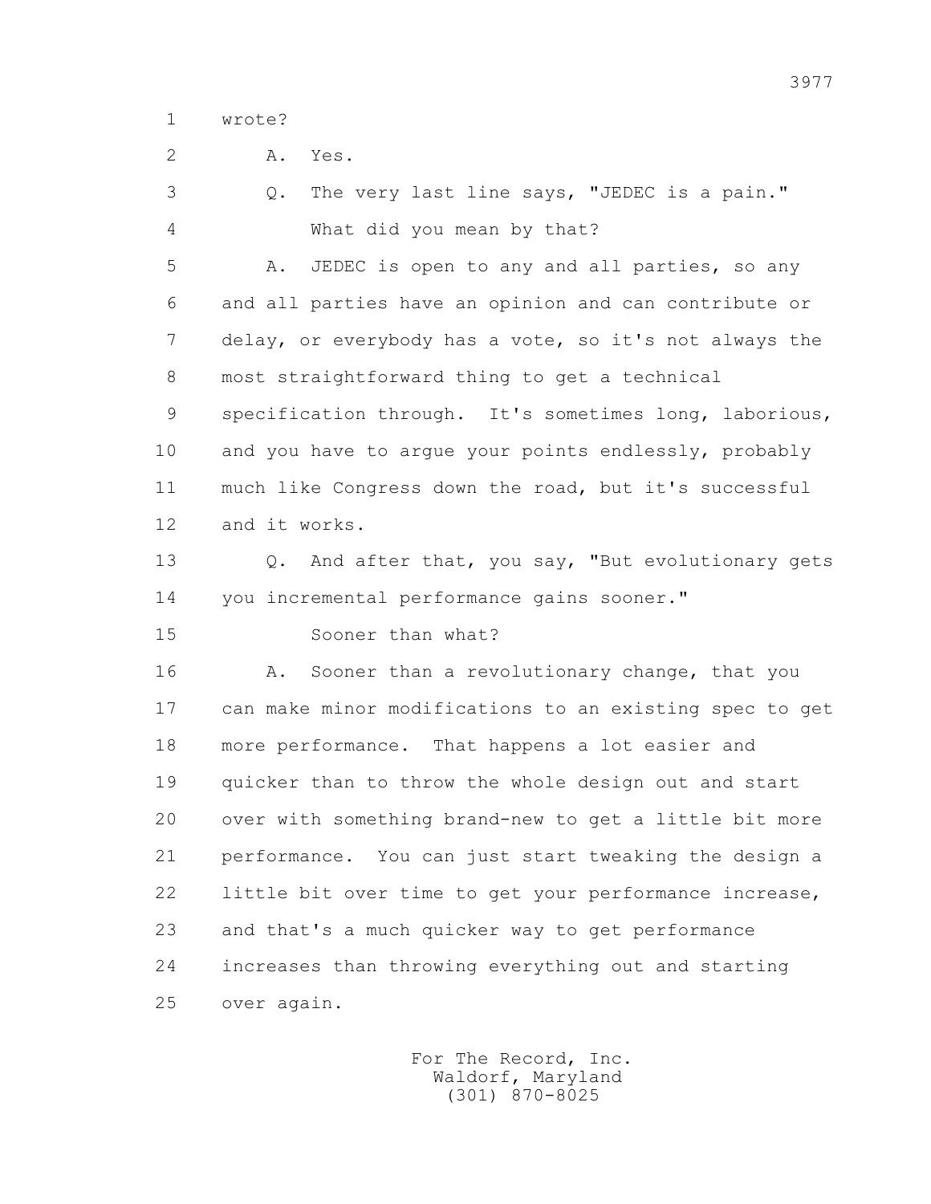wrote?

A. Yes.

Q. The very last line says, "JEDEC is a pain."

What did you mean by that?

A. JEDEC is open to any and all parties, so any and all parties have an opinion and can contribute or delay, or everybody has a vote, so it's not always the most straightforward thing to get a technical specification through. It's sometimes long, laborious, and you have to argue your points endlessly, probably much like Congress down the road, but it's successful and it works.

Q. And after that, you say, "But evolutionary gets you incremental performance gains sooner."

Sooner than what?

A. Sooner than a revolutionary change, that you can make minor modifications to an existing spec to get more performance. That happens a lot easier and quicker than to throw the whole design out and start over with something brand-new to get a little bit more performance. You can just start tweaking the design a little bit over time to get your performance increase, and that's a much quicker way to get performance increases than throwing everything out and starting over again.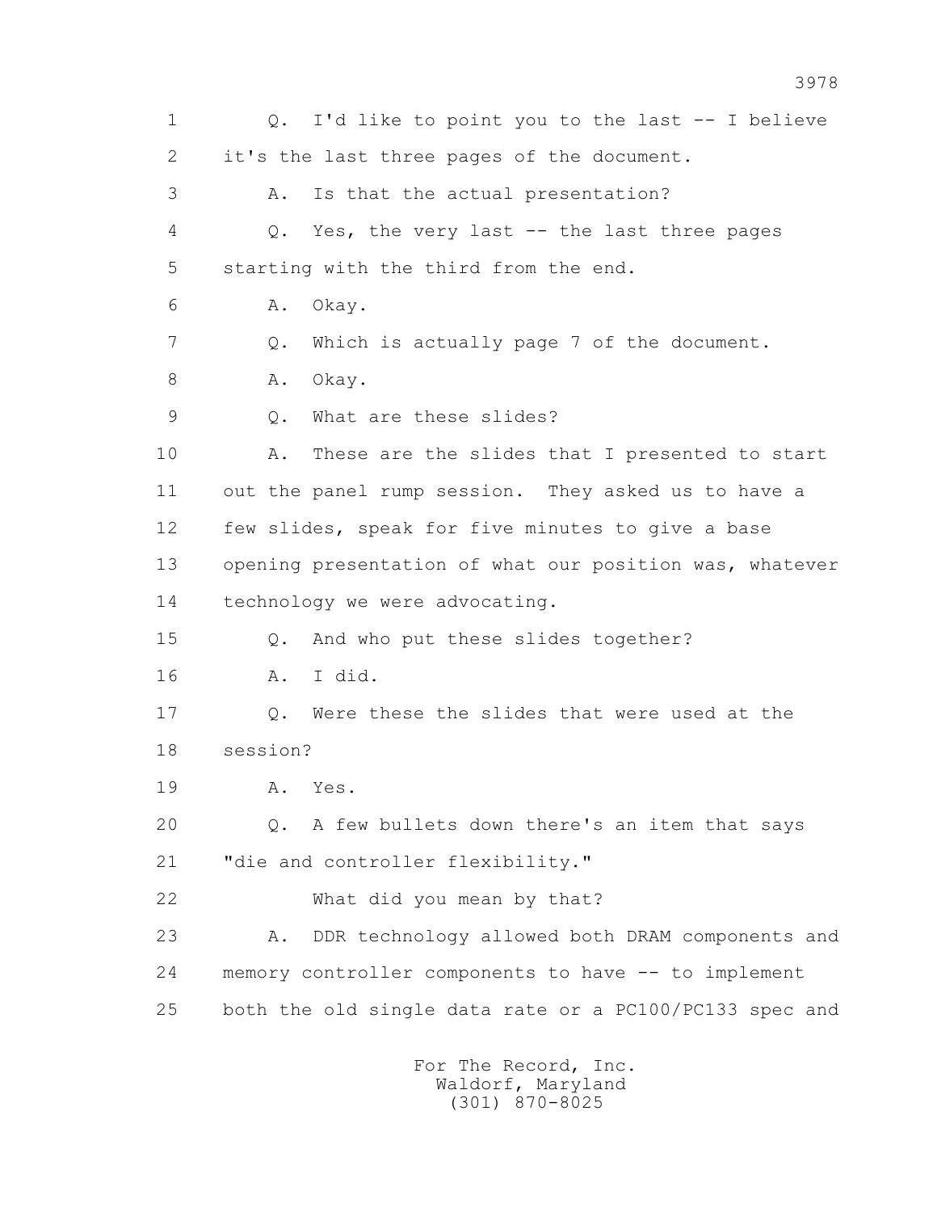1 Q. I'd like to point you to the last -- I believe
2 it's the last three pages of the document.
3 A. Is that the actual presentation?
4 Q. Yes, the very last -- the last three pages
5 starting with the third from the end.
6 A. Okay.
7 Q. Which is actually page 7 of the document.
8 A. Okay.
9 Q. What are these slides?
10 A. These are the slides that I presented to start
11 out the panel rump session. They asked us to have a
12 few slides, speak for five minutes to give a base
13 opening presentation of what our position was, whatever
14 technology we were advocating.
15 Q. And who put these slides together?
16 A. I did.
17 Q. Were these the slides that were used at the
18 session?
19 A. Yes.
20 Q. A few bullets down there's an item that says
21 "die and controller flexibility."
22 What did you mean by that?
23 A. DDR technology allowed both DRAM components and
24 memory controller components to have -- to implement
25 both the old single data rate or a PC100/PC133 spec and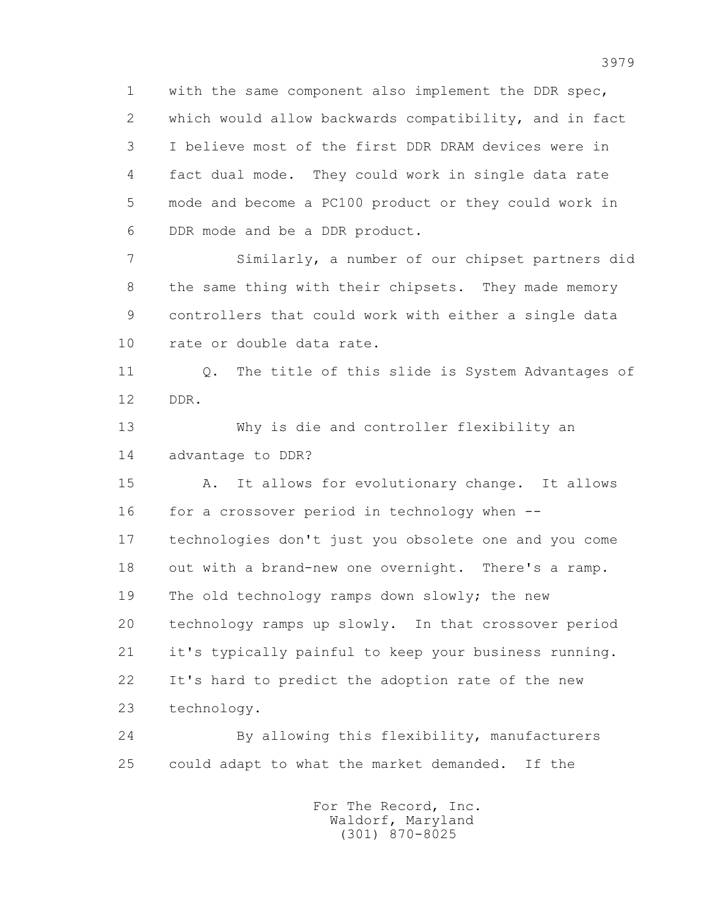1 with the same component also implement the DDR spec,
2 which would allow backwards compatibility, and in fact
3 I believe most of the first DDR DRAM devices were in
4 fact dual mode. They could work in single data rate
5 mode and become a PC100 product or they could work in
6 DDR mode and be a DDR product.
7 Similarly, a number of our chipset partners did
8 the same thing with their chipsets. They made memory
9 controllers that could work with either a single data
10 rate or double data rate.
11 Q. The title of this slide is System Advantages of
12 DDR.
13 Why is die and controller flexibility an
14 advantage to DDR?
15 A. It allows for evolutionary change. It allows
16 for a crossover period in technology when --
17 technologies don't just you obsolete one and you come
18 out with a brand-new one overnight. There's a ramp.
19 The old technology ramps down slowly; the new
20 technology ramps up slowly. In that crossover period
21 it's typically painful to keep your business running.
22 It's hard to predict the adoption rate of the new
23 technology.
24 By allowing this flexibility, manufacturers
25 could adapt to what the market demanded. If the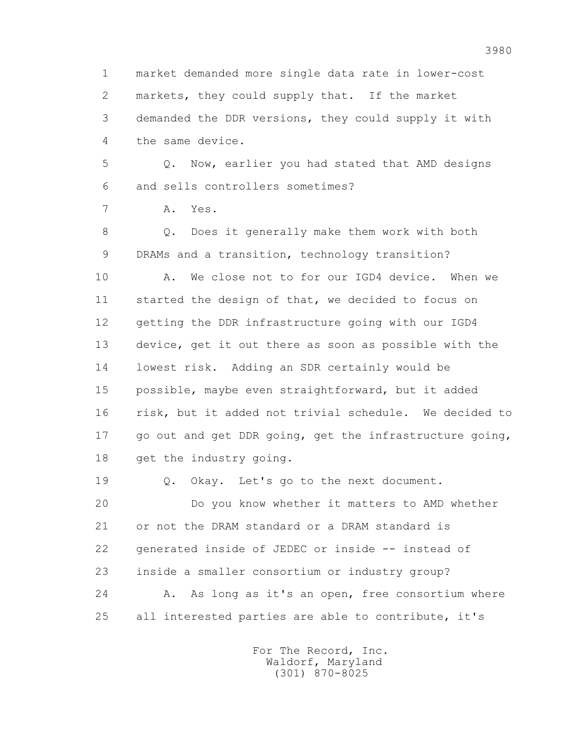1 market demanded more single data rate in lower-cost
2 markets, they could supply that. If the market
3 demanded the DDR versions, they could supply it with
4 the same device.

5 Q. Now, earlier you had stated that AMD designs
6 and sells controllers sometimes?

7 A. Yes.

8 Q. Does it generally make them work with both
9 DRAMs and a transition, technology transition?

10 A. We close not to for our IGD4 device. When we
11 started the design of that, we decided to focus on
12 getting the DDR infrastructure going with our IGD4
13 device, get it out there as soon as possible with the
14 lowest risk. Adding an SDR certainly would be
15 possible, maybe even straightforward, but it added
16 risk, but it added not trivial schedule. We decided to
17 go out and get DDR going, get the infrastructure going,
18 get the industry going.

19 Q. Okay. Let's go to the next document.

20 Do you know whether it matters to AMD whether
21 or not the DRAM standard or a DRAM standard is
22 generated inside of JEDEC or inside -- instead of
23 inside a smaller consortium or industry group?

24 A. As long as it's an open, free consortium where
25 all interested parties are able to contribute, it's

For The Record, Inc.
Waldorf, Maryland
(301) 870-8025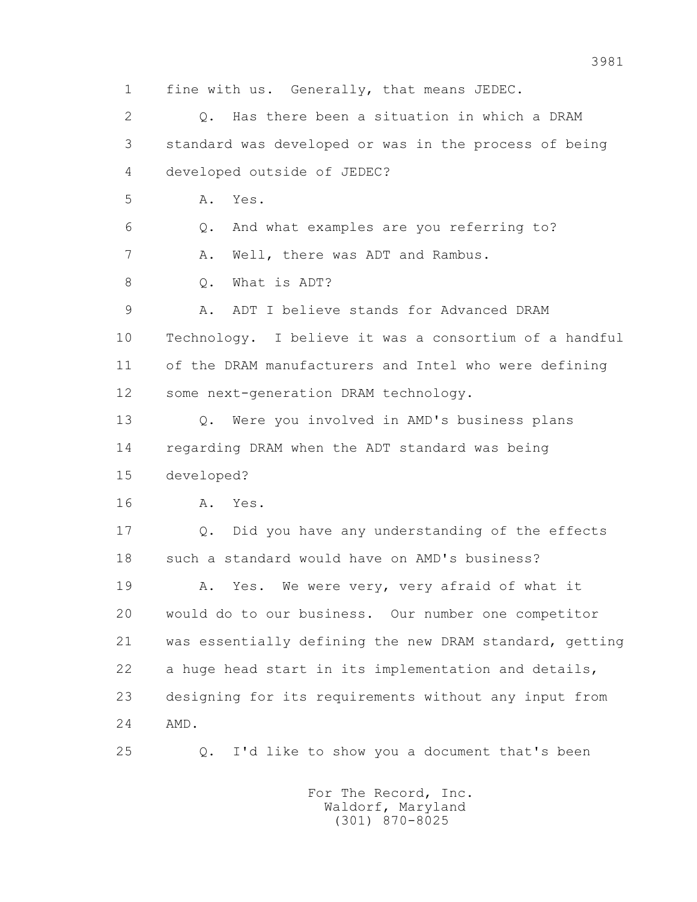1 fine with us. Generally, that means JEDEC.

2 Q. Has there been a situation in which a DRAM

3 standard was developed or was in the process of being

4 developed outside of JEDEC?

5 A. Yes.

6 Q. And what examples are you referring to?

7 A. Well, there was ADT and Rambus.

8 Q. What is ADT?

9 A. ADT I believe stands for Advanced DRAM

10 Technology. I believe it was a consortium of a handful

11 of the DRAM manufacturers and Intel who were defining

12 some next-generation DRAM technology.

13 Q. Were you involved in AMD's business plans

14 regarding DRAM when the ADT standard was being

15 developed?

16 A. Yes.

17 Q. Did you have any understanding of the effects

18 such a standard would have on AMD's business?

19 A. Yes. We were very, very afraid of what it

20 would do to our business. Our number one competitor

21 was essentially defining the new DRAM standard, getting

22 a huge head start in its implementation and details,

23 designing for its requirements without any input from

24 AMD.

25 Q. I'd like to show you a document that's been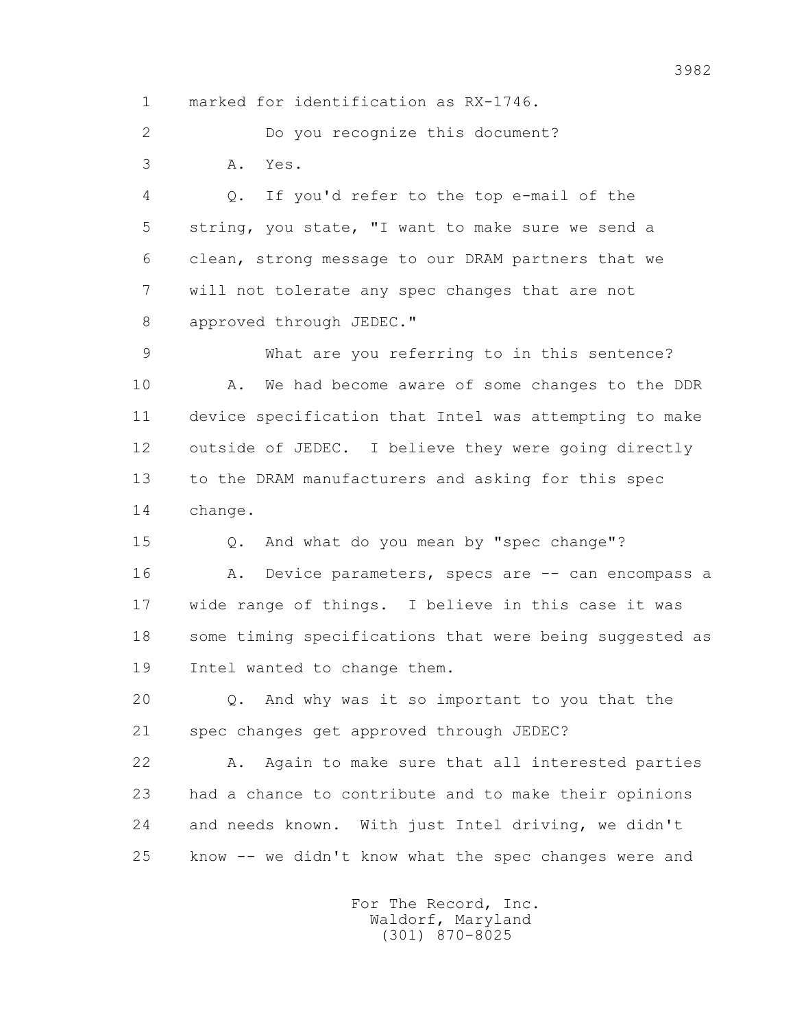1 marked for identification as RX-1746.

2 Do you recognize this document?

3 A. Yes.

4 Q. If you'd refer to the top e-mail of the

5 string, you state, "I want to make sure we send a

6 clean, strong message to our DRAM partners that we

7 will not tolerate any spec changes that are not

8 approved through JEDEC."

9 What are you referring to in this sentence?

10 A. We had become aware of some changes to the DDR

11 device specification that Intel was attempting to make

12 outside of JEDEC. I believe they were going directly

13 to the DRAM manufacturers and asking for this spec

14 change.

15 Q. And what do you mean by "spec change"?

16 A. Device parameters, specs are -- can encompass a

17 wide range of things. I believe in this case it was

18 some timing specifications that were being suggested as

19 Intel wanted to change them.

20 Q. And why was it so important to you that the

21 spec changes get approved through JEDEC?

22 A. Again to make sure that all interested parties

23 had a chance to contribute and to make their opinions

24 and needs known. With just Intel driving, we didn't

25 know -- we didn't know what the spec changes were and

For The Record, Inc.
Waldorf, Maryland
(301) 870-8025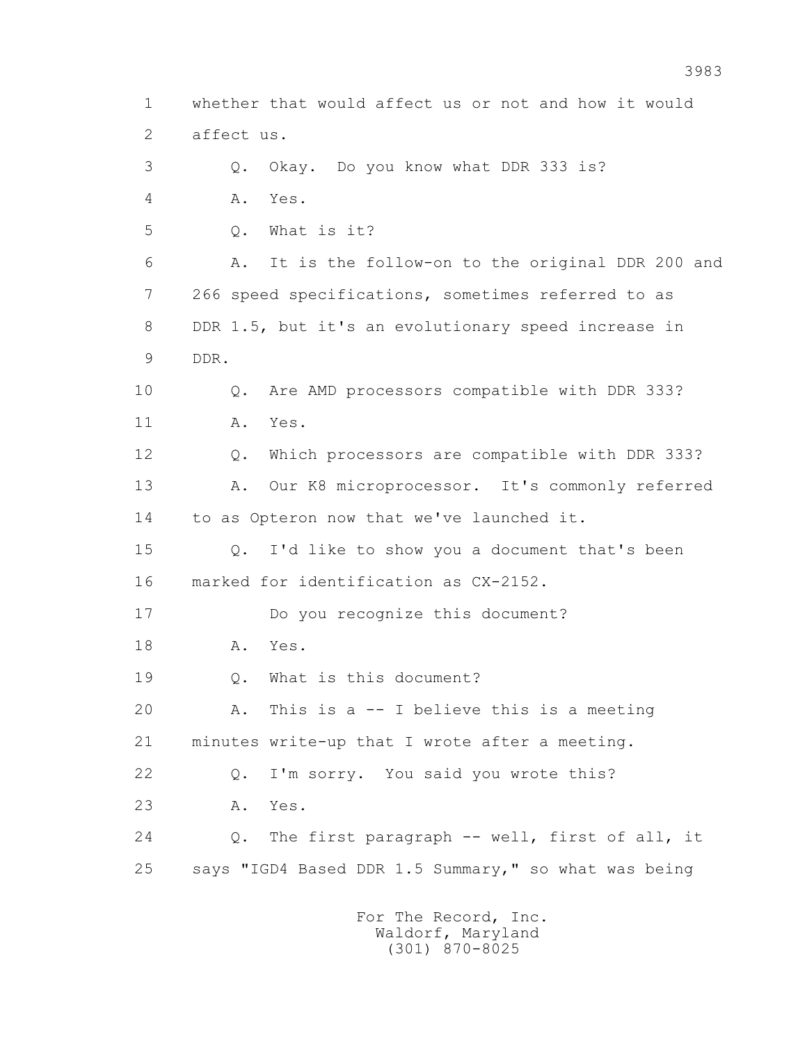1 whether that would affect us or not and how it would
2 affect us.
3 Q. Okay. Do you know what DDR 333 is?
4 A. Yes.
5 Q. What is it?
6 A. It is the follow-on to the original DDR 200 and
7 266 speed specifications, sometimes referred to as
8 DDR 1.5, but it's an evolutionary speed increase in
9 DDR.
10 Q. Are AMD processors compatible with DDR 333?
11 A. Yes.
12 Q. Which processors are compatible with DDR 333?
13 A. Our K8 microprocessor. It's commonly referred
14 to as Opteron now that we've launched it.
15 Q. I'd like to show you a document that's been
16 marked for identification as CX-2152.
17 Do you recognize this document?
18 A. Yes.
19 Q. What is this document?
20 A. This is a -- I believe this is a meeting
21 minutes write-up that I wrote after a meeting.
22 Q. I'm sorry. You said you wrote this?
23 A. Yes.
24 Q. The first paragraph -- well, first of all, it
25 says "IGD4 Based DDR 1.5 Summary," so what was being

For The Record, Inc.
Waldorf, Maryland
(301) 870-8025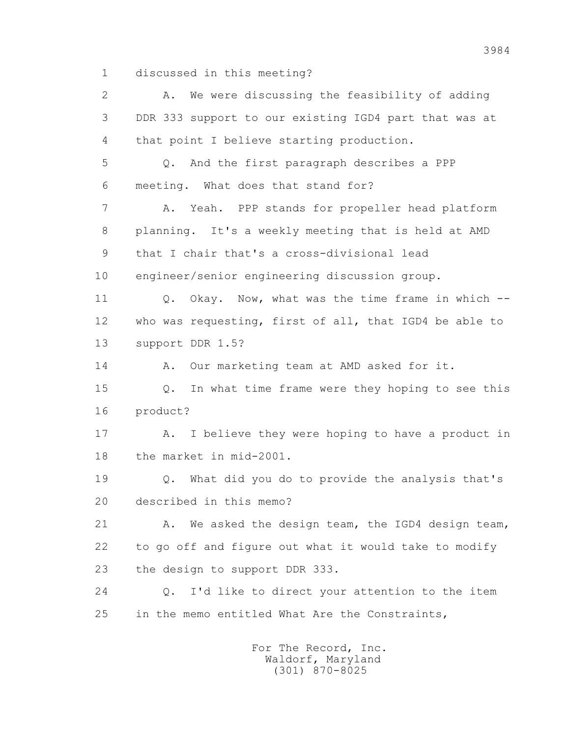1 discussed in this meeting?

2 A. We were discussing the feasibility of adding

3 DDR 333 support to our existing IGD4 part that was at

4 that point I believe starting production.

5 Q. And the first paragraph describes a PPP

6 meeting. What does that stand for?

7 A. Yeah. PPP stands for propeller head platform

8 planning. It's a weekly meeting that is held at AMD

9 that I chair that's a cross-divisional lead

10 engineer/senior engineering discussion group.

11 Q. Okay. Now, what was the time frame in which --

12 who was requesting, first of all, that IGD4 be able to

13 support DDR 1.5?

14 A. Our marketing team at AMD asked for it.

15 Q. In what time frame were they hoping to see this

16 product?

17 A. I believe they were hoping to have a product in

18 the market in mid-2001.

19 Q. What did you do to provide the analysis that's

20 described in this memo?

21 A. We asked the design team, the IGD4 design team,

22 to go off and figure out what it would take to modify

23 the design to support DDR 333.

24 Q. I'd like to direct your attention to the item

25 in the memo entitled What Are the Constraints,

For The Record, Inc.
Waldorf, Maryland
(301) 870-8025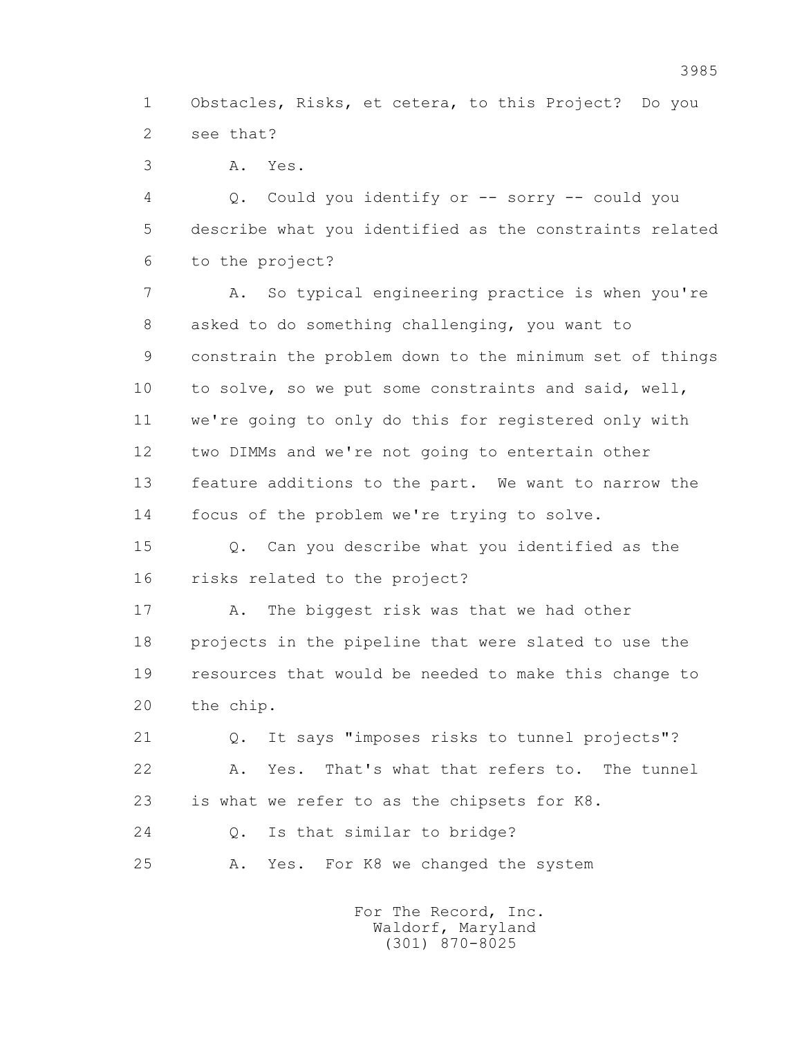1 Obstacles, Risks, et cetera, to this Project? Do you
2 see that?

3 A. Yes.

4 Q. Could you identify or -- sorry -- could you
5 describe what you identified as the constraints related
6 to the project?

7 A. So typical engineering practice is when you're
8 asked to do something challenging, you want to
9 constrain the problem down to the minimum set of things
10 to solve, so we put some constraints and said, well,
11 we're going to only do this for registered only with
12 two DIMMs and we're not going to entertain other
13 feature additions to the part. We want to narrow the
14 focus of the problem we're trying to solve.

15 Q. Can you describe what you identified as the
16 risks related to the project?

17 A. The biggest risk was that we had other
18 projects in the pipeline that were slated to use the
19 resources that would be needed to make this change to
20 the chip.

21 Q. It says "imposes risks to tunnel projects"?

22 A. Yes. That's what that refers to. The tunnel
23 is what we refer to as the chipsets for K8.

24 Q. Is that similar to bridge?

25 A. Yes. For K8 we changed the system

For The Record, Inc.
Waldorf, Maryland
(301) 870-8025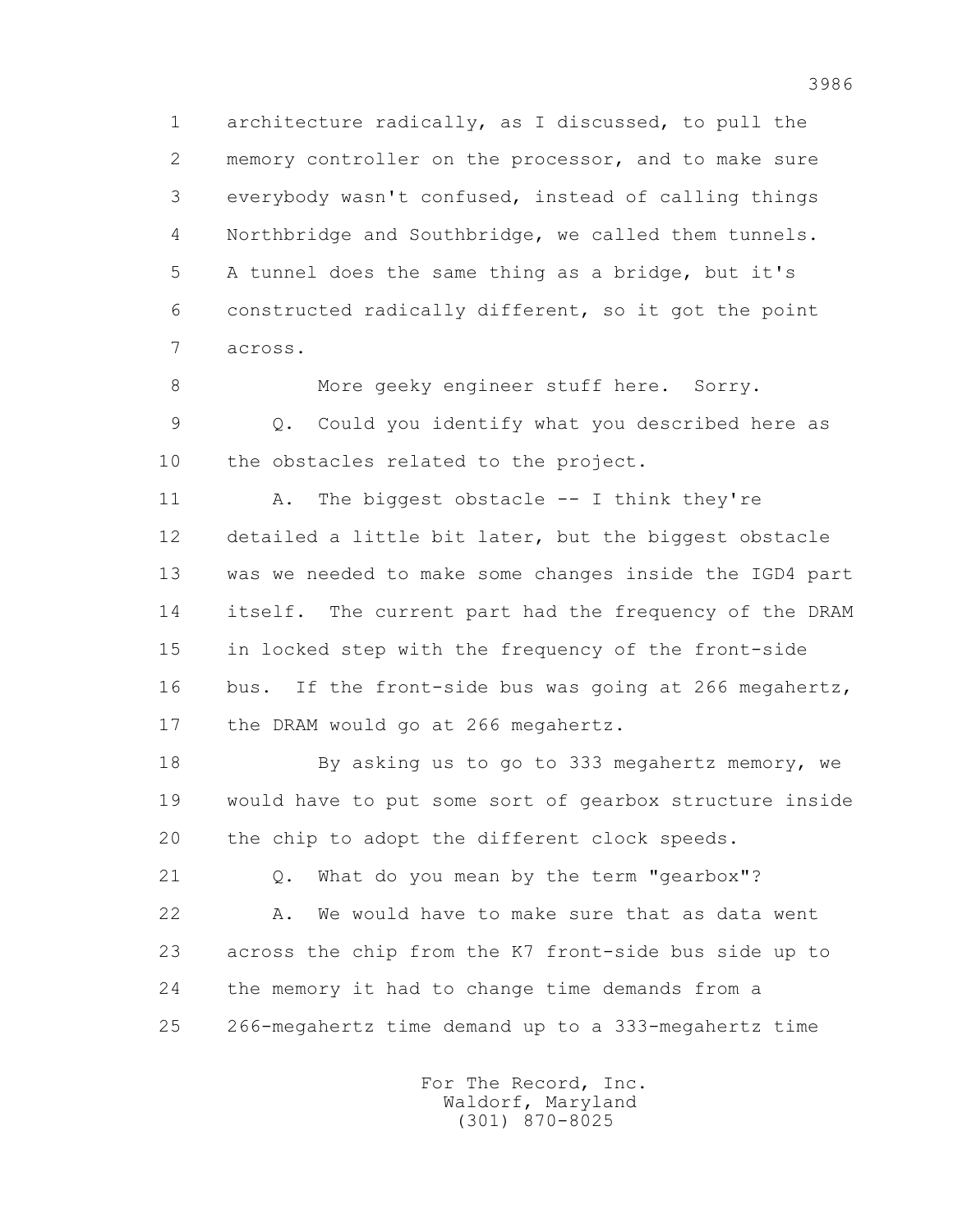1 architecture radically, as I discussed, to pull the
2 memory controller on the processor, and to make sure
3 everybody wasn't confused, instead of calling things
4 Northbridge and Southbridge, we called them tunnels.
5 A tunnel does the same thing as a bridge, but it's
6 constructed radically different, so it got the point
7 across.

8 More geeky engineer stuff here. Sorry.

9 Q. Could you identify what you described here as
10 the obstacles related to the project.

11 A. The biggest obstacle -- I think they're
12 detailed a little bit later, but the biggest obstacle
13 was we needed to make some changes inside the IGD4 part
14 itself. The current part had the frequency of the DRAM
15 in locked step with the frequency of the front-side
16 bus. If the front-side bus was going at 266 megahertz,
17 the DRAM would go at 266 megahertz.

18 By asking us to go to 333 megahertz memory, we
19 would have to put some sort of gearbox structure inside
20 the chip to adopt the different clock speeds.

21 Q. What do you mean by the term "gearbox"?

22 A. We would have to make sure that as data went
23 across the chip from the K7 front-side bus side up to
24 the memory it had to change time demands from a
25 266-megahertz time demand up to a 333-megahertz time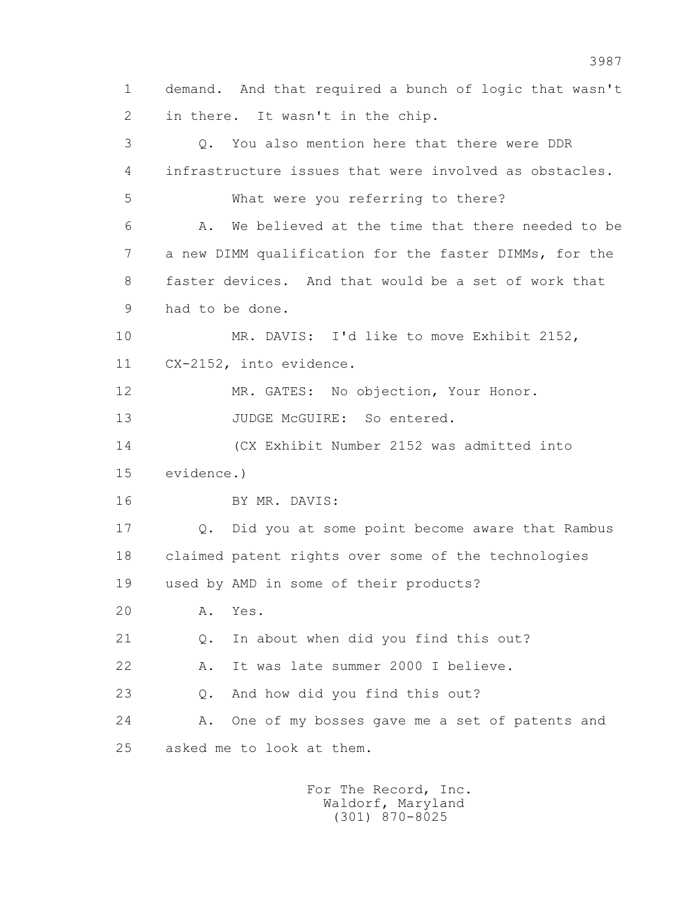1 demand. And that required a bunch of logic that wasn't
2 in there. It wasn't in the chip.

3 Q. You also mention here that there were DDR
4 infrastructure issues that were involved as obstacles.
5 What were you referring to there?

6 A. We believed at the time that there needed to be
7 a new DIMM qualification for the faster DIMMs, for the
8 faster devices. And that would be a set of work that
9 had to be done.

10 MR. DAVIS: I'd like to move Exhibit 2152,
11 CX-2152, into evidence.

12 MR. GATES: No objection, Your Honor.

13 JUDGE McGUIRE: So entered.

14 (CX Exhibit Number 2152 was admitted into
15 evidence.)

16 BY MR. DAVIS:

17 Q. Did you at some point become aware that Rambus
18 claimed patent rights over some of the technologies
19 used by AMD in some of their products?

20 A. Yes.

21 Q. In about when did you find this out?

22 A. It was late summer 2000 I believe.

23 Q. And how did you find this out?

24 A. One of my bosses gave me a set of patents and
25 asked me to look at them.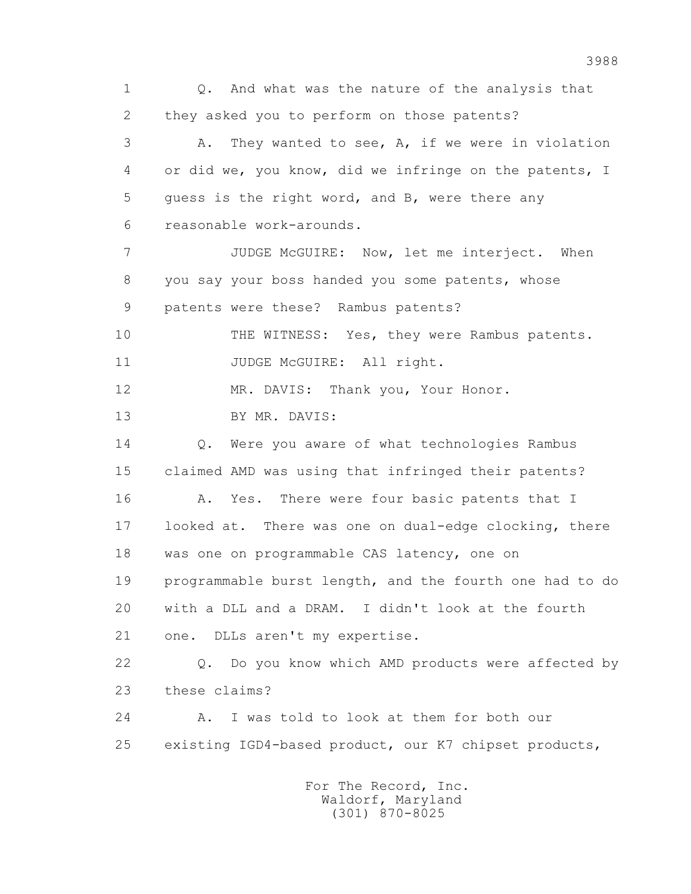Q. And what was the nature of the analysis that they asked you to perform on those patents?

A. They wanted to see, A, if we were in violation or did we, you know, did we infringe on the patents, I guess is the right word, and B, were there any reasonable work-arounds.

JUDGE McGUIRE: Now, let me interject. When you say your boss handed you some patents, whose patents were these? Rambus patents?

THE WITNESS: Yes, they were Rambus patents.

JUDGE McGUIRE: All right.

MR. DAVIS: Thank you, Your Honor.

BY MR. DAVIS:

Q. Were you aware of what technologies Rambus claimed AMD was using that infringed their patents?

A. Yes. There were four basic patents that I looked at. There was one on dual-edge clocking, there was one on programmable CAS latency, one on programmable burst length, and the fourth one had to do with a DLL and a DRAM. I didn't look at the fourth one. DLLs aren't my expertise.

Q. Do you know which AMD products were affected by these claims?

A. I was told to look at them for both our existing IGD4-based product, our K7 chipset products,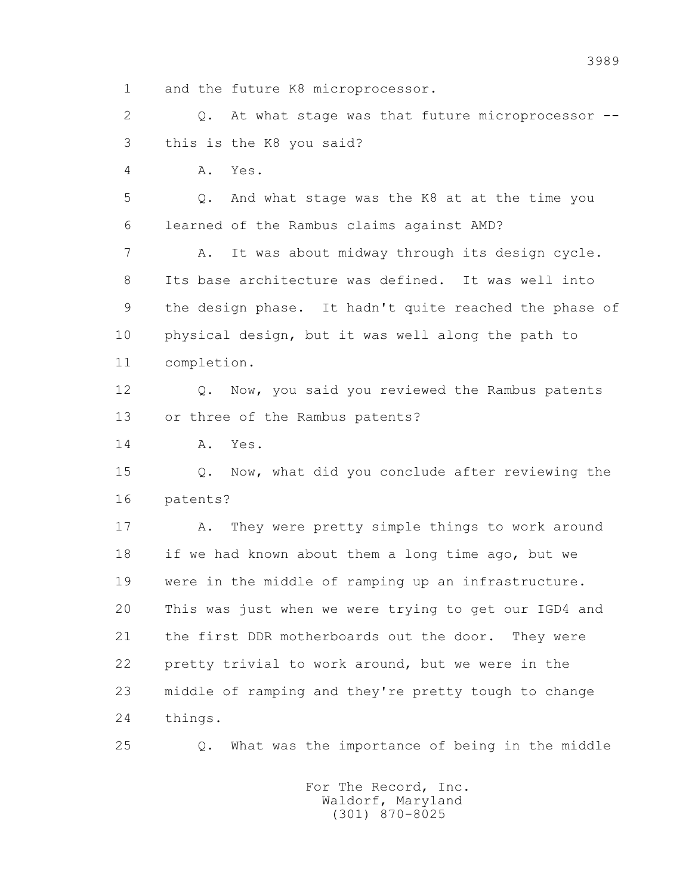1 and the future K8 microprocessor.

2 Q. At what stage was that future microprocessor --

3 this is the K8 you said?

4 A. Yes.

5 Q. And what stage was the K8 at at the time you

6 learned of the Rambus claims against AMD?

7 A. It was about midway through its design cycle.

8 Its base architecture was defined. It was well into

9 the design phase. It hadn't quite reached the phase of

10 physical design, but it was well along the path to

11 completion.

12 Q. Now, you said you reviewed the Rambus patents

13 or three of the Rambus patents?

14 A. Yes.

15 Q. Now, what did you conclude after reviewing the

16 patents?

17 A. They were pretty simple things to work around

18 if we had known about them a long time ago, but we

19 were in the middle of ramping up an infrastructure.

20 This was just when we were trying to get our IGD4 and

21 the first DDR motherboards out the door. They were

22 pretty trivial to work around, but we were in the

23 middle of ramping and they're pretty tough to change

24 things.

25 Q. What was the importance of being in the middle

For The Record, Inc.
Waldorf, Maryland
(301) 870-8025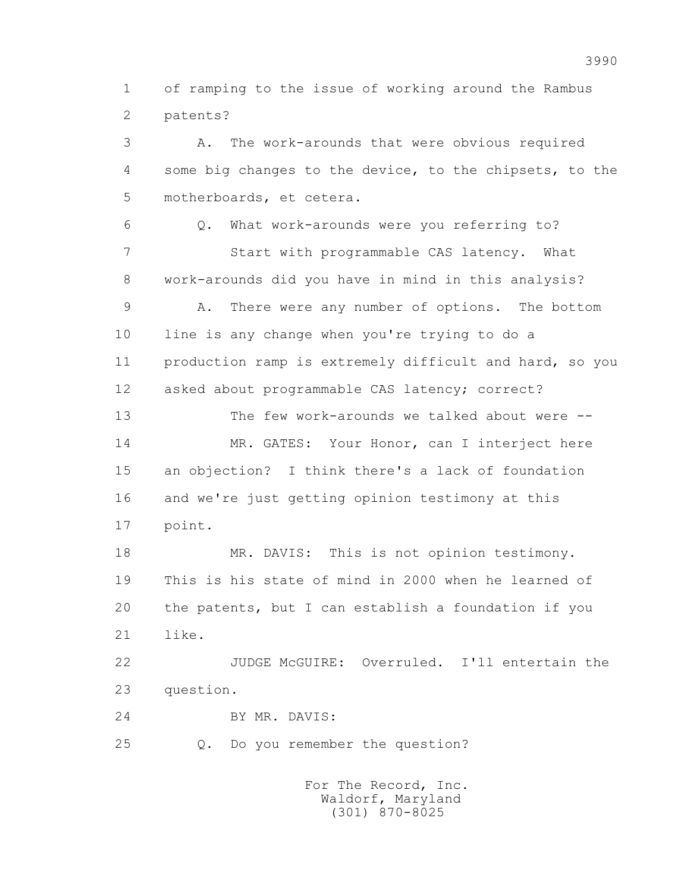1 of ramping to the issue of working around the Rambus
2 patents?

3 A. The work-arounds that were obvious required
4 some big changes to the device, to the chipsets, to the
5 motherboards, et cetera.

6 Q. What work-arounds were you referring to?

7 Start with programmable CAS latency. What
8 work-arounds did you have in mind in this analysis?

9 A. There were any number of options. The bottom
10 line is any change when you're trying to do a
11 production ramp is extremely difficult and hard, so you
12 asked about programmable CAS latency; correct?

13 The few work-arounds we talked about were --

14 MR. GATES: Your Honor, can I interject here
15 an objection? I think there's a lack of foundation
16 and we're just getting opinion testimony at this
17 point.

18 MR. DAVIS: This is not opinion testimony.
19 This is his state of mind in 2000 when he learned of
20 the patents, but I can establish a foundation if you
21 like.

22 JUDGE McGUIRE: Overruled. I'll entertain the
23 question.

24 BY MR. DAVIS:

25 Q. Do you remember the question?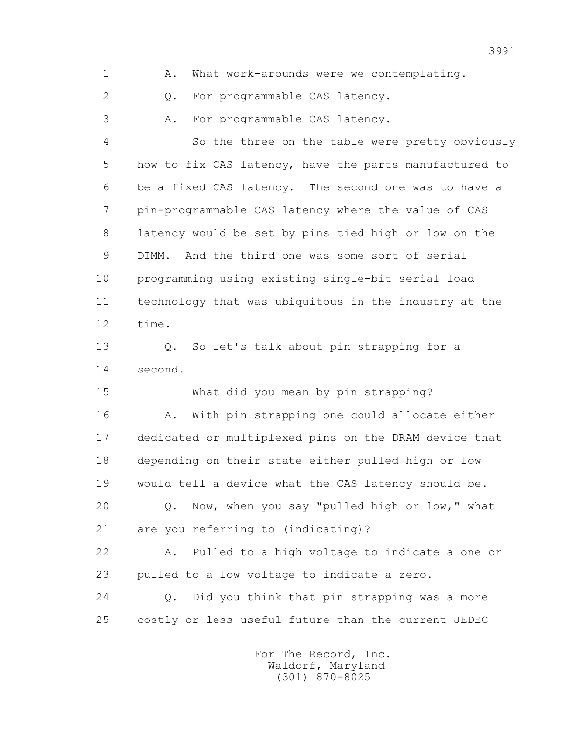1 A. What work-arounds were we contemplating.

2 Q. For programmable CAS latency.

3 A. For programmable CAS latency.

4 So the three on the table were pretty obviously

5 how to fix CAS latency, have the parts manufactured to

6 be a fixed CAS latency. The second one was to have a

7 pin-programmable CAS latency where the value of CAS

8 latency would be set by pins tied high or low on the

9 DIMM. And the third one was some sort of serial

10 programming using existing single-bit serial load

11 technology that was ubiquitous in the industry at the

12 time.

13 Q. So let's talk about pin strapping for a

14 second.

15 What did you mean by pin strapping?

16 A. With pin strapping one could allocate either

17 dedicated or multiplexed pins on the DRAM device that

18 depending on their state either pulled high or low

19 would tell a device what the CAS latency should be.

20 Q. Now, when you say "pulled high or low," what

21 are you referring to (indicating)?

22 A. Pulled to a high voltage to indicate a one or

23 pulled to a low voltage to indicate a zero.

24 Q. Did you think that pin strapping was a more

25 costly or less useful future than the current JEDEC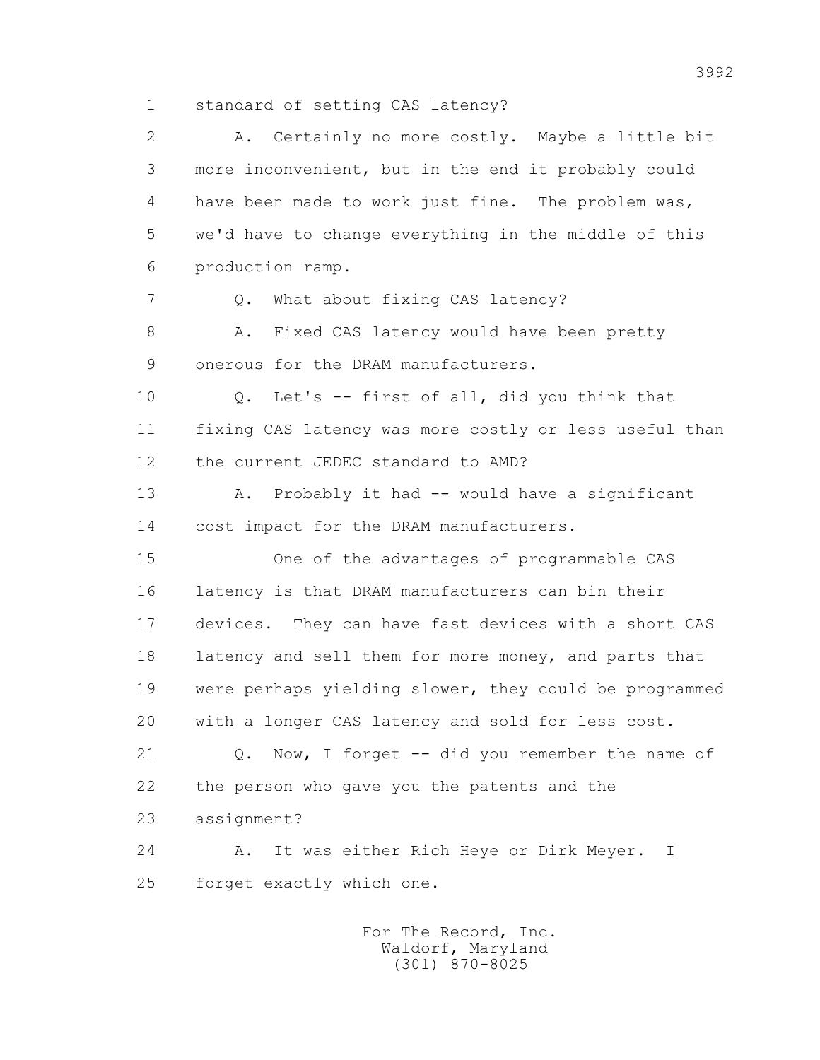standard of setting CAS latency?

A. Certainly no more costly. Maybe a little bit more inconvenient, but in the end it probably could have been made to work just fine. The problem was, we'd have to change everything in the middle of this production ramp.

Q. What about fixing CAS latency?

A. Fixed CAS latency would have been pretty onerous for the DRAM manufacturers.

Q. Let's -- first of all, did you think that fixing CAS latency was more costly or less useful than the current JEDEC standard to AMD?

A. Probably it had -- would have a significant cost impact for the DRAM manufacturers.

One of the advantages of programmable CAS latency is that DRAM manufacturers can bin their devices. They can have fast devices with a short CAS latency and sell them for more money, and parts that were perhaps yielding slower, they could be programmed with a longer CAS latency and sold for less cost.

Q. Now, I forget -- did you remember the name of the person who gave you the patents and the assignment?

A. It was either Rich Heye or Dirk Meyer. I forget exactly which one.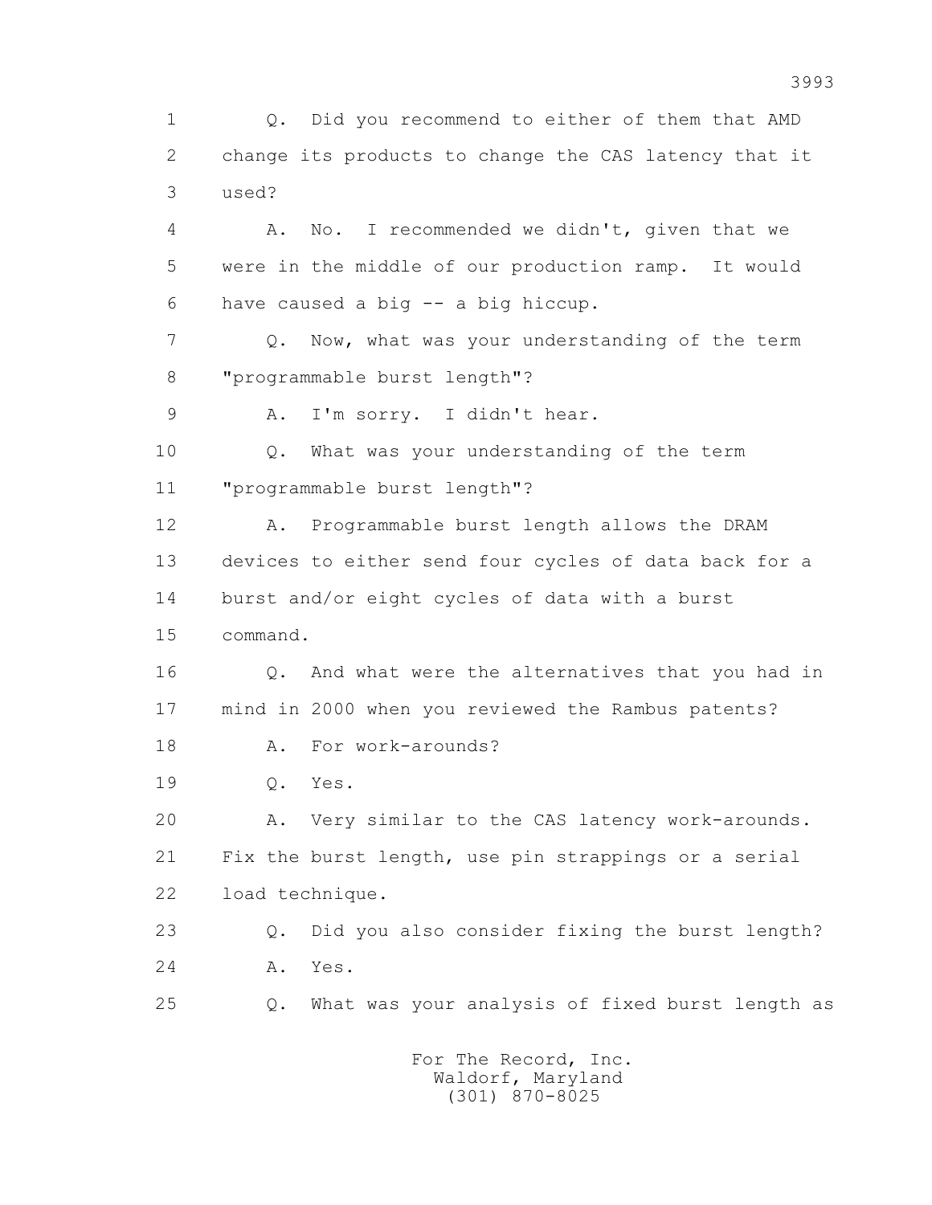1 Q. Did you recommend to either of them that AMD
2 change its products to change the CAS latency that it
3 used?
4 A. No. I recommended we didn't, given that we
5 were in the middle of our production ramp. It would
6 have caused a big -- a big hiccup.
7 Q. Now, what was your understanding of the term
8 "programmable burst length"?
9 A. I'm sorry. I didn't hear.
10 Q. What was your understanding of the term
11 "programmable burst length"?
12 A. Programmable burst length allows the DRAM
13 devices to either send four cycles of data back for a
14 burst and/or eight cycles of data with a burst
15 command.
16 Q. And what were the alternatives that you had in
17 mind in 2000 when you reviewed the Rambus patents?
18 A. For work-arounds?
19 Q. Yes.
20 A. Very similar to the CAS latency work-arounds.
21 Fix the burst length, use pin strappings or a serial
22 load technique.
23 Q. Did you also consider fixing the burst length?
24 A. Yes.
25 Q. What was your analysis of fixed burst length as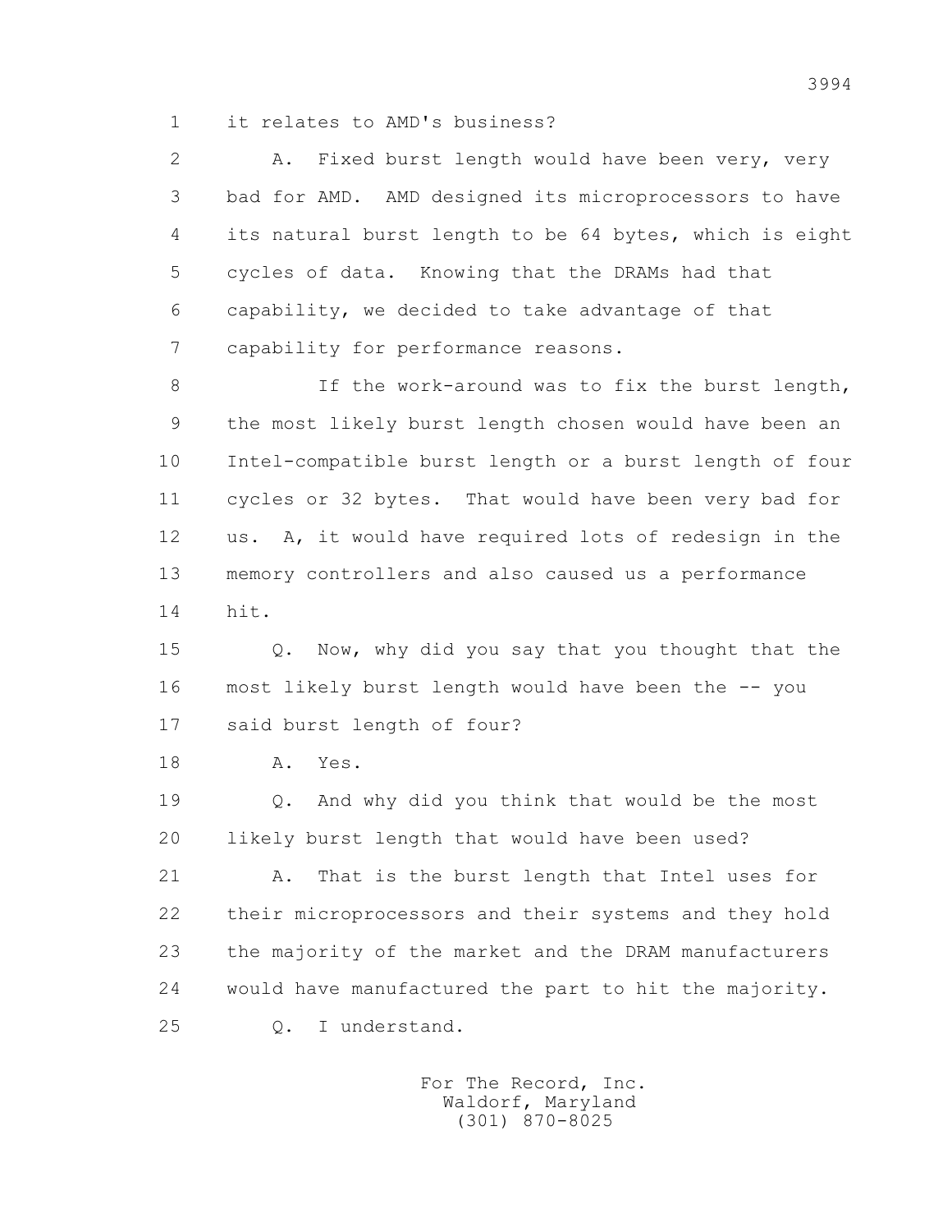1 it relates to AMD's business?

2 A. Fixed burst length would have been very, very

3 bad for AMD. AMD designed its microprocessors to have

4 its natural burst length to be 64 bytes, which is eight

5 cycles of data. Knowing that the DRAMs had that

6 capability, we decided to take advantage of that

7 capability for performance reasons.

8 If the work-around was to fix the burst length,

9 the most likely burst length chosen would have been an

10 Intel-compatible burst length or a burst length of four

11 cycles or 32 bytes. That would have been very bad for

12 us. A, it would have required lots of redesign in the

13 memory controllers and also caused us a performance

14 hit.

15 Q. Now, why did you say that you thought that the

16 most likely burst length would have been the -- you

17 said burst length of four?

18 A. Yes.

19 Q. And why did you think that would be the most

20 likely burst length that would have been used?

21 A. That is the burst length that Intel uses for

22 their microprocessors and their systems and they hold

23 the majority of the market and the DRAM manufacturers

24 would have manufactured the part to hit the majority.

25 Q. I understand.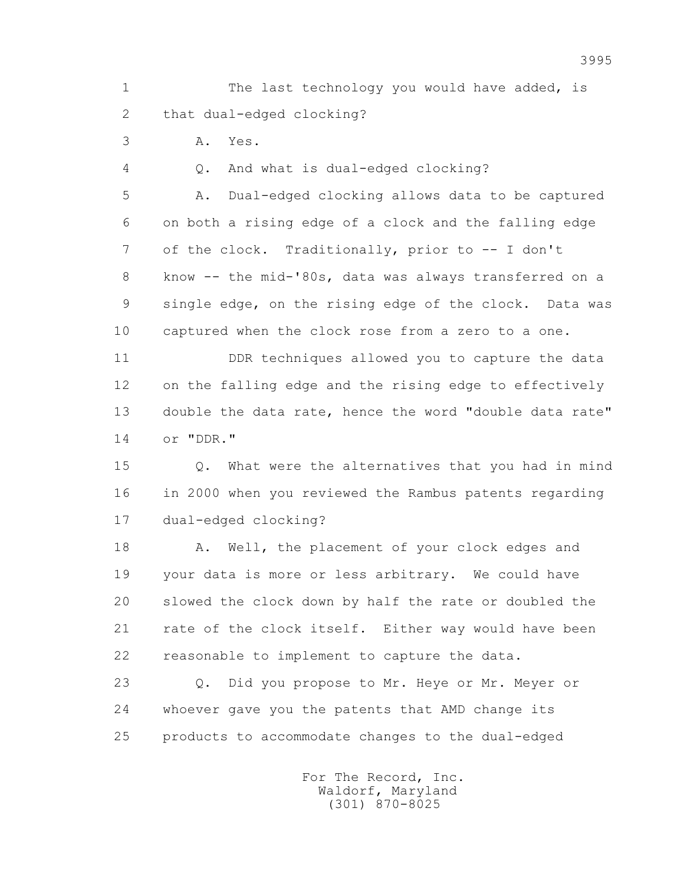1 The last technology you would have added, is
2 that dual-edged clocking?

3 A. Yes.

4 Q. And what is dual-edged clocking?

5 A. Dual-edged clocking allows data to be captured
6 on both a rising edge of a clock and the falling edge
7 of the clock. Traditionally, prior to -- I don't
8 know -- the mid-'80s, data was always transferred on a
9 single edge, on the rising edge of the clock. Data was
10 captured when the clock rose from a zero to a one.

11 DDR techniques allowed you to capture the data
12 on the falling edge and the rising edge to effectively
13 double the data rate, hence the word "double data rate"
14 or "DDR."

15 Q. What were the alternatives that you had in mind
16 in 2000 when you reviewed the Rambus patents regarding
17 dual-edged clocking?

18 A. Well, the placement of your clock edges and
19 your data is more or less arbitrary. We could have
20 slowed the clock down by half the rate or doubled the
21 rate of the clock itself. Either way would have been
22 reasonable to implement to capture the data.

23 Q. Did you propose to Mr. Heye or Mr. Meyer or
24 whoever gave you the patents that AMD change its
25 products to accommodate changes to the dual-edged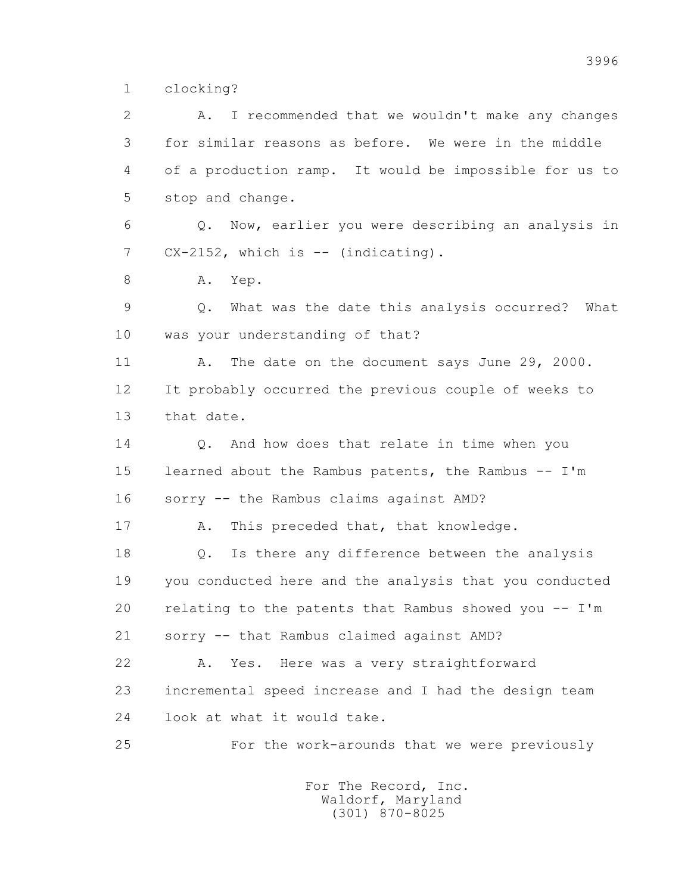1 clocking?

2 A. I recommended that we wouldn't make any changes
3 for similar reasons as before. We were in the middle
4 of a production ramp. It would be impossible for us to
5 stop and change.

6 Q. Now, earlier you were describing an analysis in
7 CX-2152, which is -- (indicating).

8 A. Yep.

9 Q. What was the date this analysis occurred? What
10 was your understanding of that?

11 A. The date on the document says June 29, 2000.
12 It probably occurred the previous couple of weeks to
13 that date.

14 Q. And how does that relate in time when you
15 learned about the Rambus patents, the Rambus -- I'm
16 sorry -- the Rambus claims against AMD?

17 A. This preceded that, that knowledge.

18 Q. Is there any difference between the analysis
19 you conducted here and the analysis that you conducted
20 relating to the patents that Rambus showed you -- I'm
21 sorry -- that Rambus claimed against AMD?

22 A. Yes. Here was a very straightforward
23 incremental speed increase and I had the design team
24 look at what it would take.

25 For the work-arounds that we were previously

For The Record, Inc.
Waldorf, Maryland
(301) 870-8025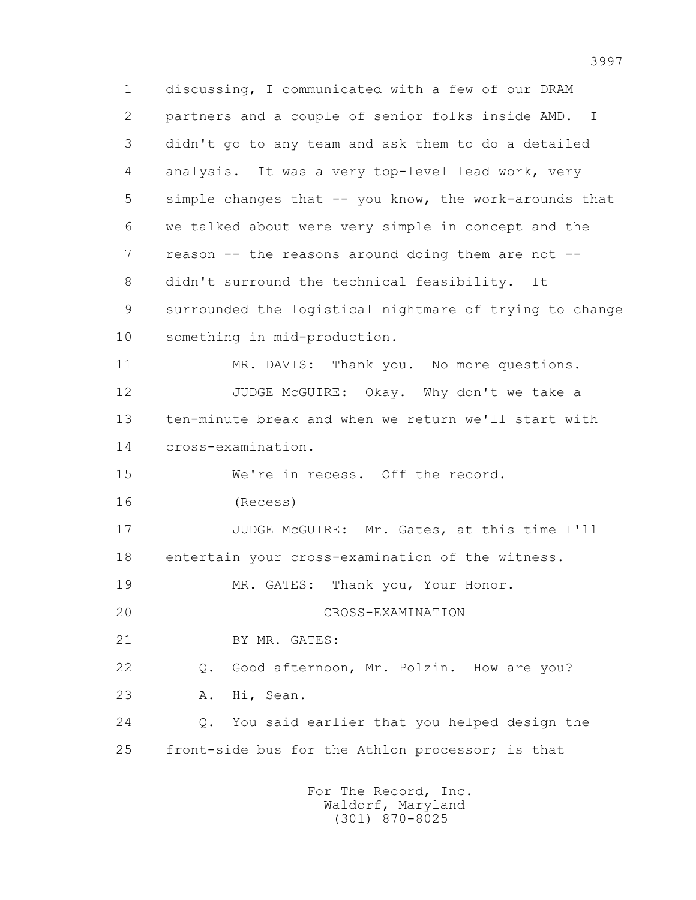1 discussing, I communicated with a few of our DRAM
2 partners and a couple of senior folks inside AMD. I
3 didn't go to any team and ask them to do a detailed
4 analysis. It was a very top-level lead work, very
5 simple changes that -- you know, the work-arounds that
6 we talked about were very simple in concept and the
7 reason -- the reasons around doing them are not --
8 didn't surround the technical feasibility. It
9 surrounded the logistical nightmare of trying to change
10 something in mid-production.

11 MR. DAVIS: Thank you. No more questions.

12 JUDGE McGUIRE: Okay. Why don't we take a
13 ten-minute break and when we return we'll start with
14 cross-examination.

15 We're in recess. Off the record.

16 (Recess)

17 JUDGE McGUIRE: Mr. Gates, at this time I'll
18 entertain your cross-examination of the witness.

19 MR. GATES: Thank you, Your Honor.

20 CROSS-EXAMINATION

21 BY MR. GATES:

22 Q. Good afternoon, Mr. Polzin. How are you?

23 A. Hi, Sean.

24 Q. You said earlier that you helped design the
25 front-side bus for the Athlon processor; is that

For The Record, Inc.
Waldorf, Maryland
(301) 870-8025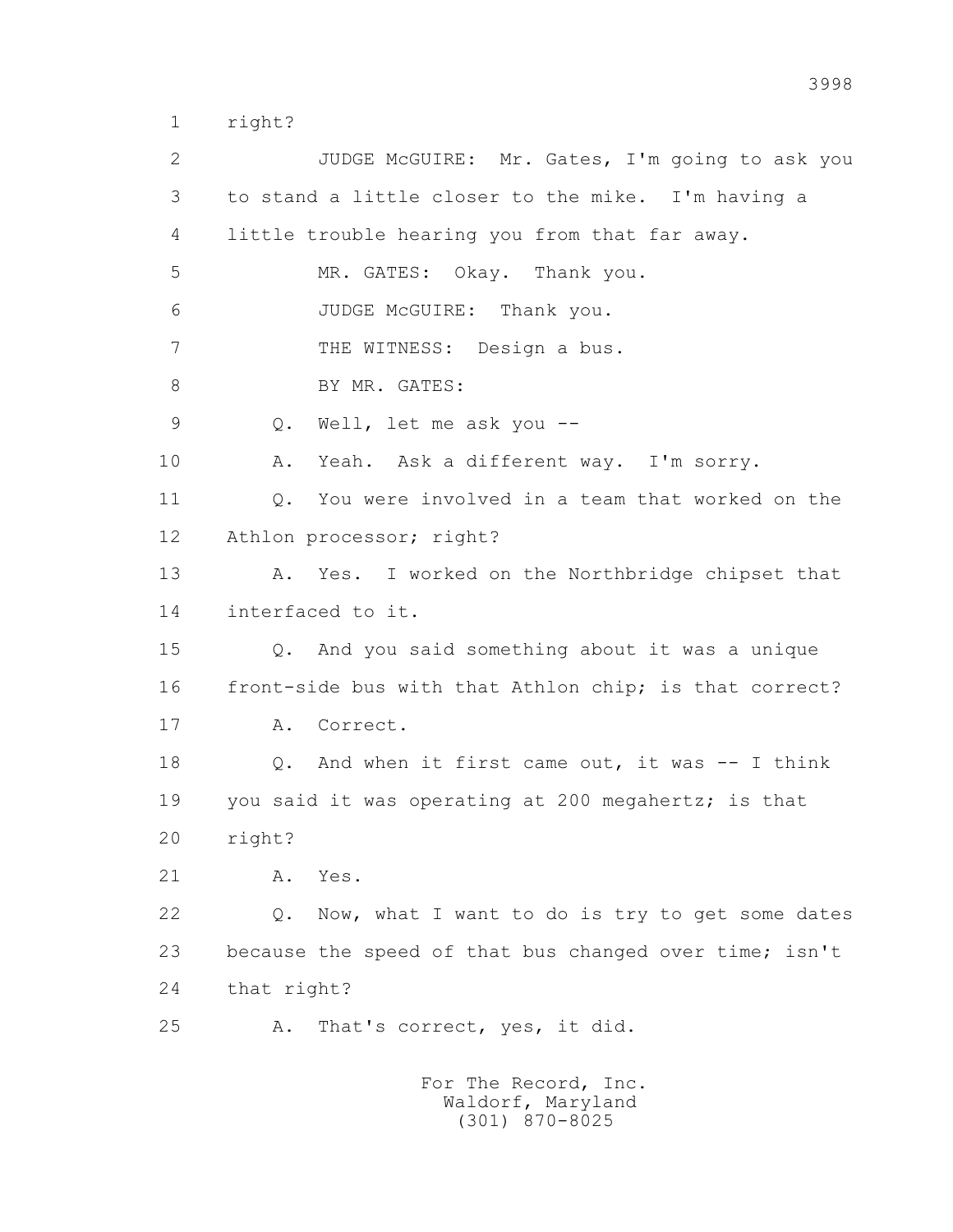1 right?

2 JUDGE McGUIRE: Mr. Gates, I'm going to ask you

3 to stand a little closer to the mike. I'm having a

4 little trouble hearing you from that far away.

5 MR. GATES: Okay. Thank you.

6 JUDGE McGUIRE: Thank you.

7 THE WITNESS: Design a bus.

8 BY MR. GATES:

9 Q. Well, let me ask you --

10 A. Yeah. Ask a different way. I'm sorry.

11 Q. You were involved in a team that worked on the

12 Athlon processor; right?

13 A. Yes. I worked on the Northbridge chipset that

14 interfaced to it.

15 Q. And you said something about it was a unique

16 front-side bus with that Athlon chip; is that correct?

17 A. Correct.

18 Q. And when it first came out, it was -- I think

19 you said it was operating at 200 megahertz; is that

20 right?

21 A. Yes.

22 Q. Now, what I want to do is try to get some dates

23 because the speed of that bus changed over time; isn't

24 that right?

25 A. That's correct, yes, it did.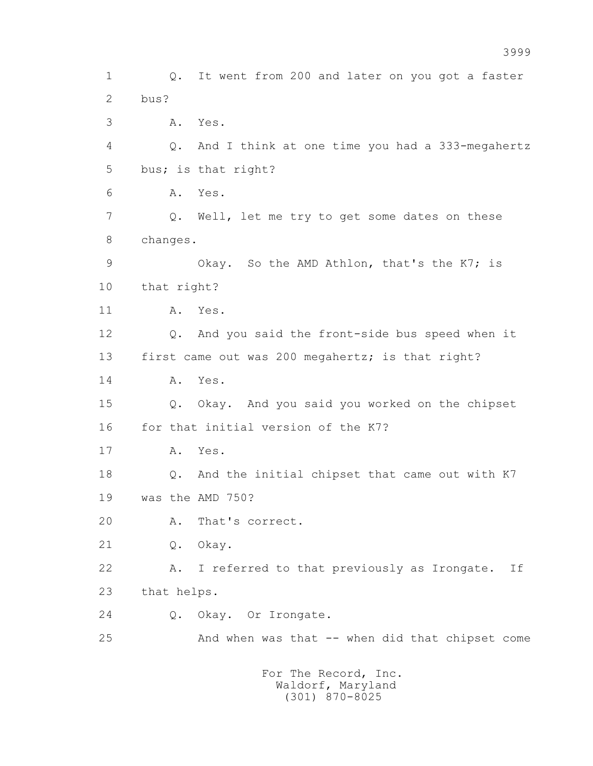1 Q. It went from 200 and later on you got a faster
2 bus?
3 A. Yes.
4 Q. And I think at one time you had a 333-megahertz
5 bus; is that right?
6 A. Yes.
7 Q. Well, let me try to get some dates on these
8 changes.
9 Okay. So the AMD Athlon, that's the K7; is
10 that right?
11 A. Yes.
12 Q. And you said the front-side bus speed when it
13 first came out was 200 megahertz; is that right?
14 A. Yes.
15 Q. Okay. And you said you worked on the chipset
16 for that initial version of the K7?
17 A. Yes.
18 Q. And the initial chipset that came out with K7
19 was the AMD 750?
20 A. That's correct.
21 Q. Okay.
22 A. I referred to that previously as Irongate. If
23 that helps.
24 Q. Okay. Or Irongate.
25 And when was that -- when did that chipset come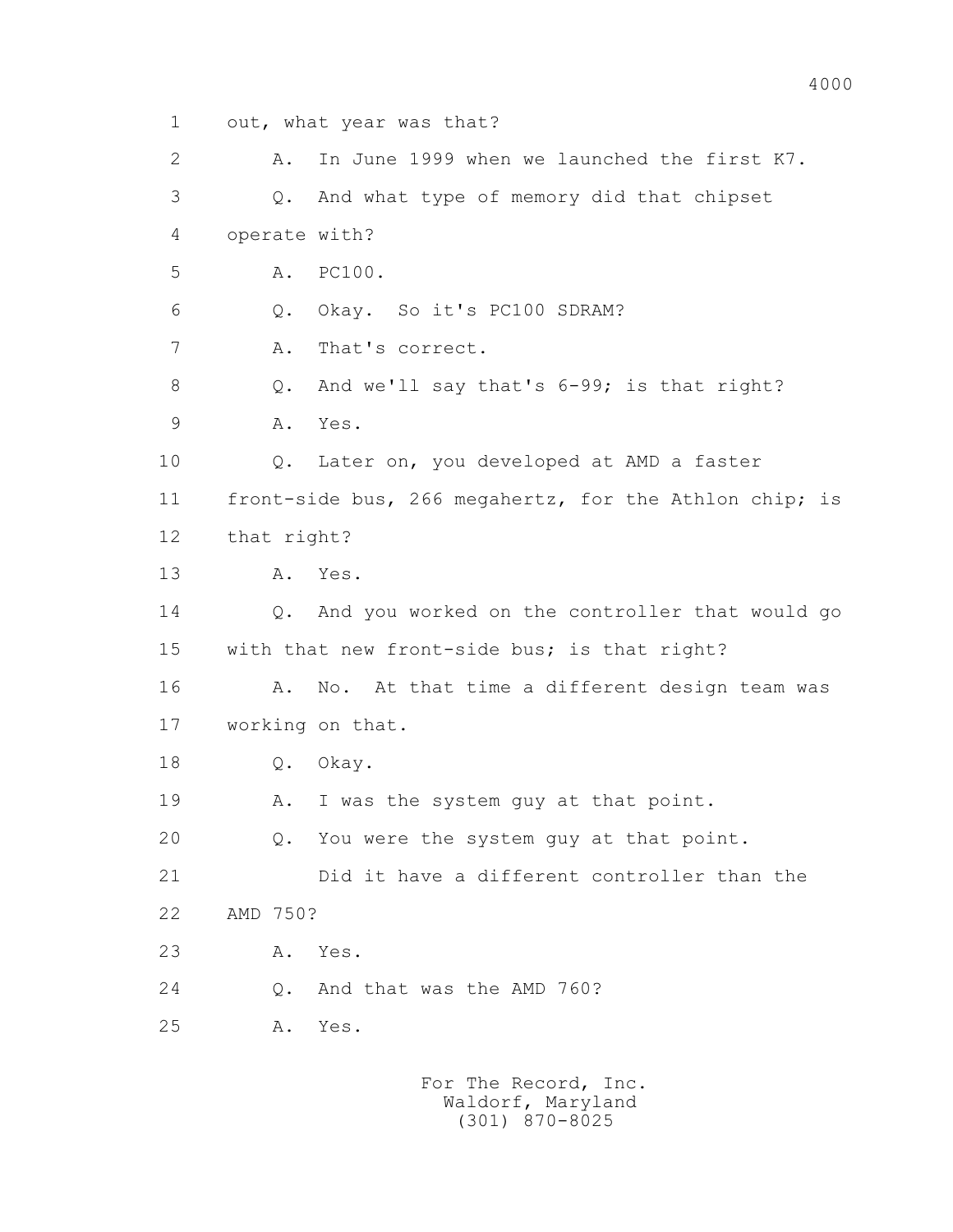1 out, what year was that?

2 A. In June 1999 when we launched the first K7.

3 Q. And what type of memory did that chipset

4 operate with?

5 A. PC100.

6 Q. Okay. So it's PC100 SDRAM?

7 A. That's correct.

8 Q. And we'll say that's 6-99; is that right?

9 A. Yes.

10 Q. Later on, you developed at AMD a faster

11 front-side bus, 266 megahertz, for the Athlon chip; is

12 that right?

13 A. Yes.

14 Q. And you worked on the controller that would go

15 with that new front-side bus; is that right?

16 A. No. At that time a different design team was

17 working on that.

18 Q. Okay.

19 A. I was the system guy at that point.

20 Q. You were the system guy at that point.

21 Did it have a different controller than the

22 AMD 750?

23 A. Yes.

24 Q. And that was the AMD 760?

25 A. Yes.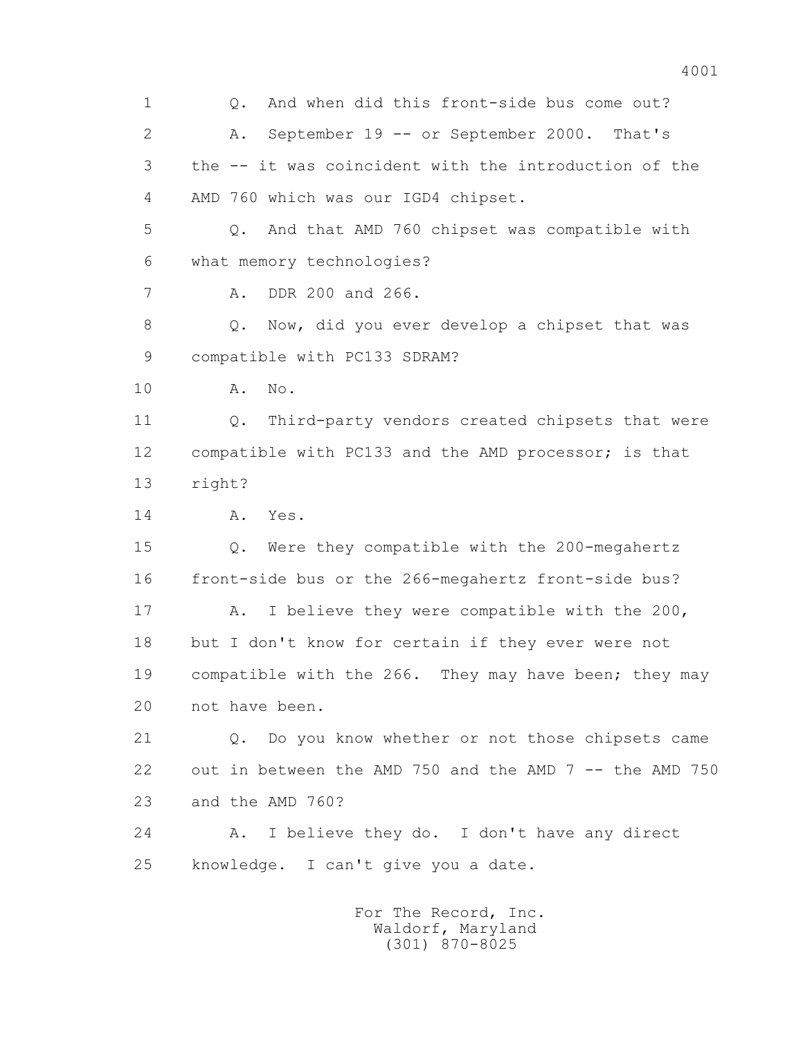1 Q. And when did this front-side bus come out?

2 A. September 19 -- or September 2000. That's

3 the -- it was coincident with the introduction of the

4 AMD 760 which was our IGD4 chipset.

5 Q. And that AMD 760 chipset was compatible with

6 what memory technologies?

7 A. DDR 200 and 266.

8 Q. Now, did you ever develop a chipset that was

9 compatible with PC133 SDRAM?

10 A. No.

11 Q. Third-party vendors created chipsets that were

12 compatible with PC133 and the AMD processor; is that

13 right?

14 A. Yes.

15 Q. Were they compatible with the 200-megahertz

16 front-side bus or the 266-megahertz front-side bus?

17 A. I believe they were compatible with the 200,

18 but I don't know for certain if they ever were not

19 compatible with the 266. They may have been; they may

20 not have been.

21 Q. Do you know whether or not those chipsets came

22 out in between the AMD 750 and the AMD 7 -- the AMD 750

23 and the AMD 760?

24 A. I believe they do. I don't have any direct

25 knowledge. I can't give you a date.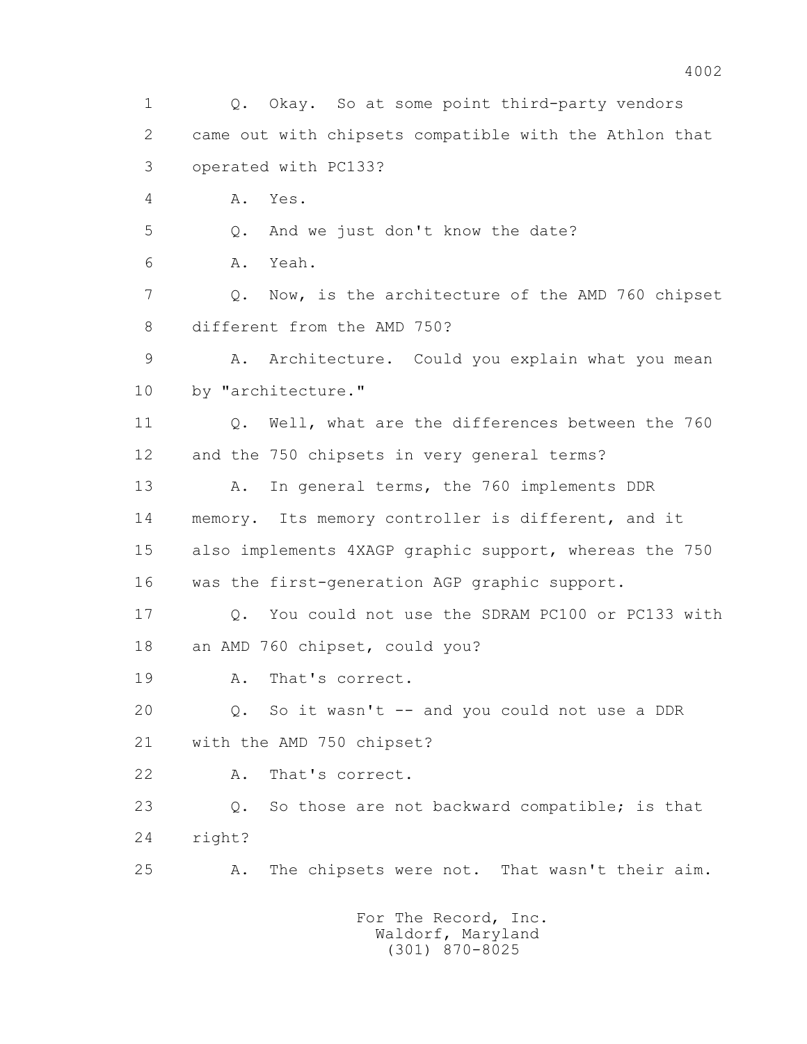1 Q. Okay. So at some point third-party vendors
2 came out with chipsets compatible with the Athlon that
3 operated with PC133?
4 A. Yes.
5 Q. And we just don't know the date?
6 A. Yeah.
7 Q. Now, is the architecture of the AMD 760 chipset
8 different from the AMD 750?
9 A. Architecture. Could you explain what you mean
10 by "architecture."
11 Q. Well, what are the differences between the 760
12 and the 750 chipsets in very general terms?
13 A. In general terms, the 760 implements DDR
14 memory. Its memory controller is different, and it
15 also implements 4XAGP graphic support, whereas the 750
16 was the first-generation AGP graphic support.
17 Q. You could not use the SDRAM PC100 or PC133 with
18 an AMD 760 chipset, could you?
19 A. That's correct.
20 Q. So it wasn't -- and you could not use a DDR
21 with the AMD 750 chipset?
22 A. That's correct.
23 Q. So those are not backward compatible; is that
24 right?
25 A. The chipsets were not. That wasn't their aim.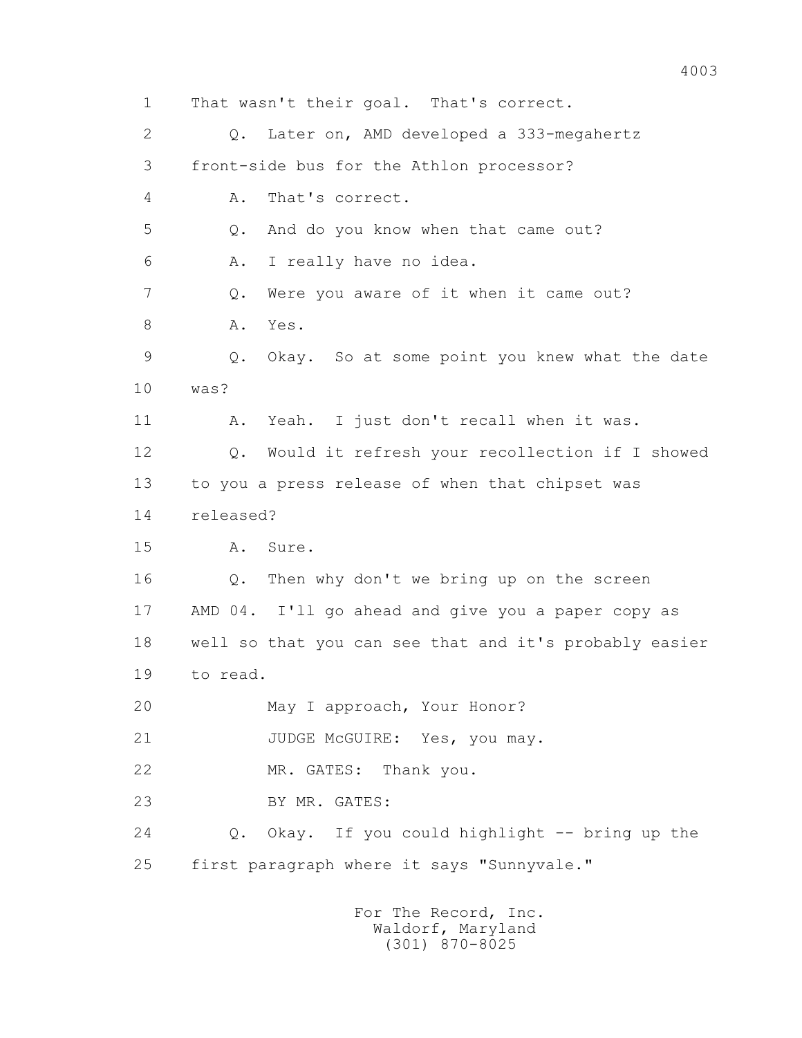1 That wasn't their goal. That's correct.

2 Q. Later on, AMD developed a 333-megahertz

3 front-side bus for the Athlon processor?

4 A. That's correct.

5 Q. And do you know when that came out?

6 A. I really have no idea.

7 Q. Were you aware of it when it came out?

8 A. Yes.

9 Q. Okay. So at some point you knew what the date

10 was?

11 A. Yeah. I just don't recall when it was.

12 Q. Would it refresh your recollection if I showed

13 to you a press release of when that chipset was

14 released?

15 A. Sure.

16 Q. Then why don't we bring up on the screen

17 AMD 04. I'll go ahead and give you a paper copy as

18 well so that you can see that and it's probably easier

19 to read.

20 May I approach, Your Honor?

21 JUDGE McGUIRE: Yes, you may.

22 MR. GATES: Thank you.

23 BY MR. GATES:

24 Q. Okay. If you could highlight -- bring up the

25 first paragraph where it says "Sunnyvale."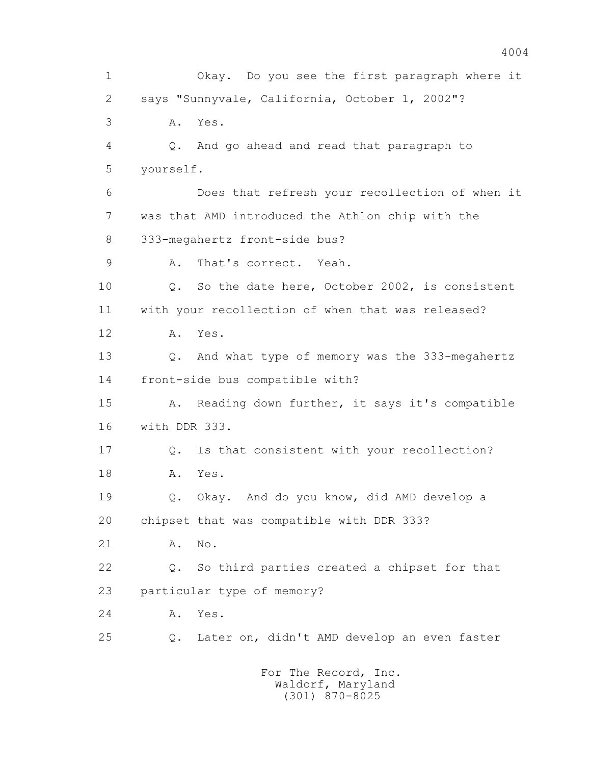1 Okay. Do you see the first paragraph where it
2 says "Sunnyvale, California, October 1, 2002"?
3 A. Yes.
4 Q. And go ahead and read that paragraph to
5 yourself.
6 Does that refresh your recollection of when it
7 was that AMD introduced the Athlon chip with the
8 333-megahertz front-side bus?
9 A. That's correct. Yeah.
10 Q. So the date here, October 2002, is consistent
11 with your recollection of when that was released?
12 A. Yes.
13 Q. And what type of memory was the 333-megahertz
14 front-side bus compatible with?
15 A. Reading down further, it says it's compatible
16 with DDR 333.
17 Q. Is that consistent with your recollection?
18 A. Yes.
19 Q. Okay. And do you know, did AMD develop a
20 chipset that was compatible with DDR 333?
21 A. No.
22 Q. So third parties created a chipset for that
23 particular type of memory?
24 A. Yes.
25 Q. Later on, didn't AMD develop an even faster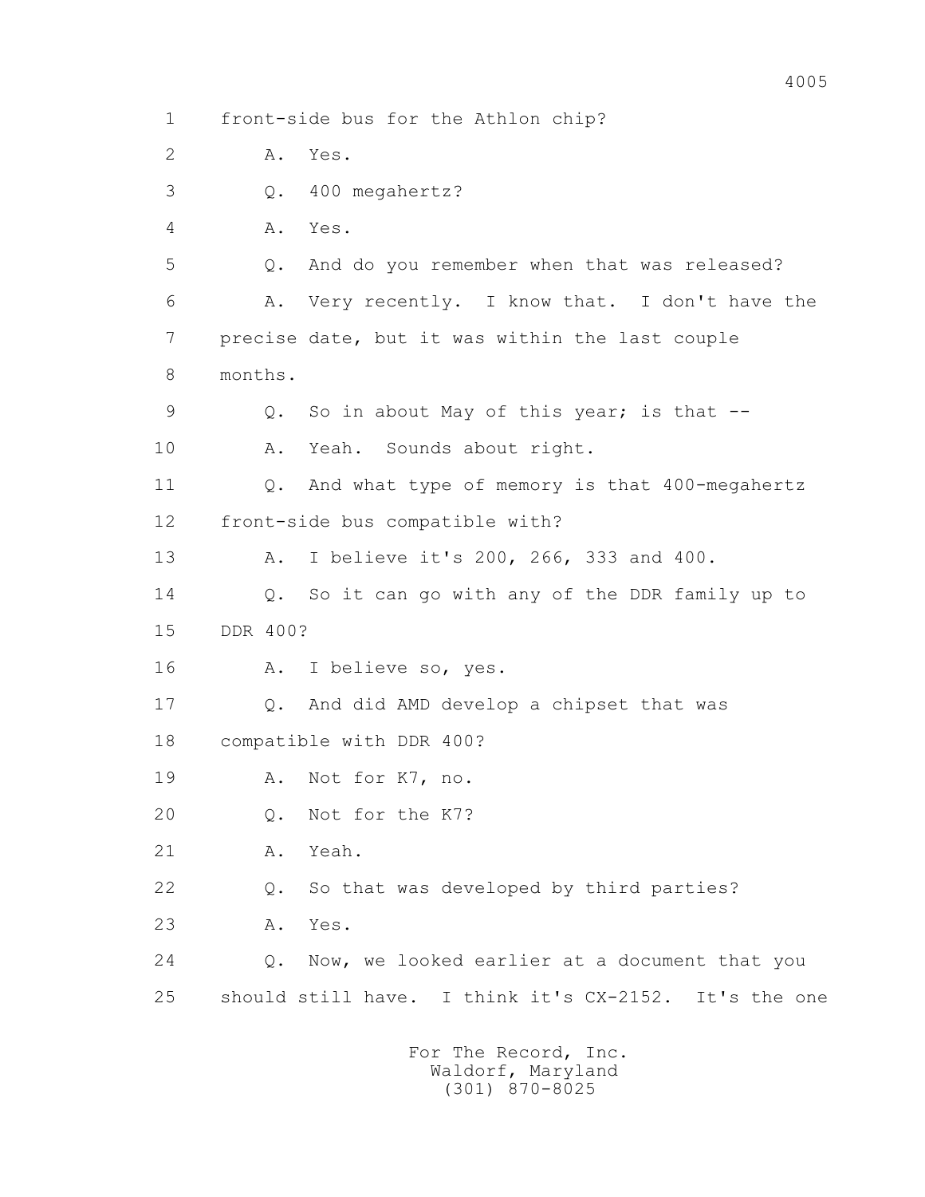1 front-side bus for the Athlon chip?

2 A. Yes.

3 Q. 400 megahertz?

4 A. Yes.

5 Q. And do you remember when that was released?

6 A. Very recently. I know that. I don't have the

7 precise date, but it was within the last couple

8 months.

9 Q. So in about May of this year; is that --

10 A. Yeah. Sounds about right.

11 Q. And what type of memory is that 400-megahertz

12 front-side bus compatible with?

13 A. I believe it's 200, 266, 333 and 400.

14 Q. So it can go with any of the DDR family up to

15 DDR 400?

16 A. I believe so, yes.

17 Q. And did AMD develop a chipset that was

18 compatible with DDR 400?

19 A. Not for K7, no.

20 Q. Not for the K7?

21 A. Yeah.

22 Q. So that was developed by third parties?

23 A. Yes.

24 Q. Now, we looked earlier at a document that you

25 should still have. I think it's CX-2152. It's the one

For The Record, Inc.
Waldorf, Maryland
(301) 870-8025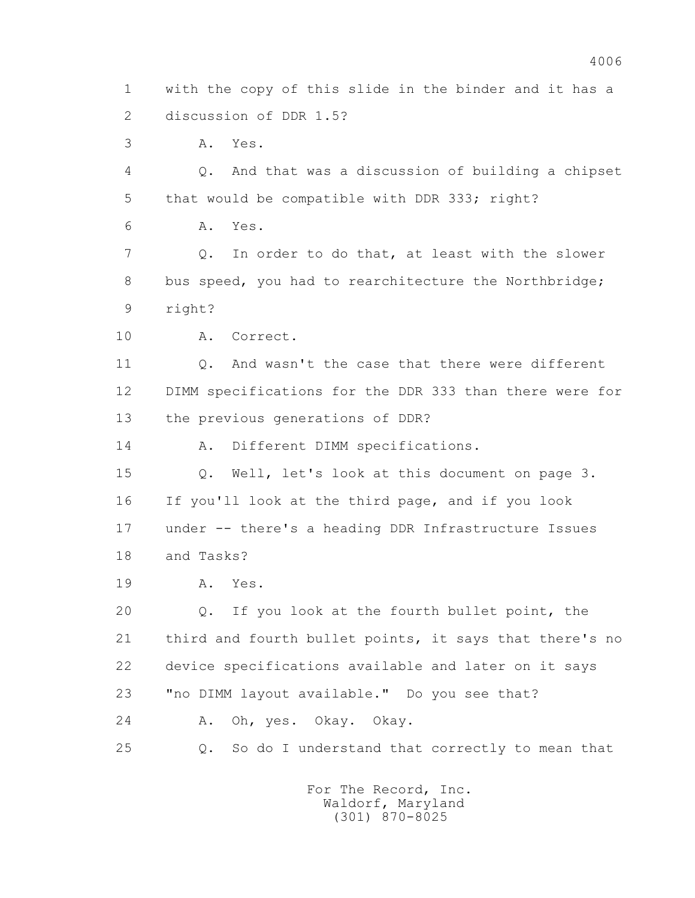1 with the copy of this slide in the binder and it has a
2 discussion of DDR 1.5?

3 A. Yes.

4 Q. And that was a discussion of building a chipset
5 that would be compatible with DDR 333; right?

6 A. Yes.

7 Q. In order to do that, at least with the slower
8 bus speed, you had to rearchitecture the Northbridge;
9 right?

10 A. Correct.

11 Q. And wasn't the case that there were different
12 DIMM specifications for the DDR 333 than there were for
13 the previous generations of DDR?

14 A. Different DIMM specifications.

15 Q. Well, let's look at this document on page 3.
16 If you'll look at the third page, and if you look
17 under -- there's a heading DDR Infrastructure Issues
18 and Tasks?

19 A. Yes.

20 Q. If you look at the fourth bullet point, the
21 third and fourth bullet points, it says that there's no
22 device specifications available and later on it says
23 "no DIMM layout available." Do you see that?

24 A. Oh, yes. Okay. Okay.

25 Q. So do I understand that correctly to mean that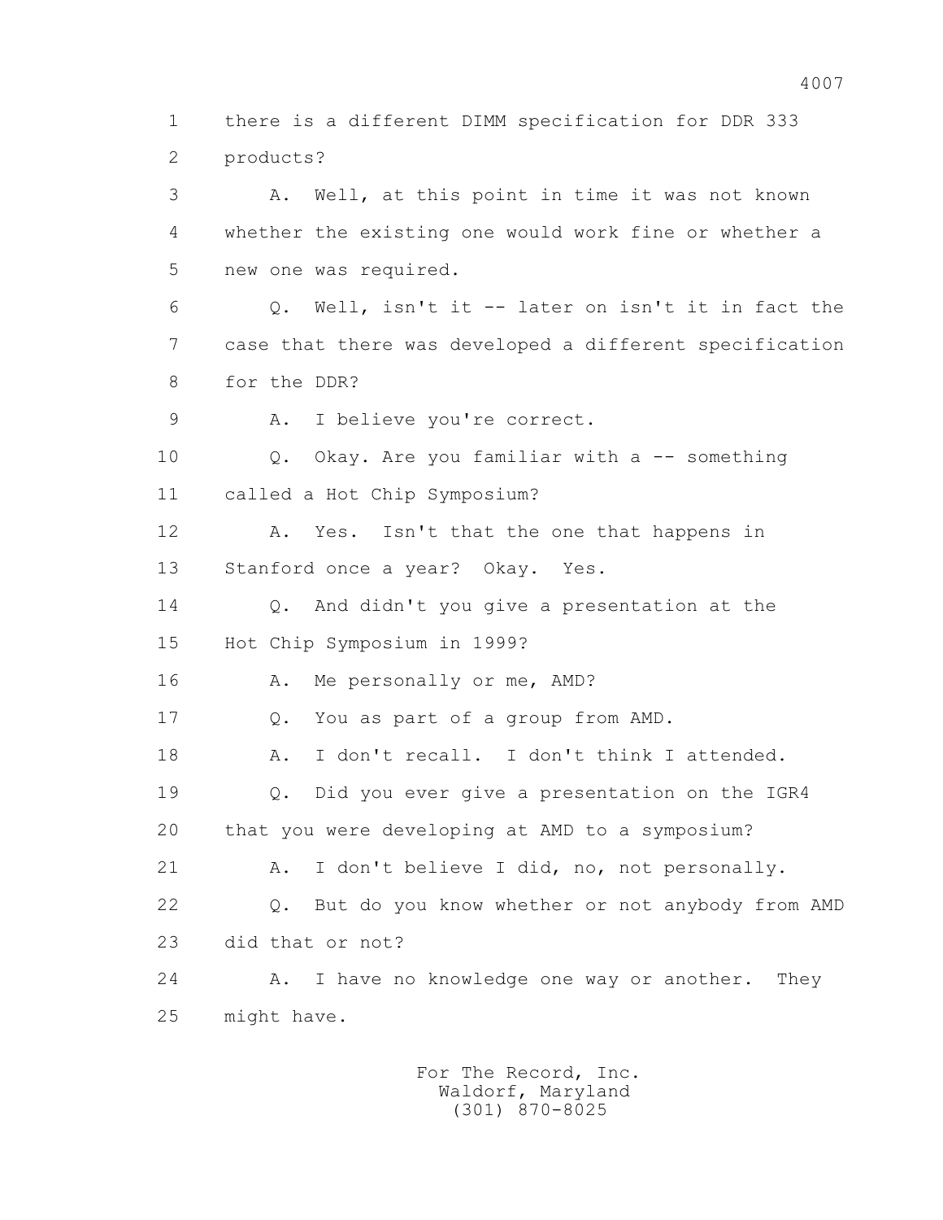1 there is a different DIMM specification for DDR 333
2 products?
3 A. Well, at this point in time it was not known
4 whether the existing one would work fine or whether a
5 new one was required.
6 Q. Well, isn't it -- later on isn't it in fact the
7 case that there was developed a different specification
8 for the DDR?
9 A. I believe you're correct.
10 Q. Okay. Are you familiar with a -- something
11 called a Hot Chip Symposium?
12 A. Yes. Isn't that the one that happens in
13 Stanford once a year? Okay. Yes.
14 Q. And didn't you give a presentation at the
15 Hot Chip Symposium in 1999?
16 A. Me personally or me, AMD?
17 Q. You as part of a group from AMD.
18 A. I don't recall. I don't think I attended.
19 Q. Did you ever give a presentation on the IGR4
20 that you were developing at AMD to a symposium?
21 A. I don't believe I did, no, not personally.
22 Q. But do you know whether or not anybody from AMD
23 did that or not?
24 A. I have no knowledge one way or another. They
25 might have.

For The Record, Inc.
Waldorf, Maryland
(301) 870-8025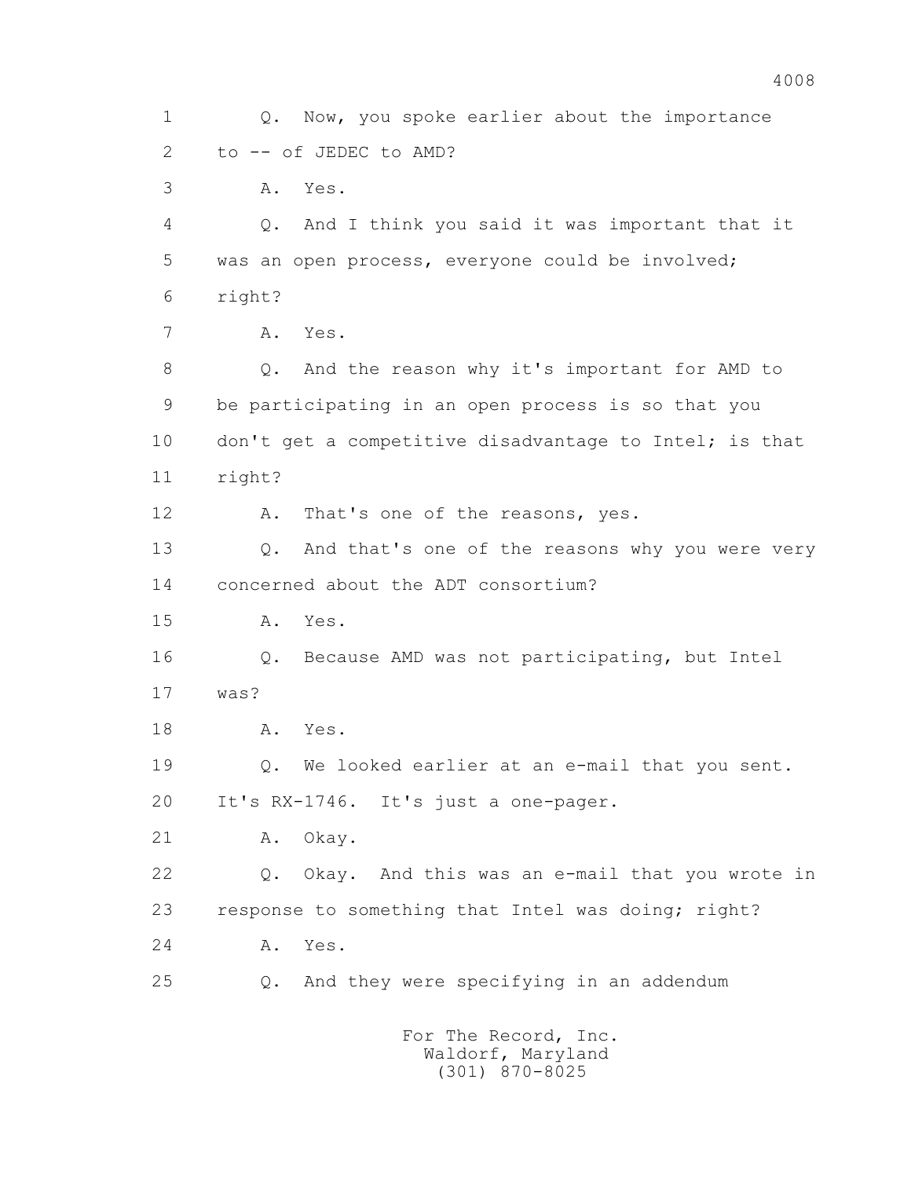1 Q. Now, you spoke earlier about the importance
2 to -- of JEDEC to AMD?
3 A. Yes.
4 Q. And I think you said it was important that it
5 was an open process, everyone could be involved;
6 right?
7 A. Yes.
8 Q. And the reason why it's important for AMD to
9 be participating in an open process is so that you
10 don't get a competitive disadvantage to Intel; is that
11 right?
12 A. That's one of the reasons, yes.
13 Q. And that's one of the reasons why you were very
14 concerned about the ADT consortium?
15 A. Yes.
16 Q. Because AMD was not participating, but Intel
17 was?
18 A. Yes.
19 Q. We looked earlier at an e-mail that you sent.
20 It's RX-1746. It's just a one-pager.
21 A. Okay.
22 Q. Okay. And this was an e-mail that you wrote in
23 response to something that Intel was doing; right?
24 A. Yes.
25 Q. And they were specifying in an addendum

For The Record, Inc.
Waldorf, Maryland
(301) 870-8025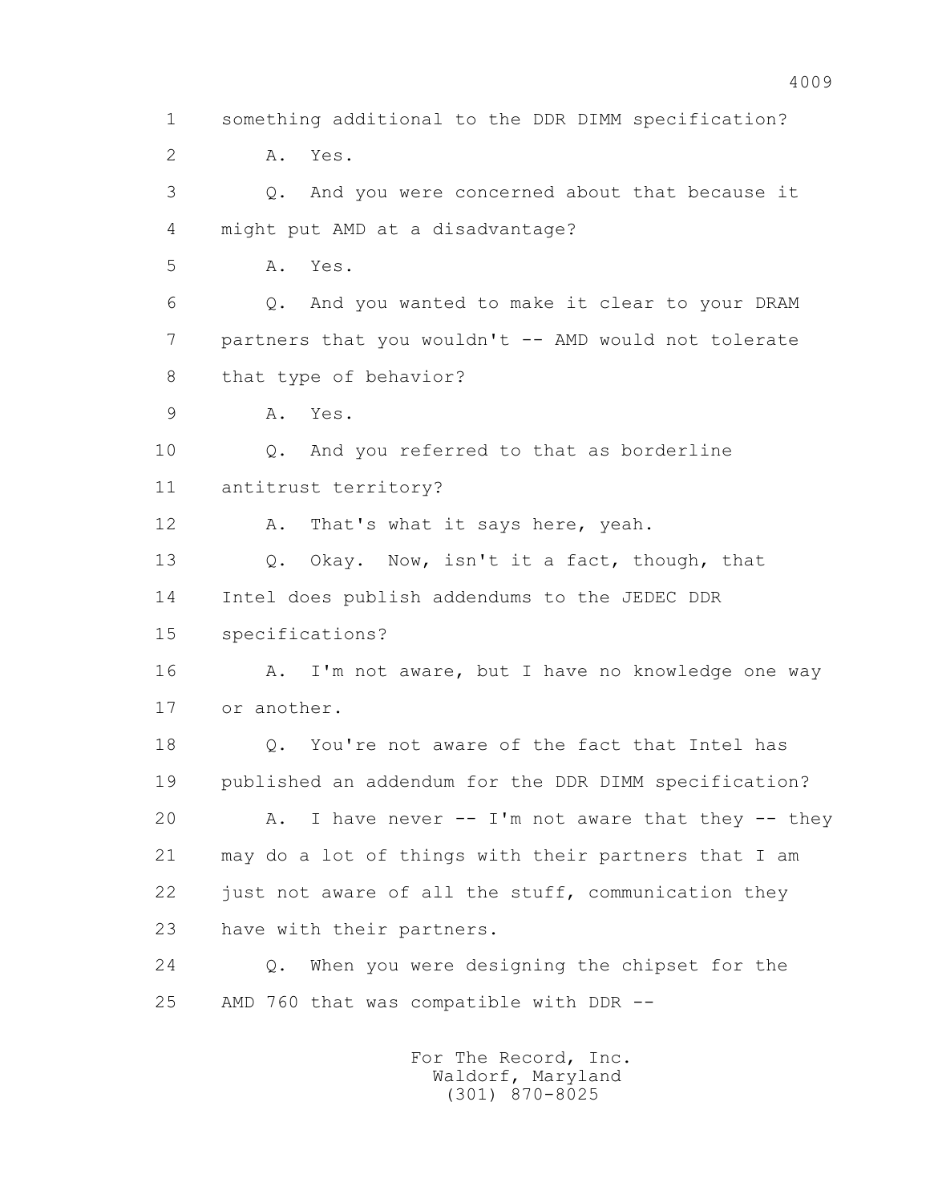1 something additional to the DDR DIMM specification?

2 A. Yes.

3 Q. And you were concerned about that because it

4 might put AMD at a disadvantage?

5 A. Yes.

6 Q. And you wanted to make it clear to your DRAM

7 partners that you wouldn't -- AMD would not tolerate

8 that type of behavior?

9 A. Yes.

10 Q. And you referred to that as borderline

11 antitrust territory?

12 A. That's what it says here, yeah.

13 Q. Okay. Now, isn't it a fact, though, that

14 Intel does publish addendums to the JEDEC DDR

15 specifications?

16 A. I'm not aware, but I have no knowledge one way

17 or another.

18 Q. You're not aware of the fact that Intel has

19 published an addendum for the DDR DIMM specification?

20 A. I have never -- I'm not aware that they -- they

21 may do a lot of things with their partners that I am

22 just not aware of all the stuff, communication they

23 have with their partners.

24 Q. When you were designing the chipset for the

25 AMD 760 that was compatible with DDR --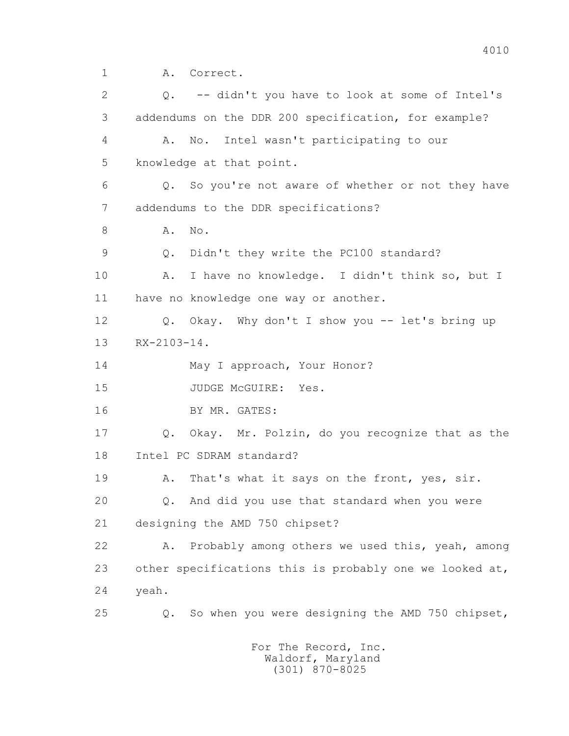1 A. Correct.

2 Q. -- didn't you have to look at some of Intel's

3 addendums on the DDR 200 specification, for example?

4 A. No. Intel wasn't participating to our

5 knowledge at that point.

6 Q. So you're not aware of whether or not they have

7 addendums to the DDR specifications?

8 A. No.

9 Q. Didn't they write the PC100 standard?

10 A. I have no knowledge. I didn't think so, but I

11 have no knowledge one way or another.

12 Q. Okay. Why don't I show you -- let's bring up

13 RX-2103-14.

14 May I approach, Your Honor?

15 JUDGE McGUIRE: Yes.

16 BY MR. GATES:

17 Q. Okay. Mr. Polzin, do you recognize that as the

18 Intel PC SDRAM standard?

19 A. That's what it says on the front, yes, sir.

20 Q. And did you use that standard when you were

21 designing the AMD 750 chipset?

22 A. Probably among others we used this, yeah, among

23 other specifications this is probably one we looked at,

24 yeah.

25 Q. So when you were designing the AMD 750 chipset,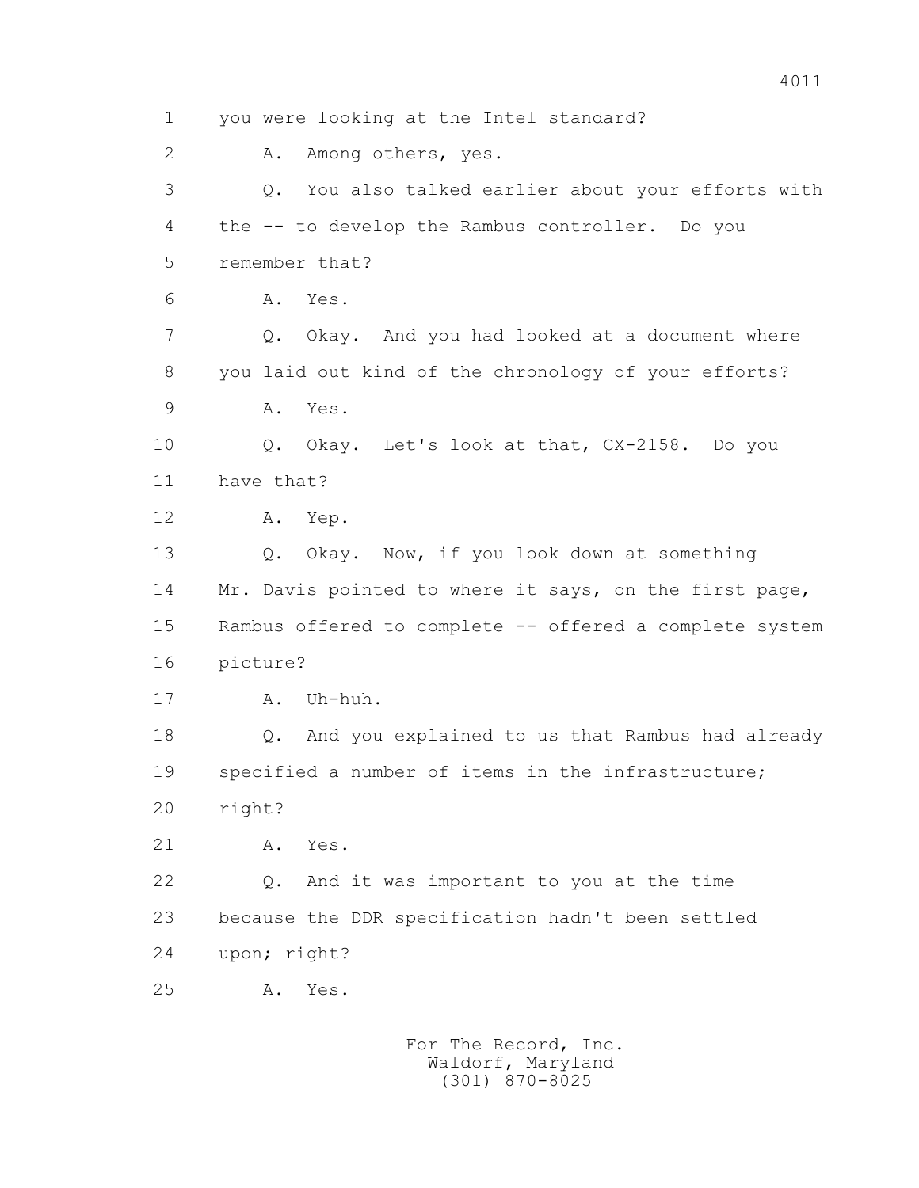1 you were looking at the Intel standard?

2 A. Among others, yes.

3 Q. You also talked earlier about your efforts with

4 the -- to develop the Rambus controller. Do you

5 remember that?

6 A. Yes.

7 Q. Okay. And you had looked at a document where

8 you laid out kind of the chronology of your efforts?

9 A. Yes.

10 Q. Okay. Let's look at that, CX-2158. Do you

11 have that?

12 A. Yep.

13 Q. Okay. Now, if you look down at something

14 Mr. Davis pointed to where it says, on the first page,

15 Rambus offered to complete -- offered a complete system

16 picture?

17 A. Uh-huh.

18 Q. And you explained to us that Rambus had already

19 specified a number of items in the infrastructure;

20 right?

21 A. Yes.

22 Q. And it was important to you at the time

23 because the DDR specification hadn't been settled

24 upon; right?

25 A. Yes.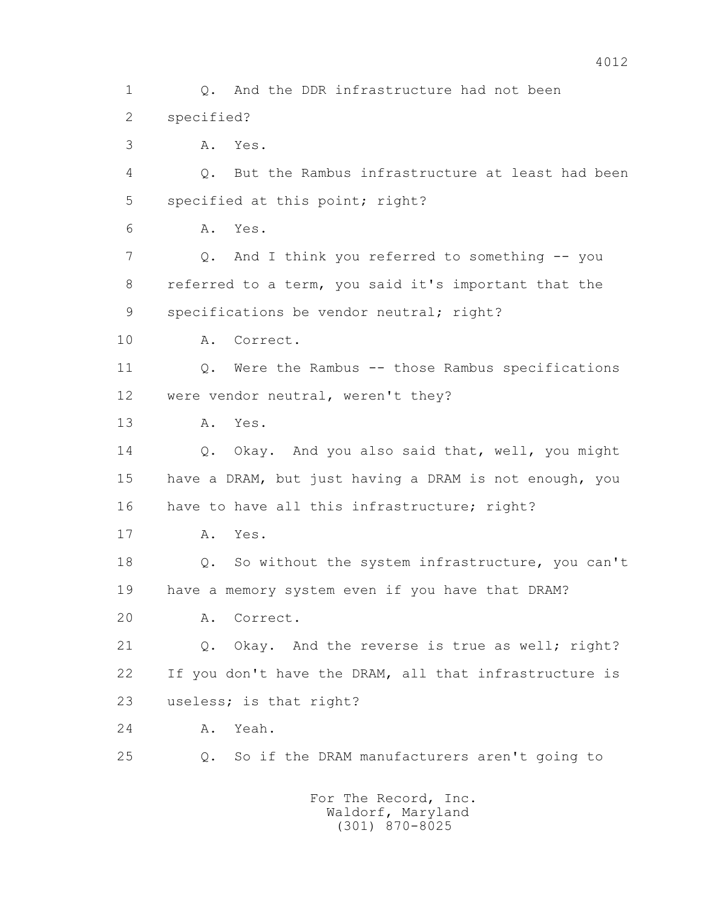1 Q. And the DDR infrastructure had not been
2 specified?
3 A. Yes.
4 Q. But the Rambus infrastructure at least had been
5 specified at this point; right?
6 A. Yes.
7 Q. And I think you referred to something -- you
8 referred to a term, you said it's important that the
9 specifications be vendor neutral; right?
10 A. Correct.
11 Q. Were the Rambus -- those Rambus specifications
12 were vendor neutral, weren't they?
13 A. Yes.
14 Q. Okay. And you also said that, well, you might
15 have a DRAM, but just having a DRAM is not enough, you
16 have to have all this infrastructure; right?
17 A. Yes.
18 Q. So without the system infrastructure, you can't
19 have a memory system even if you have that DRAM?
20 A. Correct.
21 Q. Okay. And the reverse is true as well; right?
22 If you don't have the DRAM, all that infrastructure is
23 useless; is that right?
24 A. Yeah.
25 Q. So if the DRAM manufacturers aren't going to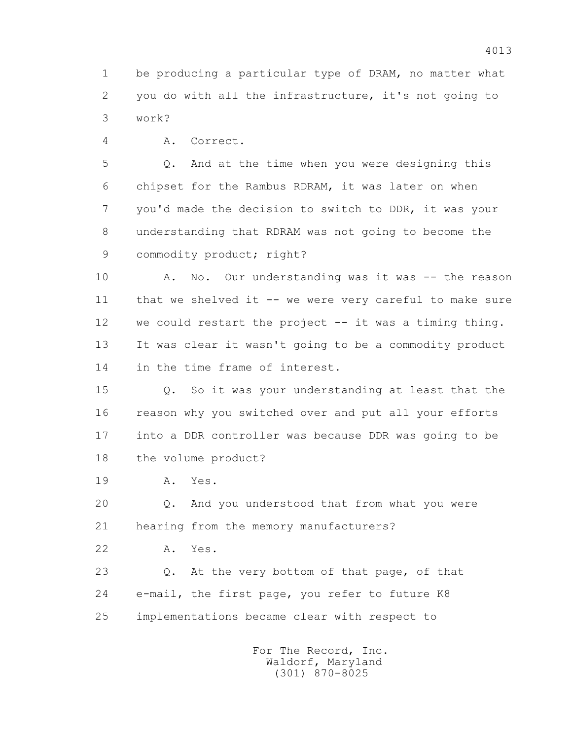1 be producing a particular type of DRAM, no matter what
2 you do with all the infrastructure, it's not going to
3 work?

4 A. Correct.

5 Q. And at the time when you were designing this
6 chipset for the Rambus RDRAM, it was later on when
7 you'd made the decision to switch to DDR, it was your
8 understanding that RDRAM was not going to become the
9 commodity product; right?

10 A. No. Our understanding was it was -- the reason
11 that we shelved it -- we were very careful to make sure
12 we could restart the project -- it was a timing thing.
13 It was clear it wasn't going to be a commodity product
14 in the time frame of interest.

15 Q. So it was your understanding at least that the
16 reason why you switched over and put all your efforts
17 into a DDR controller was because DDR was going to be
18 the volume product?

19 A. Yes.

20 Q. And you understood that from what you were
21 hearing from the memory manufacturers?

22 A. Yes.

23 Q. At the very bottom of that page, of that
24 e-mail, the first page, you refer to future K8
25 implementations became clear with respect to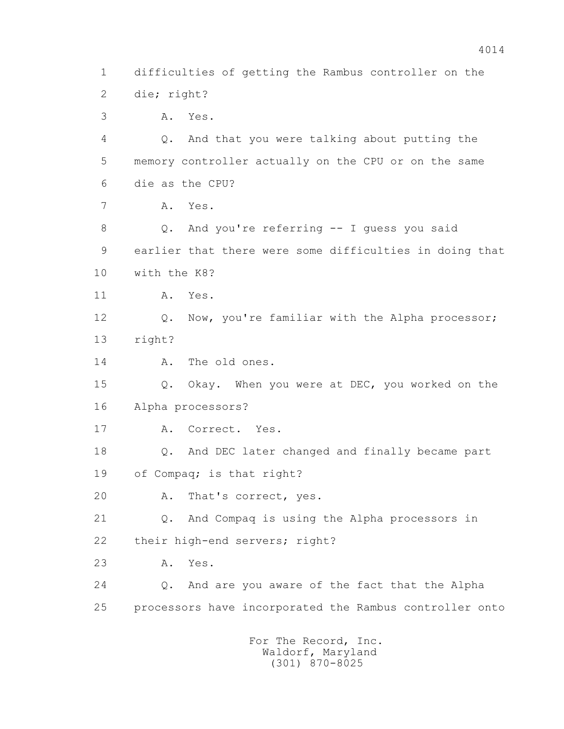1 difficulties of getting the Rambus controller on the
2 die; right?
3 A. Yes.
4 Q. And that you were talking about putting the
5 memory controller actually on the CPU or on the same
6 die as the CPU?
7 A. Yes.
8 Q. And you're referring -- I guess you said
9 earlier that there were some difficulties in doing that
10 with the K8?
11 A. Yes.
12 Q. Now, you're familiar with the Alpha processor;
13 right?
14 A. The old ones.
15 Q. Okay. When you were at DEC, you worked on the
16 Alpha processors?
17 A. Correct. Yes.
18 Q. And DEC later changed and finally became part
19 of Compaq; is that right?
20 A. That's correct, yes.
21 Q. And Compaq is using the Alpha processors in
22 their high-end servers; right?
23 A. Yes.
24 Q. And are you aware of the fact that the Alpha
25 processors have incorporated the Rambus controller onto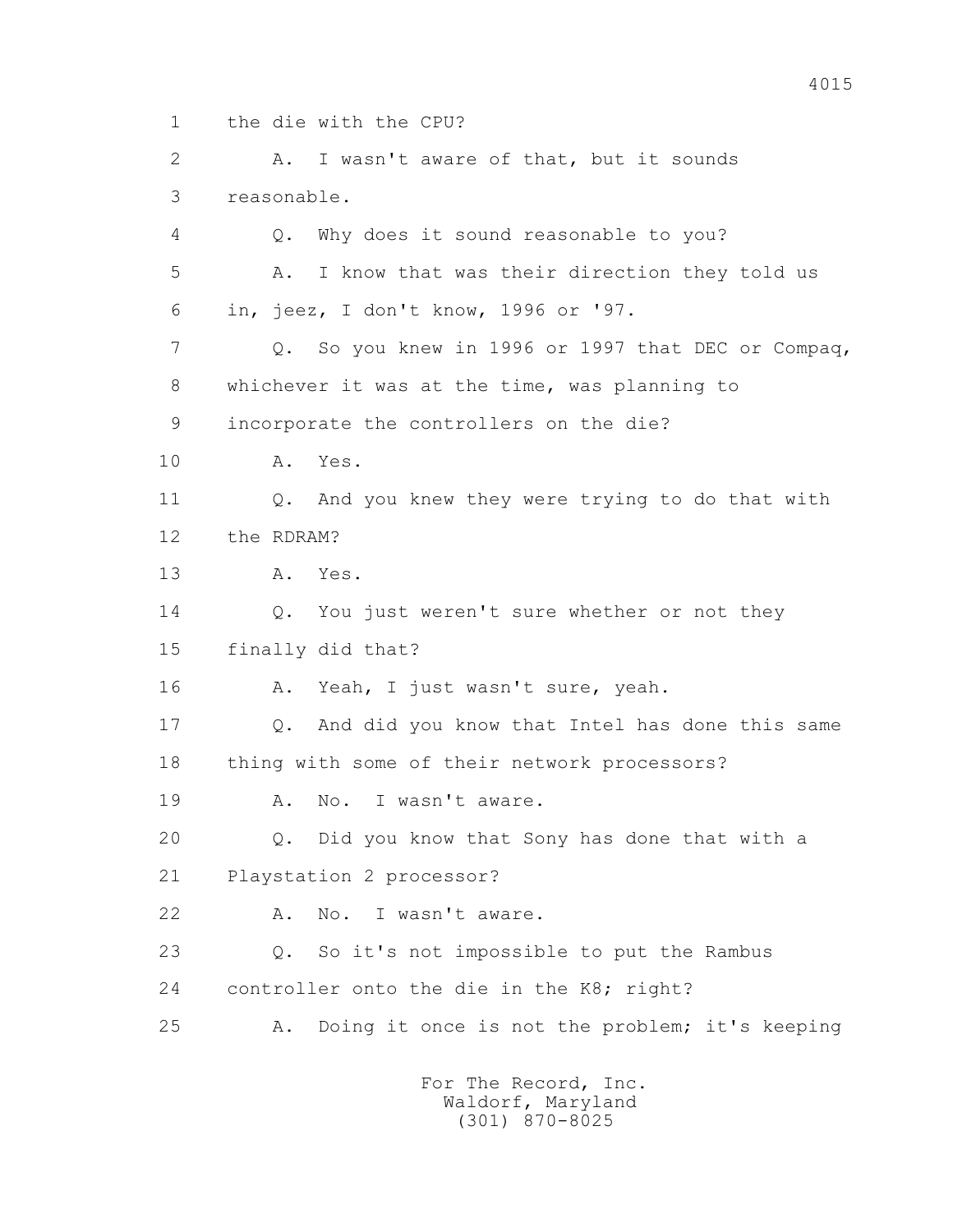1 the die with the CPU?

2 A. I wasn't aware of that, but it sounds

3 reasonable.

4 Q. Why does it sound reasonable to you?

5 A. I know that was their direction they told us

6 in, jeez, I don't know, 1996 or '97.

7 Q. So you knew in 1996 or 1997 that DEC or Compaq,

8 whichever it was at the time, was planning to

9 incorporate the controllers on the die?

10 A. Yes.

11 Q. And you knew they were trying to do that with

12 the RDRAM?

13 A. Yes.

14 Q. You just weren't sure whether or not they

15 finally did that?

16 A. Yeah, I just wasn't sure, yeah.

17 Q. And did you know that Intel has done this same

18 thing with some of their network processors?

19 A. No. I wasn't aware.

20 Q. Did you know that Sony has done that with a

21 Playstation 2 processor?

22 A. No. I wasn't aware.

23 Q. So it's not impossible to put the Rambus

24 controller onto the die in the K8; right?

25 A. Doing it once is not the problem; it's keeping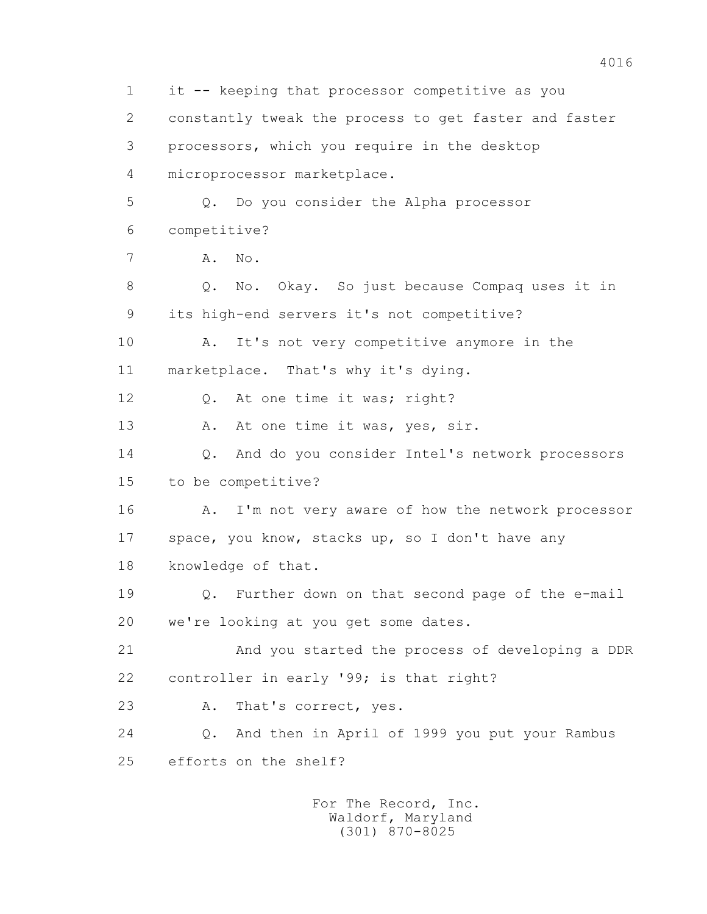1 it -- keeping that processor competitive as you
2 constantly tweak the process to get faster and faster
3 processors, which you require in the desktop
4 microprocessor marketplace.

5 Q. Do you consider the Alpha processor
6 competitive?

7 A. No.

8 Q. No. Okay. So just because Compaq uses it in
9 its high-end servers it's not competitive?

10 A. It's not very competitive anymore in the
11 marketplace. That's why it's dying.

12 Q. At one time it was; right?

13 A. At one time it was, yes, sir.

14 Q. And do you consider Intel's network processors
15 to be competitive?

16 A. I'm not very aware of how the network processor
17 space, you know, stacks up, so I don't have any
18 knowledge of that.

19 Q. Further down on that second page of the e-mail
20 we're looking at you get some dates.

21 And you started the process of developing a DDR
22 controller in early '99; is that right?

23 A. That's correct, yes.

24 Q. And then in April of 1999 you put your Rambus
25 efforts on the shelf?

For The Record, Inc.
Waldorf, Maryland
(301) 870-8025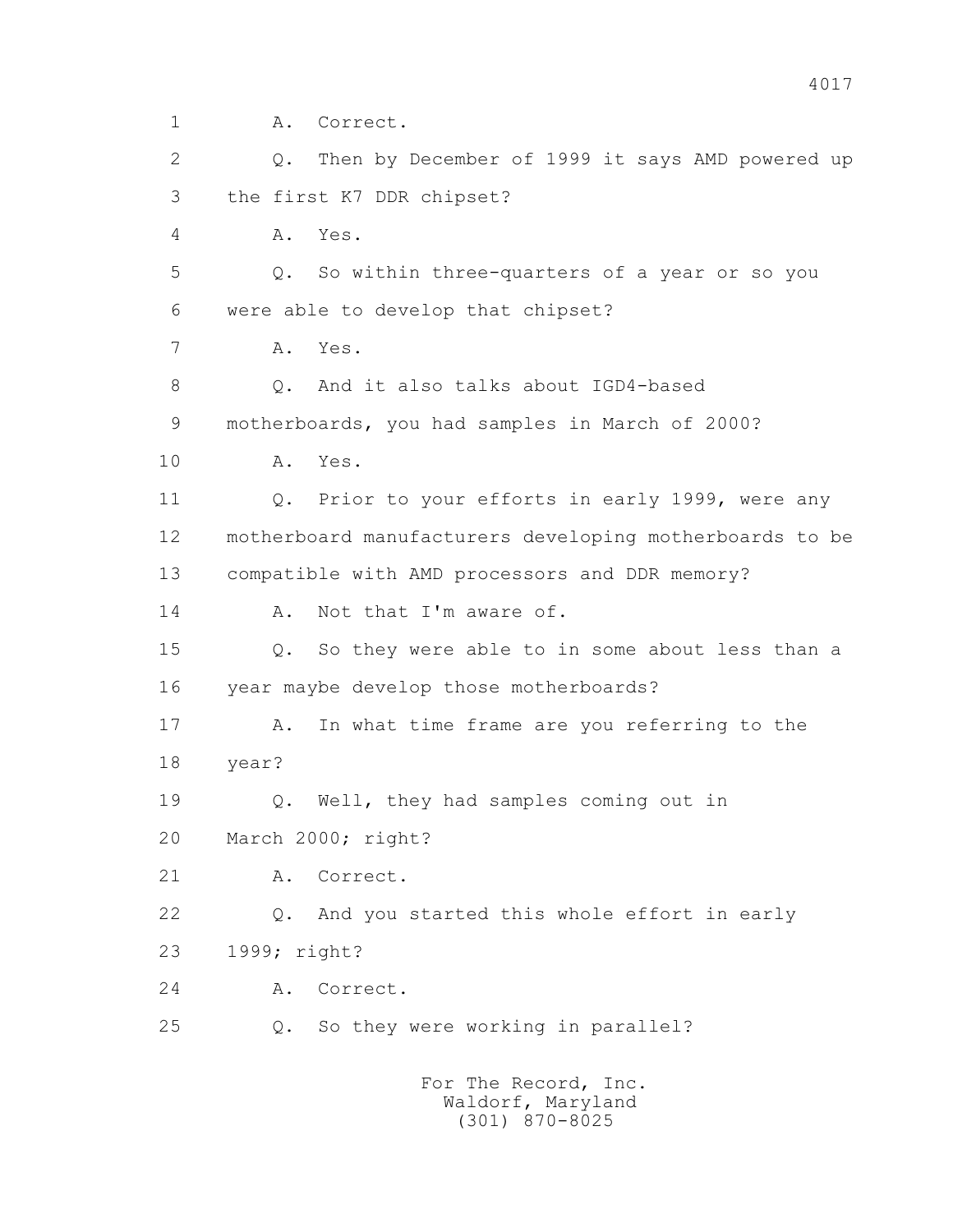1 A. Correct.

2 Q. Then by December of 1999 it says AMD powered up

3 the first K7 DDR chipset?

4 A. Yes.

5 Q. So within three-quarters of a year or so you

6 were able to develop that chipset?

7 A. Yes.

8 Q. And it also talks about IGD4-based

9 motherboards, you had samples in March of 2000?

10 A. Yes.

11 Q. Prior to your efforts in early 1999, were any

12 motherboard manufacturers developing motherboards to be

13 compatible with AMD processors and DDR memory?

14 A. Not that I'm aware of.

15 Q. So they were able to in some about less than a

16 year maybe develop those motherboards?

17 A. In what time frame are you referring to the

18 year?

19 Q. Well, they had samples coming out in

20 March 2000; right?

21 A. Correct.

22 Q. And you started this whole effort in early

23 1999; right?

24 A. Correct.

25 Q. So they were working in parallel?

For The Record, Inc.
Waldorf, Maryland
(301) 870-8025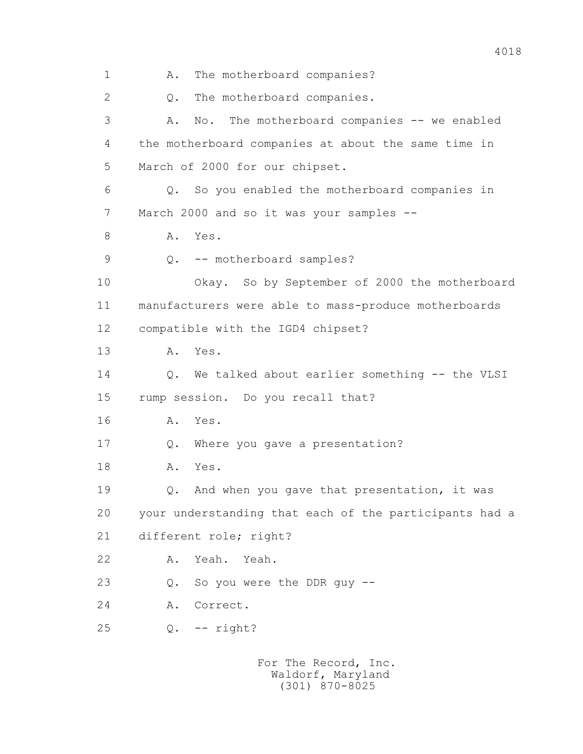1 A. The motherboard companies?

2 Q. The motherboard companies.

3 A. No. The motherboard companies -- we enabled

4 the motherboard companies at about the same time in

5 March of 2000 for our chipset.

6 Q. So you enabled the motherboard companies in

7 March 2000 and so it was your samples --

8 A. Yes.

9 Q. -- motherboard samples?

10 Okay. So by September of 2000 the motherboard

11 manufacturers were able to mass-produce motherboards

12 compatible with the IGD4 chipset?

13 A. Yes.

14 Q. We talked about earlier something -- the VLSI

15 rump session. Do you recall that?

16 A. Yes.

17 Q. Where you gave a presentation?

18 A. Yes.

19 Q. And when you gave that presentation, it was

20 your understanding that each of the participants had a

21 different role; right?

22 A. Yeah. Yeah.

23 Q. So you were the DDR guy --

24 A. Correct.

25 Q. -- right?

For The Record, Inc.
Waldorf, Maryland
(301) 870-8025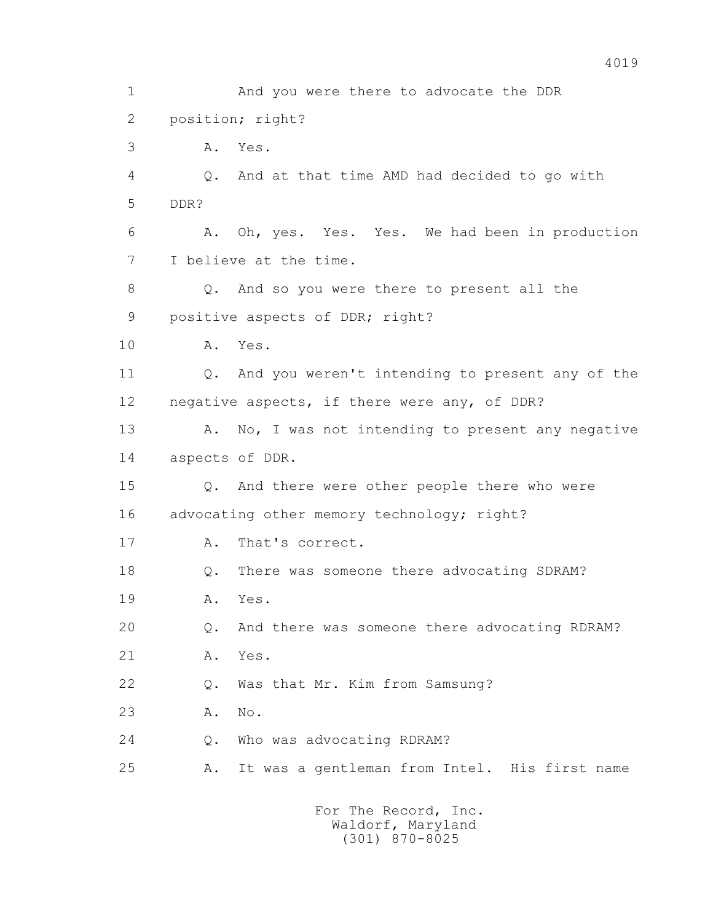1 And you were there to advocate the DDR
2 position; right?
3 A. Yes.
4 Q. And at that time AMD had decided to go with
5 DDR?
6 A. Oh, yes. Yes. Yes. We had been in production
7 I believe at the time.
8 Q. And so you were there to present all the
9 positive aspects of DDR; right?
10 A. Yes.
11 Q. And you weren't intending to present any of the
12 negative aspects, if there were any, of DDR?
13 A. No, I was not intending to present any negative
14 aspects of DDR.
15 Q. And there were other people there who were
16 advocating other memory technology; right?
17 A. That's correct.
18 Q. There was someone there advocating SDRAM?
19 A. Yes.
20 Q. And there was someone there advocating RDRAM?
21 A. Yes.
22 Q. Was that Mr. Kim from Samsung?
23 A. No.
24 Q. Who was advocating RDRAM?
25 A. It was a gentleman from Intel. His first name

For The Record, Inc.
Waldorf, Maryland
(301) 870-8025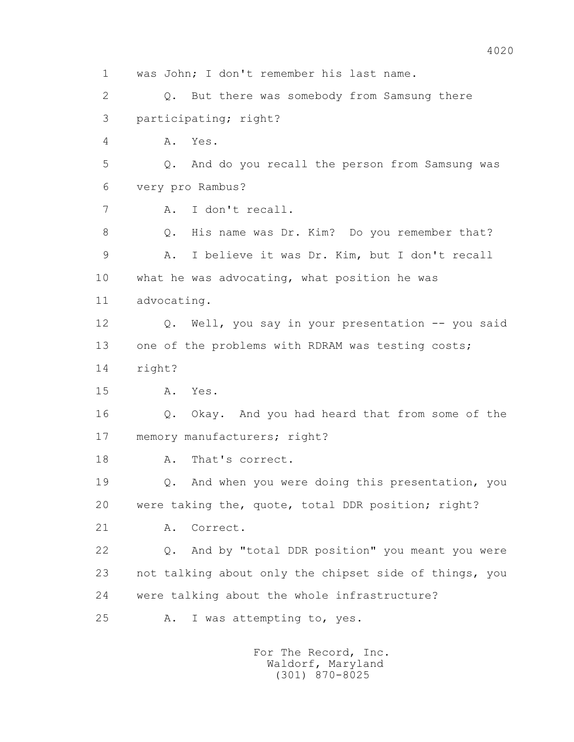1 was John; I don't remember his last name.

2 Q. But there was somebody from Samsung there

3 participating; right?

4 A. Yes.

5 Q. And do you recall the person from Samsung was

6 very pro Rambus?

7 A. I don't recall.

8 Q. His name was Dr. Kim? Do you remember that?

9 A. I believe it was Dr. Kim, but I don't recall

10 what he was advocating, what position he was

11 advocating.

12 Q. Well, you say in your presentation -- you said

13 one of the problems with RDRAM was testing costs;

14 right?

15 A. Yes.

16 Q. Okay. And you had heard that from some of the

17 memory manufacturers; right?

18 A. That's correct.

19 Q. And when you were doing this presentation, you

20 were taking the, quote, total DDR position; right?

21 A. Correct.

22 Q. And by "total DDR position" you meant you were

23 not talking about only the chipset side of things, you

24 were talking about the whole infrastructure?

25 A. I was attempting to, yes.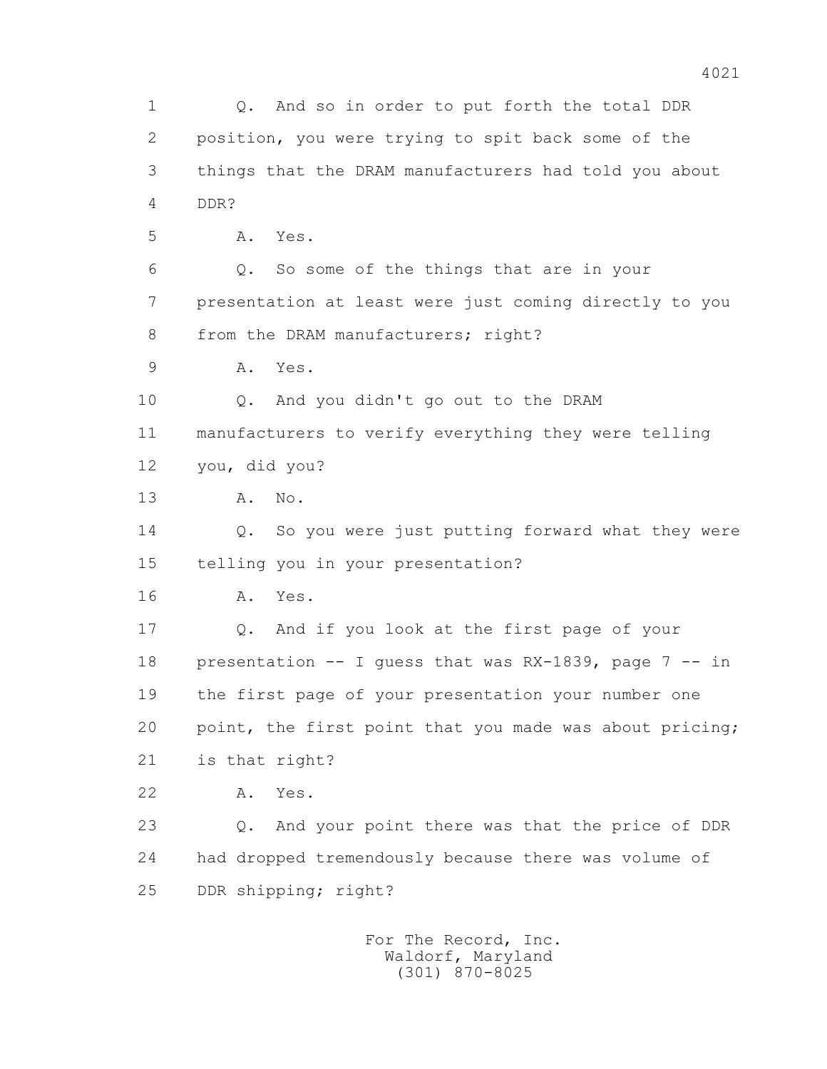1 Q. And so in order to put forth the total DDR
2 position, you were trying to spit back some of the
3 things that the DRAM manufacturers had told you about
4 DDR?
5 A. Yes.
6 Q. So some of the things that are in your
7 presentation at least were just coming directly to you
8 from the DRAM manufacturers; right?
9 A. Yes.
10 Q. And you didn't go out to the DRAM
11 manufacturers to verify everything they were telling
12 you, did you?
13 A. No.
14 Q. So you were just putting forward what they were
15 telling you in your presentation?
16 A. Yes.
17 Q. And if you look at the first page of your
18 presentation -- I guess that was RX-1839, page 7 -- in
19 the first page of your presentation your number one
20 point, the first point that you made was about pricing;
21 is that right?
22 A. Yes.
23 Q. And your point there was that the price of DDR
24 had dropped tremendously because there was volume of
25 DDR shipping; right?

For The Record, Inc.
Waldorf, Maryland
(301) 870-8025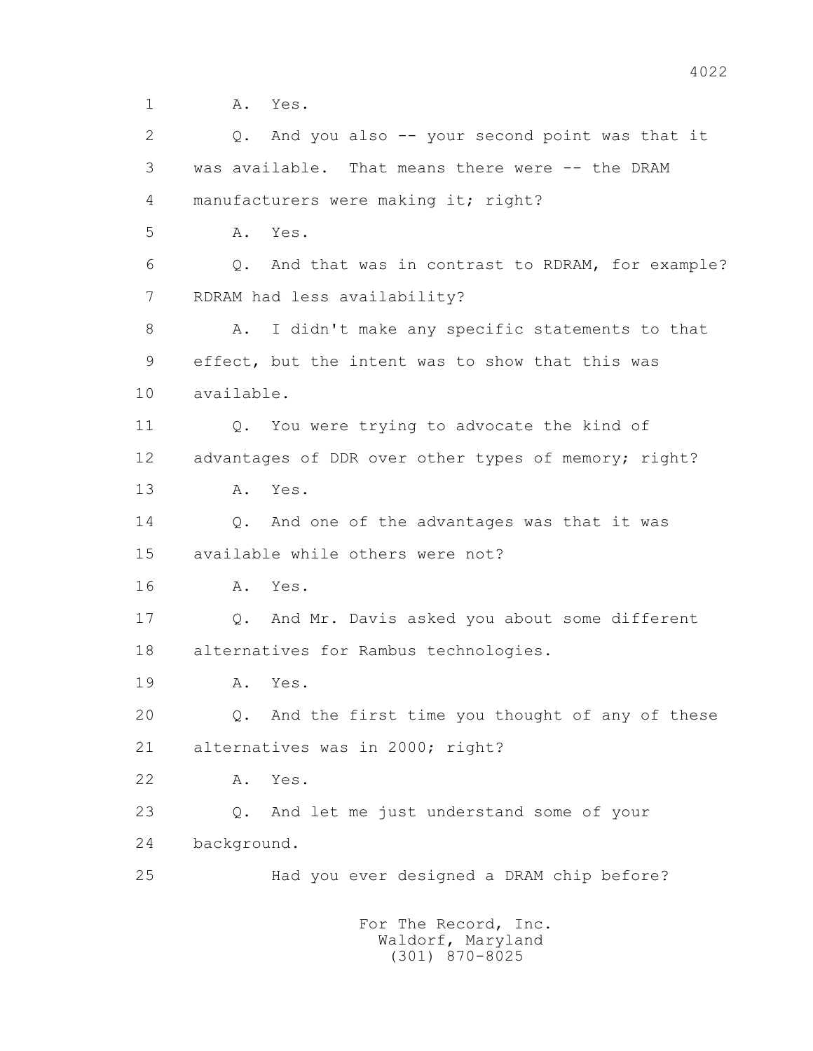1 A. Yes.

2 Q. And you also -- your second point was that it

3 was available. That means there were -- the DRAM

4 manufacturers were making it; right?

5 A. Yes.

6 Q. And that was in contrast to RDRAM, for example?

7 RDRAM had less availability?

8 A. I didn't make any specific statements to that

9 effect, but the intent was to show that this was

10 available.

11 Q. You were trying to advocate the kind of

12 advantages of DDR over other types of memory; right?

13 A. Yes.

14 Q. And one of the advantages was that it was

15 available while others were not?

16 A. Yes.

17 Q. And Mr. Davis asked you about some different

18 alternatives for Rambus technologies.

19 A. Yes.

20 Q. And the first time you thought of any of these

21 alternatives was in 2000; right?

22 A. Yes.

23 Q. And let me just understand some of your

24 background.

25 Had you ever designed a DRAM chip before?

For The Record, Inc.
Waldorf, Maryland
(301) 870-8025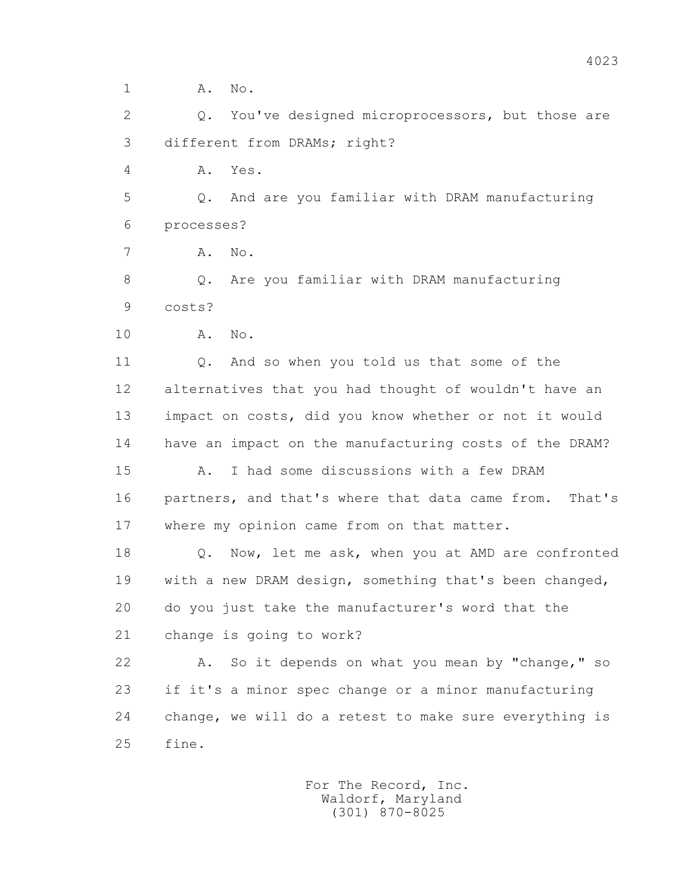1 A. No.

2 Q. You've designed microprocessors, but those are
3 different from DRAMs; right?

4 A. Yes.

5 Q. And are you familiar with DRAM manufacturing
6 processes?

7 A. No.

8 Q. Are you familiar with DRAM manufacturing
9 costs?

10 A. No.

11 Q. And so when you told us that some of the
12 alternatives that you had thought of wouldn't have an
13 impact on costs, did you know whether or not it would
14 have an impact on the manufacturing costs of the DRAM?

15 A. I had some discussions with a few DRAM
16 partners, and that's where that data came from. That's
17 where my opinion came from on that matter.

18 Q. Now, let me ask, when you at AMD are confronted
19 with a new DRAM design, something that's been changed,
20 do you just take the manufacturer's word that the
21 change is going to work?

22 A. So it depends on what you mean by "change," so
23 if it's a minor spec change or a minor manufacturing
24 change, we will do a retest to make sure everything is
25 fine.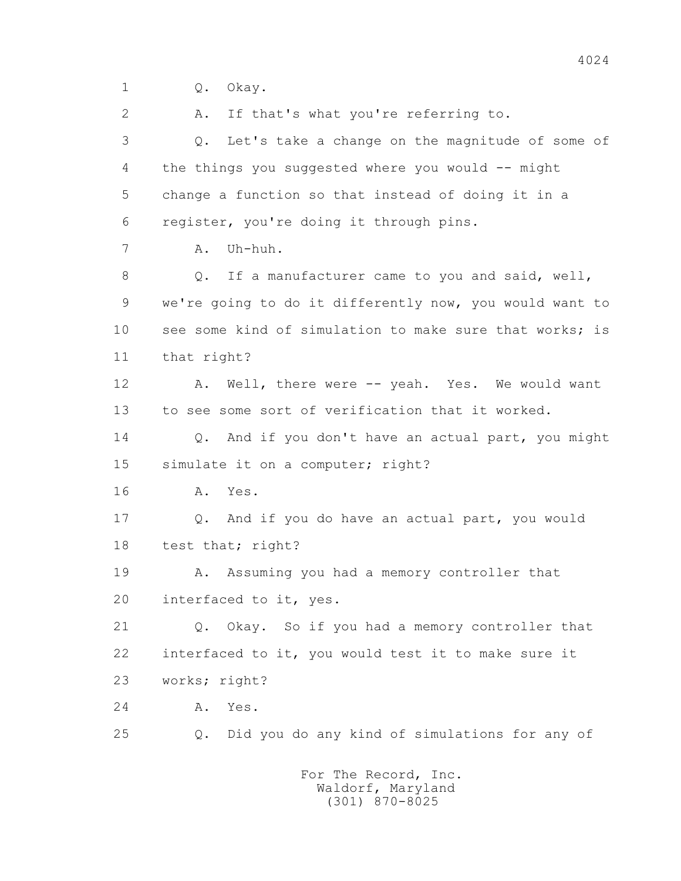1 Q. Okay.

2 A. If that's what you're referring to.

3 Q. Let's take a change on the magnitude of some of
4 the things you suggested where you would -- might
5 change a function so that instead of doing it in a
6 register, you're doing it through pins.

7 A. Uh-huh.

8 Q. If a manufacturer came to you and said, well,
9 we're going to do it differently now, you would want to
10 see some kind of simulation to make sure that works; is
11 that right?

12 A. Well, there were -- yeah. Yes. We would want
13 to see some sort of verification that it worked.

14 Q. And if you don't have an actual part, you might
15 simulate it on a computer; right?

16 A. Yes.

17 Q. And if you do have an actual part, you would
18 test that; right?

19 A. Assuming you had a memory controller that
20 interfaced to it, yes.

21 Q. Okay. So if you had a memory controller that
22 interfaced to it, you would test it to make sure it
23 works; right?

24 A. Yes.

25 Q. Did you do any kind of simulations for any of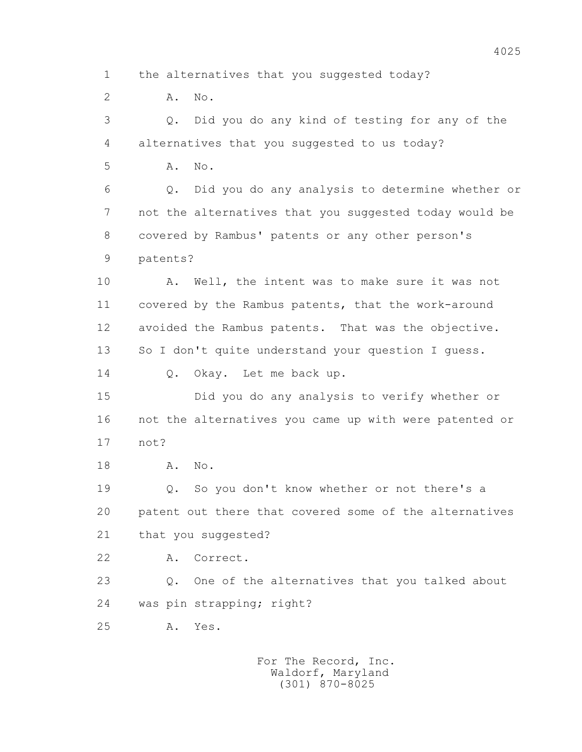1 the alternatives that you suggested today?

2 A. No.

3 Q. Did you do any kind of testing for any of the

4 alternatives that you suggested to us today?

5 A. No.

6 Q. Did you do any analysis to determine whether or

7 not the alternatives that you suggested today would be

8 covered by Rambus' patents or any other person's

9 patents?

10 A. Well, the intent was to make sure it was not

11 covered by the Rambus patents, that the work-around

12 avoided the Rambus patents. That was the objective.

13 So I don't quite understand your question I guess.

14 Q. Okay. Let me back up.

15 Did you do any analysis to verify whether or

16 not the alternatives you came up with were patented or

17 not?

18 A. No.

19 Q. So you don't know whether or not there's a

20 patent out there that covered some of the alternatives

21 that you suggested?

22 A. Correct.

23 Q. One of the alternatives that you talked about

24 was pin strapping; right?

25 A. Yes.

For The Record, Inc.
Waldorf, Maryland
(301) 870-8025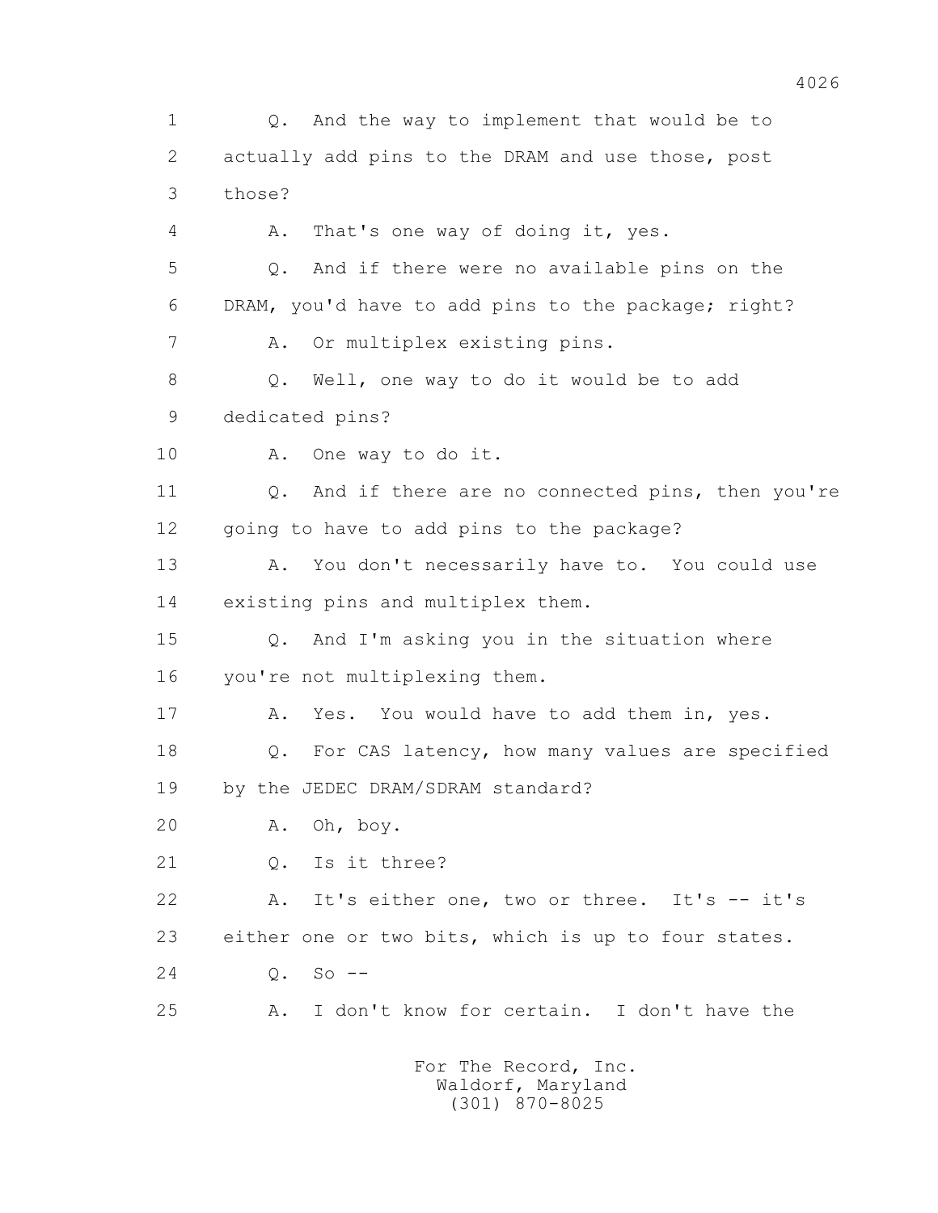1 Q. And the way to implement that would be to
2 actually add pins to the DRAM and use those, post
3 those?
4 A. That's one way of doing it, yes.
5 Q. And if there were no available pins on the
6 DRAM, you'd have to add pins to the package; right?
7 A. Or multiplex existing pins.
8 Q. Well, one way to do it would be to add
9 dedicated pins?
10 A. One way to do it.
11 Q. And if there are no connected pins, then you're
12 going to have to add pins to the package?
13 A. You don't necessarily have to. You could use
14 existing pins and multiplex them.
15 Q. And I'm asking you in the situation where
16 you're not multiplexing them.
17 A. Yes. You would have to add them in, yes.
18 Q. For CAS latency, how many values are specified
19 by the JEDEC DRAM/SDRAM standard?
20 A. Oh, boy.
21 Q. Is it three?
22 A. It's either one, two or three. It's -- it's
23 either one or two bits, which is up to four states.
24 Q. So --
25 A. I don't know for certain. I don't have the

For The Record, Inc.
Waldorf, Maryland
(301) 870-8025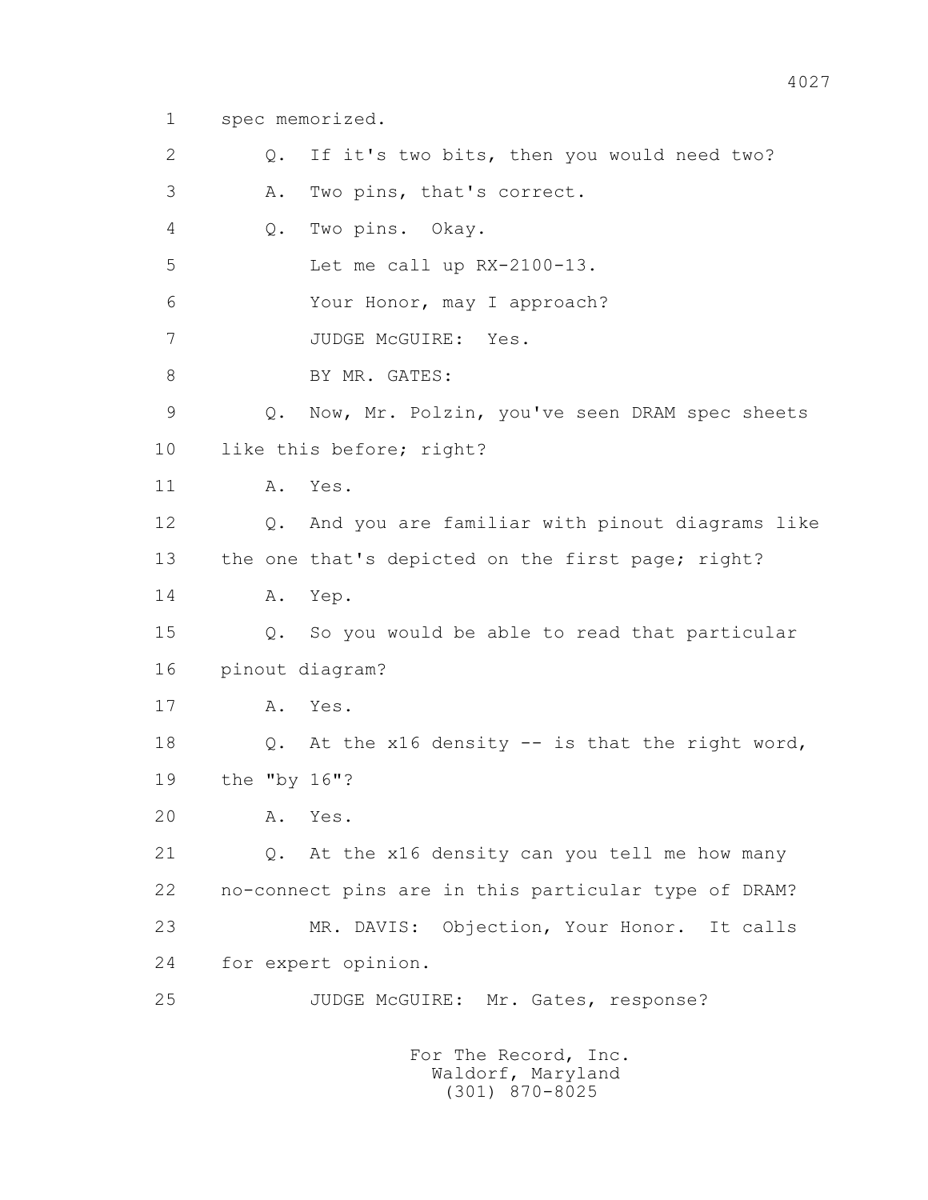1 spec memorized.

2 Q. If it's two bits, then you would need two?

3 A. Two pins, that's correct.

4 Q. Two pins. Okay.

5 Let me call up RX-2100-13.

6 Your Honor, may I approach?

7 JUDGE McGUIRE: Yes.

8 BY MR. GATES:

9 Q. Now, Mr. Polzin, you've seen DRAM spec sheets

10 like this before; right?

11 A. Yes.

12 Q. And you are familiar with pinout diagrams like

13 the one that's depicted on the first page; right?

14 A. Yep.

15 Q. So you would be able to read that particular

16 pinout diagram?

17 A. Yes.

18 Q. At the x16 density -- is that the right word,

19 the "by 16"?

20 A. Yes.

21 Q. At the x16 density can you tell me how many

22 no-connect pins are in this particular type of DRAM?

23 MR. DAVIS: Objection, Your Honor. It calls

24 for expert opinion.

25 JUDGE McGUIRE: Mr. Gates, response?

For The Record, Inc.
Waldorf, Maryland
(301) 870-8025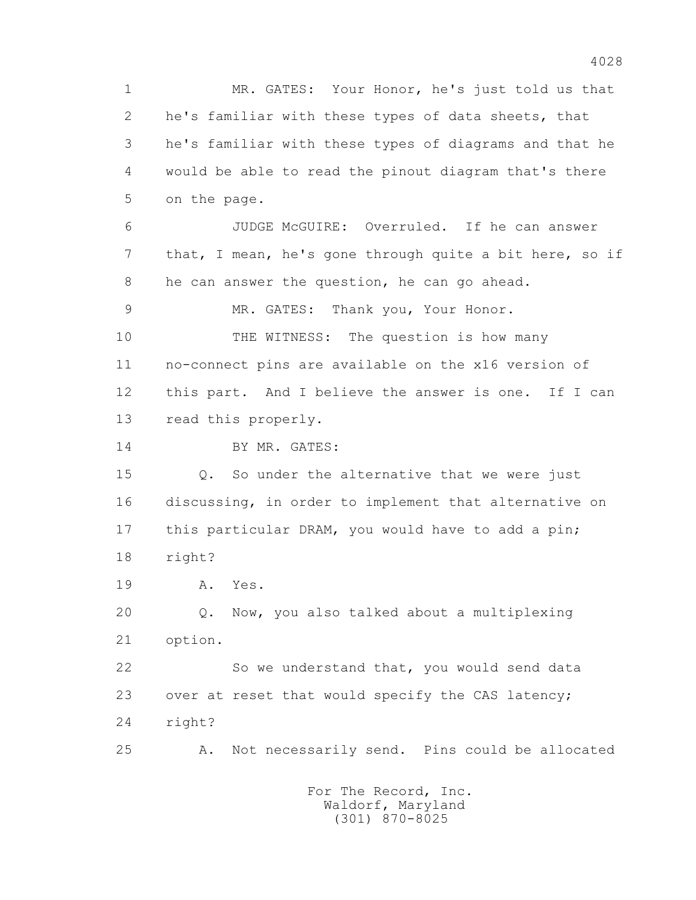1 MR. GATES: Your Honor, he's just told us that
2 he's familiar with these types of data sheets, that
3 he's familiar with these types of diagrams and that he
4 would be able to read the pinout diagram that's there
5 on the page.

6 JUDGE McGUIRE: Overruled. If he can answer
7 that, I mean, he's gone through quite a bit here, so if
8 he can answer the question, he can go ahead.

9 MR. GATES: Thank you, Your Honor.

10 THE WITNESS: The question is how many
11 no-connect pins are available on the x16 version of
12 this part. And I believe the answer is one. If I can
13 read this properly.

14 BY MR. GATES:

15 Q. So under the alternative that we were just
16 discussing, in order to implement that alternative on
17 this particular DRAM, you would have to add a pin;
18 right?

19 A. Yes.

20 Q. Now, you also talked about a multiplexing
21 option.

22 So we understand that, you would send data
23 over at reset that would specify the CAS latency;
24 right?

25 A. Not necessarily send. Pins could be allocated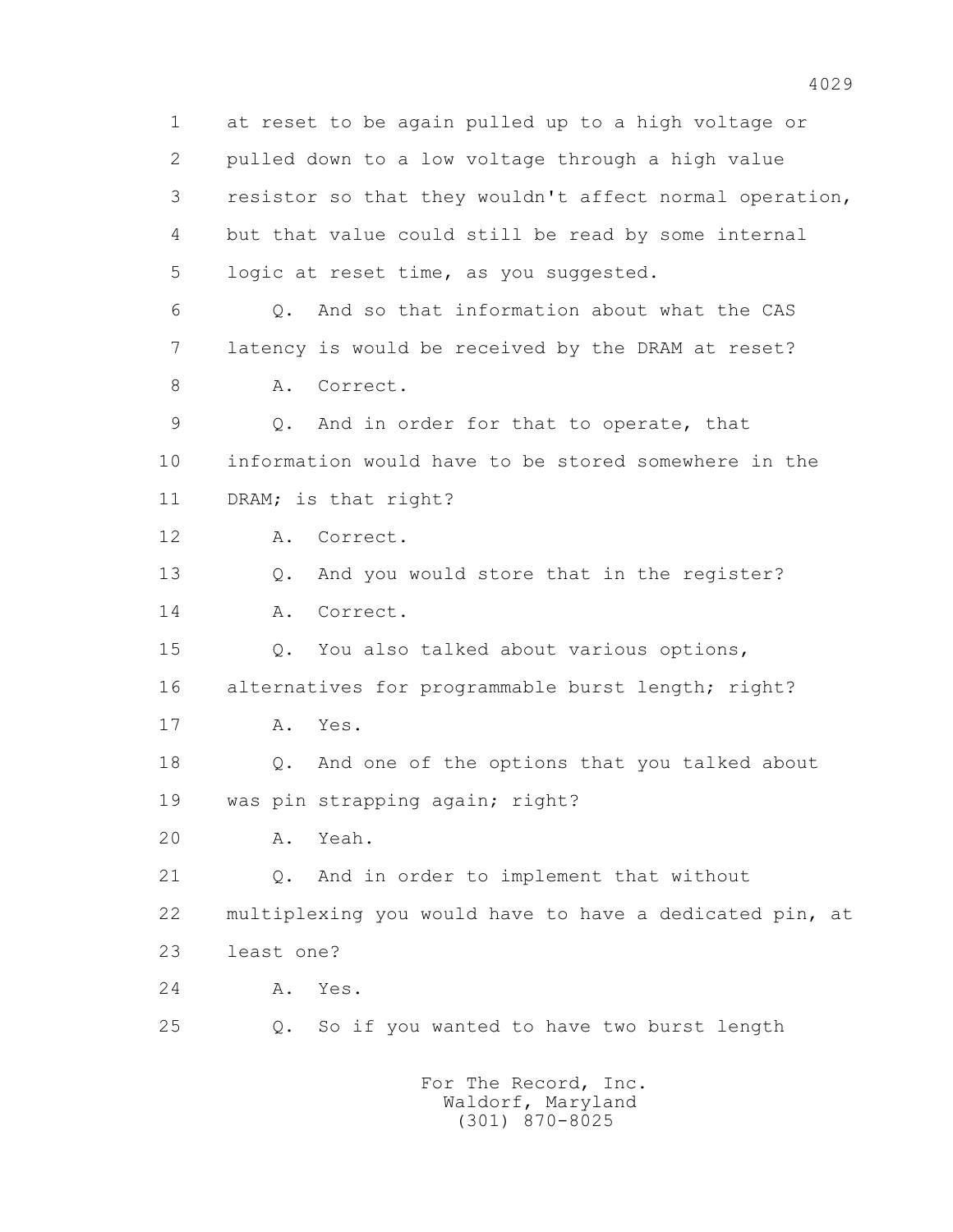1 at reset to be again pulled up to a high voltage or
2 pulled down to a low voltage through a high value
3 resistor so that they wouldn't affect normal operation,
4 but that value could still be read by some internal
5 logic at reset time, as you suggested.

6 Q. And so that information about what the CAS
7 latency is would be received by the DRAM at reset?

8 A. Correct.

9 Q. And in order for that to operate, that
10 information would have to be stored somewhere in the
11 DRAM; is that right?

12 A. Correct.

13 Q. And you would store that in the register?

14 A. Correct.

15 Q. You also talked about various options,
16 alternatives for programmable burst length; right?

17 A. Yes.

18 Q. And one of the options that you talked about
19 was pin strapping again; right?

20 A. Yeah.

21 Q. And in order to implement that without
22 multiplexing you would have to have a dedicated pin, at
23 least one?

24 A. Yes.

25 Q. So if you wanted to have two burst length

For The Record, Inc.
Waldorf, Maryland
(301) 870-8025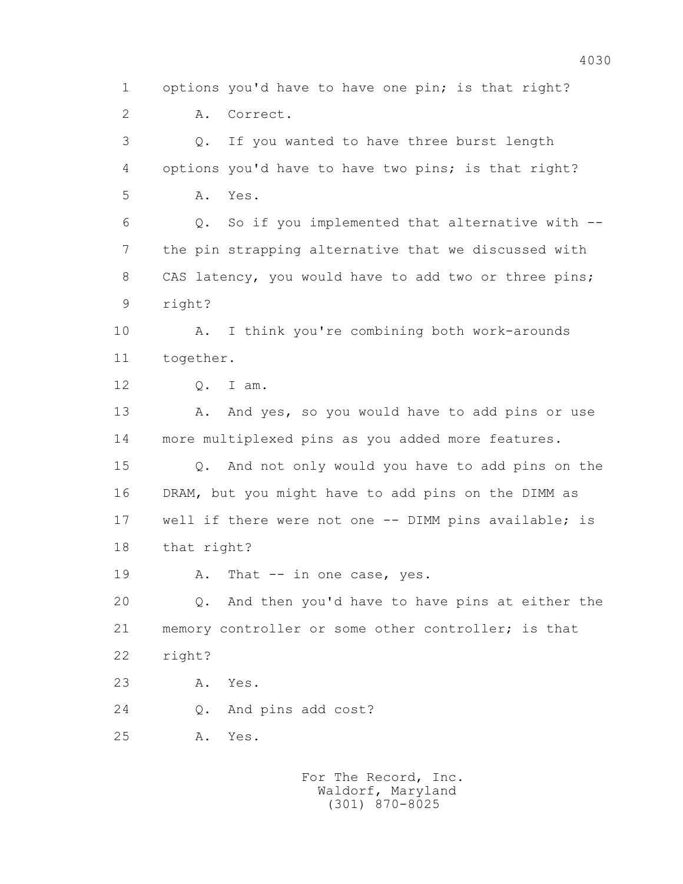options you'd have to have one pin; is that right?

A. Correct.

Q. If you wanted to have three burst length options you'd have to have two pins; is that right?

A. Yes.

Q. So if you implemented that alternative with -- the pin strapping alternative that we discussed with CAS latency, you would have to add two or three pins; right?

A. I think you're combining both work-arounds together.

Q. I am.

A. And yes, so you would have to add pins or use more multiplexed pins as you added more features.

Q. And not only would you have to add pins on the DRAM, but you might have to add pins on the DIMM as well if there were not one -- DIMM pins available; is that right?

A. That -- in one case, yes.

Q. And then you'd have to have pins at either the memory controller or some other controller; is that right?

A. Yes.

Q. And pins add cost?

A. Yes.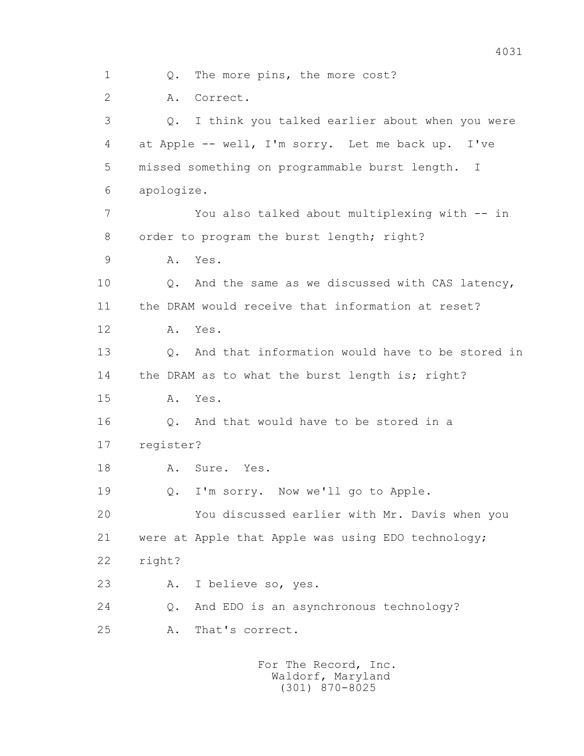1 Q. The more pins, the more cost?

2 A. Correct.

3 Q. I think you talked earlier about when you were

4 at Apple -- well, I'm sorry. Let me back up. I've

5 missed something on programmable burst length. I

6 apologize.

7 You also talked about multiplexing with -- in

8 order to program the burst length; right?

9 A. Yes.

10 Q. And the same as we discussed with CAS latency,

11 the DRAM would receive that information at reset?

12 A. Yes.

13 Q. And that information would have to be stored in

14 the DRAM as to what the burst length is; right?

15 A. Yes.

16 Q. And that would have to be stored in a

17 register?

18 A. Sure. Yes.

19 Q. I'm sorry. Now we'll go to Apple.

20 You discussed earlier with Mr. Davis when you

21 were at Apple that Apple was using EDO technology;

22 right?

23 A. I believe so, yes.

24 Q. And EDO is an asynchronous technology?

25 A. That's correct.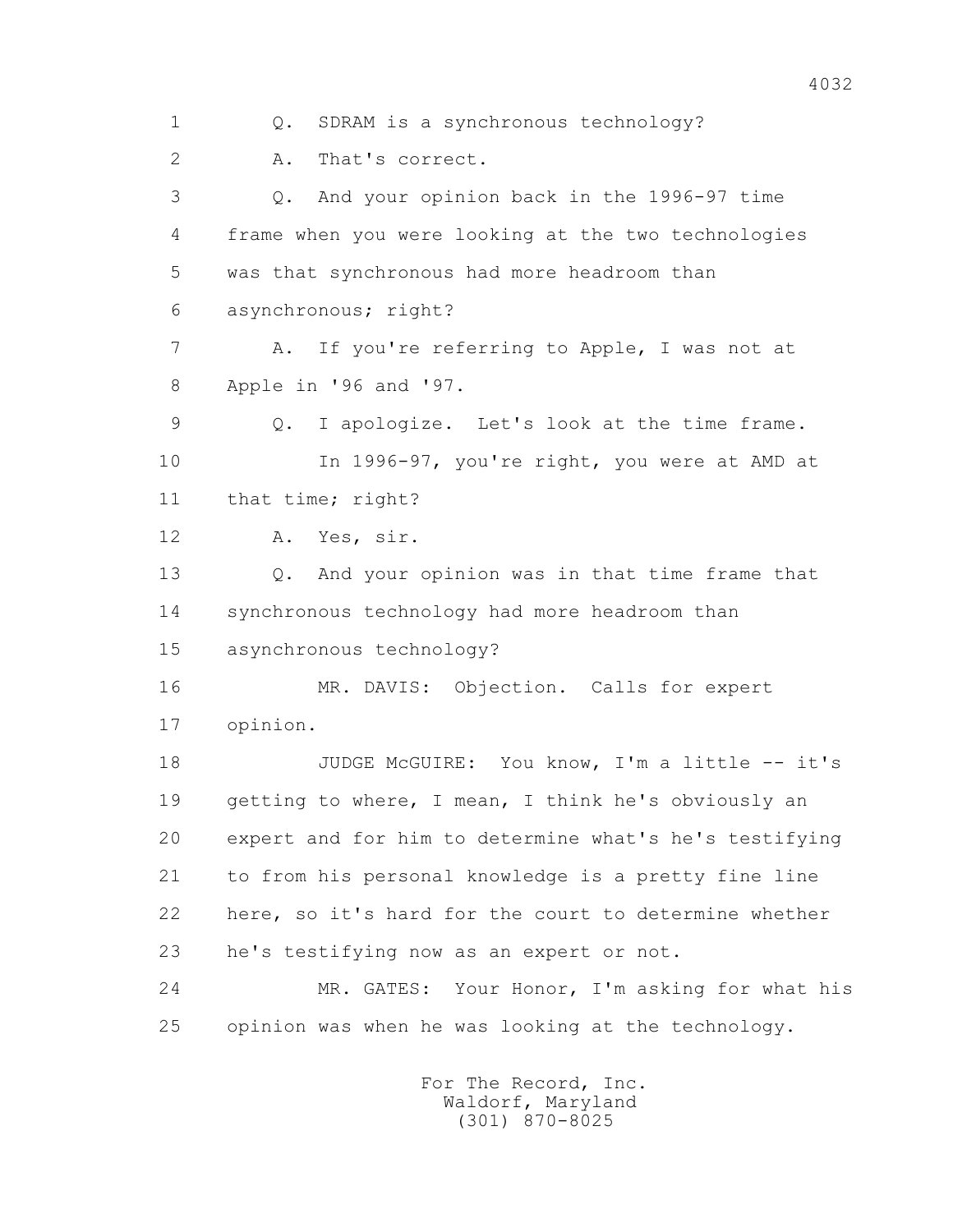1 Q. SDRAM is a synchronous technology?

2 A. That's correct.

3 Q. And your opinion back in the 1996-97 time

4 frame when you were looking at the two technologies

5 was that synchronous had more headroom than

6 asynchronous; right?

7 A. If you're referring to Apple, I was not at

8 Apple in '96 and '97.

9 Q. I apologize. Let's look at the time frame.

10 In 1996-97, you're right, you were at AMD at

11 that time; right?

12 A. Yes, sir.

13 Q. And your opinion was in that time frame that

14 synchronous technology had more headroom than

15 asynchronous technology?

16 MR. DAVIS: Objection. Calls for expert

17 opinion.

18 JUDGE McGUIRE: You know, I'm a little -- it's

19 getting to where, I mean, I think he's obviously an

20 expert and for him to determine what's he's testifying

21 to from his personal knowledge is a pretty fine line

22 here, so it's hard for the court to determine whether

23 he's testifying now as an expert or not.

24 MR. GATES: Your Honor, I'm asking for what his

25 opinion was when he was looking at the technology.

For The Record, Inc.
Waldorf, Maryland
(301) 870-8025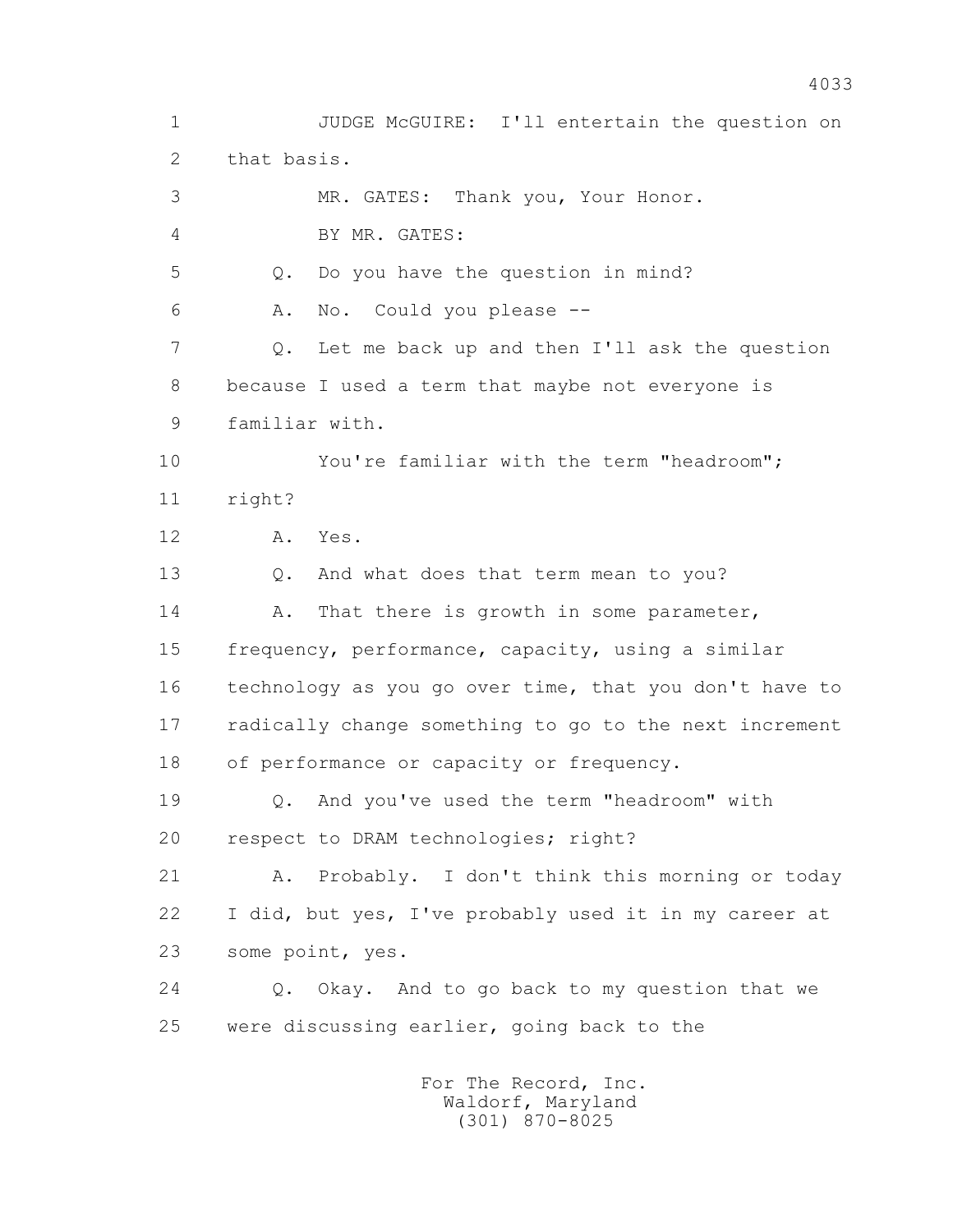1 JUDGE McGUIRE: I'll entertain the question on
2 that basis.
3 MR. GATES: Thank you, Your Honor.
4 BY MR. GATES:
5 Q. Do you have the question in mind?
6 A. No. Could you please --
7 Q. Let me back up and then I'll ask the question
8 because I used a term that maybe not everyone is
9 familiar with.
10 You're familiar with the term "headroom";
11 right?
12 A. Yes.
13 Q. And what does that term mean to you?
14 A. That there is growth in some parameter,
15 frequency, performance, capacity, using a similar
16 technology as you go over time, that you don't have to
17 radically change something to go to the next increment
18 of performance or capacity or frequency.
19 Q. And you've used the term "headroom" with
20 respect to DRAM technologies; right?
21 A. Probably. I don't think this morning or today
22 I did, but yes, I've probably used it in my career at
23 some point, yes.
24 Q. Okay. And to go back to my question that we
25 were discussing earlier, going back to the

For The Record, Inc.
Waldorf, Maryland
(301) 870-8025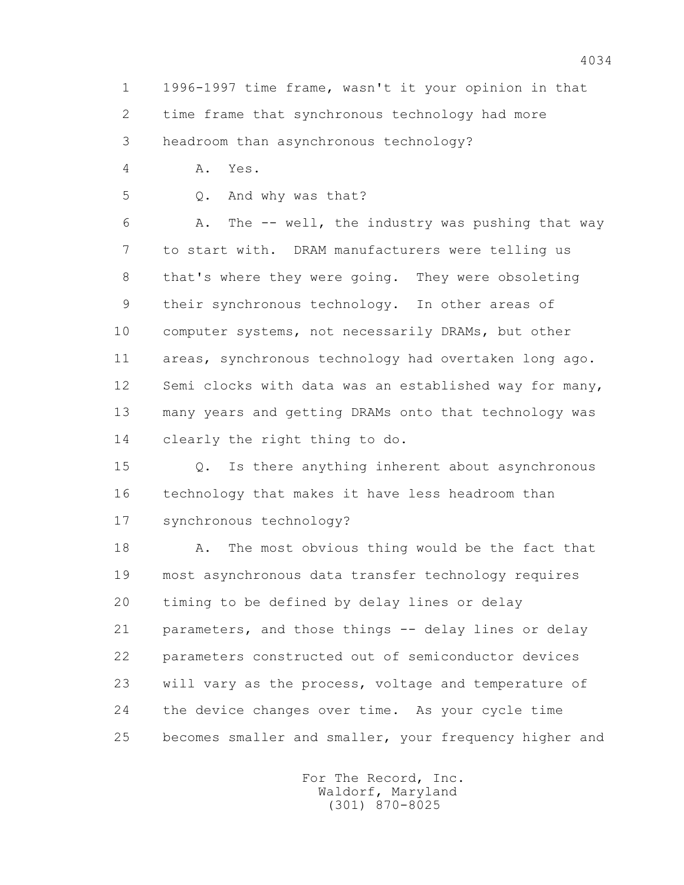1 1996-1997 time frame, wasn't it your opinion in that
2 time frame that synchronous technology had more
3 headroom than asynchronous technology?

4 A. Yes.

5 Q. And why was that?

6 A. The -- well, the industry was pushing that way
7 to start with. DRAM manufacturers were telling us
8 that's where they were going. They were obsoleting
9 their synchronous technology. In other areas of
10 computer systems, not necessarily DRAMs, but other
11 areas, synchronous technology had overtaken long ago.
12 Semi clocks with data was an established way for many,
13 many years and getting DRAMs onto that technology was
14 clearly the right thing to do.

15 Q. Is there anything inherent about asynchronous
16 technology that makes it have less headroom than
17 synchronous technology?

18 A. The most obvious thing would be the fact that
19 most asynchronous data transfer technology requires
20 timing to be defined by delay lines or delay
21 parameters, and those things -- delay lines or delay
22 parameters constructed out of semiconductor devices
23 will vary as the process, voltage and temperature of
24 the device changes over time. As your cycle time
25 becomes smaller and smaller, your frequency higher and

For The Record, Inc.
Waldorf, Maryland
(301) 870-8025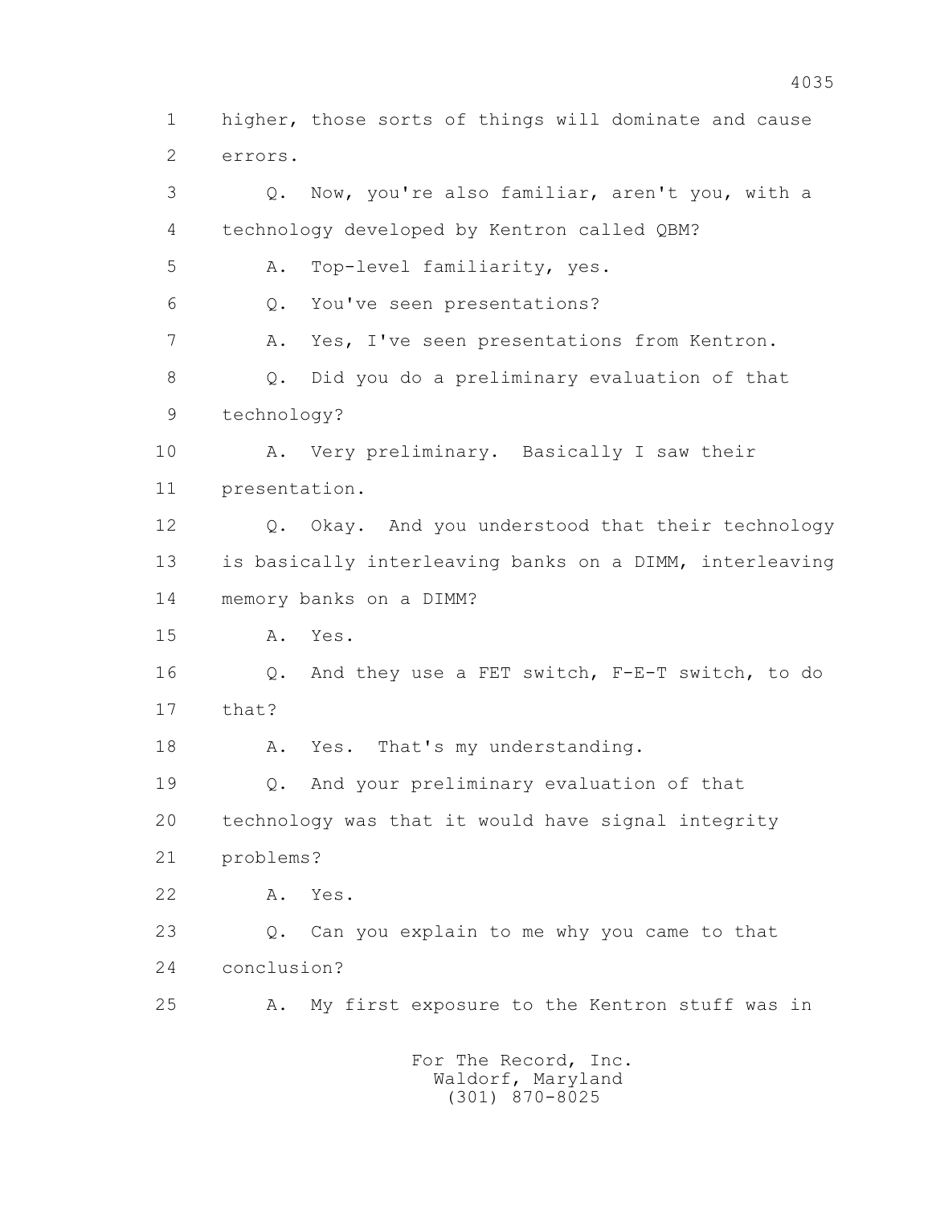1 higher, those sorts of things will dominate and cause
2 errors.
3 Q. Now, you're also familiar, aren't you, with a
4 technology developed by Kentron called QBM?
5 A. Top-level familiarity, yes.
6 Q. You've seen presentations?
7 A. Yes, I've seen presentations from Kentron.
8 Q. Did you do a preliminary evaluation of that
9 technology?
10 A. Very preliminary. Basically I saw their
11 presentation.
12 Q. Okay. And you understood that their technology
13 is basically interleaving banks on a DIMM, interleaving
14 memory banks on a DIMM?
15 A. Yes.
16 Q. And they use a FET switch, F-E-T switch, to do
17 that?
18 A. Yes. That's my understanding.
19 Q. And your preliminary evaluation of that
20 technology was that it would have signal integrity
21 problems?
22 A. Yes.
23 Q. Can you explain to me why you came to that
24 conclusion?
25 A. My first exposure to the Kentron stuff was in

For The Record, Inc.
Waldorf, Maryland
(301) 870-8025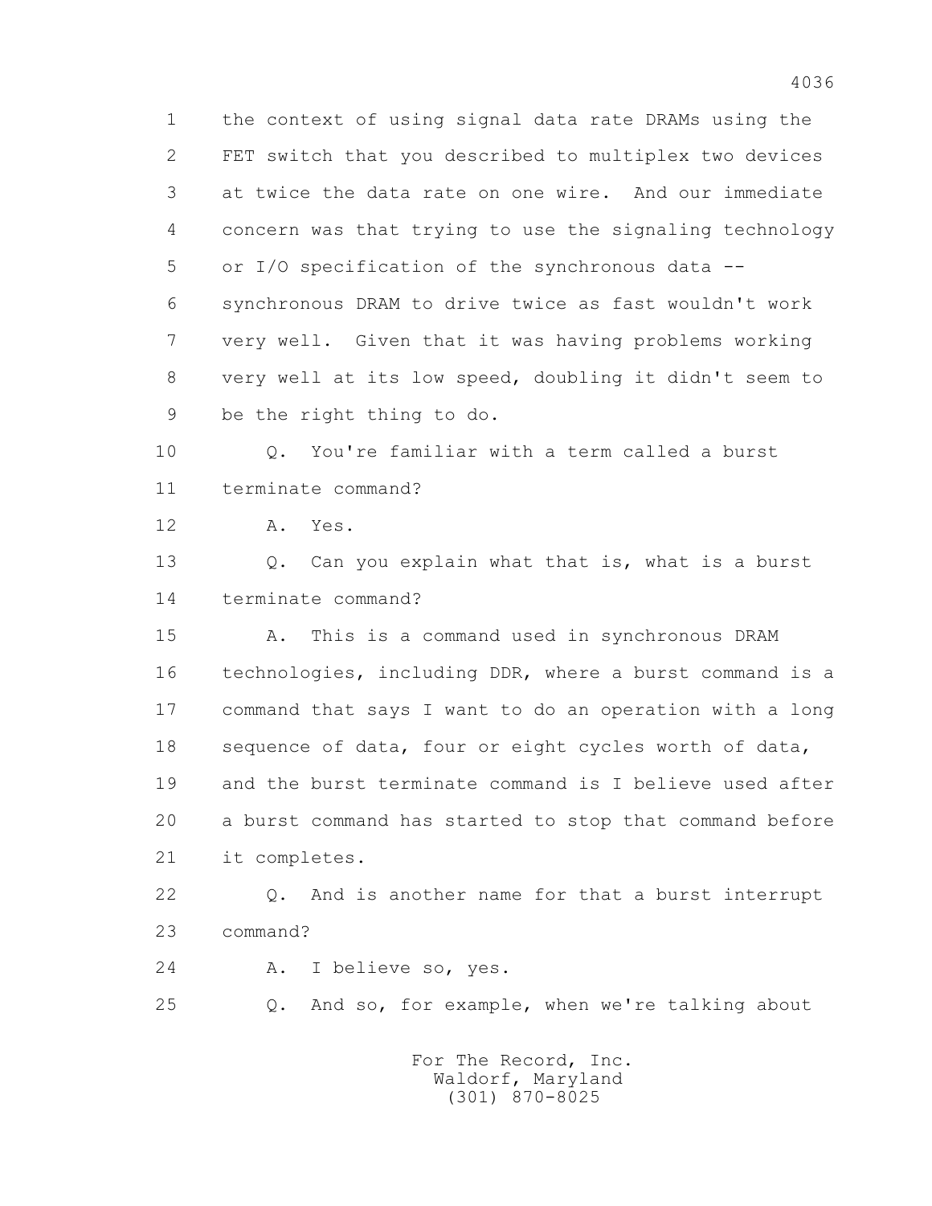1 the context of using signal data rate DRAMs using the
2 FET switch that you described to multiplex two devices
3 at twice the data rate on one wire. And our immediate
4 concern was that trying to use the signaling technology
5 or I/O specification of the synchronous data --
6 synchronous DRAM to drive twice as fast wouldn't work
7 very well. Given that it was having problems working
8 very well at its low speed, doubling it didn't seem to
9 be the right thing to do.

10 Q. You're familiar with a term called a burst
11 terminate command?

12 A. Yes.

13 Q. Can you explain what that is, what is a burst
14 terminate command?

15 A. This is a command used in synchronous DRAM
16 technologies, including DDR, where a burst command is a
17 command that says I want to do an operation with a long
18 sequence of data, four or eight cycles worth of data,
19 and the burst terminate command is I believe used after
20 a burst command has started to stop that command before
21 it completes.

22 Q. And is another name for that a burst interrupt
23 command?

24 A. I believe so, yes.

25 Q. And so, for example, when we're talking about

For The Record, Inc.
Waldorf, Maryland
(301) 870-8025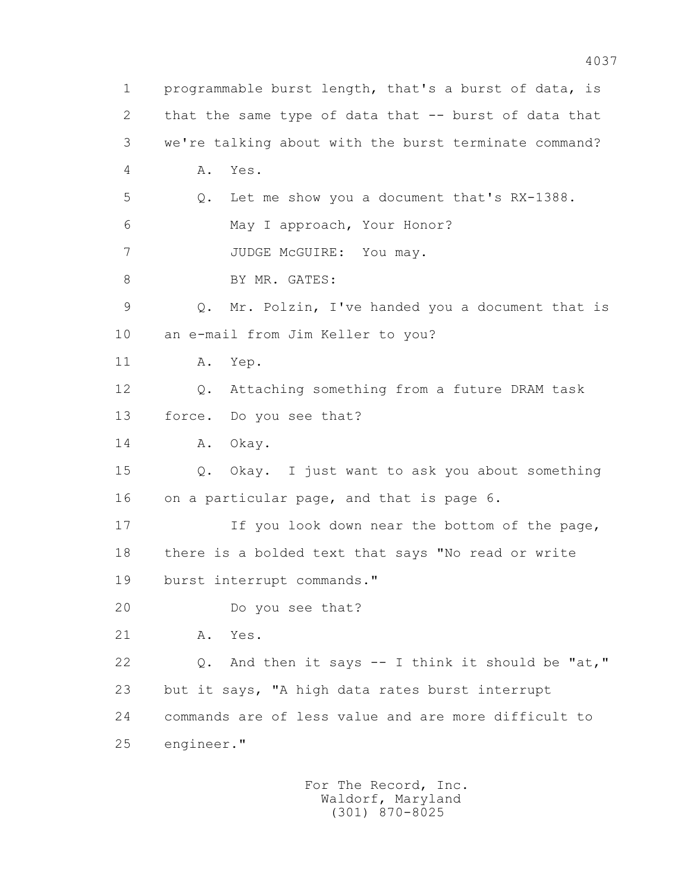1 programmable burst length, that's a burst of data, is
2 that the same type of data that -- burst of data that
3 we're talking about with the burst terminate command?

4 A. Yes.

5 Q. Let me show you a document that's RX-1388.

6 May I approach, Your Honor?

7 JUDGE McGUIRE: You may.

8 BY MR. GATES:

9 Q. Mr. Polzin, I've handed you a document that is
10 an e-mail from Jim Keller to you?

11 A. Yep.

12 Q. Attaching something from a future DRAM task
13 force. Do you see that?

14 A. Okay.

15 Q. Okay. I just want to ask you about something
16 on a particular page, and that is page 6.

17 If you look down near the bottom of the page,
18 there is a bolded text that says "No read or write
19 burst interrupt commands."

20 Do you see that?

21 A. Yes.

22 Q. And then it says -- I think it should be "at,"
23 but it says, "A high data rates burst interrupt
24 commands are of less value and are more difficult to
25 engineer."

For The Record, Inc.
Waldorf, Maryland
(301) 870-8025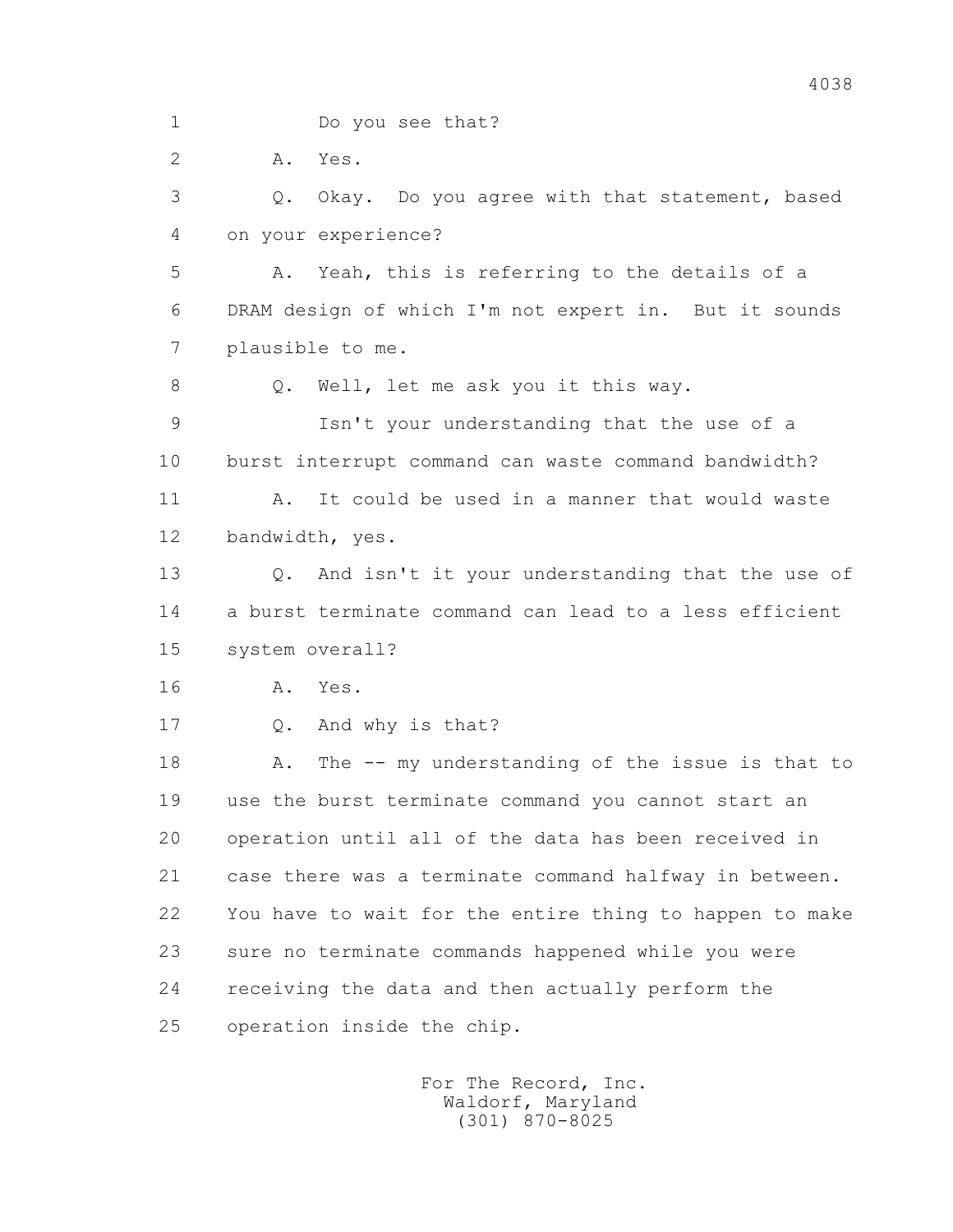1 Do you see that?

2 A. Yes.

3 Q. Okay. Do you agree with that statement, based

4 on your experience?

5 A. Yeah, this is referring to the details of a

6 DRAM design of which I'm not expert in. But it sounds

7 plausible to me.

8 Q. Well, let me ask you it this way.

9 Isn't your understanding that the use of a

10 burst interrupt command can waste command bandwidth?

11 A. It could be used in a manner that would waste

12 bandwidth, yes.

13 Q. And isn't it your understanding that the use of

14 a burst terminate command can lead to a less efficient

15 system overall?

16 A. Yes.

17 Q. And why is that?

18 A. The -- my understanding of the issue is that to

19 use the burst terminate command you cannot start an

20 operation until all of the data has been received in

21 case there was a terminate command halfway in between.

22 You have to wait for the entire thing to happen to make

23 sure no terminate commands happened while you were

24 receiving the data and then actually perform the

25 operation inside the chip.

For The Record, Inc.
Waldorf, Maryland
(301) 870-8025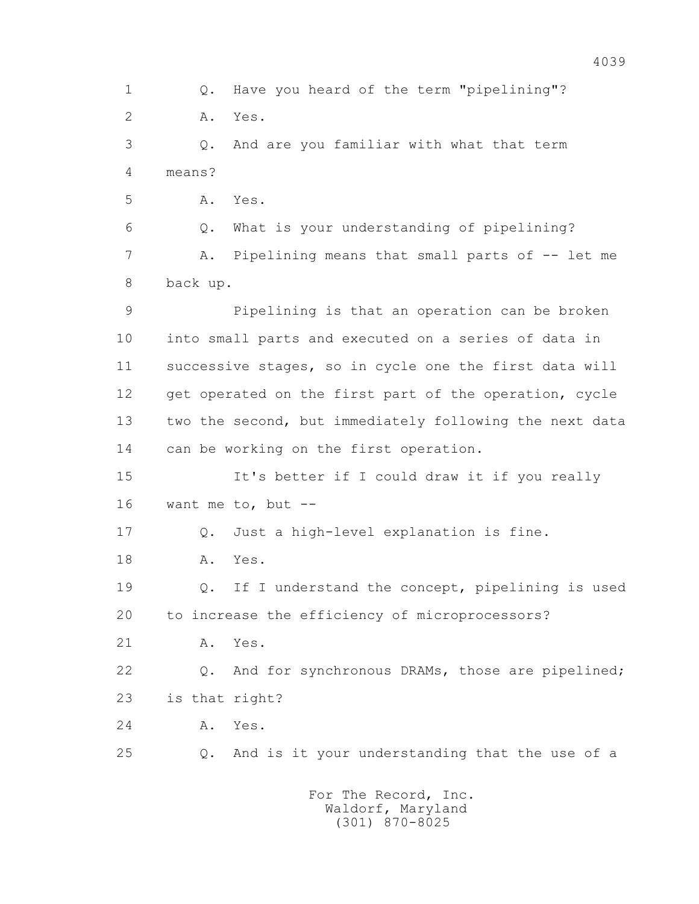Q. Have you heard of the term "pipelining"?

A. Yes.

Q. And are you familiar with what that term means?

A. Yes.

Q. What is your understanding of pipelining?

A. Pipelining means that small parts of -- let me back up.

Pipelining is that an operation can be broken into small parts and executed on a series of data in successive stages, so in cycle one the first data will get operated on the first part of the operation, cycle two the second, but immediately following the next data can be working on the first operation.

It's better if I could draw it if you really want me to, but --

Q. Just a high-level explanation is fine.

A. Yes.

Q. If I understand the concept, pipelining is used to increase the efficiency of microprocessors?

A. Yes.

Q. And for synchronous DRAMs, those are pipelined; is that right?

A. Yes.

Q. And is it your understanding that the use of a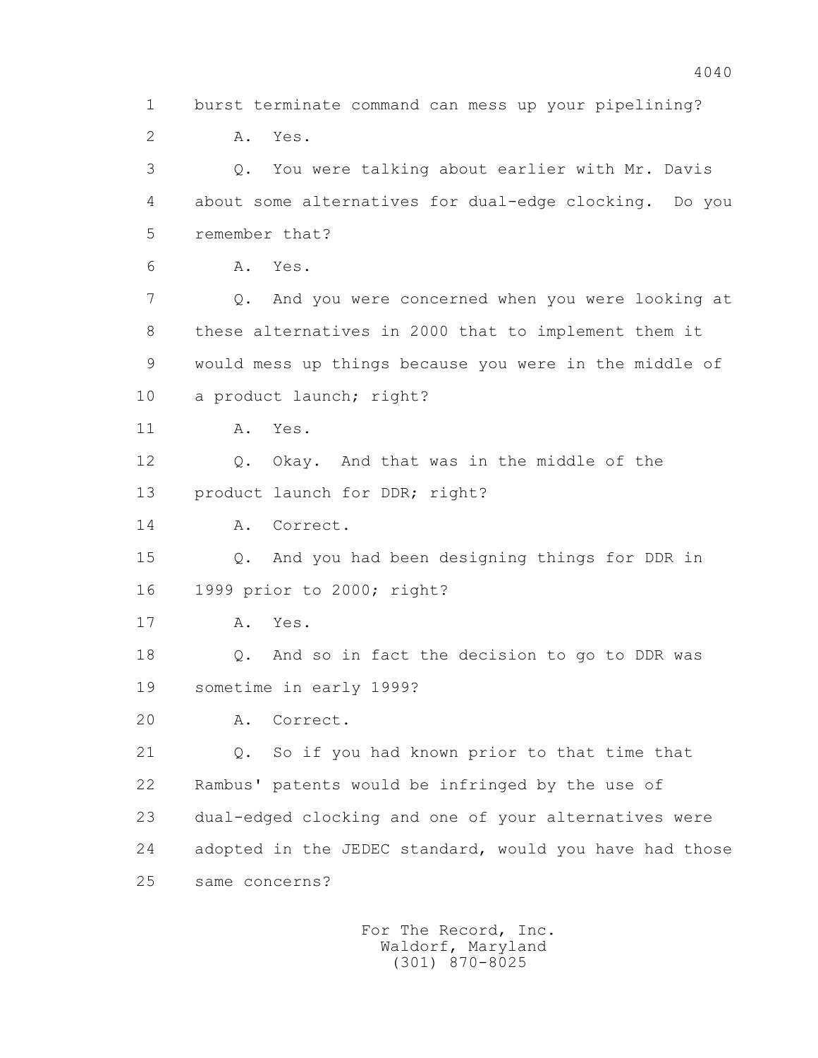1 burst terminate command can mess up your pipelining?

2 A. Yes.

3 Q. You were talking about earlier with Mr. Davis

4 about some alternatives for dual-edge clocking. Do you

5 remember that?

6 A. Yes.

7 Q. And you were concerned when you were looking at

8 these alternatives in 2000 that to implement them it

9 would mess up things because you were in the middle of

10 a product launch; right?

11 A. Yes.

12 Q. Okay. And that was in the middle of the

13 product launch for DDR; right?

14 A. Correct.

15 Q. And you had been designing things for DDR in

16 1999 prior to 2000; right?

17 A. Yes.

18 Q. And so in fact the decision to go to DDR was

19 sometime in early 1999?

20 A. Correct.

21 Q. So if you had known prior to that time that

22 Rambus' patents would be infringed by the use of

23 dual-edged clocking and one of your alternatives were

24 adopted in the JEDEC standard, would you have had those

25 same concerns?

For The Record, Inc.
Waldorf, Maryland
(301) 870-8025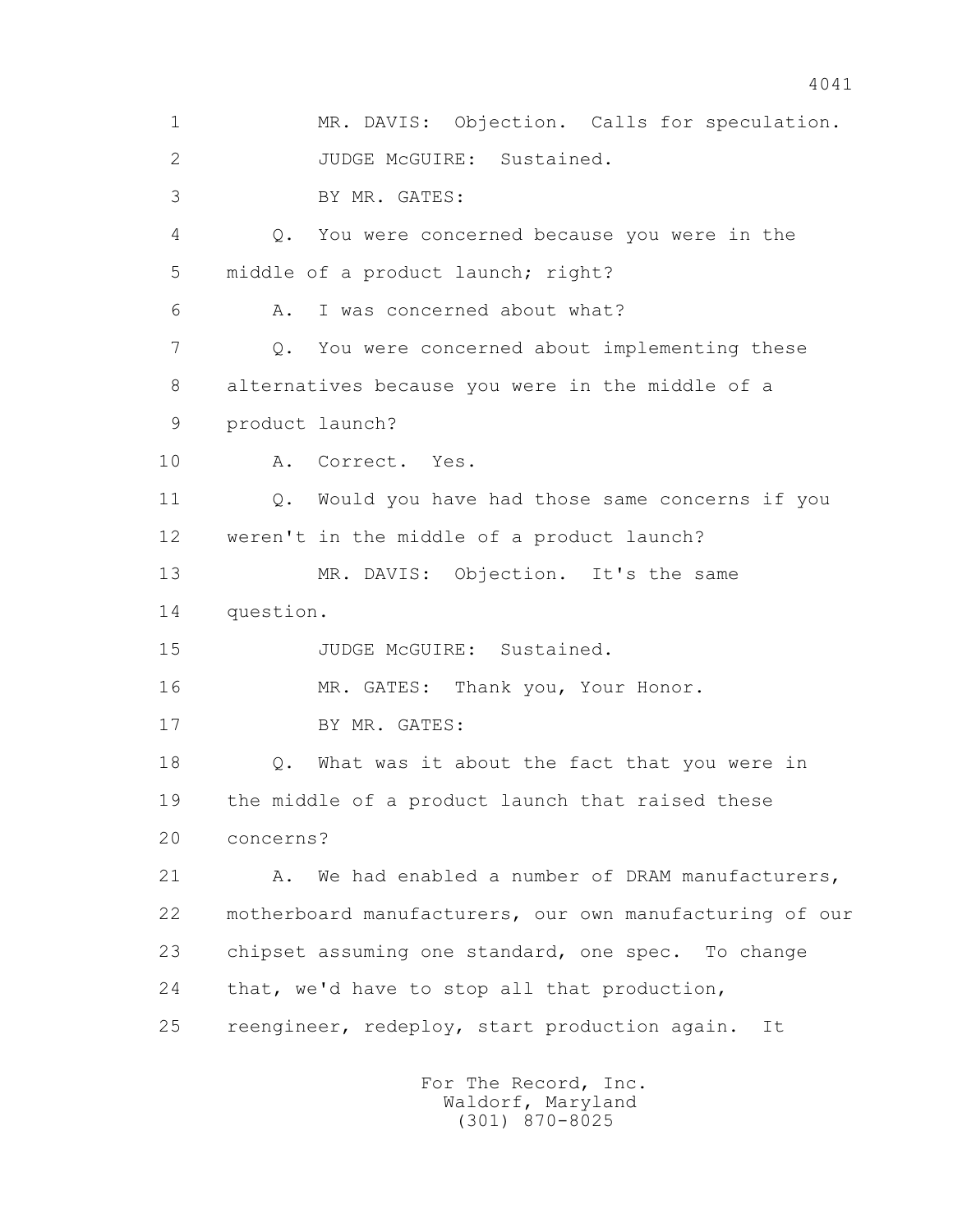MR. DAVIS: Objection. Calls for speculation.

JUDGE McGUIRE: Sustained.

BY MR. GATES:

Q. You were concerned because you were in the middle of a product launch; right?

A. I was concerned about what?

Q. You were concerned about implementing these alternatives because you were in the middle of a product launch?

A. Correct. Yes.

Q. Would you have had those same concerns if you weren't in the middle of a product launch?

MR. DAVIS: Objection. It's the same question.

JUDGE McGUIRE: Sustained.

MR. GATES: Thank you, Your Honor.

BY MR. GATES:

Q. What was it about the fact that you were in the middle of a product launch that raised these concerns?

A. We had enabled a number of DRAM manufacturers, motherboard manufacturers, our own manufacturing of our chipset assuming one standard, one spec. To change that, we'd have to stop all that production, reengineer, redeploy, start production again. It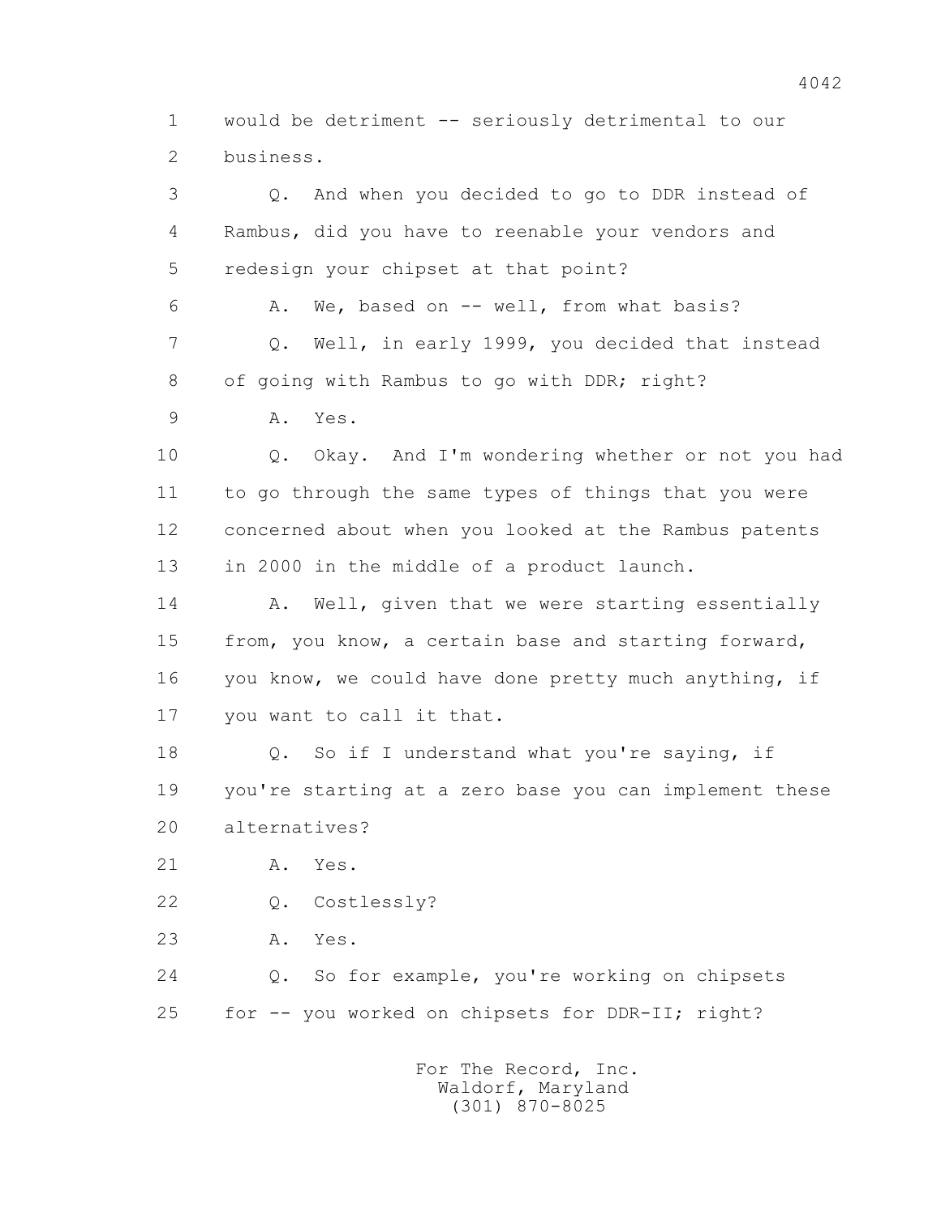1 would be detriment -- seriously detrimental to our
2 business.

3 Q. And when you decided to go to DDR instead of
4 Rambus, did you have to reenable your vendors and
5 redesign your chipset at that point?

6 A. We, based on -- well, from what basis?

7 Q. Well, in early 1999, you decided that instead
8 of going with Rambus to go with DDR; right?

9 A. Yes.

10 Q. Okay. And I'm wondering whether or not you had
11 to go through the same types of things that you were
12 concerned about when you looked at the Rambus patents
13 in 2000 in the middle of a product launch.

14 A. Well, given that we were starting essentially
15 from, you know, a certain base and starting forward,
16 you know, we could have done pretty much anything, if
17 you want to call it that.

18 Q. So if I understand what you're saying, if
19 you're starting at a zero base you can implement these
20 alternatives?

21 A. Yes.

22 Q. Costlessly?

23 A. Yes.

24 Q. So for example, you're working on chipsets
25 for -- you worked on chipsets for DDR-II; right?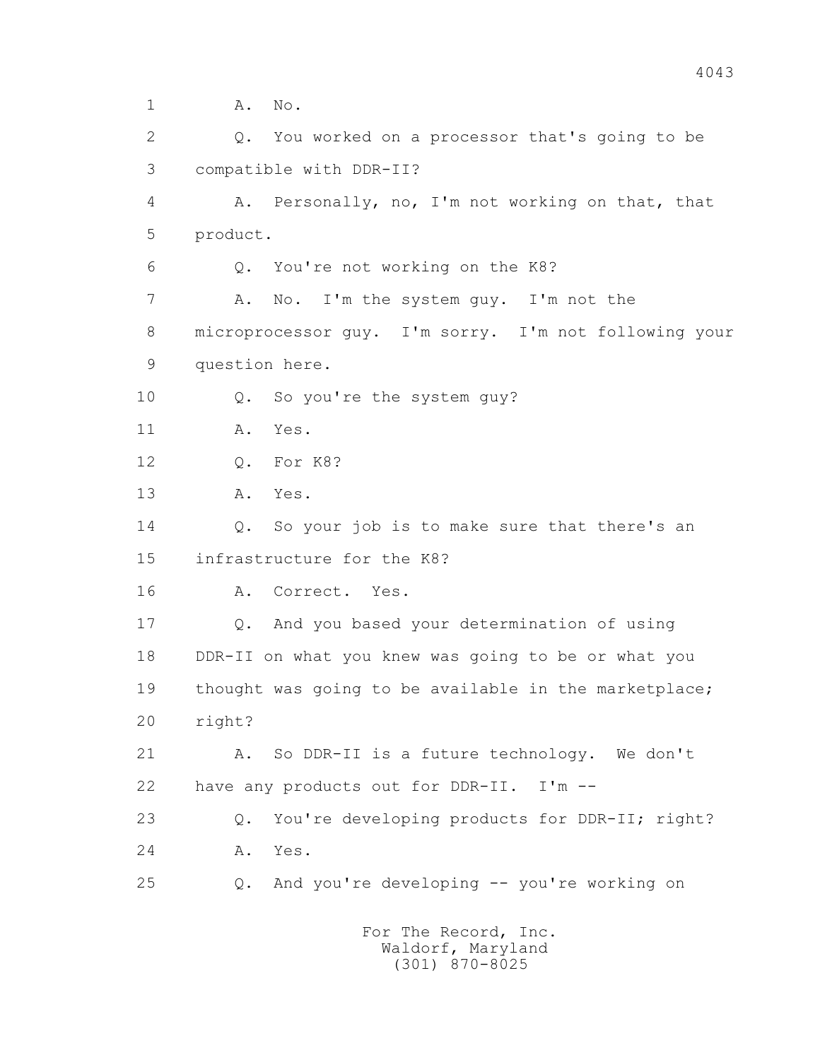1 A. No.

2 Q. You worked on a processor that's going to be

3 compatible with DDR-II?

4 A. Personally, no, I'm not working on that, that

5 product.

6 Q. You're not working on the K8?

7 A. No. I'm the system guy. I'm not the

8 microprocessor guy. I'm sorry. I'm not following your

9 question here.

10 Q. So you're the system guy?

11 A. Yes.

12 Q. For K8?

13 A. Yes.

14 Q. So your job is to make sure that there's an

15 infrastructure for the K8?

16 A. Correct. Yes.

17 Q. And you based your determination of using

18 DDR-II on what you knew was going to be or what you

19 thought was going to be available in the marketplace;

20 right?

21 A. So DDR-II is a future technology. We don't

22 have any products out for DDR-II. I'm --

23 Q. You're developing products for DDR-II; right?

24 A. Yes.

25 Q. And you're developing -- you're working on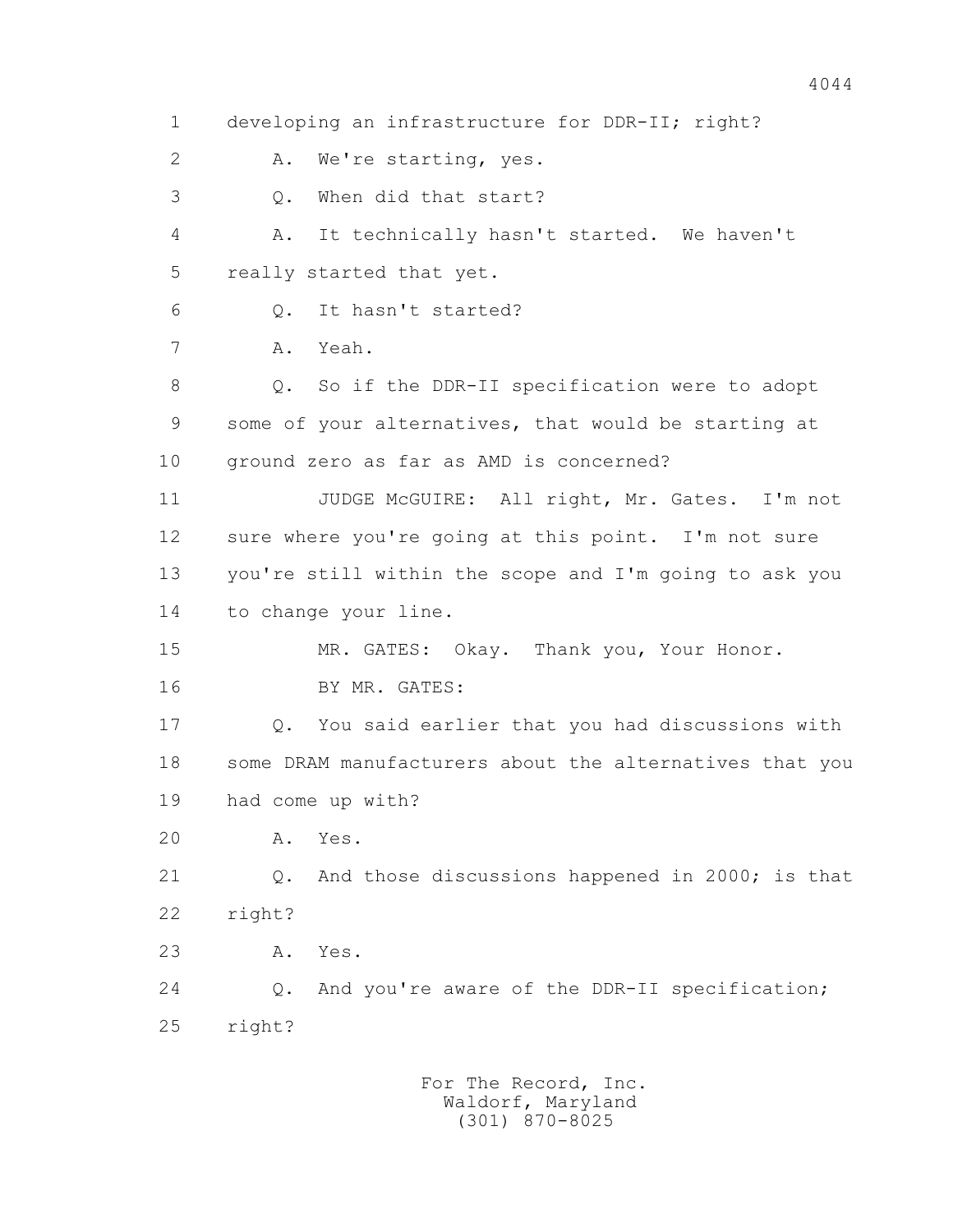1 developing an infrastructure for DDR-II; right?

2 A. We're starting, yes.

3 Q. When did that start?

4 A. It technically hasn't started. We haven't

5 really started that yet.

6 Q. It hasn't started?

7 A. Yeah.

8 Q. So if the DDR-II specification were to adopt

9 some of your alternatives, that would be starting at

10 ground zero as far as AMD is concerned?

11 JUDGE McGUIRE: All right, Mr. Gates. I'm not

12 sure where you're going at this point. I'm not sure

13 you're still within the scope and I'm going to ask you

14 to change your line.

15 MR. GATES: Okay. Thank you, Your Honor.

16 BY MR. GATES:

17 Q. You said earlier that you had discussions with

18 some DRAM manufacturers about the alternatives that you

19 had come up with?

20 A. Yes.

21 Q. And those discussions happened in 2000; is that

22 right?

23 A. Yes.

24 Q. And you're aware of the DDR-II specification;

25 right?

For The Record, Inc.
Waldorf, Maryland
(301) 870-8025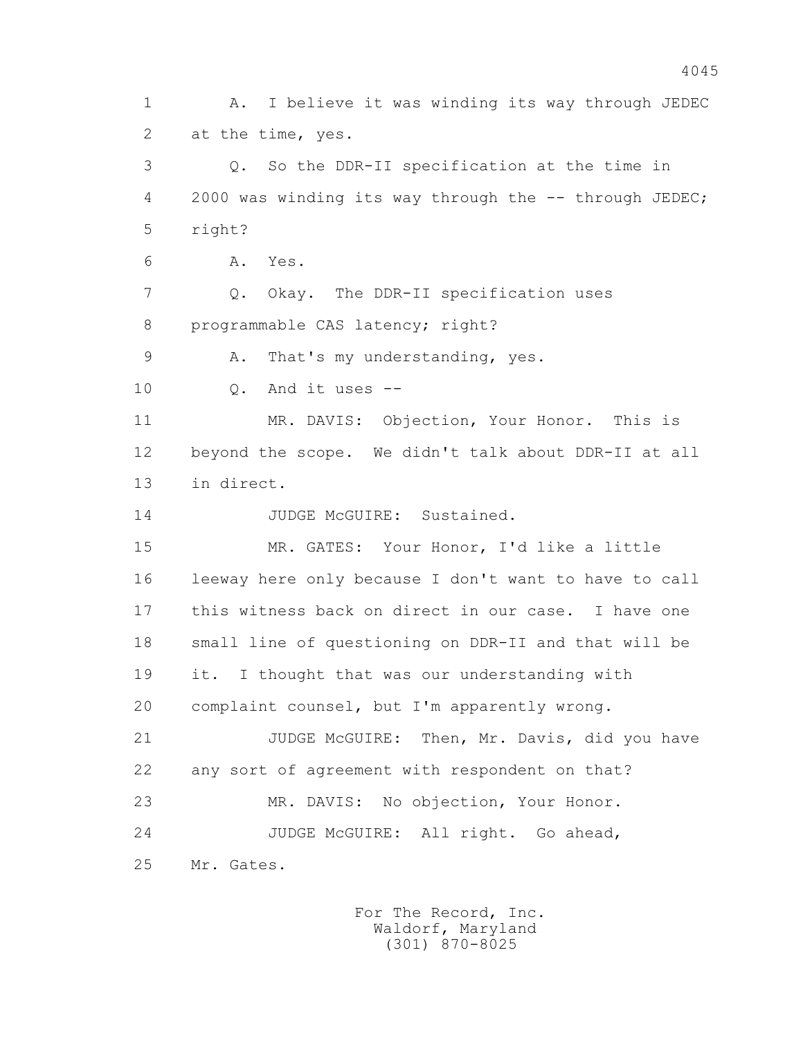1 A. I believe it was winding its way through JEDEC
2 at the time, yes.
3 Q. So the DDR-II specification at the time in
4 2000 was winding its way through the -- through JEDEC;
5 right?
6 A. Yes.
7 Q. Okay. The DDR-II specification uses
8 programmable CAS latency; right?
9 A. That's my understanding, yes.
10 Q. And it uses --
11 MR. DAVIS: Objection, Your Honor. This is
12 beyond the scope. We didn't talk about DDR-II at all
13 in direct.
14 JUDGE McGUIRE: Sustained.
15 MR. GATES: Your Honor, I'd like a little
16 leeway here only because I don't want to have to call
17 this witness back on direct in our case. I have one
18 small line of questioning on DDR-II and that will be
19 it. I thought that was our understanding with
20 complaint counsel, but I'm apparently wrong.
21 JUDGE McGUIRE: Then, Mr. Davis, did you have
22 any sort of agreement with respondent on that?
23 MR. DAVIS: No objection, Your Honor.
24 JUDGE McGUIRE: All right. Go ahead,
25 Mr. Gates.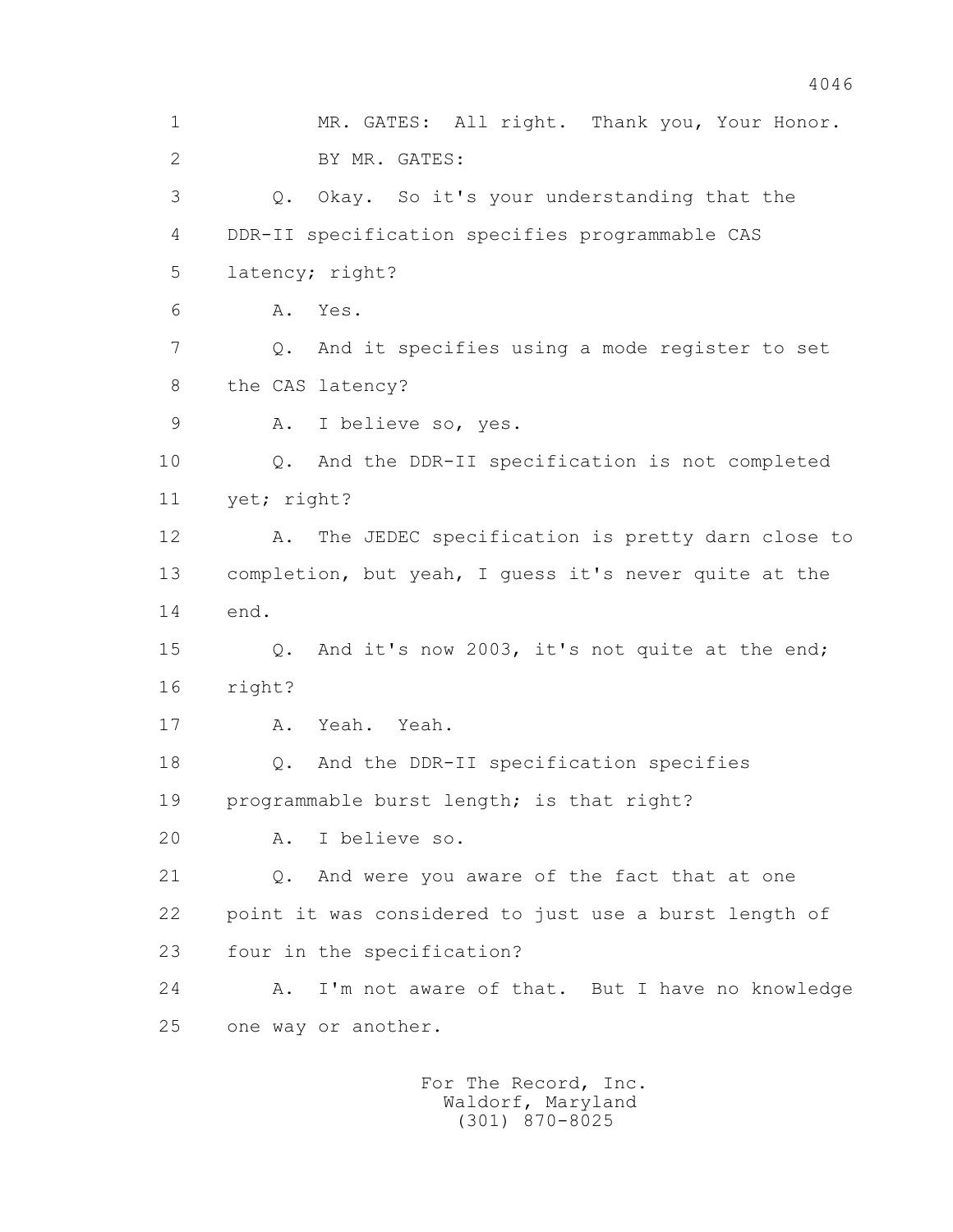MR. GATES: All right. Thank you, Your Honor.

BY MR. GATES:

Q. Okay. So it's your understanding that the DDR-II specification specifies programmable CAS latency; right?

A. Yes.

Q. And it specifies using a mode register to set the CAS latency?

A. I believe so, yes.

Q. And the DDR-II specification is not completed yet; right?

A. The JEDEC specification is pretty darn close to completion, but yeah, I guess it's never quite at the end.

Q. And it's now 2003, it's not quite at the end; right?

A. Yeah. Yeah.

Q. And the DDR-II specification specifies programmable burst length; is that right?

A. I believe so.

Q. And were you aware of the fact that at one point it was considered to just use a burst length of four in the specification?

A. I'm not aware of that. But I have no knowledge one way or another.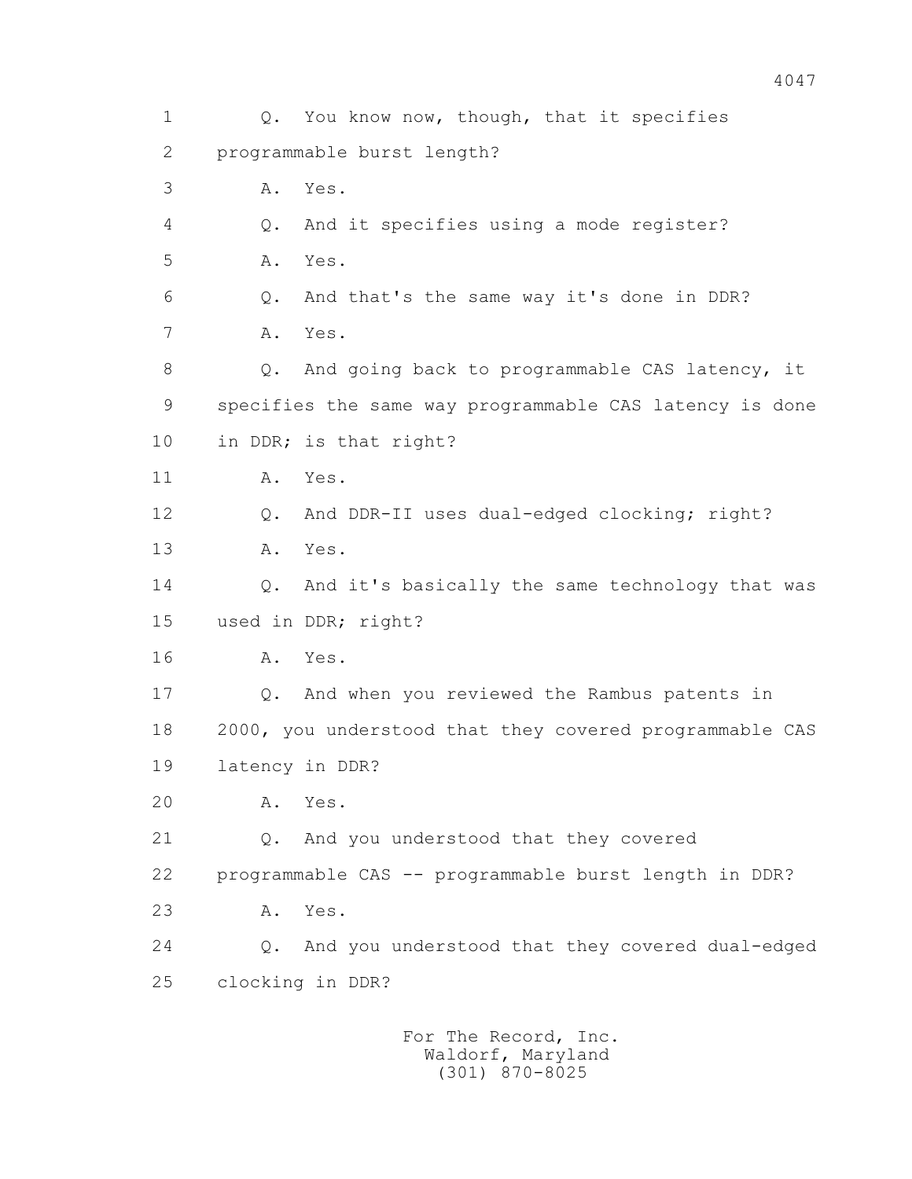1 Q. You know now, though, that it specifies

2 programmable burst length?

3 A. Yes.

4 Q. And it specifies using a mode register?

5 A. Yes.

6 Q. And that's the same way it's done in DDR?

7 A. Yes.

8 Q. And going back to programmable CAS latency, it

9 specifies the same way programmable CAS latency is done

10 in DDR; is that right?

11 A. Yes.

12 Q. And DDR-II uses dual-edged clocking; right?

13 A. Yes.

14 Q. And it's basically the same technology that was

15 used in DDR; right?

16 A. Yes.

17 Q. And when you reviewed the Rambus patents in

18 2000, you understood that they covered programmable CAS

19 latency in DDR?

20 A. Yes.

21 Q. And you understood that they covered

22 programmable CAS -- programmable burst length in DDR?

23 A. Yes.

24 Q. And you understood that they covered dual-edged

25 clocking in DDR?

For The Record, Inc.
Waldorf, Maryland
(301) 870-8025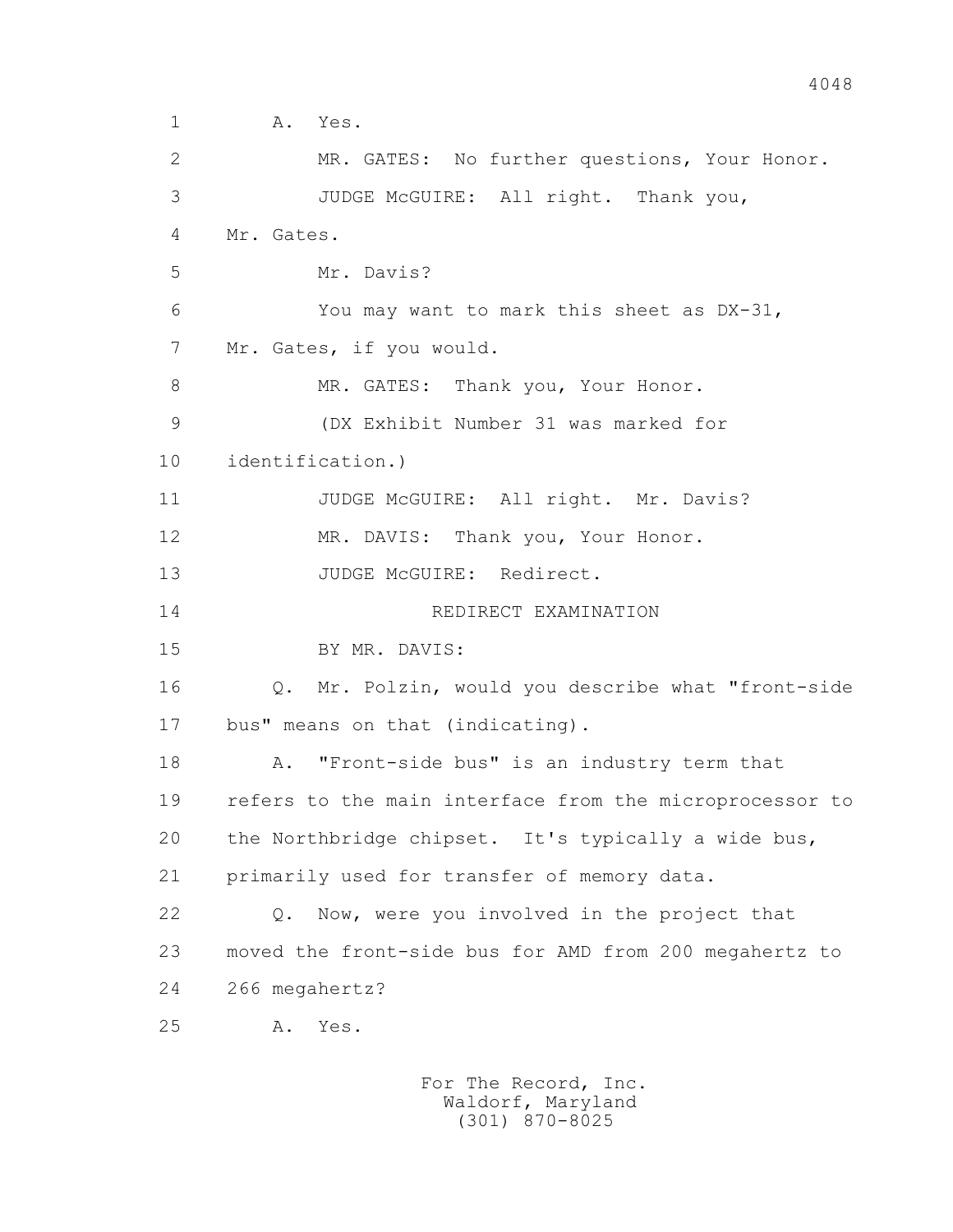1 A. Yes.

2 MR. GATES: No further questions, Your Honor.

3 JUDGE McGUIRE: All right. Thank you,

4 Mr. Gates.

5 Mr. Davis?

6 You may want to mark this sheet as DX-31,

7 Mr. Gates, if you would.

8 MR. GATES: Thank you, Your Honor.

9 (DX Exhibit Number 31 was marked for

10 identification.)

11 JUDGE McGUIRE: All right. Mr. Davis?

12 MR. DAVIS: Thank you, Your Honor.

13 JUDGE McGUIRE: Redirect.

14 REDIRECT EXAMINATION

15 BY MR. DAVIS:

16 Q. Mr. Polzin, would you describe what "front-side

17 bus" means on that (indicating).

18 A. "Front-side bus" is an industry term that

19 refers to the main interface from the microprocessor to

20 the Northbridge chipset. It's typically a wide bus,

21 primarily used for transfer of memory data.

22 Q. Now, were you involved in the project that

23 moved the front-side bus for AMD from 200 megahertz to

24 266 megahertz?

25 A. Yes.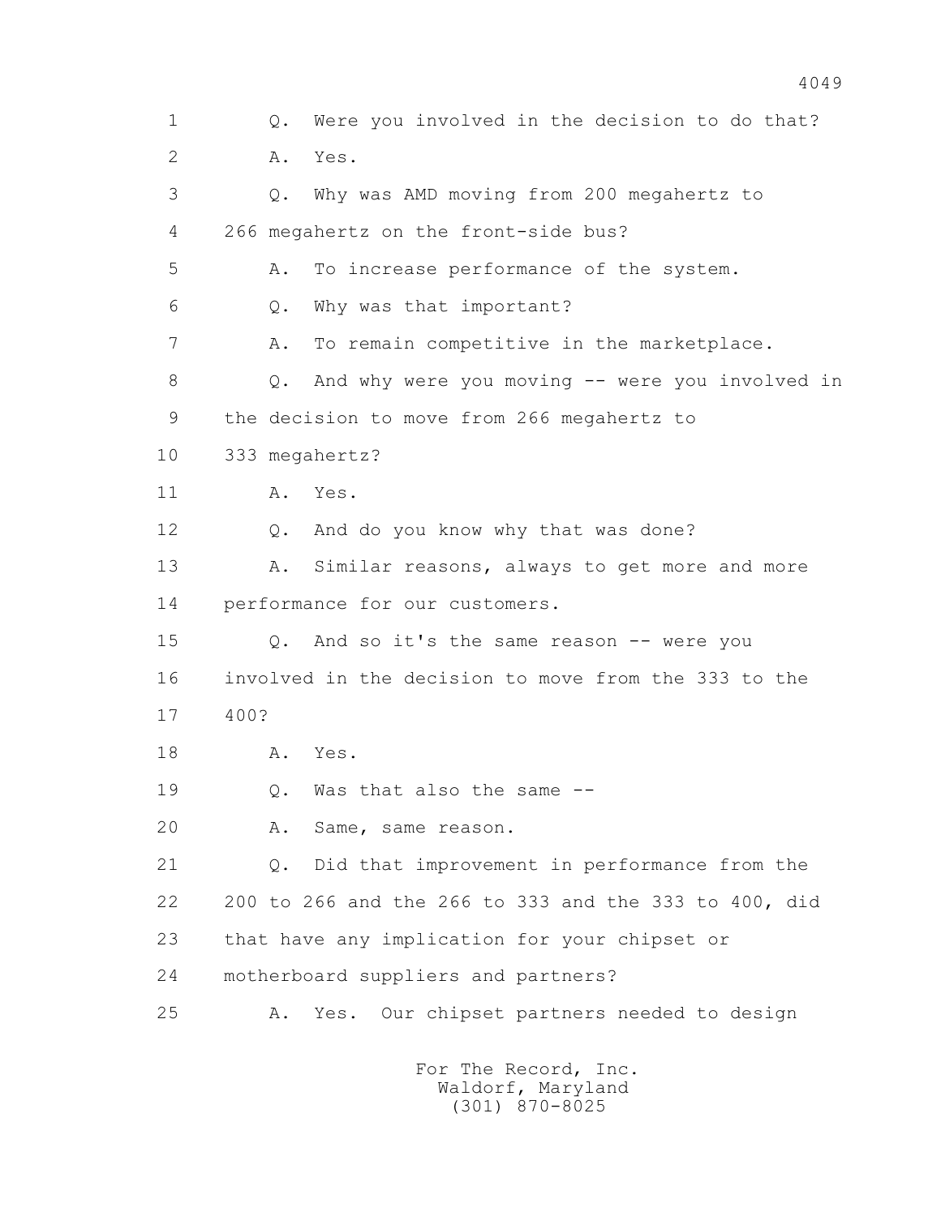1 Q. Were you involved in the decision to do that?

2 A. Yes.

3 Q. Why was AMD moving from 200 megahertz to

4 266 megahertz on the front-side bus?

5 A. To increase performance of the system.

6 Q. Why was that important?

7 A. To remain competitive in the marketplace.

8 Q. And why were you moving -- were you involved in

9 the decision to move from 266 megahertz to

10 333 megahertz?

11 A. Yes.

12 Q. And do you know why that was done?

13 A. Similar reasons, always to get more and more

14 performance for our customers.

15 Q. And so it's the same reason -- were you

16 involved in the decision to move from the 333 to the

17 400?

18 A. Yes.

19 Q. Was that also the same --

20 A. Same, same reason.

21 Q. Did that improvement in performance from the

22 200 to 266 and the 266 to 333 and the 333 to 400, did

23 that have any implication for your chipset or

24 motherboard suppliers and partners?

25 A. Yes. Our chipset partners needed to design

For The Record, Inc.
Waldorf, Maryland
(301) 870-8025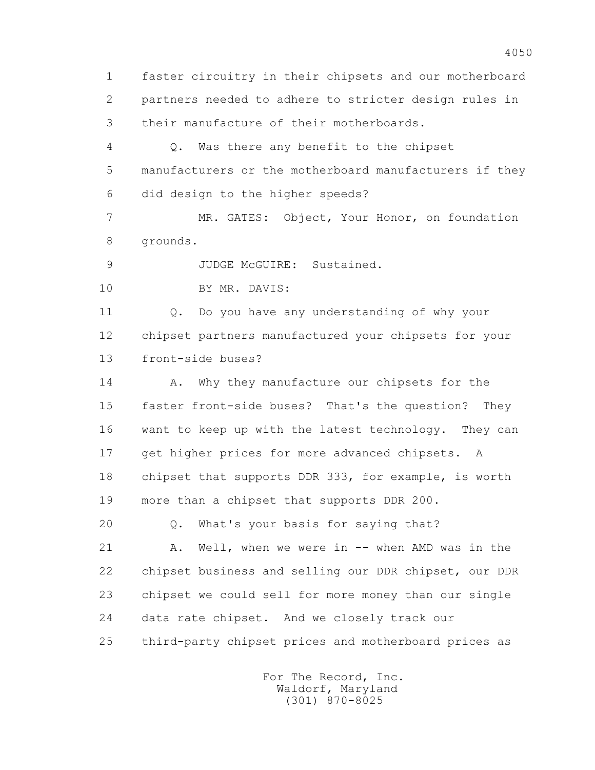1 faster circuitry in their chipsets and our motherboard
2 partners needed to adhere to stricter design rules in
3 their manufacture of their motherboards.

4 Q. Was there any benefit to the chipset
5 manufacturers or the motherboard manufacturers if they
6 did design to the higher speeds?

7 MR. GATES: Object, Your Honor, on foundation
8 grounds.

9 JUDGE McGUIRE: Sustained.

10 BY MR. DAVIS:

11 Q. Do you have any understanding of why your
12 chipset partners manufactured your chipsets for your
13 front-side buses?

14 A. Why they manufacture our chipsets for the
15 faster front-side buses? That's the question? They
16 want to keep up with the latest technology. They can
17 get higher prices for more advanced chipsets. A
18 chipset that supports DDR 333, for example, is worth
19 more than a chipset that supports DDR 200.

20 Q. What's your basis for saying that?

21 A. Well, when we were in -- when AMD was in the
22 chipset business and selling our DDR chipset, our DDR
23 chipset we could sell for more money than our single
24 data rate chipset. And we closely track our
25 third-party chipset prices and motherboard prices as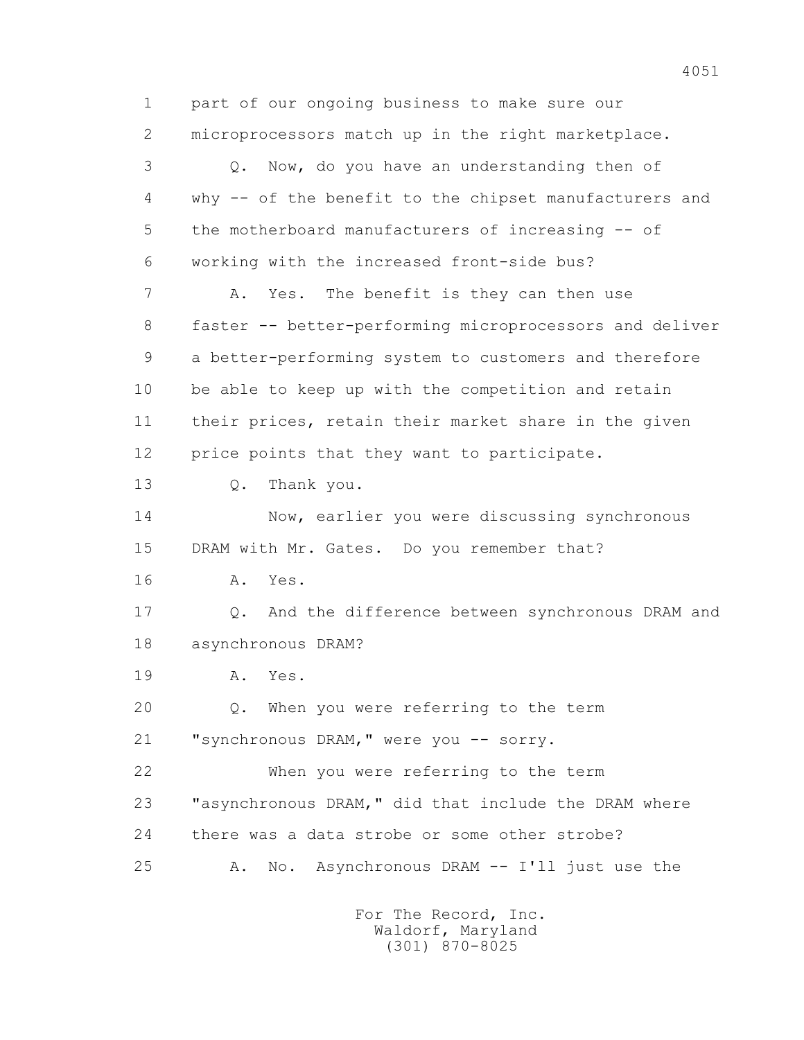1 part of our ongoing business to make sure our
2 microprocessors match up in the right marketplace.
3 Q. Now, do you have an understanding then of
4 why -- of the benefit to the chipset manufacturers and
5 the motherboard manufacturers of increasing -- of
6 working with the increased front-side bus?
7 A. Yes. The benefit is they can then use
8 faster -- better-performing microprocessors and deliver
9 a better-performing system to customers and therefore
10 be able to keep up with the competition and retain
11 their prices, retain their market share in the given
12 price points that they want to participate.
13 Q. Thank you.
14 Now, earlier you were discussing synchronous
15 DRAM with Mr. Gates. Do you remember that?
16 A. Yes.
17 Q. And the difference between synchronous DRAM and
18 asynchronous DRAM?
19 A. Yes.
20 Q. When you were referring to the term
21 "synchronous DRAM," were you -- sorry.
22 When you were referring to the term
23 "asynchronous DRAM," did that include the DRAM where
24 there was a data strobe or some other strobe?
25 A. No. Asynchronous DRAM -- I'll just use the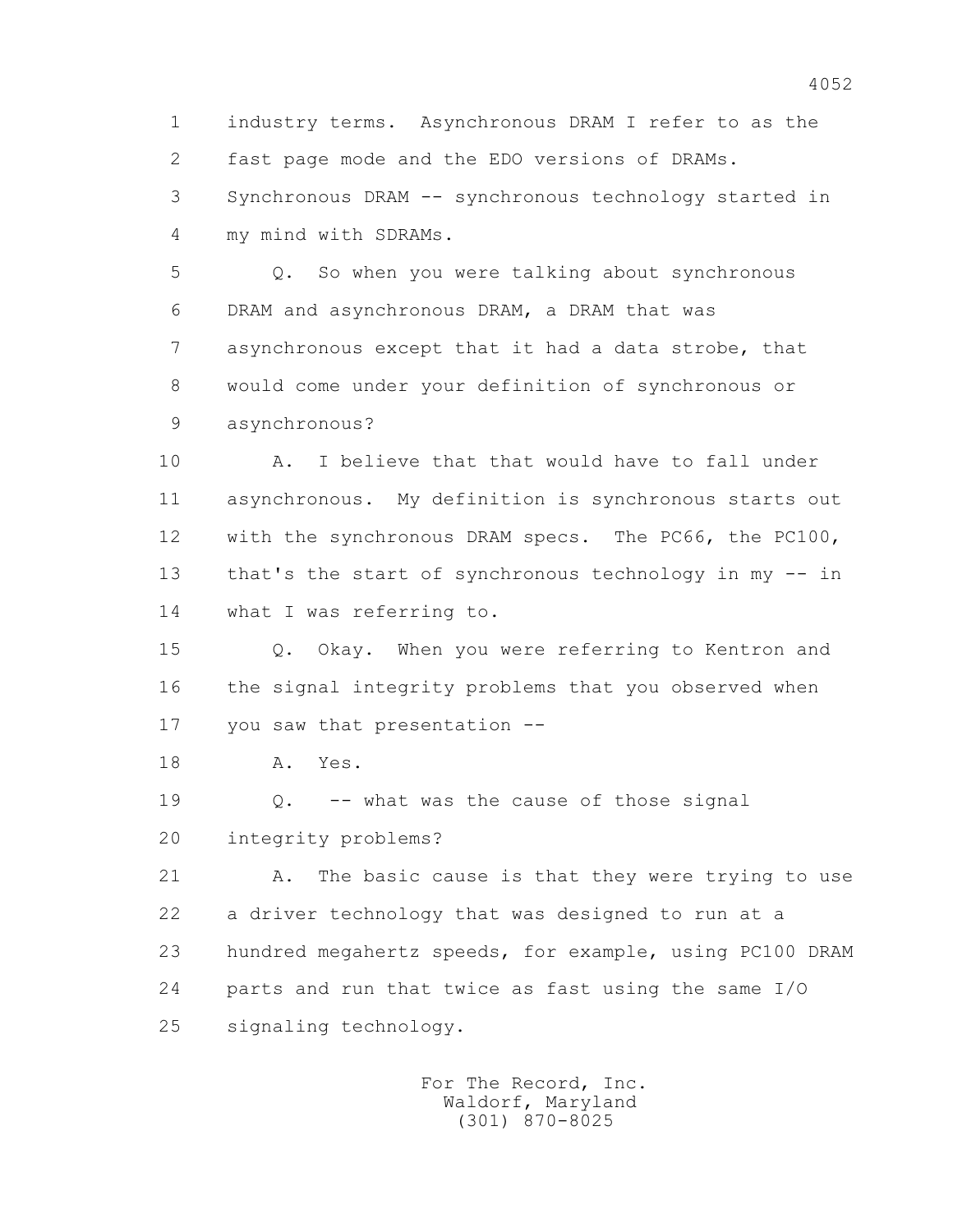1 industry terms. Asynchronous DRAM I refer to as the
2 fast page mode and the EDO versions of DRAMs.
3 Synchronous DRAM -- synchronous technology started in
4 my mind with SDRAMs.

5 Q. So when you were talking about synchronous
6 DRAM and asynchronous DRAM, a DRAM that was
7 asynchronous except that it had a data strobe, that
8 would come under your definition of synchronous or
9 asynchronous?

10 A. I believe that that would have to fall under
11 asynchronous. My definition is synchronous starts out
12 with the synchronous DRAM specs. The PC66, the PC100,
13 that's the start of synchronous technology in my -- in
14 what I was referring to.

15 Q. Okay. When you were referring to Kentron and
16 the signal integrity problems that you observed when
17 you saw that presentation --

18 A. Yes.

19 Q. -- what was the cause of those signal
20 integrity problems?

21 A. The basic cause is that they were trying to use
22 a driver technology that was designed to run at a
23 hundred megahertz speeds, for example, using PC100 DRAM
24 parts and run that twice as fast using the same I/O
25 signaling technology.

For The Record, Inc.
Waldorf, Maryland
(301) 870-8025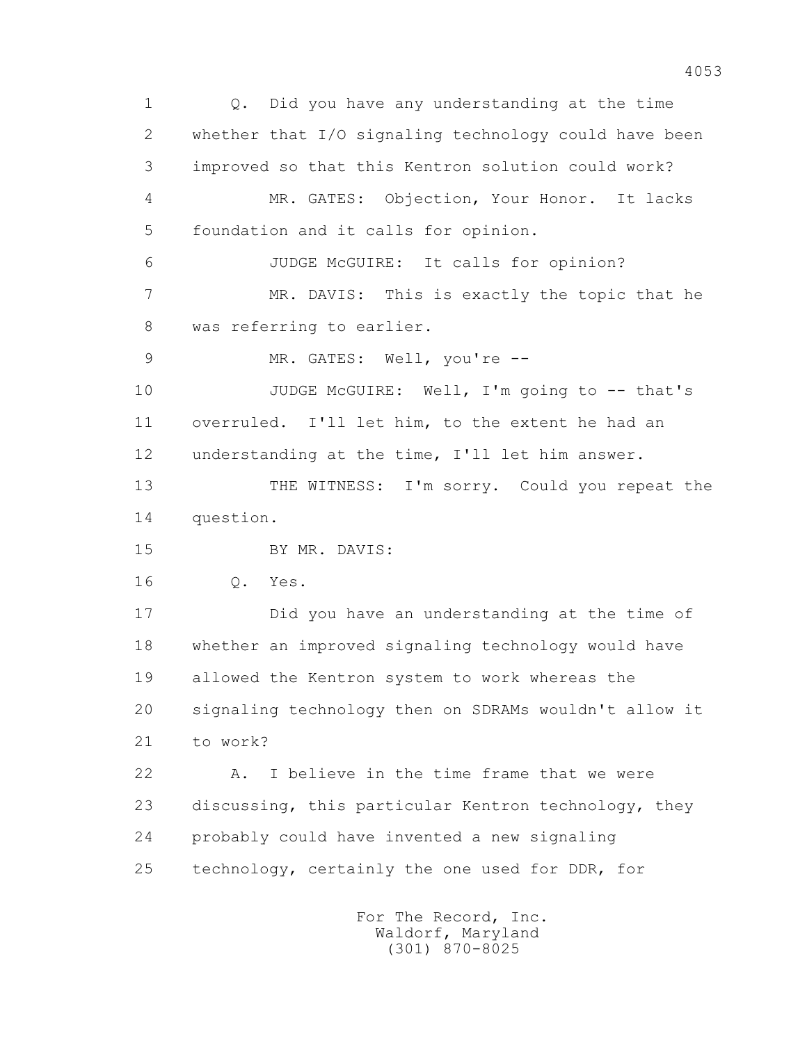Q. Did you have any understanding at the time whether that I/O signaling technology could have been improved so that this Kentron solution could work?

MR. GATES: Objection, Your Honor. It lacks foundation and it calls for opinion.

JUDGE McGUIRE: It calls for opinion?

MR. DAVIS: This is exactly the topic that he was referring to earlier.

MR. GATES: Well, you're --

JUDGE McGUIRE: Well, I'm going to -- that's overruled. I'll let him, to the extent he had an understanding at the time, I'll let him answer.

THE WITNESS: I'm sorry. Could you repeat the question.

BY MR. DAVIS:

Q. Yes.

Did you have an understanding at the time of whether an improved signaling technology would have allowed the Kentron system to work whereas the signaling technology then on SDRAMs wouldn't allow it to work?

A. I believe in the time frame that we were discussing, this particular Kentron technology, they probably could have invented a new signaling technology, certainly the one used for DDR, for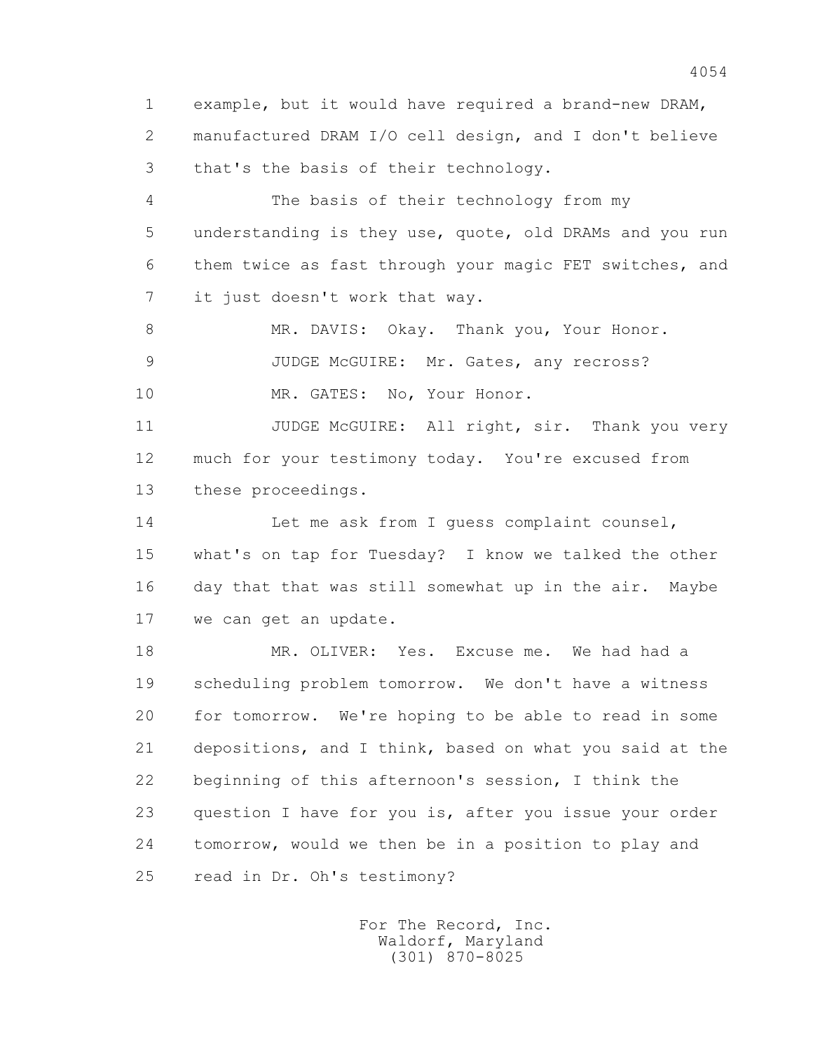1 example, but it would have required a brand-new DRAM,
2 manufactured DRAM I/O cell design, and I don't believe
3 that's the basis of their technology.

4 The basis of their technology from my
5 understanding is they use, quote, old DRAMs and you run
6 them twice as fast through your magic FET switches, and
7 it just doesn't work that way.

8 MR. DAVIS: Okay. Thank you, Your Honor.

9 JUDGE McGUIRE: Mr. Gates, any recross?

10 MR. GATES: No, Your Honor.

11 JUDGE McGUIRE: All right, sir. Thank you very
12 much for your testimony today. You're excused from
13 these proceedings.

14 Let me ask from I guess complaint counsel,
15 what's on tap for Tuesday? I know we talked the other
16 day that that was still somewhat up in the air. Maybe
17 we can get an update.

18 MR. OLIVER: Yes. Excuse me. We had had a
19 scheduling problem tomorrow. We don't have a witness
20 for tomorrow. We're hoping to be able to read in some
21 depositions, and I think, based on what you said at the
22 beginning of this afternoon's session, I think the
23 question I have for you is, after you issue your order
24 tomorrow, would we then be in a position to play and
25 read in Dr. Oh's testimony?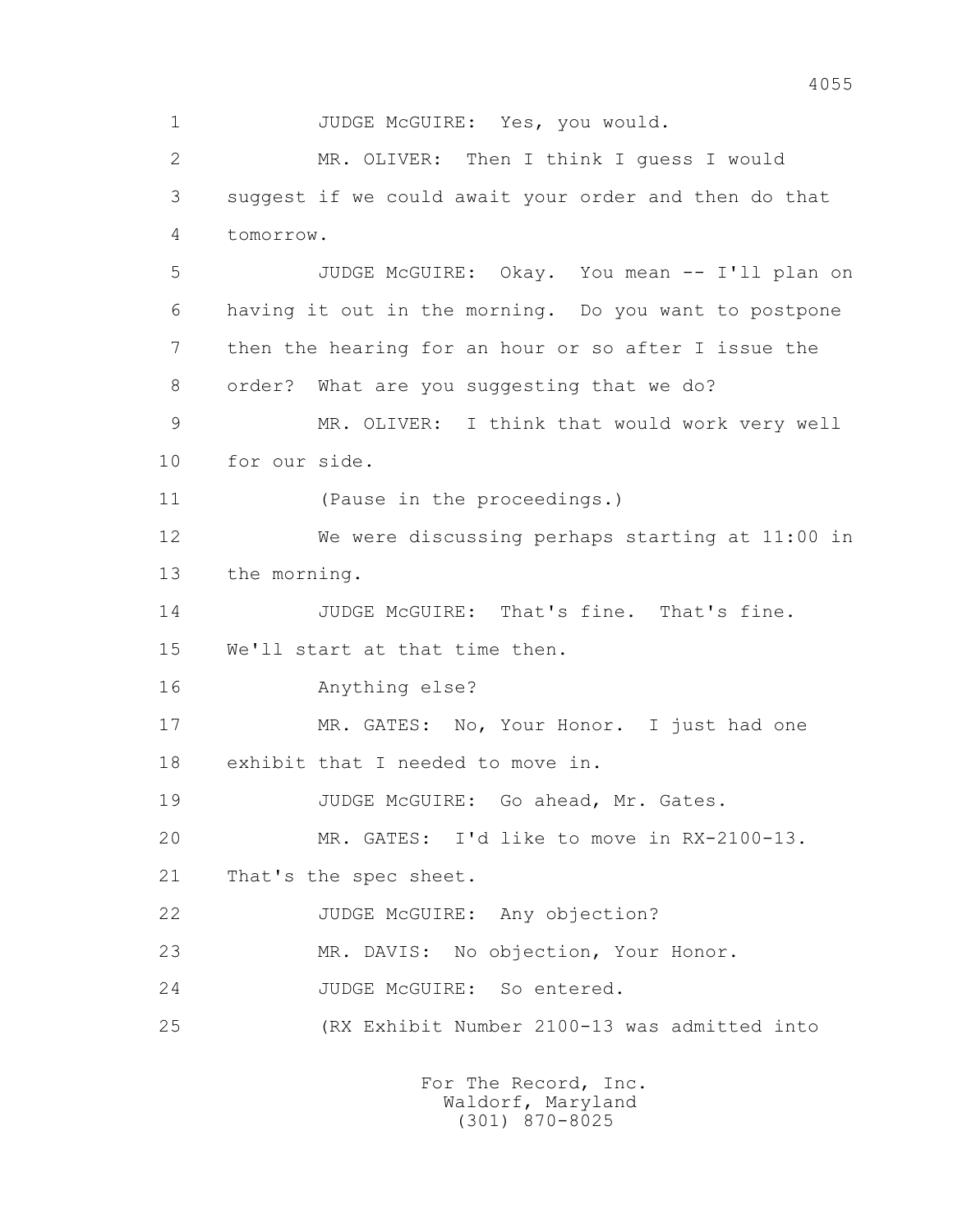1 JUDGE McGUIRE: Yes, you would.

2 MR. OLIVER: Then I think I guess I would

3 suggest if we could await your order and then do that

4 tomorrow.

5 JUDGE McGUIRE: Okay. You mean -- I'll plan on

6 having it out in the morning. Do you want to postpone

7 then the hearing for an hour or so after I issue the

8 order? What are you suggesting that we do?

9 MR. OLIVER: I think that would work very well

10 for our side.

11 (Pause in the proceedings.)

12 We were discussing perhaps starting at 11:00 in

13 the morning.

14 JUDGE McGUIRE: That's fine. That's fine.

15 We'll start at that time then.

16 Anything else?

17 MR. GATES: No, Your Honor. I just had one

18 exhibit that I needed to move in.

19 JUDGE McGUIRE: Go ahead, Mr. Gates.

20 MR. GATES: I'd like to move in RX-2100-13.

21 That's the spec sheet.

22 JUDGE McGUIRE: Any objection?

23 MR. DAVIS: No objection, Your Honor.

24 JUDGE McGUIRE: So entered.

25 (RX Exhibit Number 2100-13 was admitted into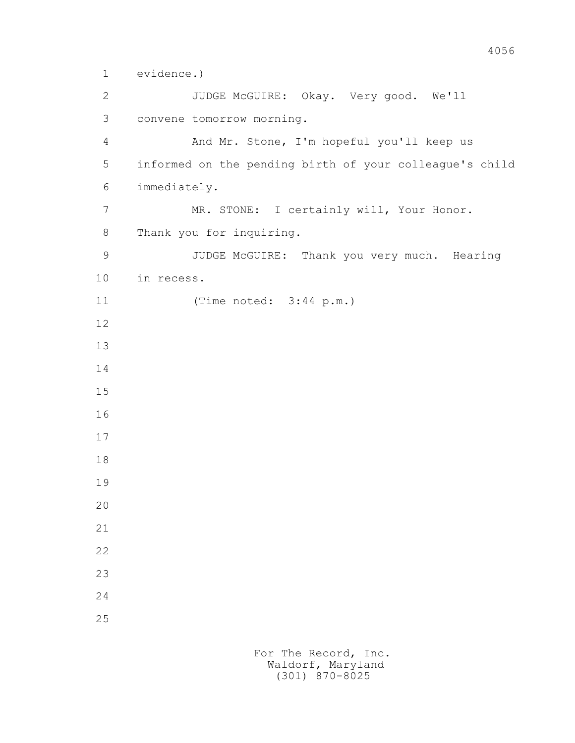evidence.)

JUDGE McGUIRE: Okay. Very good. We'll convene tomorrow morning.

And Mr. Stone, I'm hopeful you'll keep us informed on the pending birth of your colleague's child immediately.

MR. STONE: I certainly will, Your Honor. Thank you for inquiring.

JUDGE McGUIRE: Thank you very much. Hearing in recess.

(Time noted: 3:44 p.m.)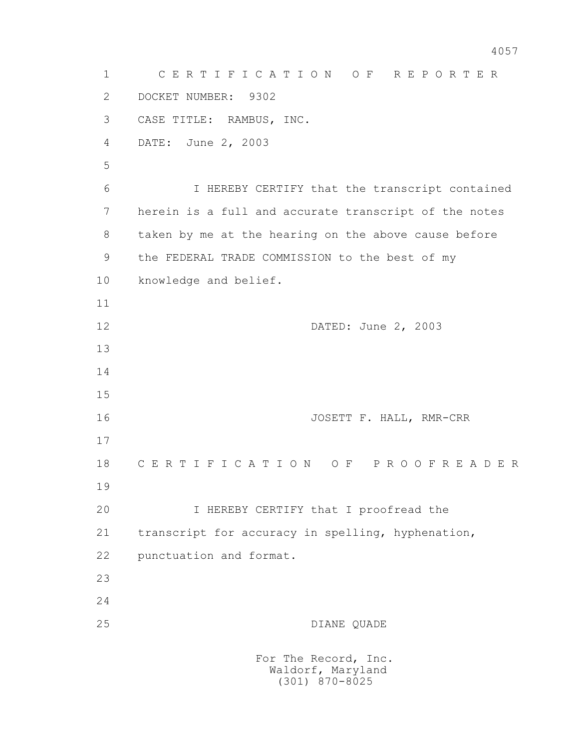# C E R T I F I C A T I O N   O F   R E P O R T E R

DOCKET NUMBER: 9302

CASE TITLE: RAMBUS, INC.

DATE: June 2, 2003

I HEREBY CERTIFY that the transcript contained herein is a full and accurate transcript of the notes taken by me at the hearing on the above cause before the FEDERAL TRADE COMMISSION to the best of my knowledge and belief.

DATED: June 2, 2003

JOSETT F. HALL, RMR-CRR

# C E R T I F I C A T I O N   O F   P R O O F R E A D E R

I HEREBY CERTIFY that I proofread the transcript for accuracy in spelling, hyphenation, punctuation and format.

DIANE QUADE

For The Record, Inc.
Waldorf, Maryland
(301) 870-8025